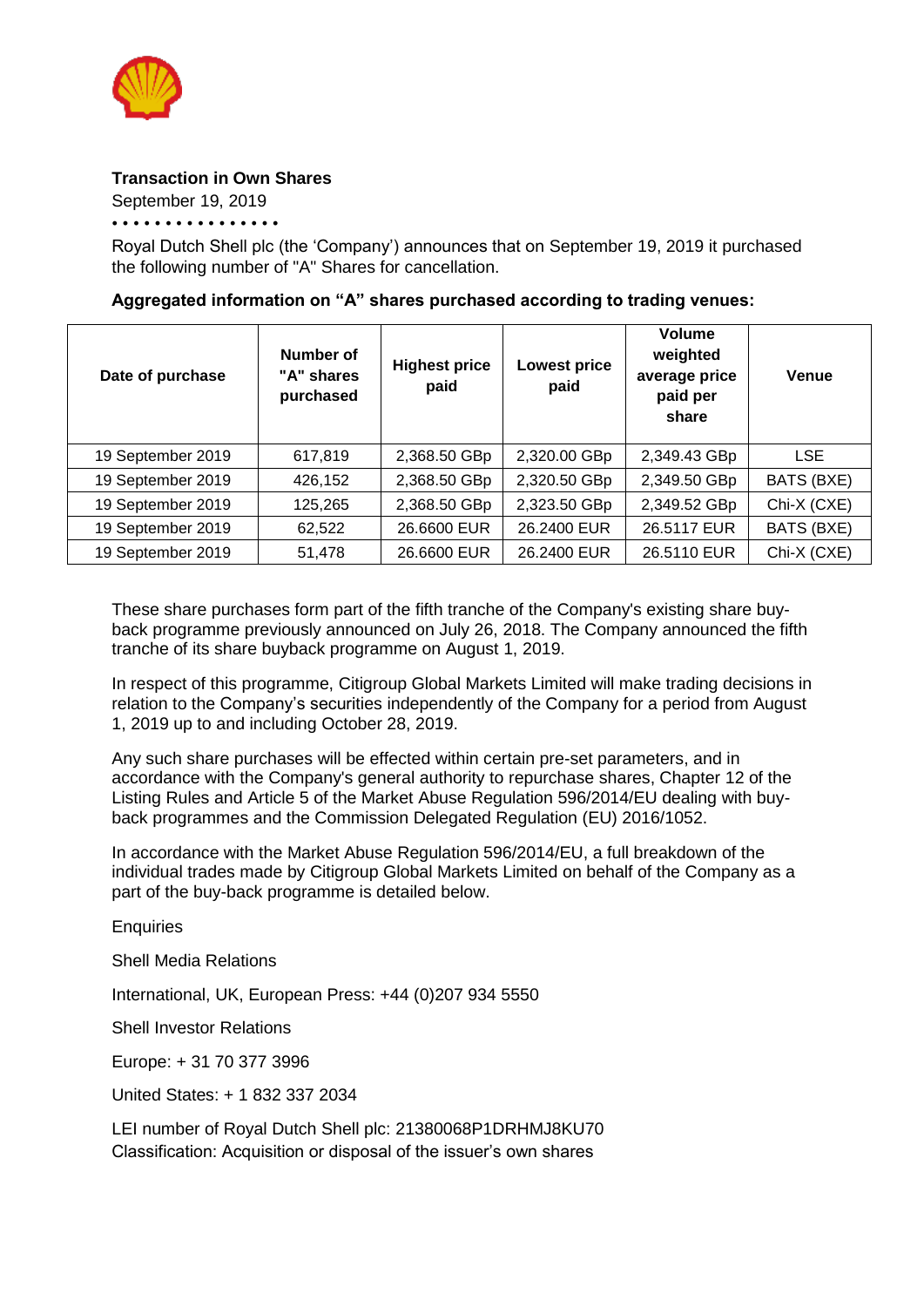**Transaction in Own Shares**

September 19, 2019

• • • • • • • • • • • • • • • •

Royal Dutch Shell plc (the 'Company') announces that on September 19, 2019 it purchased the following number of "A" Shares for cancellation.

**Aggregated information on "A" shares purchased according to trading venues:**

| Date of purchase | Number of "A" shares purchased | Highest price paid | Lowest price paid | Volume weighted average price paid per share | Venue |
|---|---|---|---|---|---|
| 19 September 2019 | 617,819 | 2,368.50 GBp | 2,320.00 GBp | 2,349.43 GBp | LSE |
| 19 September 2019 | 426,152 | 2,368.50 GBp | 2,320.50 GBp | 2,349.50 GBp | BATS (BXE) |
| 19 September 2019 | 125,265 | 2,368.50 GBp | 2,323.50 GBp | 2,349.52 GBp | Chi-X (CXE) |
| 19 September 2019 | 62,522 | 26.6600 EUR | 26.2400 EUR | 26.5117 EUR | BATS (BXE) |
| 19 September 2019 | 51,478 | 26.6600 EUR | 26.2400 EUR | 26.5110 EUR | Chi-X (CXE) |

These share purchases form part of the fifth tranche of the Company's existing share buy-back programme previously announced on July 26, 2018. The Company announced the fifth tranche of its share buyback programme on August 1, 2019.

In respect of this programme, Citigroup Global Markets Limited will make trading decisions in relation to the Company's securities independently of the Company for a period from August 1, 2019 up to and including October 28, 2019.

Any such share purchases will be effected within certain pre-set parameters, and in accordance with the Company's general authority to repurchase shares, Chapter 12 of the Listing Rules and Article 5 of the Market Abuse Regulation 596/2014/EU dealing with buy-back programmes and the Commission Delegated Regulation (EU) 2016/1052.

In accordance with the Market Abuse Regulation 596/2014/EU, a full breakdown of the individual trades made by Citigroup Global Markets Limited on behalf of the Company as a part of the buy-back programme is detailed below.

Enquiries

Shell Media Relations

International, UK, European Press: +44 (0)207 934 5550

Shell Investor Relations

Europe: + 31 70 377 3996

United States: + 1 832 337 2034

LEI number of Royal Dutch Shell plc: 21380068P1DRHMJ8KU70
Classification: Acquisition or disposal of the issuer's own shares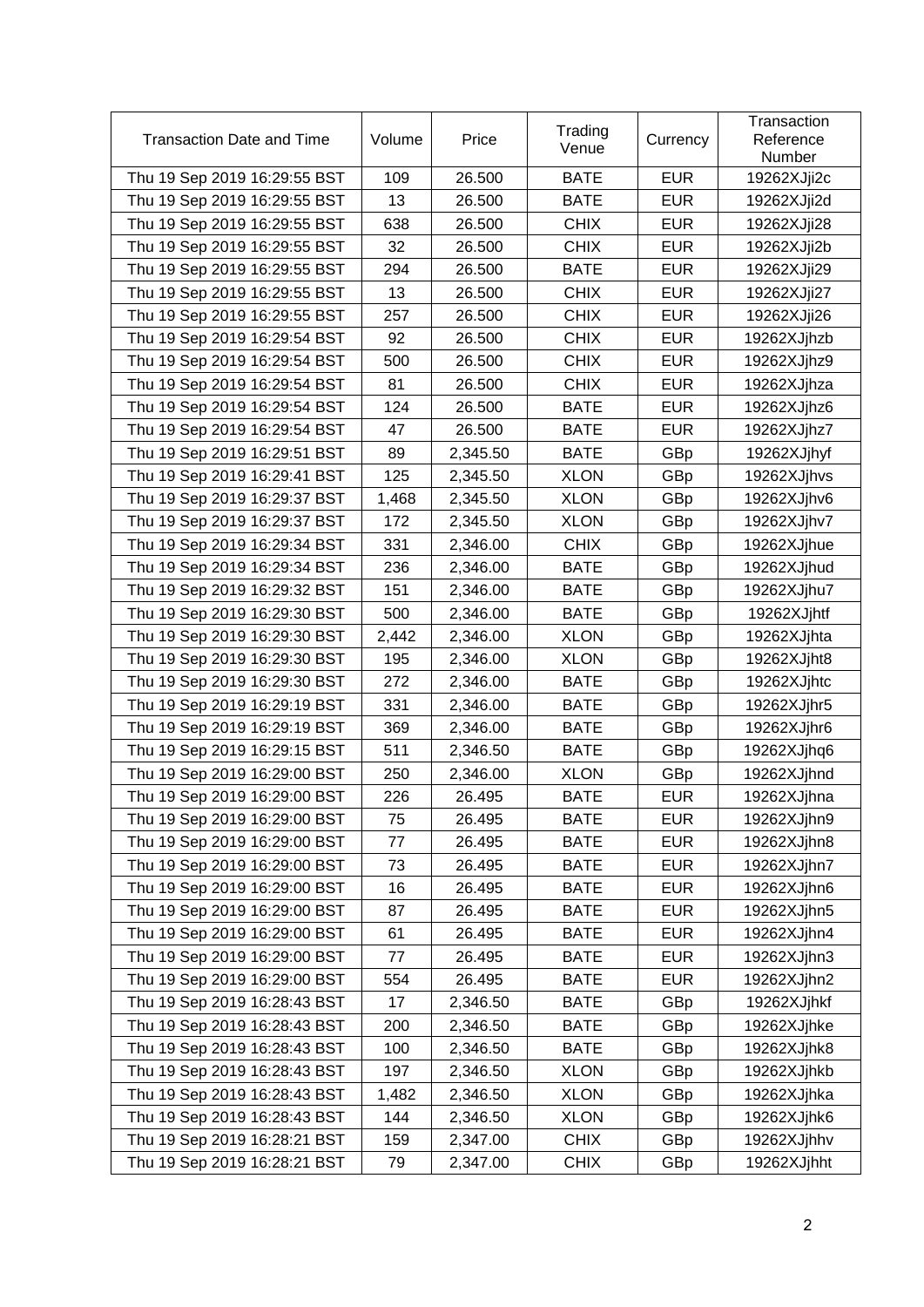| Transaction Date and Time | Volume | Price | Trading Venue | Currency | Transaction Reference Number |
|---|---|---|---|---|---|
| Thu 19 Sep 2019 16:29:55 BST | 109 | 26.500 | BATE | EUR | 19262XJji2c |
| Thu 19 Sep 2019 16:29:55 BST | 13 | 26.500 | BATE | EUR | 19262XJji2d |
| Thu 19 Sep 2019 16:29:55 BST | 638 | 26.500 | CHIX | EUR | 19262XJji28 |
| Thu 19 Sep 2019 16:29:55 BST | 32 | 26.500 | CHIX | EUR | 19262XJji2b |
| Thu 19 Sep 2019 16:29:55 BST | 294 | 26.500 | BATE | EUR | 19262XJji29 |
| Thu 19 Sep 2019 16:29:55 BST | 13 | 26.500 | CHIX | EUR | 19262XJji27 |
| Thu 19 Sep 2019 16:29:55 BST | 257 | 26.500 | CHIX | EUR | 19262XJji26 |
| Thu 19 Sep 2019 16:29:54 BST | 92 | 26.500 | CHIX | EUR | 19262XJjhzb |
| Thu 19 Sep 2019 16:29:54 BST | 500 | 26.500 | CHIX | EUR | 19262XJjhz9 |
| Thu 19 Sep 2019 16:29:54 BST | 81 | 26.500 | CHIX | EUR | 19262XJjhza |
| Thu 19 Sep 2019 16:29:54 BST | 124 | 26.500 | BATE | EUR | 19262XJjhz6 |
| Thu 19 Sep 2019 16:29:54 BST | 47 | 26.500 | BATE | EUR | 19262XJjhz7 |
| Thu 19 Sep 2019 16:29:51 BST | 89 | 2,345.50 | BATE | GBp | 19262XJjhyf |
| Thu 19 Sep 2019 16:29:41 BST | 125 | 2,345.50 | XLON | GBp | 19262XJjhvs |
| Thu 19 Sep 2019 16:29:37 BST | 1,468 | 2,345.50 | XLON | GBp | 19262XJjhv6 |
| Thu 19 Sep 2019 16:29:37 BST | 172 | 2,345.50 | XLON | GBp | 19262XJjhv7 |
| Thu 19 Sep 2019 16:29:34 BST | 331 | 2,346.00 | CHIX | GBp | 19262XJjhue |
| Thu 19 Sep 2019 16:29:34 BST | 236 | 2,346.00 | BATE | GBp | 19262XJjhud |
| Thu 19 Sep 2019 16:29:32 BST | 151 | 2,346.00 | BATE | GBp | 19262XJjhu7 |
| Thu 19 Sep 2019 16:29:30 BST | 500 | 2,346.00 | BATE | GBp | 19262XJjhtf |
| Thu 19 Sep 2019 16:29:30 BST | 2,442 | 2,346.00 | XLON | GBp | 19262XJjhta |
| Thu 19 Sep 2019 16:29:30 BST | 195 | 2,346.00 | XLON | GBp | 19262XJjht8 |
| Thu 19 Sep 2019 16:29:30 BST | 272 | 2,346.00 | BATE | GBp | 19262XJjhtc |
| Thu 19 Sep 2019 16:29:19 BST | 331 | 2,346.00 | BATE | GBp | 19262XJjhr5 |
| Thu 19 Sep 2019 16:29:19 BST | 369 | 2,346.00 | BATE | GBp | 19262XJjhr6 |
| Thu 19 Sep 2019 16:29:15 BST | 511 | 2,346.50 | BATE | GBp | 19262XJjhq6 |
| Thu 19 Sep 2019 16:29:00 BST | 250 | 2,346.00 | XLON | GBp | 19262XJjhnd |
| Thu 19 Sep 2019 16:29:00 BST | 226 | 26.495 | BATE | EUR | 19262XJjhna |
| Thu 19 Sep 2019 16:29:00 BST | 75 | 26.495 | BATE | EUR | 19262XJjhn9 |
| Thu 19 Sep 2019 16:29:00 BST | 77 | 26.495 | BATE | EUR | 19262XJjhn8 |
| Thu 19 Sep 2019 16:29:00 BST | 73 | 26.495 | BATE | EUR | 19262XJjhn7 |
| Thu 19 Sep 2019 16:29:00 BST | 16 | 26.495 | BATE | EUR | 19262XJjhn6 |
| Thu 19 Sep 2019 16:29:00 BST | 87 | 26.495 | BATE | EUR | 19262XJjhn5 |
| Thu 19 Sep 2019 16:29:00 BST | 61 | 26.495 | BATE | EUR | 19262XJjhn4 |
| Thu 19 Sep 2019 16:29:00 BST | 77 | 26.495 | BATE | EUR | 19262XJjhn3 |
| Thu 19 Sep 2019 16:29:00 BST | 554 | 26.495 | BATE | EUR | 19262XJjhn2 |
| Thu 19 Sep 2019 16:28:43 BST | 17 | 2,346.50 | BATE | GBp | 19262XJjhkf |
| Thu 19 Sep 2019 16:28:43 BST | 200 | 2,346.50 | BATE | GBp | 19262XJjhke |
| Thu 19 Sep 2019 16:28:43 BST | 100 | 2,346.50 | BATE | GBp | 19262XJjhk8 |
| Thu 19 Sep 2019 16:28:43 BST | 197 | 2,346.50 | XLON | GBp | 19262XJjhkb |
| Thu 19 Sep 2019 16:28:43 BST | 1,482 | 2,346.50 | XLON | GBp | 19262XJjhka |
| Thu 19 Sep 2019 16:28:43 BST | 144 | 2,346.50 | XLON | GBp | 19262XJjhk6 |
| Thu 19 Sep 2019 16:28:21 BST | 159 | 2,347.00 | CHIX | GBp | 19262XJjhhv |
| Thu 19 Sep 2019 16:28:21 BST | 79 | 2,347.00 | CHIX | GBp | 19262XJjhht |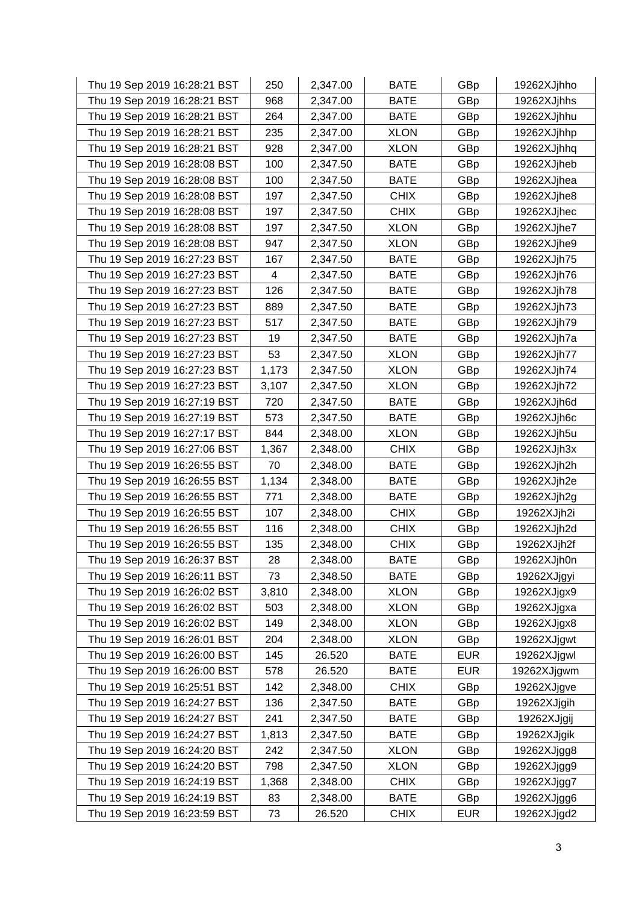| Thu 19 Sep 2019 16:28:21 BST | 250 | 2,347.00 | BATE | GBp | 19262XJjhho |
|---|---|---|---|---|---|
| Thu 19 Sep 2019 16:28:21 BST | 968 | 2,347.00 | BATE | GBp | 19262XJjhhs |
| Thu 19 Sep 2019 16:28:21 BST | 264 | 2,347.00 | BATE | GBp | 19262XJjhhu |
| Thu 19 Sep 2019 16:28:21 BST | 235 | 2,347.00 | XLON | GBp | 19262XJjhhp |
| Thu 19 Sep 2019 16:28:21 BST | 928 | 2,347.00 | XLON | GBp | 19262XJjhhq |
| Thu 19 Sep 2019 16:28:08 BST | 100 | 2,347.50 | BATE | GBp | 19262XJjheb |
| Thu 19 Sep 2019 16:28:08 BST | 100 | 2,347.50 | BATE | GBp | 19262XJjhea |
| Thu 19 Sep 2019 16:28:08 BST | 197 | 2,347.50 | CHIX | GBp | 19262XJjhe8 |
| Thu 19 Sep 2019 16:28:08 BST | 197 | 2,347.50 | CHIX | GBp | 19262XJjhec |
| Thu 19 Sep 2019 16:28:08 BST | 197 | 2,347.50 | XLON | GBp | 19262XJjhe7 |
| Thu 19 Sep 2019 16:28:08 BST | 947 | 2,347.50 | XLON | GBp | 19262XJjhe9 |
| Thu 19 Sep 2019 16:27:23 BST | 167 | 2,347.50 | BATE | GBp | 19262XJjh75 |
| Thu 19 Sep 2019 16:27:23 BST | 4 | 2,347.50 | BATE | GBp | 19262XJjh76 |
| Thu 19 Sep 2019 16:27:23 BST | 126 | 2,347.50 | BATE | GBp | 19262XJjh78 |
| Thu 19 Sep 2019 16:27:23 BST | 889 | 2,347.50 | BATE | GBp | 19262XJjh73 |
| Thu 19 Sep 2019 16:27:23 BST | 517 | 2,347.50 | BATE | GBp | 19262XJjh79 |
| Thu 19 Sep 2019 16:27:23 BST | 19 | 2,347.50 | BATE | GBp | 19262XJjh7a |
| Thu 19 Sep 2019 16:27:23 BST | 53 | 2,347.50 | XLON | GBp | 19262XJjh77 |
| Thu 19 Sep 2019 16:27:23 BST | 1,173 | 2,347.50 | XLON | GBp | 19262XJjh74 |
| Thu 19 Sep 2019 16:27:23 BST | 3,107 | 2,347.50 | XLON | GBp | 19262XJjh72 |
| Thu 19 Sep 2019 16:27:19 BST | 720 | 2,347.50 | BATE | GBp | 19262XJjh6d |
| Thu 19 Sep 2019 16:27:19 BST | 573 | 2,347.50 | BATE | GBp | 19262XJjh6c |
| Thu 19 Sep 2019 16:27:17 BST | 844 | 2,348.00 | XLON | GBp | 19262XJjh5u |
| Thu 19 Sep 2019 16:27:06 BST | 1,367 | 2,348.00 | CHIX | GBp | 19262XJjh3x |
| Thu 19 Sep 2019 16:26:55 BST | 70 | 2,348.00 | BATE | GBp | 19262XJjh2h |
| Thu 19 Sep 2019 16:26:55 BST | 1,134 | 2,348.00 | BATE | GBp | 19262XJjh2e |
| Thu 19 Sep 2019 16:26:55 BST | 771 | 2,348.00 | BATE | GBp | 19262XJjh2g |
| Thu 19 Sep 2019 16:26:55 BST | 107 | 2,348.00 | CHIX | GBp | 19262XJjh2i |
| Thu 19 Sep 2019 16:26:55 BST | 116 | 2,348.00 | CHIX | GBp | 19262XJjh2d |
| Thu 19 Sep 2019 16:26:55 BST | 135 | 2,348.00 | CHIX | GBp | 19262XJjh2f |
| Thu 19 Sep 2019 16:26:37 BST | 28 | 2,348.00 | BATE | GBp | 19262XJjh0n |
| Thu 19 Sep 2019 16:26:11 BST | 73 | 2,348.50 | BATE | GBp | 19262XJjgyi |
| Thu 19 Sep 2019 16:26:02 BST | 3,810 | 2,348.00 | XLON | GBp | 19262XJjgx9 |
| Thu 19 Sep 2019 16:26:02 BST | 503 | 2,348.00 | XLON | GBp | 19262XJjgxa |
| Thu 19 Sep 2019 16:26:02 BST | 149 | 2,348.00 | XLON | GBp | 19262XJjgx8 |
| Thu 19 Sep 2019 16:26:01 BST | 204 | 2,348.00 | XLON | GBp | 19262XJjgwt |
| Thu 19 Sep 2019 16:26:00 BST | 145 | 26.520 | BATE | EUR | 19262XJjgwl |
| Thu 19 Sep 2019 16:26:00 BST | 578 | 26.520 | BATE | EUR | 19262XJjgwm |
| Thu 19 Sep 2019 16:25:51 BST | 142 | 2,348.00 | CHIX | GBp | 19262XJjgve |
| Thu 19 Sep 2019 16:24:27 BST | 136 | 2,347.50 | BATE | GBp | 19262XJjgih |
| Thu 19 Sep 2019 16:24:27 BST | 241 | 2,347.50 | BATE | GBp | 19262XJjgij |
| Thu 19 Sep 2019 16:24:27 BST | 1,813 | 2,347.50 | BATE | GBp | 19262XJjgik |
| Thu 19 Sep 2019 16:24:20 BST | 242 | 2,347.50 | XLON | GBp | 19262XJjgg8 |
| Thu 19 Sep 2019 16:24:20 BST | 798 | 2,347.50 | XLON | GBp | 19262XJjgg9 |
| Thu 19 Sep 2019 16:24:19 BST | 1,368 | 2,348.00 | CHIX | GBp | 19262XJjgg7 |
| Thu 19 Sep 2019 16:24:19 BST | 83 | 2,348.00 | BATE | GBp | 19262XJjgg6 |
| Thu 19 Sep 2019 16:23:59 BST | 73 | 26.520 | CHIX | EUR | 19262XJjgd2 |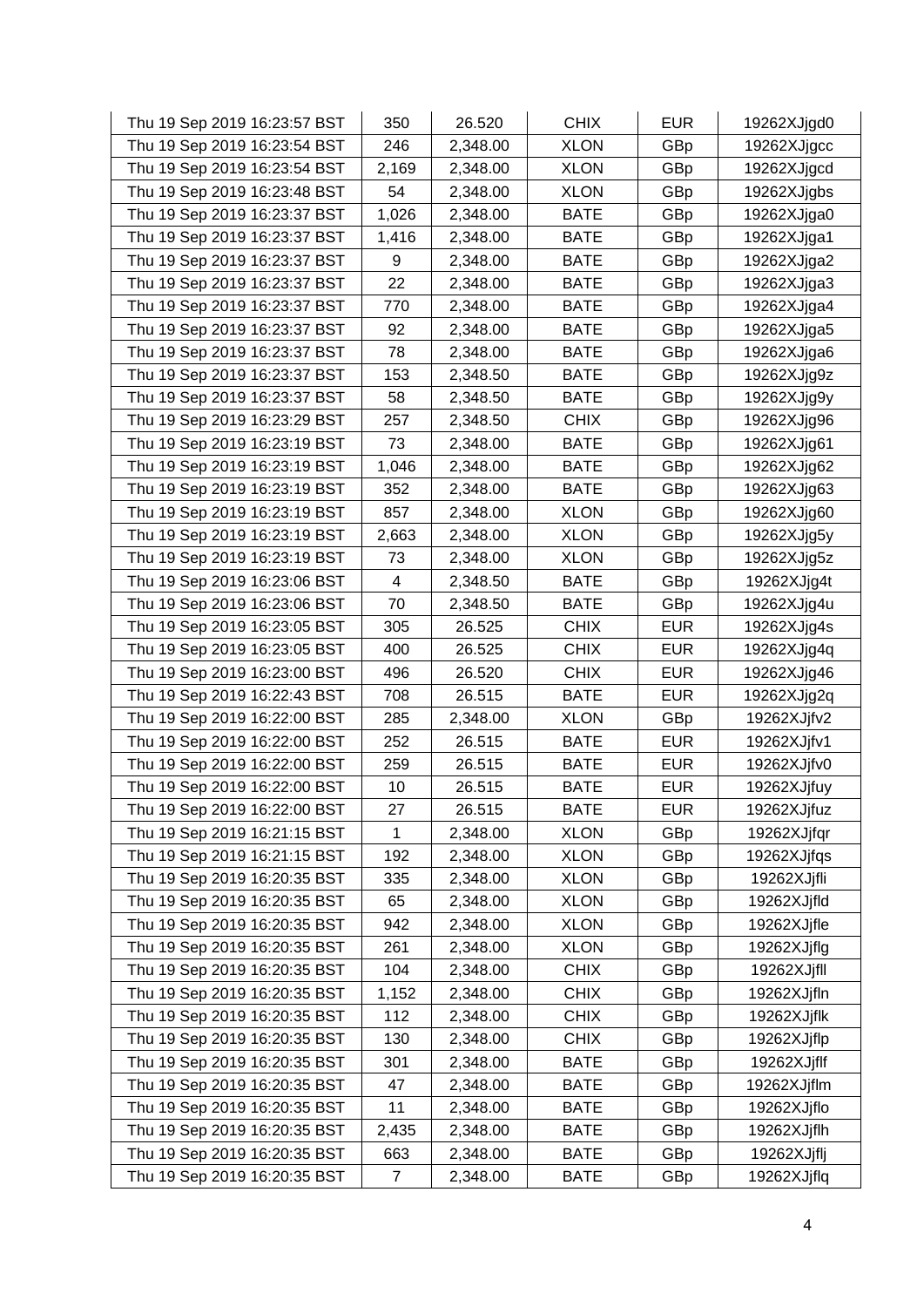| Thu 19 Sep 2019 16:23:57 BST | 350 | 26.520 | CHIX | EUR | 19262XJjgd0 |
|---|---|---|---|---|---|
| Thu 19 Sep 2019 16:23:54 BST | 246 | 2,348.00 | XLON | GBp | 19262XJjgcc |
| Thu 19 Sep 2019 16:23:54 BST | 2,169 | 2,348.00 | XLON | GBp | 19262XJjgcd |
| Thu 19 Sep 2019 16:23:48 BST | 54 | 2,348.00 | XLON | GBp | 19262XJjgbs |
| Thu 19 Sep 2019 16:23:37 BST | 1,026 | 2,348.00 | BATE | GBp | 19262XJjga0 |
| Thu 19 Sep 2019 16:23:37 BST | 1,416 | 2,348.00 | BATE | GBp | 19262XJjga1 |
| Thu 19 Sep 2019 16:23:37 BST | 9 | 2,348.00 | BATE | GBp | 19262XJjga2 |
| Thu 19 Sep 2019 16:23:37 BST | 22 | 2,348.00 | BATE | GBp | 19262XJjga3 |
| Thu 19 Sep 2019 16:23:37 BST | 770 | 2,348.00 | BATE | GBp | 19262XJjga4 |
| Thu 19 Sep 2019 16:23:37 BST | 92 | 2,348.00 | BATE | GBp | 19262XJjga5 |
| Thu 19 Sep 2019 16:23:37 BST | 78 | 2,348.00 | BATE | GBp | 19262XJjga6 |
| Thu 19 Sep 2019 16:23:37 BST | 153 | 2,348.50 | BATE | GBp | 19262XJjg9z |
| Thu 19 Sep 2019 16:23:37 BST | 58 | 2,348.50 | BATE | GBp | 19262XJjg9y |
| Thu 19 Sep 2019 16:23:29 BST | 257 | 2,348.50 | CHIX | GBp | 19262XJjg96 |
| Thu 19 Sep 2019 16:23:19 BST | 73 | 2,348.00 | BATE | GBp | 19262XJjg61 |
| Thu 19 Sep 2019 16:23:19 BST | 1,046 | 2,348.00 | BATE | GBp | 19262XJjg62 |
| Thu 19 Sep 2019 16:23:19 BST | 352 | 2,348.00 | BATE | GBp | 19262XJjg63 |
| Thu 19 Sep 2019 16:23:19 BST | 857 | 2,348.00 | XLON | GBp | 19262XJjg60 |
| Thu 19 Sep 2019 16:23:19 BST | 2,663 | 2,348.00 | XLON | GBp | 19262XJjg5y |
| Thu 19 Sep 2019 16:23:19 BST | 73 | 2,348.00 | XLON | GBp | 19262XJjg5z |
| Thu 19 Sep 2019 16:23:06 BST | 4 | 2,348.50 | BATE | GBp | 19262XJjg4t |
| Thu 19 Sep 2019 16:23:06 BST | 70 | 2,348.50 | BATE | GBp | 19262XJjg4u |
| Thu 19 Sep 2019 16:23:05 BST | 305 | 26.525 | CHIX | EUR | 19262XJjg4s |
| Thu 19 Sep 2019 16:23:05 BST | 400 | 26.525 | CHIX | EUR | 19262XJjg4q |
| Thu 19 Sep 2019 16:23:00 BST | 496 | 26.520 | CHIX | EUR | 19262XJjg46 |
| Thu 19 Sep 2019 16:22:43 BST | 708 | 26.515 | BATE | EUR | 19262XJjg2q |
| Thu 19 Sep 2019 16:22:00 BST | 285 | 2,348.00 | XLON | GBp | 19262XJjfv2 |
| Thu 19 Sep 2019 16:22:00 BST | 252 | 26.515 | BATE | EUR | 19262XJjfv1 |
| Thu 19 Sep 2019 16:22:00 BST | 259 | 26.515 | BATE | EUR | 19262XJjfv0 |
| Thu 19 Sep 2019 16:22:00 BST | 10 | 26.515 | BATE | EUR | 19262XJjfuy |
| Thu 19 Sep 2019 16:22:00 BST | 27 | 26.515 | BATE | EUR | 19262XJjfuz |
| Thu 19 Sep 2019 16:21:15 BST | 1 | 2,348.00 | XLON | GBp | 19262XJjfqr |
| Thu 19 Sep 2019 16:21:15 BST | 192 | 2,348.00 | XLON | GBp | 19262XJjfqs |
| Thu 19 Sep 2019 16:20:35 BST | 335 | 2,348.00 | XLON | GBp | 19262XJjfli |
| Thu 19 Sep 2019 16:20:35 BST | 65 | 2,348.00 | XLON | GBp | 19262XJjfld |
| Thu 19 Sep 2019 16:20:35 BST | 942 | 2,348.00 | XLON | GBp | 19262XJjfle |
| Thu 19 Sep 2019 16:20:35 BST | 261 | 2,348.00 | XLON | GBp | 19262XJjflg |
| Thu 19 Sep 2019 16:20:35 BST | 104 | 2,348.00 | CHIX | GBp | 19262XJjfll |
| Thu 19 Sep 2019 16:20:35 BST | 1,152 | 2,348.00 | CHIX | GBp | 19262XJjfln |
| Thu 19 Sep 2019 16:20:35 BST | 112 | 2,348.00 | CHIX | GBp | 19262XJjflk |
| Thu 19 Sep 2019 16:20:35 BST | 130 | 2,348.00 | CHIX | GBp | 19262XJjflp |
| Thu 19 Sep 2019 16:20:35 BST | 301 | 2,348.00 | BATE | GBp | 19262XJjflf |
| Thu 19 Sep 2019 16:20:35 BST | 47 | 2,348.00 | BATE | GBp | 19262XJjflm |
| Thu 19 Sep 2019 16:20:35 BST | 11 | 2,348.00 | BATE | GBp | 19262XJjflo |
| Thu 19 Sep 2019 16:20:35 BST | 2,435 | 2,348.00 | BATE | GBp | 19262XJjflh |
| Thu 19 Sep 2019 16:20:35 BST | 663 | 2,348.00 | BATE | GBp | 19262XJjflj |
| Thu 19 Sep 2019 16:20:35 BST | 7 | 2,348.00 | BATE | GBp | 19262XJjflq |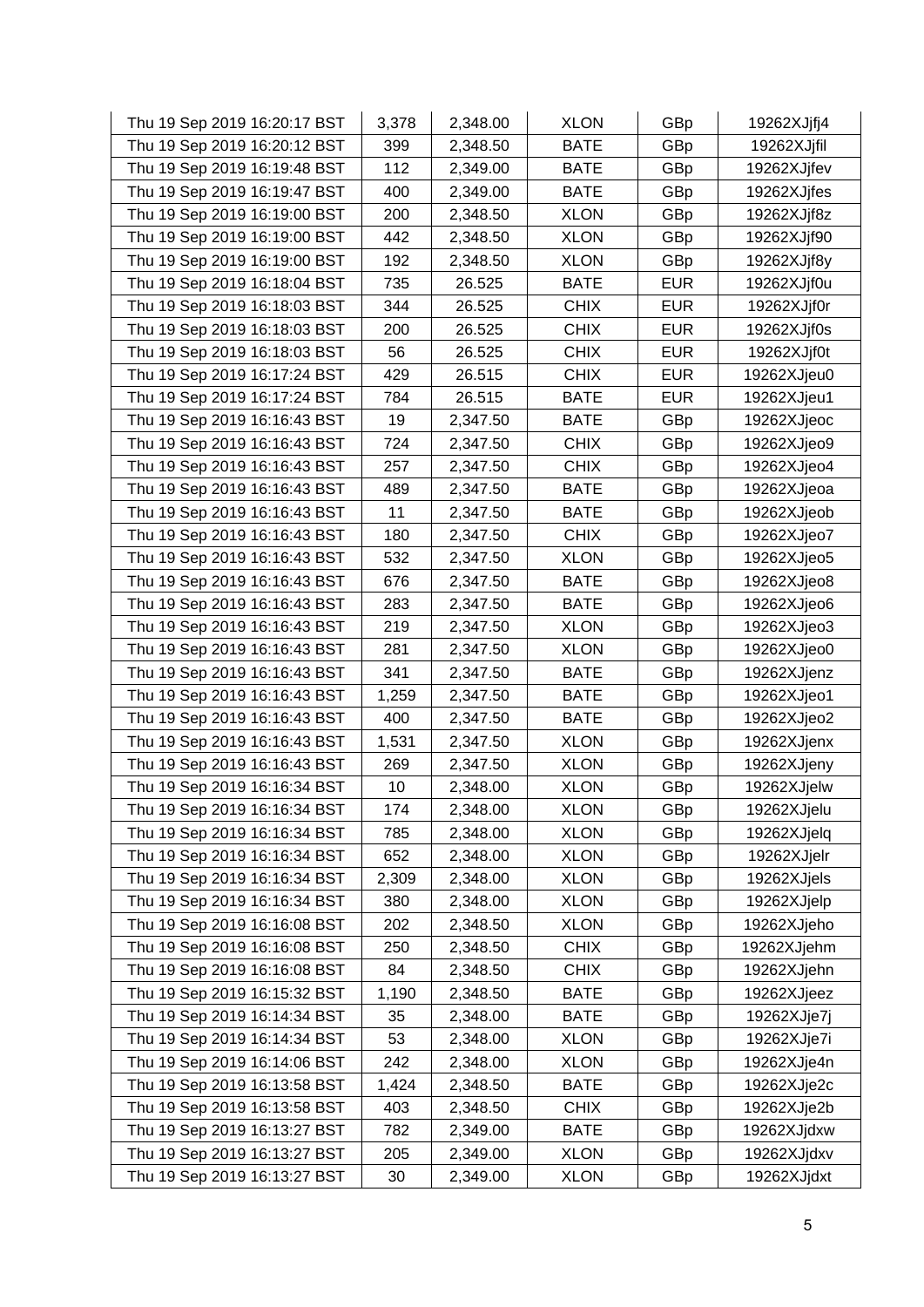| | | | | | |
|---|---|---|---|---|---|
| Thu 19 Sep 2019 16:20:17 BST | 3,378 | 2,348.00 | XLON | GBp | 19262XJjfj4 |
| Thu 19 Sep 2019 16:20:12 BST | 399 | 2,348.50 | BATE | GBp | 19262XJjfil |
| Thu 19 Sep 2019 16:19:48 BST | 112 | 2,349.00 | BATE | GBp | 19262XJjfev |
| Thu 19 Sep 2019 16:19:47 BST | 400 | 2,349.00 | BATE | GBp | 19262XJjfes |
| Thu 19 Sep 2019 16:19:00 BST | 200 | 2,348.50 | XLON | GBp | 19262XJjf8z |
| Thu 19 Sep 2019 16:19:00 BST | 442 | 2,348.50 | XLON | GBp | 19262XJjf90 |
| Thu 19 Sep 2019 16:19:00 BST | 192 | 2,348.50 | XLON | GBp | 19262XJjf8y |
| Thu 19 Sep 2019 16:18:04 BST | 735 | 26.525 | BATE | EUR | 19262XJjf0u |
| Thu 19 Sep 2019 16:18:03 BST | 344 | 26.525 | CHIX | EUR | 19262XJjf0r |
| Thu 19 Sep 2019 16:18:03 BST | 200 | 26.525 | CHIX | EUR | 19262XJjf0s |
| Thu 19 Sep 2019 16:18:03 BST | 56 | 26.525 | CHIX | EUR | 19262XJjf0t |
| Thu 19 Sep 2019 16:17:24 BST | 429 | 26.515 | CHIX | EUR | 19262XJjeu0 |
| Thu 19 Sep 2019 16:17:24 BST | 784 | 26.515 | BATE | EUR | 19262XJjeu1 |
| Thu 19 Sep 2019 16:16:43 BST | 19 | 2,347.50 | BATE | GBp | 19262XJjeoc |
| Thu 19 Sep 2019 16:16:43 BST | 724 | 2,347.50 | CHIX | GBp | 19262XJjeo9 |
| Thu 19 Sep 2019 16:16:43 BST | 257 | 2,347.50 | CHIX | GBp | 19262XJjeo4 |
| Thu 19 Sep 2019 16:16:43 BST | 489 | 2,347.50 | BATE | GBp | 19262XJjeoa |
| Thu 19 Sep 2019 16:16:43 BST | 11 | 2,347.50 | BATE | GBp | 19262XJjeob |
| Thu 19 Sep 2019 16:16:43 BST | 180 | 2,347.50 | CHIX | GBp | 19262XJjeo7 |
| Thu 19 Sep 2019 16:16:43 BST | 532 | 2,347.50 | XLON | GBp | 19262XJjeo5 |
| Thu 19 Sep 2019 16:16:43 BST | 676 | 2,347.50 | BATE | GBp | 19262XJjeo8 |
| Thu 19 Sep 2019 16:16:43 BST | 283 | 2,347.50 | BATE | GBp | 19262XJjeo6 |
| Thu 19 Sep 2019 16:16:43 BST | 219 | 2,347.50 | XLON | GBp | 19262XJjeo3 |
| Thu 19 Sep 2019 16:16:43 BST | 281 | 2,347.50 | XLON | GBp | 19262XJjeo0 |
| Thu 19 Sep 2019 16:16:43 BST | 341 | 2,347.50 | BATE | GBp | 19262XJjenz |
| Thu 19 Sep 2019 16:16:43 BST | 1,259 | 2,347.50 | BATE | GBp | 19262XJjeo1 |
| Thu 19 Sep 2019 16:16:43 BST | 400 | 2,347.50 | BATE | GBp | 19262XJjeo2 |
| Thu 19 Sep 2019 16:16:43 BST | 1,531 | 2,347.50 | XLON | GBp | 19262XJjenx |
| Thu 19 Sep 2019 16:16:43 BST | 269 | 2,347.50 | XLON | GBp | 19262XJjeny |
| Thu 19 Sep 2019 16:16:34 BST | 10 | 2,348.00 | XLON | GBp | 19262XJjelw |
| Thu 19 Sep 2019 16:16:34 BST | 174 | 2,348.00 | XLON | GBp | 19262XJjelu |
| Thu 19 Sep 2019 16:16:34 BST | 785 | 2,348.00 | XLON | GBp | 19262XJjelq |
| Thu 19 Sep 2019 16:16:34 BST | 652 | 2,348.00 | XLON | GBp | 19262XJjelr |
| Thu 19 Sep 2019 16:16:34 BST | 2,309 | 2,348.00 | XLON | GBp | 19262XJjels |
| Thu 19 Sep 2019 16:16:34 BST | 380 | 2,348.00 | XLON | GBp | 19262XJjelp |
| Thu 19 Sep 2019 16:16:08 BST | 202 | 2,348.50 | XLON | GBp | 19262XJjeho |
| Thu 19 Sep 2019 16:16:08 BST | 250 | 2,348.50 | CHIX | GBp | 19262XJjehm |
| Thu 19 Sep 2019 16:16:08 BST | 84 | 2,348.50 | CHIX | GBp | 19262XJjehn |
| Thu 19 Sep 2019 16:15:32 BST | 1,190 | 2,348.50 | BATE | GBp | 19262XJjeez |
| Thu 19 Sep 2019 16:14:34 BST | 35 | 2,348.00 | BATE | GBp | 19262XJje7j |
| Thu 19 Sep 2019 16:14:34 BST | 53 | 2,348.00 | XLON | GBp | 19262XJje7i |
| Thu 19 Sep 2019 16:14:06 BST | 242 | 2,348.00 | XLON | GBp | 19262XJje4n |
| Thu 19 Sep 2019 16:13:58 BST | 1,424 | 2,348.50 | BATE | GBp | 19262XJje2c |
| Thu 19 Sep 2019 16:13:58 BST | 403 | 2,348.50 | CHIX | GBp | 19262XJje2b |
| Thu 19 Sep 2019 16:13:27 BST | 782 | 2,349.00 | BATE | GBp | 19262XJjdxw |
| Thu 19 Sep 2019 16:13:27 BST | 205 | 2,349.00 | XLON | GBp | 19262XJjdxv |
| Thu 19 Sep 2019 16:13:27 BST | 30 | 2,349.00 | XLON | GBp | 19262XJjdxt |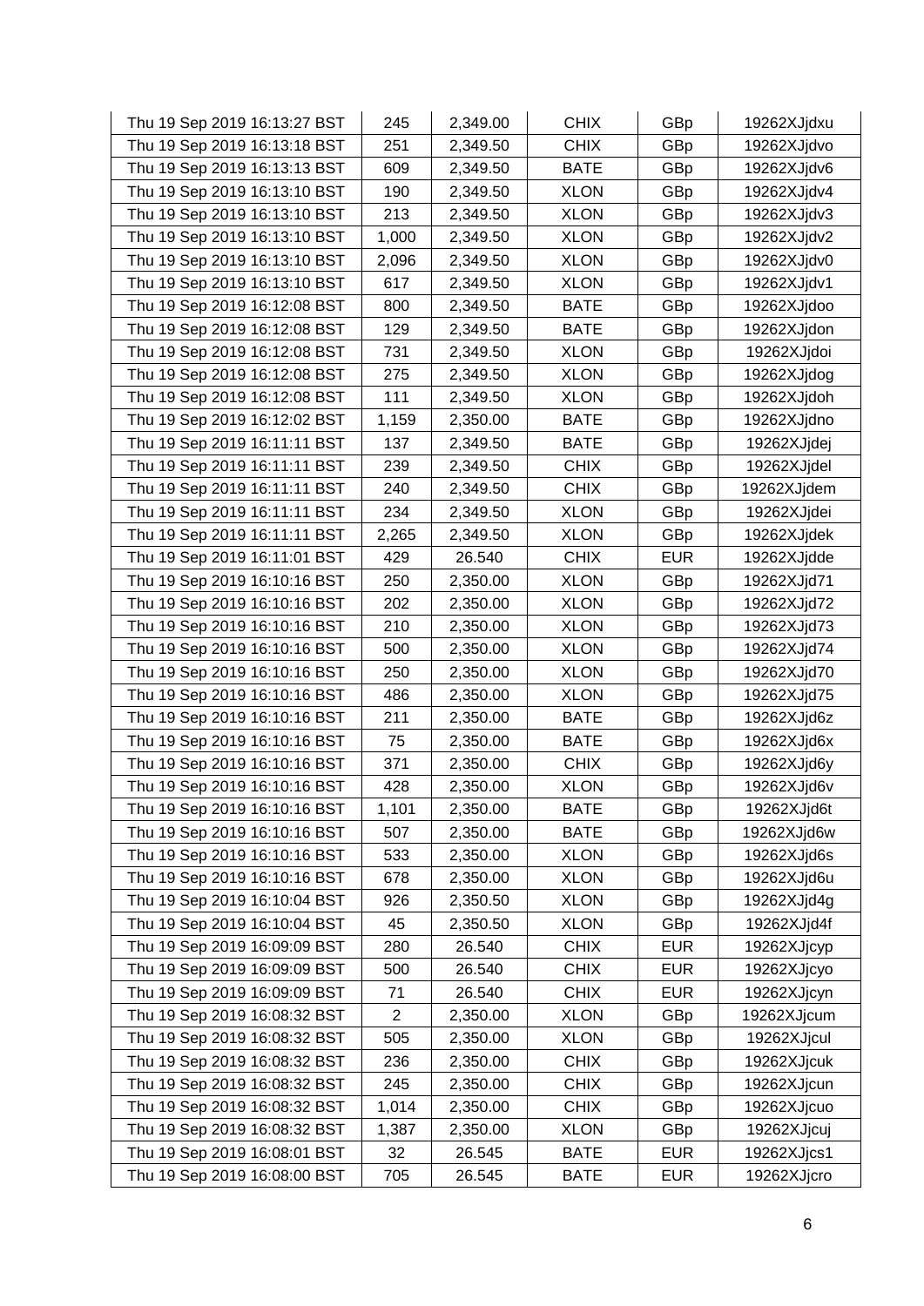| | | | | | |
|---|---|---|---|---|---|
| Thu 19 Sep 2019 16:13:27 BST | 245 | 2,349.00 | CHIX | GBp | 19262XJjdxu |
| Thu 19 Sep 2019 16:13:18 BST | 251 | 2,349.50 | CHIX | GBp | 19262XJjdvo |
| Thu 19 Sep 2019 16:13:13 BST | 609 | 2,349.50 | BATE | GBp | 19262XJjdv6 |
| Thu 19 Sep 2019 16:13:10 BST | 190 | 2,349.50 | XLON | GBp | 19262XJjdv4 |
| Thu 19 Sep 2019 16:13:10 BST | 213 | 2,349.50 | XLON | GBp | 19262XJjdv3 |
| Thu 19 Sep 2019 16:13:10 BST | 1,000 | 2,349.50 | XLON | GBp | 19262XJjdv2 |
| Thu 19 Sep 2019 16:13:10 BST | 2,096 | 2,349.50 | XLON | GBp | 19262XJjdv0 |
| Thu 19 Sep 2019 16:13:10 BST | 617 | 2,349.50 | XLON | GBp | 19262XJjdv1 |
| Thu 19 Sep 2019 16:12:08 BST | 800 | 2,349.50 | BATE | GBp | 19262XJjdoo |
| Thu 19 Sep 2019 16:12:08 BST | 129 | 2,349.50 | BATE | GBp | 19262XJjdon |
| Thu 19 Sep 2019 16:12:08 BST | 731 | 2,349.50 | XLON | GBp | 19262XJjdoi |
| Thu 19 Sep 2019 16:12:08 BST | 275 | 2,349.50 | XLON | GBp | 19262XJjdog |
| Thu 19 Sep 2019 16:12:08 BST | 111 | 2,349.50 | XLON | GBp | 19262XJjdoh |
| Thu 19 Sep 2019 16:12:02 BST | 1,159 | 2,350.00 | BATE | GBp | 19262XJjdno |
| Thu 19 Sep 2019 16:11:11 BST | 137 | 2,349.50 | BATE | GBp | 19262XJjdej |
| Thu 19 Sep 2019 16:11:11 BST | 239 | 2,349.50 | CHIX | GBp | 19262XJjdel |
| Thu 19 Sep 2019 16:11:11 BST | 240 | 2,349.50 | CHIX | GBp | 19262XJjdem |
| Thu 19 Sep 2019 16:11:11 BST | 234 | 2,349.50 | XLON | GBp | 19262XJjdei |
| Thu 19 Sep 2019 16:11:11 BST | 2,265 | 2,349.50 | XLON | GBp | 19262XJjdek |
| Thu 19 Sep 2019 16:11:01 BST | 429 | 26.540 | CHIX | EUR | 19262XJjdde |
| Thu 19 Sep 2019 16:10:16 BST | 250 | 2,350.00 | XLON | GBp | 19262XJjd71 |
| Thu 19 Sep 2019 16:10:16 BST | 202 | 2,350.00 | XLON | GBp | 19262XJjd72 |
| Thu 19 Sep 2019 16:10:16 BST | 210 | 2,350.00 | XLON | GBp | 19262XJjd73 |
| Thu 19 Sep 2019 16:10:16 BST | 500 | 2,350.00 | XLON | GBp | 19262XJjd74 |
| Thu 19 Sep 2019 16:10:16 BST | 250 | 2,350.00 | XLON | GBp | 19262XJjd70 |
| Thu 19 Sep 2019 16:10:16 BST | 486 | 2,350.00 | XLON | GBp | 19262XJjd75 |
| Thu 19 Sep 2019 16:10:16 BST | 211 | 2,350.00 | BATE | GBp | 19262XJjd6z |
| Thu 19 Sep 2019 16:10:16 BST | 75 | 2,350.00 | BATE | GBp | 19262XJjd6x |
| Thu 19 Sep 2019 16:10:16 BST | 371 | 2,350.00 | CHIX | GBp | 19262XJjd6y |
| Thu 19 Sep 2019 16:10:16 BST | 428 | 2,350.00 | XLON | GBp | 19262XJjd6v |
| Thu 19 Sep 2019 16:10:16 BST | 1,101 | 2,350.00 | BATE | GBp | 19262XJjd6t |
| Thu 19 Sep 2019 16:10:16 BST | 507 | 2,350.00 | BATE | GBp | 19262XJjd6w |
| Thu 19 Sep 2019 16:10:16 BST | 533 | 2,350.00 | XLON | GBp | 19262XJjd6s |
| Thu 19 Sep 2019 16:10:16 BST | 678 | 2,350.00 | XLON | GBp | 19262XJjd6u |
| Thu 19 Sep 2019 16:10:04 BST | 926 | 2,350.50 | XLON | GBp | 19262XJjd4g |
| Thu 19 Sep 2019 16:10:04 BST | 45 | 2,350.50 | XLON | GBp | 19262XJjd4f |
| Thu 19 Sep 2019 16:09:09 BST | 280 | 26.540 | CHIX | EUR | 19262XJjcyp |
| Thu 19 Sep 2019 16:09:09 BST | 500 | 26.540 | CHIX | EUR | 19262XJjcyo |
| Thu 19 Sep 2019 16:09:09 BST | 71 | 26.540 | CHIX | EUR | 19262XJjcyn |
| Thu 19 Sep 2019 16:08:32 BST | 2 | 2,350.00 | XLON | GBp | 19262XJjcum |
| Thu 19 Sep 2019 16:08:32 BST | 505 | 2,350.00 | XLON | GBp | 19262XJjcul |
| Thu 19 Sep 2019 16:08:32 BST | 236 | 2,350.00 | CHIX | GBp | 19262XJjcuk |
| Thu 19 Sep 2019 16:08:32 BST | 245 | 2,350.00 | CHIX | GBp | 19262XJjcun |
| Thu 19 Sep 2019 16:08:32 BST | 1,014 | 2,350.00 | CHIX | GBp | 19262XJjcuo |
| Thu 19 Sep 2019 16:08:32 BST | 1,387 | 2,350.00 | XLON | GBp | 19262XJjcuj |
| Thu 19 Sep 2019 16:08:01 BST | 32 | 26.545 | BATE | EUR | 19262XJjcs1 |
| Thu 19 Sep 2019 16:08:00 BST | 705 | 26.545 | BATE | EUR | 19262XJjcro |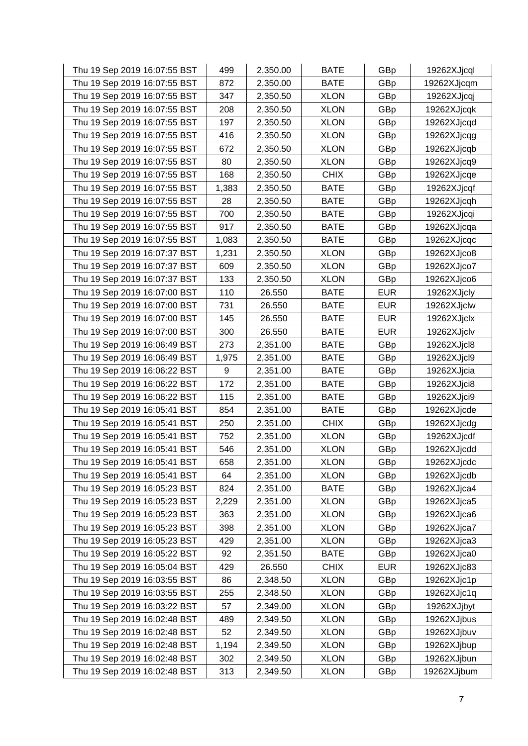| Thu 19 Sep 2019 16:07:55 BST | 499 | 2,350.00 | BATE | GBp | 19262XJjcql |
|---|---|---|---|---|---|
| Thu 19 Sep 2019 16:07:55 BST | 872 | 2,350.00 | BATE | GBp | 19262XJjcqm |
| Thu 19 Sep 2019 16:07:55 BST | 347 | 2,350.50 | XLON | GBp | 19262XJjcqj |
| Thu 19 Sep 2019 16:07:55 BST | 208 | 2,350.50 | XLON | GBp | 19262XJjcqk |
| Thu 19 Sep 2019 16:07:55 BST | 197 | 2,350.50 | XLON | GBp | 19262XJjcqd |
| Thu 19 Sep 2019 16:07:55 BST | 416 | 2,350.50 | XLON | GBp | 19262XJjcqg |
| Thu 19 Sep 2019 16:07:55 BST | 672 | 2,350.50 | XLON | GBp | 19262XJjcqb |
| Thu 19 Sep 2019 16:07:55 BST | 80 | 2,350.50 | XLON | GBp | 19262XJjcq9 |
| Thu 19 Sep 2019 16:07:55 BST | 168 | 2,350.50 | CHIX | GBp | 19262XJjcqe |
| Thu 19 Sep 2019 16:07:55 BST | 1,383 | 2,350.50 | BATE | GBp | 19262XJjcqf |
| Thu 19 Sep 2019 16:07:55 BST | 28 | 2,350.50 | BATE | GBp | 19262XJjcqh |
| Thu 19 Sep 2019 16:07:55 BST | 700 | 2,350.50 | BATE | GBp | 19262XJjcqi |
| Thu 19 Sep 2019 16:07:55 BST | 917 | 2,350.50 | BATE | GBp | 19262XJjcqa |
| Thu 19 Sep 2019 16:07:55 BST | 1,083 | 2,350.50 | BATE | GBp | 19262XJjcqc |
| Thu 19 Sep 2019 16:07:37 BST | 1,231 | 2,350.50 | XLON | GBp | 19262XJjco8 |
| Thu 19 Sep 2019 16:07:37 BST | 609 | 2,350.50 | XLON | GBp | 19262XJjco7 |
| Thu 19 Sep 2019 16:07:37 BST | 133 | 2,350.50 | XLON | GBp | 19262XJjco6 |
| Thu 19 Sep 2019 16:07:00 BST | 110 | 26.550 | BATE | EUR | 19262XJjcly |
| Thu 19 Sep 2019 16:07:00 BST | 731 | 26.550 | BATE | EUR | 19262XJjclw |
| Thu 19 Sep 2019 16:07:00 BST | 145 | 26.550 | BATE | EUR | 19262XJjclx |
| Thu 19 Sep 2019 16:07:00 BST | 300 | 26.550 | BATE | EUR | 19262XJjclv |
| Thu 19 Sep 2019 16:06:49 BST | 273 | 2,351.00 | BATE | GBp | 19262XJjcl8 |
| Thu 19 Sep 2019 16:06:49 BST | 1,975 | 2,351.00 | BATE | GBp | 19262XJjcl9 |
| Thu 19 Sep 2019 16:06:22 BST | 9 | 2,351.00 | BATE | GBp | 19262XJjcia |
| Thu 19 Sep 2019 16:06:22 BST | 172 | 2,351.00 | BATE | GBp | 19262XJjci8 |
| Thu 19 Sep 2019 16:06:22 BST | 115 | 2,351.00 | BATE | GBp | 19262XJjci9 |
| Thu 19 Sep 2019 16:05:41 BST | 854 | 2,351.00 | BATE | GBp | 19262XJjcde |
| Thu 19 Sep 2019 16:05:41 BST | 250 | 2,351.00 | CHIX | GBp | 19262XJjcdg |
| Thu 19 Sep 2019 16:05:41 BST | 752 | 2,351.00 | XLON | GBp | 19262XJjcdf |
| Thu 19 Sep 2019 16:05:41 BST | 546 | 2,351.00 | XLON | GBp | 19262XJjcdd |
| Thu 19 Sep 2019 16:05:41 BST | 658 | 2,351.00 | XLON | GBp | 19262XJjcdc |
| Thu 19 Sep 2019 16:05:41 BST | 64 | 2,351.00 | XLON | GBp | 19262XJjcdb |
| Thu 19 Sep 2019 16:05:23 BST | 824 | 2,351.00 | BATE | GBp | 19262XJjca4 |
| Thu 19 Sep 2019 16:05:23 BST | 2,229 | 2,351.00 | XLON | GBp | 19262XJjca5 |
| Thu 19 Sep 2019 16:05:23 BST | 363 | 2,351.00 | XLON | GBp | 19262XJjca6 |
| Thu 19 Sep 2019 16:05:23 BST | 398 | 2,351.00 | XLON | GBp | 19262XJjca7 |
| Thu 19 Sep 2019 16:05:23 BST | 429 | 2,351.00 | XLON | GBp | 19262XJjca3 |
| Thu 19 Sep 2019 16:05:22 BST | 92 | 2,351.50 | BATE | GBp | 19262XJjca0 |
| Thu 19 Sep 2019 16:05:04 BST | 429 | 26.550 | CHIX | EUR | 19262XJjc83 |
| Thu 19 Sep 2019 16:03:55 BST | 86 | 2,348.50 | XLON | GBp | 19262XJjc1p |
| Thu 19 Sep 2019 16:03:55 BST | 255 | 2,348.50 | XLON | GBp | 19262XJjc1q |
| Thu 19 Sep 2019 16:03:22 BST | 57 | 2,349.00 | XLON | GBp | 19262XJjbyt |
| Thu 19 Sep 2019 16:02:48 BST | 489 | 2,349.50 | XLON | GBp | 19262XJjbus |
| Thu 19 Sep 2019 16:02:48 BST | 52 | 2,349.50 | XLON | GBp | 19262XJjbuv |
| Thu 19 Sep 2019 16:02:48 BST | 1,194 | 2,349.50 | XLON | GBp | 19262XJjbup |
| Thu 19 Sep 2019 16:02:48 BST | 302 | 2,349.50 | XLON | GBp | 19262XJjbun |
| Thu 19 Sep 2019 16:02:48 BST | 313 | 2,349.50 | XLON | GBp | 19262XJjbum |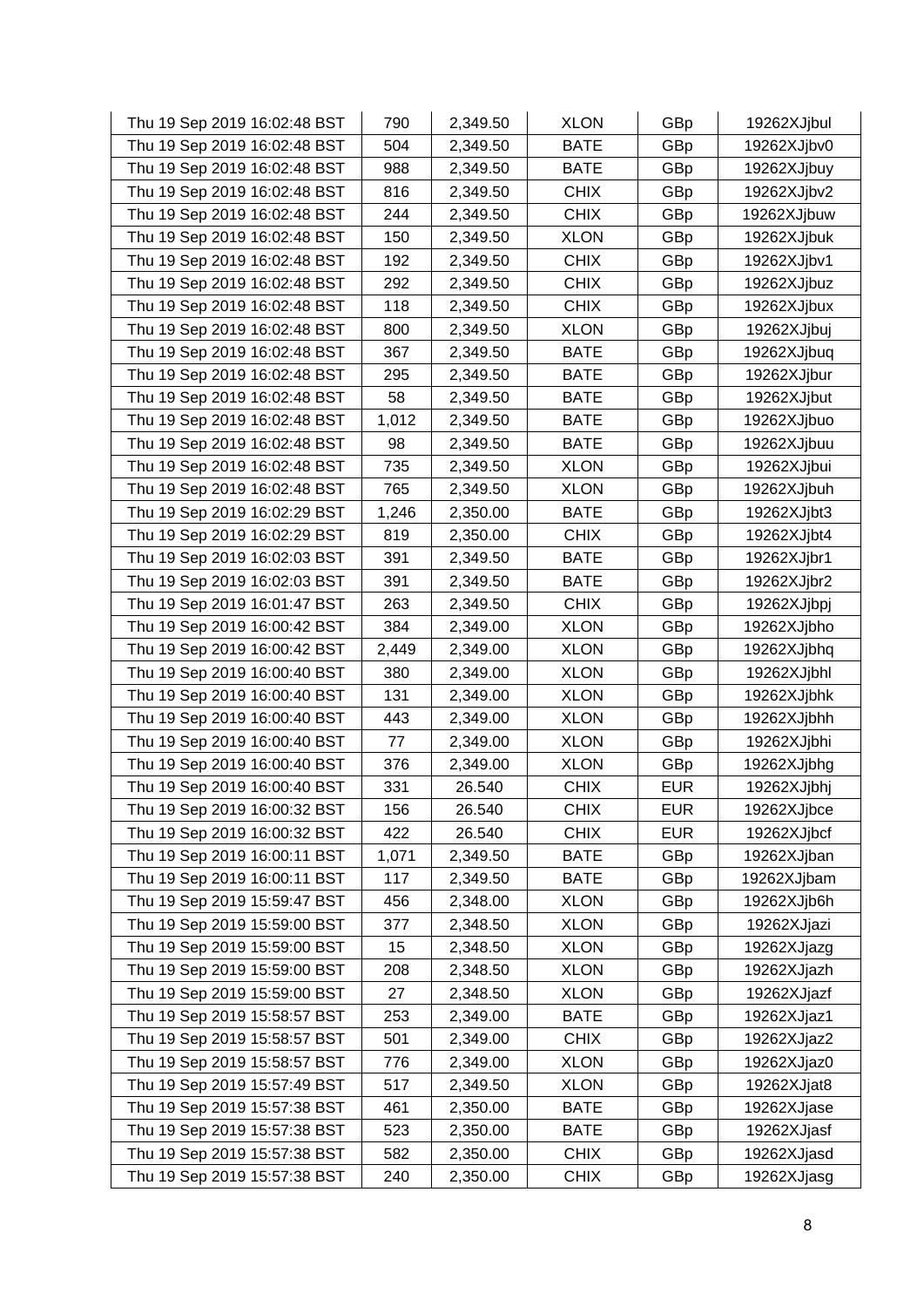| Thu 19 Sep 2019 16:02:48 BST | 790 | 2,349.50 | XLON | GBp | 19262XJjbul |
|---|---|---|---|---|---|
| Thu 19 Sep 2019 16:02:48 BST | 504 | 2,349.50 | BATE | GBp | 19262XJjbv0 |
| Thu 19 Sep 2019 16:02:48 BST | 988 | 2,349.50 | BATE | GBp | 19262XJjbuy |
| Thu 19 Sep 2019 16:02:48 BST | 816 | 2,349.50 | CHIX | GBp | 19262XJjbv2 |
| Thu 19 Sep 2019 16:02:48 BST | 244 | 2,349.50 | CHIX | GBp | 19262XJjbuw |
| Thu 19 Sep 2019 16:02:48 BST | 150 | 2,349.50 | XLON | GBp | 19262XJjbuk |
| Thu 19 Sep 2019 16:02:48 BST | 192 | 2,349.50 | CHIX | GBp | 19262XJjbv1 |
| Thu 19 Sep 2019 16:02:48 BST | 292 | 2,349.50 | CHIX | GBp | 19262XJjbuz |
| Thu 19 Sep 2019 16:02:48 BST | 118 | 2,349.50 | CHIX | GBp | 19262XJjbux |
| Thu 19 Sep 2019 16:02:48 BST | 800 | 2,349.50 | XLON | GBp | 19262XJjbuj |
| Thu 19 Sep 2019 16:02:48 BST | 367 | 2,349.50 | BATE | GBp | 19262XJjbuq |
| Thu 19 Sep 2019 16:02:48 BST | 295 | 2,349.50 | BATE | GBp | 19262XJjbur |
| Thu 19 Sep 2019 16:02:48 BST | 58 | 2,349.50 | BATE | GBp | 19262XJjbut |
| Thu 19 Sep 2019 16:02:48 BST | 1,012 | 2,349.50 | BATE | GBp | 19262XJjbuo |
| Thu 19 Sep 2019 16:02:48 BST | 98 | 2,349.50 | BATE | GBp | 19262XJjbuu |
| Thu 19 Sep 2019 16:02:48 BST | 735 | 2,349.50 | XLON | GBp | 19262XJjbui |
| Thu 19 Sep 2019 16:02:48 BST | 765 | 2,349.50 | XLON | GBp | 19262XJjbuh |
| Thu 19 Sep 2019 16:02:29 BST | 1,246 | 2,350.00 | BATE | GBp | 19262XJjbt3 |
| Thu 19 Sep 2019 16:02:29 BST | 819 | 2,350.00 | CHIX | GBp | 19262XJjbt4 |
| Thu 19 Sep 2019 16:02:03 BST | 391 | 2,349.50 | BATE | GBp | 19262XJjbr1 |
| Thu 19 Sep 2019 16:02:03 BST | 391 | 2,349.50 | BATE | GBp | 19262XJjbr2 |
| Thu 19 Sep 2019 16:01:47 BST | 263 | 2,349.50 | CHIX | GBp | 19262XJjbpj |
| Thu 19 Sep 2019 16:00:42 BST | 384 | 2,349.00 | XLON | GBp | 19262XJjbho |
| Thu 19 Sep 2019 16:00:42 BST | 2,449 | 2,349.00 | XLON | GBp | 19262XJjbhq |
| Thu 19 Sep 2019 16:00:40 BST | 380 | 2,349.00 | XLON | GBp | 19262XJjbhl |
| Thu 19 Sep 2019 16:00:40 BST | 131 | 2,349.00 | XLON | GBp | 19262XJjbhk |
| Thu 19 Sep 2019 16:00:40 BST | 443 | 2,349.00 | XLON | GBp | 19262XJjbhh |
| Thu 19 Sep 2019 16:00:40 BST | 77 | 2,349.00 | XLON | GBp | 19262XJjbhi |
| Thu 19 Sep 2019 16:00:40 BST | 376 | 2,349.00 | XLON | GBp | 19262XJjbhg |
| Thu 19 Sep 2019 16:00:40 BST | 331 | 26.540 | CHIX | EUR | 19262XJjbhj |
| Thu 19 Sep 2019 16:00:32 BST | 156 | 26.540 | CHIX | EUR | 19262XJjbce |
| Thu 19 Sep 2019 16:00:32 BST | 422 | 26.540 | CHIX | EUR | 19262XJjbcf |
| Thu 19 Sep 2019 16:00:11 BST | 1,071 | 2,349.50 | BATE | GBp | 19262XJjban |
| Thu 19 Sep 2019 16:00:11 BST | 117 | 2,349.50 | BATE | GBp | 19262XJjbam |
| Thu 19 Sep 2019 15:59:47 BST | 456 | 2,348.00 | XLON | GBp | 19262XJjb6h |
| Thu 19 Sep 2019 15:59:00 BST | 377 | 2,348.50 | XLON | GBp | 19262XJjazi |
| Thu 19 Sep 2019 15:59:00 BST | 15 | 2,348.50 | XLON | GBp | 19262XJjazg |
| Thu 19 Sep 2019 15:59:00 BST | 208 | 2,348.50 | XLON | GBp | 19262XJjazh |
| Thu 19 Sep 2019 15:59:00 BST | 27 | 2,348.50 | XLON | GBp | 19262XJjazf |
| Thu 19 Sep 2019 15:58:57 BST | 253 | 2,349.00 | BATE | GBp | 19262XJjaz1 |
| Thu 19 Sep 2019 15:58:57 BST | 501 | 2,349.00 | CHIX | GBp | 19262XJjaz2 |
| Thu 19 Sep 2019 15:58:57 BST | 776 | 2,349.00 | XLON | GBp | 19262XJjaz0 |
| Thu 19 Sep 2019 15:57:49 BST | 517 | 2,349.50 | XLON | GBp | 19262XJjat8 |
| Thu 19 Sep 2019 15:57:38 BST | 461 | 2,350.00 | BATE | GBp | 19262XJjase |
| Thu 19 Sep 2019 15:57:38 BST | 523 | 2,350.00 | BATE | GBp | 19262XJjasf |
| Thu 19 Sep 2019 15:57:38 BST | 582 | 2,350.00 | CHIX | GBp | 19262XJjasd |
| Thu 19 Sep 2019 15:57:38 BST | 240 | 2,350.00 | CHIX | GBp | 19262XJjasg |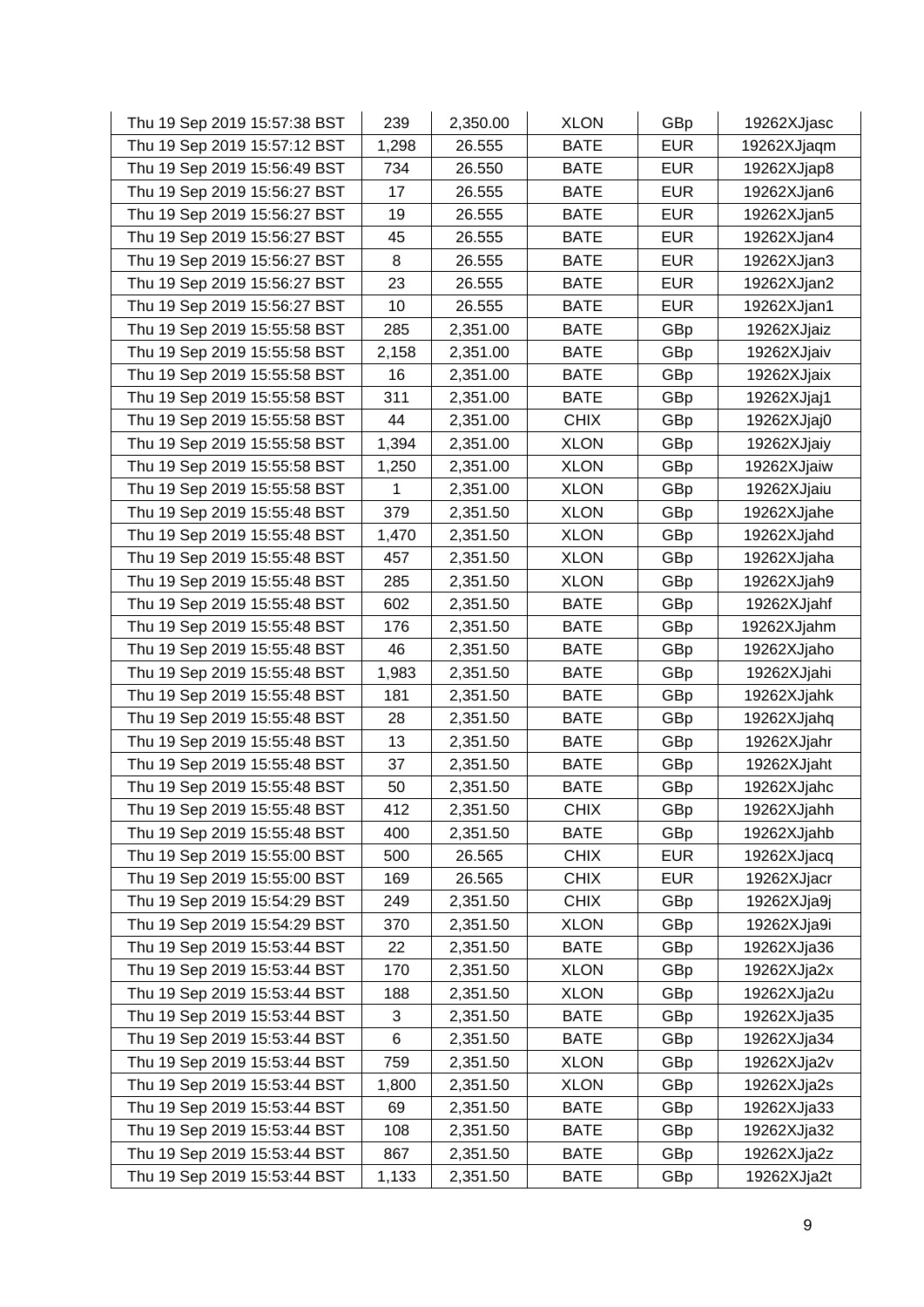| | | | | | |
|---|---|---|---|---|---|
| Thu 19 Sep 2019 15:57:38 BST | 239 | 2,350.00 | XLON | GBp | 19262XJjasc |
| Thu 19 Sep 2019 15:57:12 BST | 1,298 | 26.555 | BATE | EUR | 19262XJjaqm |
| Thu 19 Sep 2019 15:56:49 BST | 734 | 26.550 | BATE | EUR | 19262XJjap8 |
| Thu 19 Sep 2019 15:56:27 BST | 17 | 26.555 | BATE | EUR | 19262XJjan6 |
| Thu 19 Sep 2019 15:56:27 BST | 19 | 26.555 | BATE | EUR | 19262XJjan5 |
| Thu 19 Sep 2019 15:56:27 BST | 45 | 26.555 | BATE | EUR | 19262XJjan4 |
| Thu 19 Sep 2019 15:56:27 BST | 8 | 26.555 | BATE | EUR | 19262XJjan3 |
| Thu 19 Sep 2019 15:56:27 BST | 23 | 26.555 | BATE | EUR | 19262XJjan2 |
| Thu 19 Sep 2019 15:56:27 BST | 10 | 26.555 | BATE | EUR | 19262XJjan1 |
| Thu 19 Sep 2019 15:55:58 BST | 285 | 2,351.00 | BATE | GBp | 19262XJjaiz |
| Thu 19 Sep 2019 15:55:58 BST | 2,158 | 2,351.00 | BATE | GBp | 19262XJjaiv |
| Thu 19 Sep 2019 15:55:58 BST | 16 | 2,351.00 | BATE | GBp | 19262XJjaix |
| Thu 19 Sep 2019 15:55:58 BST | 311 | 2,351.00 | BATE | GBp | 19262XJjaj1 |
| Thu 19 Sep 2019 15:55:58 BST | 44 | 2,351.00 | CHIX | GBp | 19262XJjaj0 |
| Thu 19 Sep 2019 15:55:58 BST | 1,394 | 2,351.00 | XLON | GBp | 19262XJjaiy |
| Thu 19 Sep 2019 15:55:58 BST | 1,250 | 2,351.00 | XLON | GBp | 19262XJjaiw |
| Thu 19 Sep 2019 15:55:58 BST | 1 | 2,351.00 | XLON | GBp | 19262XJjaiu |
| Thu 19 Sep 2019 15:55:48 BST | 379 | 2,351.50 | XLON | GBp | 19262XJjahe |
| Thu 19 Sep 2019 15:55:48 BST | 1,470 | 2,351.50 | XLON | GBp | 19262XJjahd |
| Thu 19 Sep 2019 15:55:48 BST | 457 | 2,351.50 | XLON | GBp | 19262XJjaha |
| Thu 19 Sep 2019 15:55:48 BST | 285 | 2,351.50 | XLON | GBp | 19262XJjah9 |
| Thu 19 Sep 2019 15:55:48 BST | 602 | 2,351.50 | BATE | GBp | 19262XJjahf |
| Thu 19 Sep 2019 15:55:48 BST | 176 | 2,351.50 | BATE | GBp | 19262XJjahm |
| Thu 19 Sep 2019 15:55:48 BST | 46 | 2,351.50 | BATE | GBp | 19262XJjaho |
| Thu 19 Sep 2019 15:55:48 BST | 1,983 | 2,351.50 | BATE | GBp | 19262XJjahi |
| Thu 19 Sep 2019 15:55:48 BST | 181 | 2,351.50 | BATE | GBp | 19262XJjahk |
| Thu 19 Sep 2019 15:55:48 BST | 28 | 2,351.50 | BATE | GBp | 19262XJjahq |
| Thu 19 Sep 2019 15:55:48 BST | 13 | 2,351.50 | BATE | GBp | 19262XJjahr |
| Thu 19 Sep 2019 15:55:48 BST | 37 | 2,351.50 | BATE | GBp | 19262XJjaht |
| Thu 19 Sep 2019 15:55:48 BST | 50 | 2,351.50 | BATE | GBp | 19262XJjahc |
| Thu 19 Sep 2019 15:55:48 BST | 412 | 2,351.50 | CHIX | GBp | 19262XJjahh |
| Thu 19 Sep 2019 15:55:48 BST | 400 | 2,351.50 | BATE | GBp | 19262XJjahb |
| Thu 19 Sep 2019 15:55:00 BST | 500 | 26.565 | CHIX | EUR | 19262XJjacq |
| Thu 19 Sep 2019 15:55:00 BST | 169 | 26.565 | CHIX | EUR | 19262XJjacr |
| Thu 19 Sep 2019 15:54:29 BST | 249 | 2,351.50 | CHIX | GBp | 19262XJja9j |
| Thu 19 Sep 2019 15:54:29 BST | 370 | 2,351.50 | XLON | GBp | 19262XJja9i |
| Thu 19 Sep 2019 15:53:44 BST | 22 | 2,351.50 | BATE | GBp | 19262XJja36 |
| Thu 19 Sep 2019 15:53:44 BST | 170 | 2,351.50 | XLON | GBp | 19262XJja2x |
| Thu 19 Sep 2019 15:53:44 BST | 188 | 2,351.50 | XLON | GBp | 19262XJja2u |
| Thu 19 Sep 2019 15:53:44 BST | 3 | 2,351.50 | BATE | GBp | 19262XJja35 |
| Thu 19 Sep 2019 15:53:44 BST | 6 | 2,351.50 | BATE | GBp | 19262XJja34 |
| Thu 19 Sep 2019 15:53:44 BST | 759 | 2,351.50 | XLON | GBp | 19262XJja2v |
| Thu 19 Sep 2019 15:53:44 BST | 1,800 | 2,351.50 | XLON | GBp | 19262XJja2s |
| Thu 19 Sep 2019 15:53:44 BST | 69 | 2,351.50 | BATE | GBp | 19262XJja33 |
| Thu 19 Sep 2019 15:53:44 BST | 108 | 2,351.50 | BATE | GBp | 19262XJja32 |
| Thu 19 Sep 2019 15:53:44 BST | 867 | 2,351.50 | BATE | GBp | 19262XJja2z |
| Thu 19 Sep 2019 15:53:44 BST | 1,133 | 2,351.50 | BATE | GBp | 19262XJja2t |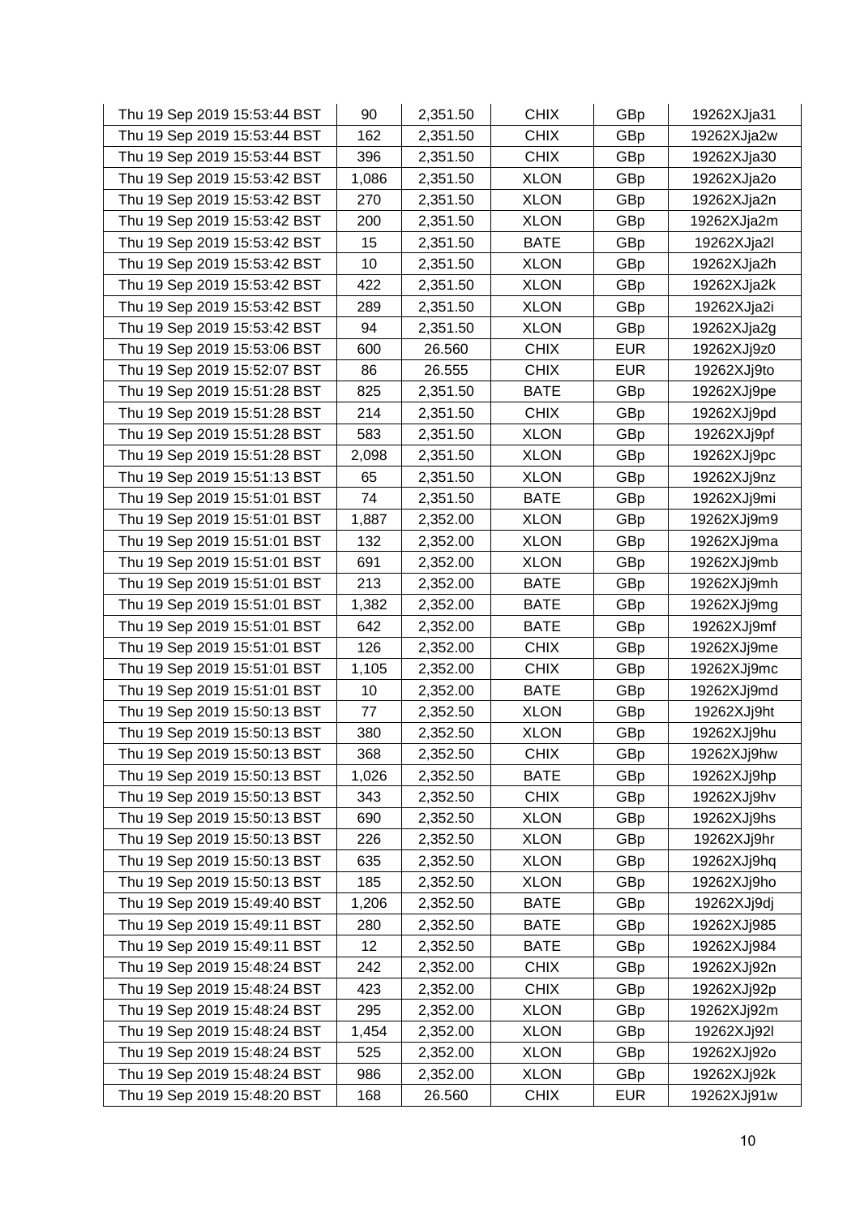| | | | | | |
|---|---|---|---|---|---|
| Thu 19 Sep 2019 15:53:44 BST | 90 | 2,351.50 | CHIX | GBp | 19262XJja31 |
| Thu 19 Sep 2019 15:53:44 BST | 162 | 2,351.50 | CHIX | GBp | 19262XJja2w |
| Thu 19 Sep 2019 15:53:44 BST | 396 | 2,351.50 | CHIX | GBp | 19262XJja30 |
| Thu 19 Sep 2019 15:53:42 BST | 1,086 | 2,351.50 | XLON | GBp | 19262XJja2o |
| Thu 19 Sep 2019 15:53:42 BST | 270 | 2,351.50 | XLON | GBp | 19262XJja2n |
| Thu 19 Sep 2019 15:53:42 BST | 200 | 2,351.50 | XLON | GBp | 19262XJja2m |
| Thu 19 Sep 2019 15:53:42 BST | 15 | 2,351.50 | BATE | GBp | 19262XJja2l |
| Thu 19 Sep 2019 15:53:42 BST | 10 | 2,351.50 | XLON | GBp | 19262XJja2h |
| Thu 19 Sep 2019 15:53:42 BST | 422 | 2,351.50 | XLON | GBp | 19262XJja2k |
| Thu 19 Sep 2019 15:53:42 BST | 289 | 2,351.50 | XLON | GBp | 19262XJja2i |
| Thu 19 Sep 2019 15:53:42 BST | 94 | 2,351.50 | XLON | GBp | 19262XJja2g |
| Thu 19 Sep 2019 15:53:06 BST | 600 | 26.560 | CHIX | EUR | 19262XJj9z0 |
| Thu 19 Sep 2019 15:52:07 BST | 86 | 26.555 | CHIX | EUR | 19262XJj9to |
| Thu 19 Sep 2019 15:51:28 BST | 825 | 2,351.50 | BATE | GBp | 19262XJj9pe |
| Thu 19 Sep 2019 15:51:28 BST | 214 | 2,351.50 | CHIX | GBp | 19262XJj9pd |
| Thu 19 Sep 2019 15:51:28 BST | 583 | 2,351.50 | XLON | GBp | 19262XJj9pf |
| Thu 19 Sep 2019 15:51:28 BST | 2,098 | 2,351.50 | XLON | GBp | 19262XJj9pc |
| Thu 19 Sep 2019 15:51:13 BST | 65 | 2,351.50 | XLON | GBp | 19262XJj9nz |
| Thu 19 Sep 2019 15:51:01 BST | 74 | 2,351.50 | BATE | GBp | 19262XJj9mi |
| Thu 19 Sep 2019 15:51:01 BST | 1,887 | 2,352.00 | XLON | GBp | 19262XJj9m9 |
| Thu 19 Sep 2019 15:51:01 BST | 132 | 2,352.00 | XLON | GBp | 19262XJj9ma |
| Thu 19 Sep 2019 15:51:01 BST | 691 | 2,352.00 | XLON | GBp | 19262XJj9mb |
| Thu 19 Sep 2019 15:51:01 BST | 213 | 2,352.00 | BATE | GBp | 19262XJj9mh |
| Thu 19 Sep 2019 15:51:01 BST | 1,382 | 2,352.00 | BATE | GBp | 19262XJj9mg |
| Thu 19 Sep 2019 15:51:01 BST | 642 | 2,352.00 | BATE | GBp | 19262XJj9mf |
| Thu 19 Sep 2019 15:51:01 BST | 126 | 2,352.00 | CHIX | GBp | 19262XJj9me |
| Thu 19 Sep 2019 15:51:01 BST | 1,105 | 2,352.00 | CHIX | GBp | 19262XJj9mc |
| Thu 19 Sep 2019 15:51:01 BST | 10 | 2,352.00 | BATE | GBp | 19262XJj9md |
| Thu 19 Sep 2019 15:50:13 BST | 77 | 2,352.50 | XLON | GBp | 19262XJj9ht |
| Thu 19 Sep 2019 15:50:13 BST | 380 | 2,352.50 | XLON | GBp | 19262XJj9hu |
| Thu 19 Sep 2019 15:50:13 BST | 368 | 2,352.50 | CHIX | GBp | 19262XJj9hw |
| Thu 19 Sep 2019 15:50:13 BST | 1,026 | 2,352.50 | BATE | GBp | 19262XJj9hp |
| Thu 19 Sep 2019 15:50:13 BST | 343 | 2,352.50 | CHIX | GBp | 19262XJj9hv |
| Thu 19 Sep 2019 15:50:13 BST | 690 | 2,352.50 | XLON | GBp | 19262XJj9hs |
| Thu 19 Sep 2019 15:50:13 BST | 226 | 2,352.50 | XLON | GBp | 19262XJj9hr |
| Thu 19 Sep 2019 15:50:13 BST | 635 | 2,352.50 | XLON | GBp | 19262XJj9hq |
| Thu 19 Sep 2019 15:50:13 BST | 185 | 2,352.50 | XLON | GBp | 19262XJj9ho |
| Thu 19 Sep 2019 15:49:40 BST | 1,206 | 2,352.50 | BATE | GBp | 19262XJj9dj |
| Thu 19 Sep 2019 15:49:11 BST | 280 | 2,352.50 | BATE | GBp | 19262XJj985 |
| Thu 19 Sep 2019 15:49:11 BST | 12 | 2,352.50 | BATE | GBp | 19262XJj984 |
| Thu 19 Sep 2019 15:48:24 BST | 242 | 2,352.00 | CHIX | GBp | 19262XJj92n |
| Thu 19 Sep 2019 15:48:24 BST | 423 | 2,352.00 | CHIX | GBp | 19262XJj92p |
| Thu 19 Sep 2019 15:48:24 BST | 295 | 2,352.00 | XLON | GBp | 19262XJj92m |
| Thu 19 Sep 2019 15:48:24 BST | 1,454 | 2,352.00 | XLON | GBp | 19262XJj92l |
| Thu 19 Sep 2019 15:48:24 BST | 525 | 2,352.00 | XLON | GBp | 19262XJj92o |
| Thu 19 Sep 2019 15:48:24 BST | 986 | 2,352.00 | XLON | GBp | 19262XJj92k |
| Thu 19 Sep 2019 15:48:20 BST | 168 | 26.560 | CHIX | EUR | 19262XJj91w |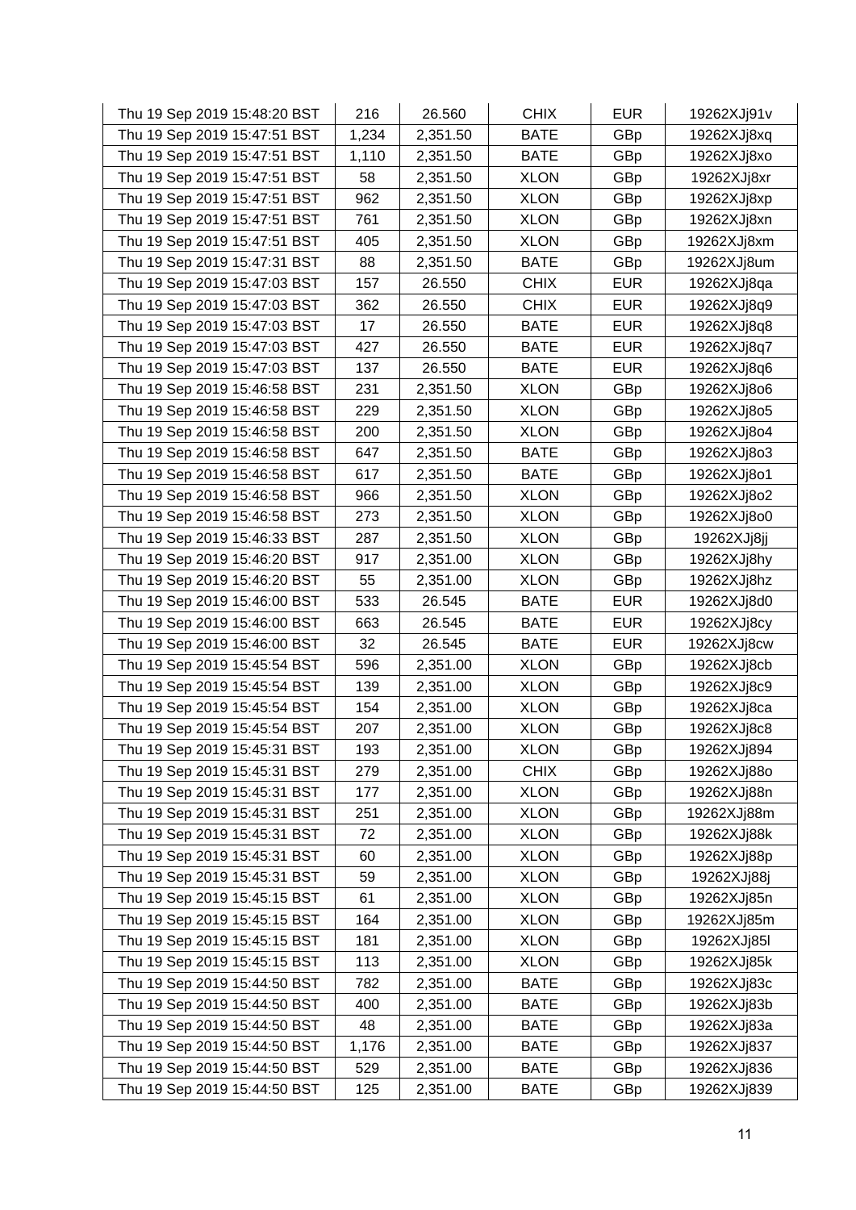| | | | | | |
|---|---|---|---|---|---|
| Thu 19 Sep 2019 15:48:20 BST | 216 | 26.560 | CHIX | EUR | 19262XJj91v |
| Thu 19 Sep 2019 15:47:51 BST | 1,234 | 2,351.50 | BATE | GBp | 19262XJj8xq |
| Thu 19 Sep 2019 15:47:51 BST | 1,110 | 2,351.50 | BATE | GBp | 19262XJj8xo |
| Thu 19 Sep 2019 15:47:51 BST | 58 | 2,351.50 | XLON | GBp | 19262XJj8xr |
| Thu 19 Sep 2019 15:47:51 BST | 962 | 2,351.50 | XLON | GBp | 19262XJj8xp |
| Thu 19 Sep 2019 15:47:51 BST | 761 | 2,351.50 | XLON | GBp | 19262XJj8xn |
| Thu 19 Sep 2019 15:47:51 BST | 405 | 2,351.50 | XLON | GBp | 19262XJj8xm |
| Thu 19 Sep 2019 15:47:31 BST | 88 | 2,351.50 | BATE | GBp | 19262XJj8um |
| Thu 19 Sep 2019 15:47:03 BST | 157 | 26.550 | CHIX | EUR | 19262XJj8qa |
| Thu 19 Sep 2019 15:47:03 BST | 362 | 26.550 | CHIX | EUR | 19262XJj8q9 |
| Thu 19 Sep 2019 15:47:03 BST | 17 | 26.550 | BATE | EUR | 19262XJj8q8 |
| Thu 19 Sep 2019 15:47:03 BST | 427 | 26.550 | BATE | EUR | 19262XJj8q7 |
| Thu 19 Sep 2019 15:47:03 BST | 137 | 26.550 | BATE | EUR | 19262XJj8q6 |
| Thu 19 Sep 2019 15:46:58 BST | 231 | 2,351.50 | XLON | GBp | 19262XJj8o6 |
| Thu 19 Sep 2019 15:46:58 BST | 229 | 2,351.50 | XLON | GBp | 19262XJj8o5 |
| Thu 19 Sep 2019 15:46:58 BST | 200 | 2,351.50 | XLON | GBp | 19262XJj8o4 |
| Thu 19 Sep 2019 15:46:58 BST | 647 | 2,351.50 | BATE | GBp | 19262XJj8o3 |
| Thu 19 Sep 2019 15:46:58 BST | 617 | 2,351.50 | BATE | GBp | 19262XJj8o1 |
| Thu 19 Sep 2019 15:46:58 BST | 966 | 2,351.50 | XLON | GBp | 19262XJj8o2 |
| Thu 19 Sep 2019 15:46:58 BST | 273 | 2,351.50 | XLON | GBp | 19262XJj8o0 |
| Thu 19 Sep 2019 15:46:33 BST | 287 | 2,351.50 | XLON | GBp | 19262XJj8jj |
| Thu 19 Sep 2019 15:46:20 BST | 917 | 2,351.00 | XLON | GBp | 19262XJj8hy |
| Thu 19 Sep 2019 15:46:20 BST | 55 | 2,351.00 | XLON | GBp | 19262XJj8hz |
| Thu 19 Sep 2019 15:46:00 BST | 533 | 26.545 | BATE | EUR | 19262XJj8d0 |
| Thu 19 Sep 2019 15:46:00 BST | 663 | 26.545 | BATE | EUR | 19262XJj8cy |
| Thu 19 Sep 2019 15:46:00 BST | 32 | 26.545 | BATE | EUR | 19262XJj8cw |
| Thu 19 Sep 2019 15:45:54 BST | 596 | 2,351.00 | XLON | GBp | 19262XJj8cb |
| Thu 19 Sep 2019 15:45:54 BST | 139 | 2,351.00 | XLON | GBp | 19262XJj8c9 |
| Thu 19 Sep 2019 15:45:54 BST | 154 | 2,351.00 | XLON | GBp | 19262XJj8ca |
| Thu 19 Sep 2019 15:45:54 BST | 207 | 2,351.00 | XLON | GBp | 19262XJj8c8 |
| Thu 19 Sep 2019 15:45:31 BST | 193 | 2,351.00 | XLON | GBp | 19262XJj894 |
| Thu 19 Sep 2019 15:45:31 BST | 279 | 2,351.00 | CHIX | GBp | 19262XJj88o |
| Thu 19 Sep 2019 15:45:31 BST | 177 | 2,351.00 | XLON | GBp | 19262XJj88n |
| Thu 19 Sep 2019 15:45:31 BST | 251 | 2,351.00 | XLON | GBp | 19262XJj88m |
| Thu 19 Sep 2019 15:45:31 BST | 72 | 2,351.00 | XLON | GBp | 19262XJj88k |
| Thu 19 Sep 2019 15:45:31 BST | 60 | 2,351.00 | XLON | GBp | 19262XJj88p |
| Thu 19 Sep 2019 15:45:31 BST | 59 | 2,351.00 | XLON | GBp | 19262XJj88j |
| Thu 19 Sep 2019 15:45:15 BST | 61 | 2,351.00 | XLON | GBp | 19262XJj85n |
| Thu 19 Sep 2019 15:45:15 BST | 164 | 2,351.00 | XLON | GBp | 19262XJj85m |
| Thu 19 Sep 2019 15:45:15 BST | 181 | 2,351.00 | XLON | GBp | 19262XJj85l |
| Thu 19 Sep 2019 15:45:15 BST | 113 | 2,351.00 | XLON | GBp | 19262XJj85k |
| Thu 19 Sep 2019 15:44:50 BST | 782 | 2,351.00 | BATE | GBp | 19262XJj83c |
| Thu 19 Sep 2019 15:44:50 BST | 400 | 2,351.00 | BATE | GBp | 19262XJj83b |
| Thu 19 Sep 2019 15:44:50 BST | 48 | 2,351.00 | BATE | GBp | 19262XJj83a |
| Thu 19 Sep 2019 15:44:50 BST | 1,176 | 2,351.00 | BATE | GBp | 19262XJj837 |
| Thu 19 Sep 2019 15:44:50 BST | 529 | 2,351.00 | BATE | GBp | 19262XJj836 |
| Thu 19 Sep 2019 15:44:50 BST | 125 | 2,351.00 | BATE | GBp | 19262XJj839 |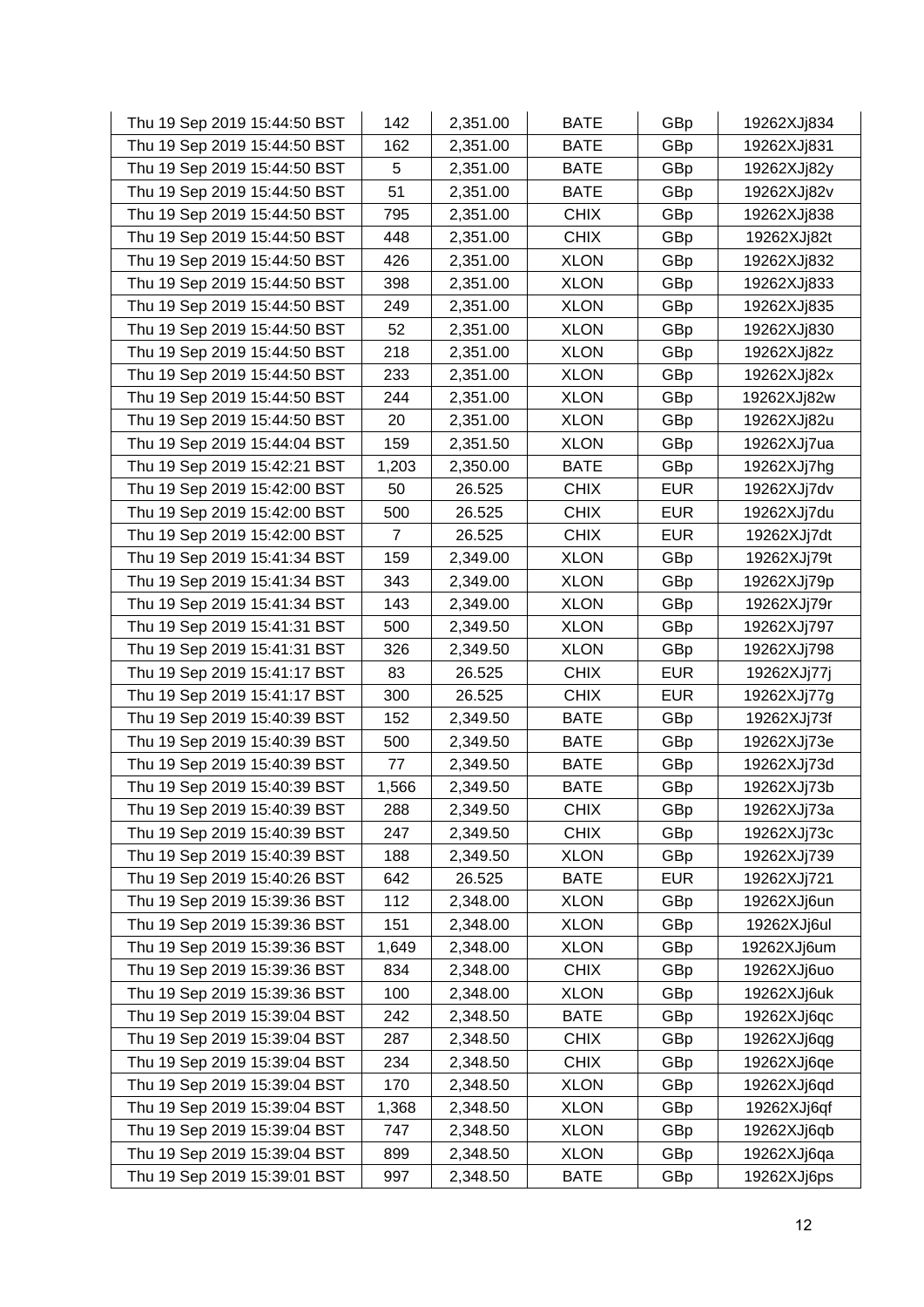| | | | | | |
|---|---|---|---|---|---|
| Thu 19 Sep 2019 15:44:50 BST | 142 | 2,351.00 | BATE | GBp | 19262XJj834 |
| Thu 19 Sep 2019 15:44:50 BST | 162 | 2,351.00 | BATE | GBp | 19262XJj831 |
| Thu 19 Sep 2019 15:44:50 BST | 5 | 2,351.00 | BATE | GBp | 19262XJj82y |
| Thu 19 Sep 2019 15:44:50 BST | 51 | 2,351.00 | BATE | GBp | 19262XJj82v |
| Thu 19 Sep 2019 15:44:50 BST | 795 | 2,351.00 | CHIX | GBp | 19262XJj838 |
| Thu 19 Sep 2019 15:44:50 BST | 448 | 2,351.00 | CHIX | GBp | 19262XJj82t |
| Thu 19 Sep 2019 15:44:50 BST | 426 | 2,351.00 | XLON | GBp | 19262XJj832 |
| Thu 19 Sep 2019 15:44:50 BST | 398 | 2,351.00 | XLON | GBp | 19262XJj833 |
| Thu 19 Sep 2019 15:44:50 BST | 249 | 2,351.00 | XLON | GBp | 19262XJj835 |
| Thu 19 Sep 2019 15:44:50 BST | 52 | 2,351.00 | XLON | GBp | 19262XJj830 |
| Thu 19 Sep 2019 15:44:50 BST | 218 | 2,351.00 | XLON | GBp | 19262XJj82z |
| Thu 19 Sep 2019 15:44:50 BST | 233 | 2,351.00 | XLON | GBp | 19262XJj82x |
| Thu 19 Sep 2019 15:44:50 BST | 244 | 2,351.00 | XLON | GBp | 19262XJj82w |
| Thu 19 Sep 2019 15:44:50 BST | 20 | 2,351.00 | XLON | GBp | 19262XJj82u |
| Thu 19 Sep 2019 15:44:04 BST | 159 | 2,351.50 | XLON | GBp | 19262XJj7ua |
| Thu 19 Sep 2019 15:42:21 BST | 1,203 | 2,350.00 | BATE | GBp | 19262XJj7hg |
| Thu 19 Sep 2019 15:42:00 BST | 50 | 26.525 | CHIX | EUR | 19262XJj7dv |
| Thu 19 Sep 2019 15:42:00 BST | 500 | 26.525 | CHIX | EUR | 19262XJj7du |
| Thu 19 Sep 2019 15:42:00 BST | 7 | 26.525 | CHIX | EUR | 19262XJj7dt |
| Thu 19 Sep 2019 15:41:34 BST | 159 | 2,349.00 | XLON | GBp | 19262XJj79t |
| Thu 19 Sep 2019 15:41:34 BST | 343 | 2,349.00 | XLON | GBp | 19262XJj79p |
| Thu 19 Sep 2019 15:41:34 BST | 143 | 2,349.00 | XLON | GBp | 19262XJj79r |
| Thu 19 Sep 2019 15:41:31 BST | 500 | 2,349.50 | XLON | GBp | 19262XJj797 |
| Thu 19 Sep 2019 15:41:31 BST | 326 | 2,349.50 | XLON | GBp | 19262XJj798 |
| Thu 19 Sep 2019 15:41:17 BST | 83 | 26.525 | CHIX | EUR | 19262XJj77j |
| Thu 19 Sep 2019 15:41:17 BST | 300 | 26.525 | CHIX | EUR | 19262XJj77g |
| Thu 19 Sep 2019 15:40:39 BST | 152 | 2,349.50 | BATE | GBp | 19262XJj73f |
| Thu 19 Sep 2019 15:40:39 BST | 500 | 2,349.50 | BATE | GBp | 19262XJj73e |
| Thu 19 Sep 2019 15:40:39 BST | 77 | 2,349.50 | BATE | GBp | 19262XJj73d |
| Thu 19 Sep 2019 15:40:39 BST | 1,566 | 2,349.50 | BATE | GBp | 19262XJj73b |
| Thu 19 Sep 2019 15:40:39 BST | 288 | 2,349.50 | CHIX | GBp | 19262XJj73a |
| Thu 19 Sep 2019 15:40:39 BST | 247 | 2,349.50 | CHIX | GBp | 19262XJj73c |
| Thu 19 Sep 2019 15:40:39 BST | 188 | 2,349.50 | XLON | GBp | 19262XJj739 |
| Thu 19 Sep 2019 15:40:26 BST | 642 | 26.525 | BATE | EUR | 19262XJj721 |
| Thu 19 Sep 2019 15:39:36 BST | 112 | 2,348.00 | XLON | GBp | 19262XJj6un |
| Thu 19 Sep 2019 15:39:36 BST | 151 | 2,348.00 | XLON | GBp | 19262XJj6ul |
| Thu 19 Sep 2019 15:39:36 BST | 1,649 | 2,348.00 | XLON | GBp | 19262XJj6um |
| Thu 19 Sep 2019 15:39:36 BST | 834 | 2,348.00 | CHIX | GBp | 19262XJj6uo |
| Thu 19 Sep 2019 15:39:36 BST | 100 | 2,348.00 | XLON | GBp | 19262XJj6uk |
| Thu 19 Sep 2019 15:39:04 BST | 242 | 2,348.50 | BATE | GBp | 19262XJj6qc |
| Thu 19 Sep 2019 15:39:04 BST | 287 | 2,348.50 | CHIX | GBp | 19262XJj6qg |
| Thu 19 Sep 2019 15:39:04 BST | 234 | 2,348.50 | CHIX | GBp | 19262XJj6qe |
| Thu 19 Sep 2019 15:39:04 BST | 170 | 2,348.50 | XLON | GBp | 19262XJj6qd |
| Thu 19 Sep 2019 15:39:04 BST | 1,368 | 2,348.50 | XLON | GBp | 19262XJj6qf |
| Thu 19 Sep 2019 15:39:04 BST | 747 | 2,348.50 | XLON | GBp | 19262XJj6qb |
| Thu 19 Sep 2019 15:39:04 BST | 899 | 2,348.50 | XLON | GBp | 19262XJj6qa |
| Thu 19 Sep 2019 15:39:01 BST | 997 | 2,348.50 | BATE | GBp | 19262XJj6ps |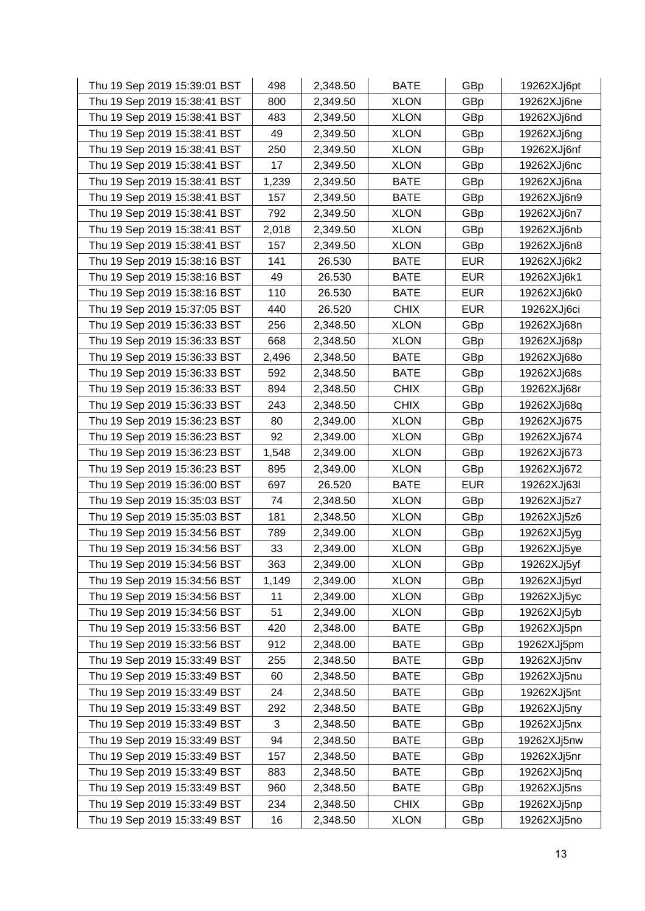| Thu 19 Sep 2019 15:39:01 BST | 498 | 2,348.50 | BATE | GBp | 19262XJj6pt |
|---|---|---|---|---|---|
| Thu 19 Sep 2019 15:38:41 BST | 800 | 2,349.50 | XLON | GBp | 19262XJj6ne |
| Thu 19 Sep 2019 15:38:41 BST | 483 | 2,349.50 | XLON | GBp | 19262XJj6nd |
| Thu 19 Sep 2019 15:38:41 BST | 49 | 2,349.50 | XLON | GBp | 19262XJj6ng |
| Thu 19 Sep 2019 15:38:41 BST | 250 | 2,349.50 | XLON | GBp | 19262XJj6nf |
| Thu 19 Sep 2019 15:38:41 BST | 17 | 2,349.50 | XLON | GBp | 19262XJj6nc |
| Thu 19 Sep 2019 15:38:41 BST | 1,239 | 2,349.50 | BATE | GBp | 19262XJj6na |
| Thu 19 Sep 2019 15:38:41 BST | 157 | 2,349.50 | BATE | GBp | 19262XJj6n9 |
| Thu 19 Sep 2019 15:38:41 BST | 792 | 2,349.50 | XLON | GBp | 19262XJj6n7 |
| Thu 19 Sep 2019 15:38:41 BST | 2,018 | 2,349.50 | XLON | GBp | 19262XJj6nb |
| Thu 19 Sep 2019 15:38:41 BST | 157 | 2,349.50 | XLON | GBp | 19262XJj6n8 |
| Thu 19 Sep 2019 15:38:16 BST | 141 | 26.530 | BATE | EUR | 19262XJj6k2 |
| Thu 19 Sep 2019 15:38:16 BST | 49 | 26.530 | BATE | EUR | 19262XJj6k1 |
| Thu 19 Sep 2019 15:38:16 BST | 110 | 26.530 | BATE | EUR | 19262XJj6k0 |
| Thu 19 Sep 2019 15:37:05 BST | 440 | 26.520 | CHIX | EUR | 19262XJj6ci |
| Thu 19 Sep 2019 15:36:33 BST | 256 | 2,348.50 | XLON | GBp | 19262XJj68n |
| Thu 19 Sep 2019 15:36:33 BST | 668 | 2,348.50 | XLON | GBp | 19262XJj68p |
| Thu 19 Sep 2019 15:36:33 BST | 2,496 | 2,348.50 | BATE | GBp | 19262XJj68o |
| Thu 19 Sep 2019 15:36:33 BST | 592 | 2,348.50 | BATE | GBp | 19262XJj68s |
| Thu 19 Sep 2019 15:36:33 BST | 894 | 2,348.50 | CHIX | GBp | 19262XJj68r |
| Thu 19 Sep 2019 15:36:33 BST | 243 | 2,348.50 | CHIX | GBp | 19262XJj68q |
| Thu 19 Sep 2019 15:36:23 BST | 80 | 2,349.00 | XLON | GBp | 19262XJj675 |
| Thu 19 Sep 2019 15:36:23 BST | 92 | 2,349.00 | XLON | GBp | 19262XJj674 |
| Thu 19 Sep 2019 15:36:23 BST | 1,548 | 2,349.00 | XLON | GBp | 19262XJj673 |
| Thu 19 Sep 2019 15:36:23 BST | 895 | 2,349.00 | XLON | GBp | 19262XJj672 |
| Thu 19 Sep 2019 15:36:00 BST | 697 | 26.520 | BATE | EUR | 19262XJj63l |
| Thu 19 Sep 2019 15:35:03 BST | 74 | 2,348.50 | XLON | GBp | 19262XJj5z7 |
| Thu 19 Sep 2019 15:35:03 BST | 181 | 2,348.50 | XLON | GBp | 19262XJj5z6 |
| Thu 19 Sep 2019 15:34:56 BST | 789 | 2,349.00 | XLON | GBp | 19262XJj5yg |
| Thu 19 Sep 2019 15:34:56 BST | 33 | 2,349.00 | XLON | GBp | 19262XJj5ye |
| Thu 19 Sep 2019 15:34:56 BST | 363 | 2,349.00 | XLON | GBp | 19262XJj5yf |
| Thu 19 Sep 2019 15:34:56 BST | 1,149 | 2,349.00 | XLON | GBp | 19262XJj5yd |
| Thu 19 Sep 2019 15:34:56 BST | 11 | 2,349.00 | XLON | GBp | 19262XJj5yc |
| Thu 19 Sep 2019 15:34:56 BST | 51 | 2,349.00 | XLON | GBp | 19262XJj5yb |
| Thu 19 Sep 2019 15:33:56 BST | 420 | 2,348.00 | BATE | GBp | 19262XJj5pn |
| Thu 19 Sep 2019 15:33:56 BST | 912 | 2,348.00 | BATE | GBp | 19262XJj5pm |
| Thu 19 Sep 2019 15:33:49 BST | 255 | 2,348.50 | BATE | GBp | 19262XJj5nv |
| Thu 19 Sep 2019 15:33:49 BST | 60 | 2,348.50 | BATE | GBp | 19262XJj5nu |
| Thu 19 Sep 2019 15:33:49 BST | 24 | 2,348.50 | BATE | GBp | 19262XJj5nt |
| Thu 19 Sep 2019 15:33:49 BST | 292 | 2,348.50 | BATE | GBp | 19262XJj5ny |
| Thu 19 Sep 2019 15:33:49 BST | 3 | 2,348.50 | BATE | GBp | 19262XJj5nx |
| Thu 19 Sep 2019 15:33:49 BST | 94 | 2,348.50 | BATE | GBp | 19262XJj5nw |
| Thu 19 Sep 2019 15:33:49 BST | 157 | 2,348.50 | BATE | GBp | 19262XJj5nr |
| Thu 19 Sep 2019 15:33:49 BST | 883 | 2,348.50 | BATE | GBp | 19262XJj5nq |
| Thu 19 Sep 2019 15:33:49 BST | 960 | 2,348.50 | BATE | GBp | 19262XJj5ns |
| Thu 19 Sep 2019 15:33:49 BST | 234 | 2,348.50 | CHIX | GBp | 19262XJj5np |
| Thu 19 Sep 2019 15:33:49 BST | 16 | 2,348.50 | XLON | GBp | 19262XJj5no |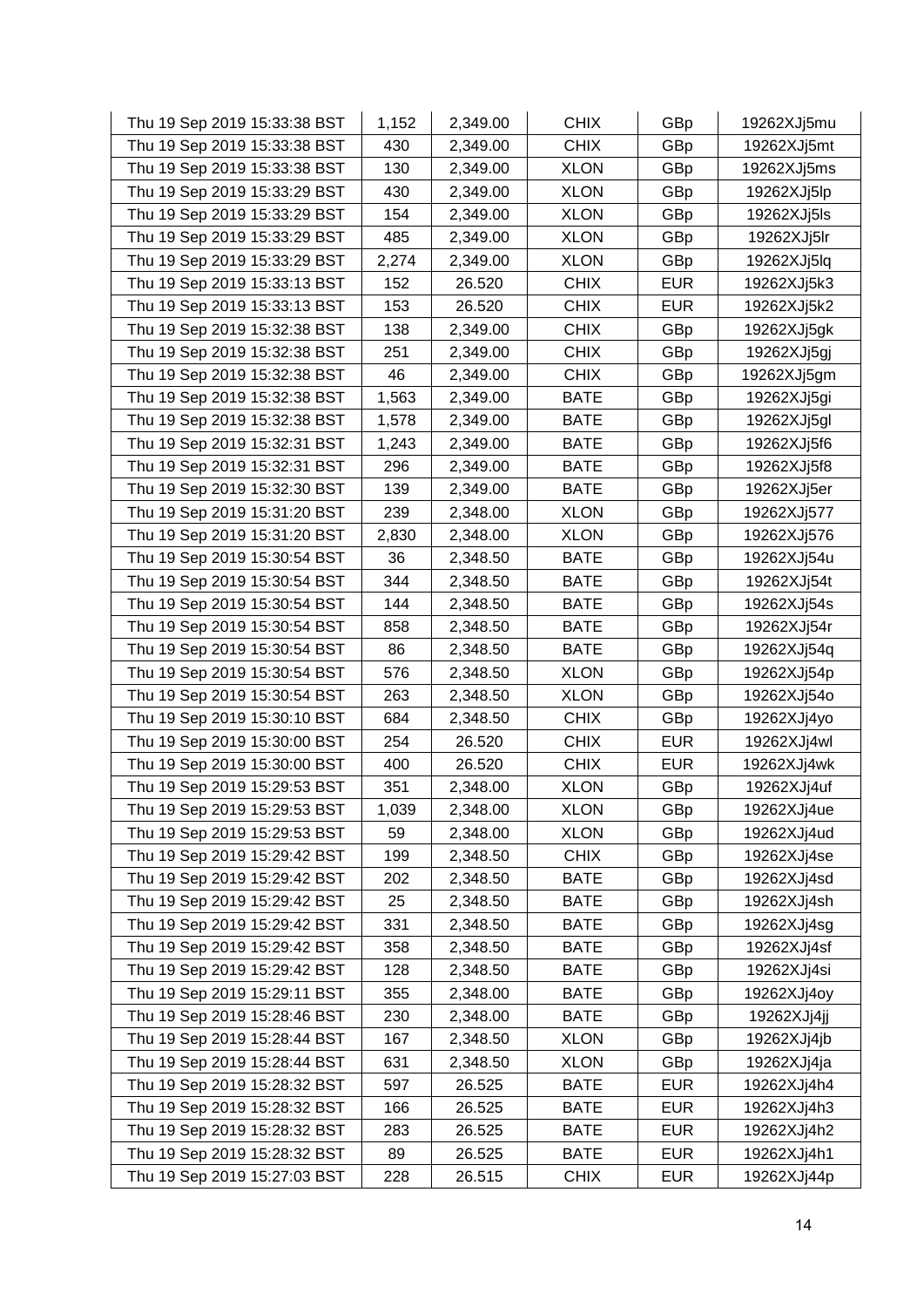| Thu 19 Sep 2019 15:33:38 BST | 1,152 | 2,349.00 | CHIX | GBp | 19262XJj5mu |
|---|---|---|---|---|---|
| Thu 19 Sep 2019 15:33:38 BST | 430 | 2,349.00 | CHIX | GBp | 19262XJj5mt |
| Thu 19 Sep 2019 15:33:38 BST | 130 | 2,349.00 | XLON | GBp | 19262XJj5ms |
| Thu 19 Sep 2019 15:33:29 BST | 430 | 2,349.00 | XLON | GBp | 19262XJj5lp |
| Thu 19 Sep 2019 15:33:29 BST | 154 | 2,349.00 | XLON | GBp | 19262XJj5ls |
| Thu 19 Sep 2019 15:33:29 BST | 485 | 2,349.00 | XLON | GBp | 19262XJj5lr |
| Thu 19 Sep 2019 15:33:29 BST | 2,274 | 2,349.00 | XLON | GBp | 19262XJj5lq |
| Thu 19 Sep 2019 15:33:13 BST | 152 | 26.520 | CHIX | EUR | 19262XJj5k3 |
| Thu 19 Sep 2019 15:33:13 BST | 153 | 26.520 | CHIX | EUR | 19262XJj5k2 |
| Thu 19 Sep 2019 15:32:38 BST | 138 | 2,349.00 | CHIX | GBp | 19262XJj5gk |
| Thu 19 Sep 2019 15:32:38 BST | 251 | 2,349.00 | CHIX | GBp | 19262XJj5gj |
| Thu 19 Sep 2019 15:32:38 BST | 46 | 2,349.00 | CHIX | GBp | 19262XJj5gm |
| Thu 19 Sep 2019 15:32:38 BST | 1,563 | 2,349.00 | BATE | GBp | 19262XJj5gi |
| Thu 19 Sep 2019 15:32:38 BST | 1,578 | 2,349.00 | BATE | GBp | 19262XJj5gl |
| Thu 19 Sep 2019 15:32:31 BST | 1,243 | 2,349.00 | BATE | GBp | 19262XJj5f6 |
| Thu 19 Sep 2019 15:32:31 BST | 296 | 2,349.00 | BATE | GBp | 19262XJj5f8 |
| Thu 19 Sep 2019 15:32:30 BST | 139 | 2,349.00 | BATE | GBp | 19262XJj5er |
| Thu 19 Sep 2019 15:31:20 BST | 239 | 2,348.00 | XLON | GBp | 19262XJj577 |
| Thu 19 Sep 2019 15:31:20 BST | 2,830 | 2,348.00 | XLON | GBp | 19262XJj576 |
| Thu 19 Sep 2019 15:30:54 BST | 36 | 2,348.50 | BATE | GBp | 19262XJj54u |
| Thu 19 Sep 2019 15:30:54 BST | 344 | 2,348.50 | BATE | GBp | 19262XJj54t |
| Thu 19 Sep 2019 15:30:54 BST | 144 | 2,348.50 | BATE | GBp | 19262XJj54s |
| Thu 19 Sep 2019 15:30:54 BST | 858 | 2,348.50 | BATE | GBp | 19262XJj54r |
| Thu 19 Sep 2019 15:30:54 BST | 86 | 2,348.50 | BATE | GBp | 19262XJj54q |
| Thu 19 Sep 2019 15:30:54 BST | 576 | 2,348.50 | XLON | GBp | 19262XJj54p |
| Thu 19 Sep 2019 15:30:54 BST | 263 | 2,348.50 | XLON | GBp | 19262XJj54o |
| Thu 19 Sep 2019 15:30:10 BST | 684 | 2,348.50 | CHIX | GBp | 19262XJj4yo |
| Thu 19 Sep 2019 15:30:00 BST | 254 | 26.520 | CHIX | EUR | 19262XJj4wl |
| Thu 19 Sep 2019 15:30:00 BST | 400 | 26.520 | CHIX | EUR | 19262XJj4wk |
| Thu 19 Sep 2019 15:29:53 BST | 351 | 2,348.00 | XLON | GBp | 19262XJj4uf |
| Thu 19 Sep 2019 15:29:53 BST | 1,039 | 2,348.00 | XLON | GBp | 19262XJj4ue |
| Thu 19 Sep 2019 15:29:53 BST | 59 | 2,348.00 | XLON | GBp | 19262XJj4ud |
| Thu 19 Sep 2019 15:29:42 BST | 199 | 2,348.50 | CHIX | GBp | 19262XJj4se |
| Thu 19 Sep 2019 15:29:42 BST | 202 | 2,348.50 | BATE | GBp | 19262XJj4sd |
| Thu 19 Sep 2019 15:29:42 BST | 25 | 2,348.50 | BATE | GBp | 19262XJj4sh |
| Thu 19 Sep 2019 15:29:42 BST | 331 | 2,348.50 | BATE | GBp | 19262XJj4sg |
| Thu 19 Sep 2019 15:29:42 BST | 358 | 2,348.50 | BATE | GBp | 19262XJj4sf |
| Thu 19 Sep 2019 15:29:42 BST | 128 | 2,348.50 | BATE | GBp | 19262XJj4si |
| Thu 19 Sep 2019 15:29:11 BST | 355 | 2,348.00 | BATE | GBp | 19262XJj4oy |
| Thu 19 Sep 2019 15:28:46 BST | 230 | 2,348.00 | BATE | GBp | 19262XJj4jj |
| Thu 19 Sep 2019 15:28:44 BST | 167 | 2,348.50 | XLON | GBp | 19262XJj4jb |
| Thu 19 Sep 2019 15:28:44 BST | 631 | 2,348.50 | XLON | GBp | 19262XJj4ja |
| Thu 19 Sep 2019 15:28:32 BST | 597 | 26.525 | BATE | EUR | 19262XJj4h4 |
| Thu 19 Sep 2019 15:28:32 BST | 166 | 26.525 | BATE | EUR | 19262XJj4h3 |
| Thu 19 Sep 2019 15:28:32 BST | 283 | 26.525 | BATE | EUR | 19262XJj4h2 |
| Thu 19 Sep 2019 15:28:32 BST | 89 | 26.525 | BATE | EUR | 19262XJj4h1 |
| Thu 19 Sep 2019 15:27:03 BST | 228 | 26.515 | CHIX | EUR | 19262XJj44p |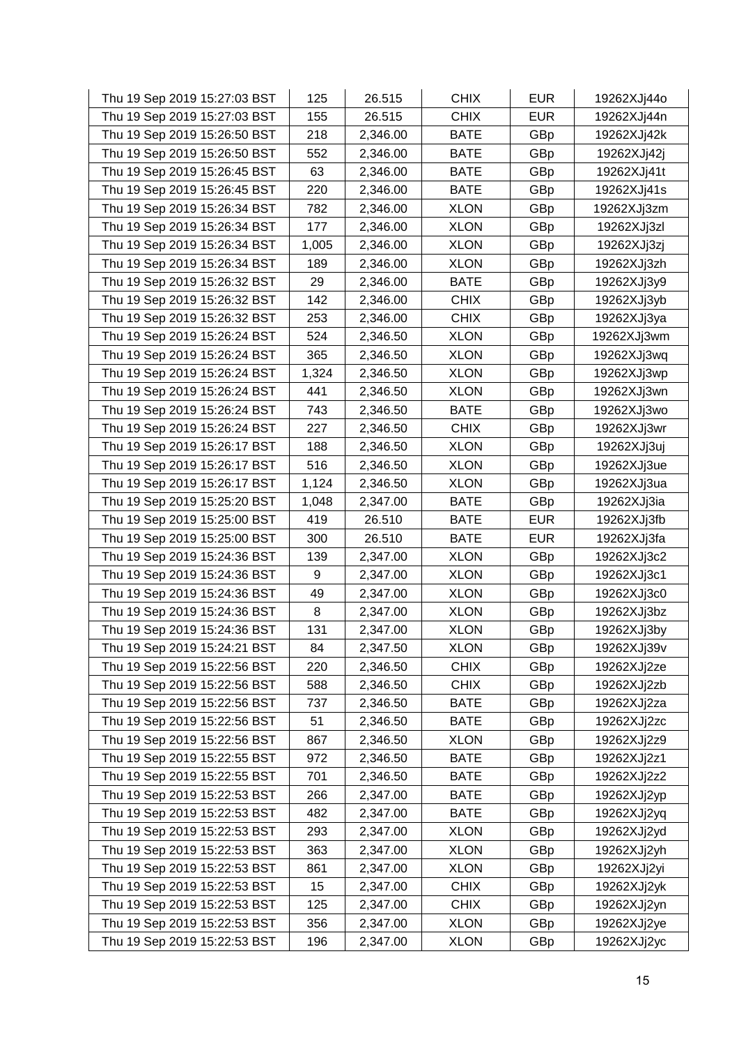| Thu 19 Sep 2019 15:27:03 BST | 125 | 26.515 | CHIX | EUR | 19262XJj44o |
|---|---|---|---|---|---|
| Thu 19 Sep 2019 15:27:03 BST | 155 | 26.515 | CHIX | EUR | 19262XJj44n |
| Thu 19 Sep 2019 15:26:50 BST | 218 | 2,346.00 | BATE | GBp | 19262XJj42k |
| Thu 19 Sep 2019 15:26:50 BST | 552 | 2,346.00 | BATE | GBp | 19262XJj42j |
| Thu 19 Sep 2019 15:26:45 BST | 63 | 2,346.00 | BATE | GBp | 19262XJj41t |
| Thu 19 Sep 2019 15:26:45 BST | 220 | 2,346.00 | BATE | GBp | 19262XJj41s |
| Thu 19 Sep 2019 15:26:34 BST | 782 | 2,346.00 | XLON | GBp | 19262XJj3zm |
| Thu 19 Sep 2019 15:26:34 BST | 177 | 2,346.00 | XLON | GBp | 19262XJj3zl |
| Thu 19 Sep 2019 15:26:34 BST | 1,005 | 2,346.00 | XLON | GBp | 19262XJj3zj |
| Thu 19 Sep 2019 15:26:34 BST | 189 | 2,346.00 | XLON | GBp | 19262XJj3zh |
| Thu 19 Sep 2019 15:26:32 BST | 29 | 2,346.00 | BATE | GBp | 19262XJj3y9 |
| Thu 19 Sep 2019 15:26:32 BST | 142 | 2,346.00 | CHIX | GBp | 19262XJj3yb |
| Thu 19 Sep 2019 15:26:32 BST | 253 | 2,346.00 | CHIX | GBp | 19262XJj3ya |
| Thu 19 Sep 2019 15:26:24 BST | 524 | 2,346.50 | XLON | GBp | 19262XJj3wm |
| Thu 19 Sep 2019 15:26:24 BST | 365 | 2,346.50 | XLON | GBp | 19262XJj3wq |
| Thu 19 Sep 2019 15:26:24 BST | 1,324 | 2,346.50 | XLON | GBp | 19262XJj3wp |
| Thu 19 Sep 2019 15:26:24 BST | 441 | 2,346.50 | XLON | GBp | 19262XJj3wn |
| Thu 19 Sep 2019 15:26:24 BST | 743 | 2,346.50 | BATE | GBp | 19262XJj3wo |
| Thu 19 Sep 2019 15:26:24 BST | 227 | 2,346.50 | CHIX | GBp | 19262XJj3wr |
| Thu 19 Sep 2019 15:26:17 BST | 188 | 2,346.50 | XLON | GBp | 19262XJj3uj |
| Thu 19 Sep 2019 15:26:17 BST | 516 | 2,346.50 | XLON | GBp | 19262XJj3ue |
| Thu 19 Sep 2019 15:26:17 BST | 1,124 | 2,346.50 | XLON | GBp | 19262XJj3ua |
| Thu 19 Sep 2019 15:25:20 BST | 1,048 | 2,347.00 | BATE | GBp | 19262XJj3ia |
| Thu 19 Sep 2019 15:25:00 BST | 419 | 26.510 | BATE | EUR | 19262XJj3fb |
| Thu 19 Sep 2019 15:25:00 BST | 300 | 26.510 | BATE | EUR | 19262XJj3fa |
| Thu 19 Sep 2019 15:24:36 BST | 139 | 2,347.00 | XLON | GBp | 19262XJj3c2 |
| Thu 19 Sep 2019 15:24:36 BST | 9 | 2,347.00 | XLON | GBp | 19262XJj3c1 |
| Thu 19 Sep 2019 15:24:36 BST | 49 | 2,347.00 | XLON | GBp | 19262XJj3c0 |
| Thu 19 Sep 2019 15:24:36 BST | 8 | 2,347.00 | XLON | GBp | 19262XJj3bz |
| Thu 19 Sep 2019 15:24:36 BST | 131 | 2,347.00 | XLON | GBp | 19262XJj3by |
| Thu 19 Sep 2019 15:24:21 BST | 84 | 2,347.50 | XLON | GBp | 19262XJj39v |
| Thu 19 Sep 2019 15:22:56 BST | 220 | 2,346.50 | CHIX | GBp | 19262XJj2ze |
| Thu 19 Sep 2019 15:22:56 BST | 588 | 2,346.50 | CHIX | GBp | 19262XJj2zb |
| Thu 19 Sep 2019 15:22:56 BST | 737 | 2,346.50 | BATE | GBp | 19262XJj2za |
| Thu 19 Sep 2019 15:22:56 BST | 51 | 2,346.50 | BATE | GBp | 19262XJj2zc |
| Thu 19 Sep 2019 15:22:56 BST | 867 | 2,346.50 | XLON | GBp | 19262XJj2z9 |
| Thu 19 Sep 2019 15:22:55 BST | 972 | 2,346.50 | BATE | GBp | 19262XJj2z1 |
| Thu 19 Sep 2019 15:22:55 BST | 701 | 2,346.50 | BATE | GBp | 19262XJj2z2 |
| Thu 19 Sep 2019 15:22:53 BST | 266 | 2,347.00 | BATE | GBp | 19262XJj2yp |
| Thu 19 Sep 2019 15:22:53 BST | 482 | 2,347.00 | BATE | GBp | 19262XJj2yq |
| Thu 19 Sep 2019 15:22:53 BST | 293 | 2,347.00 | XLON | GBp | 19262XJj2yd |
| Thu 19 Sep 2019 15:22:53 BST | 363 | 2,347.00 | XLON | GBp | 19262XJj2yh |
| Thu 19 Sep 2019 15:22:53 BST | 861 | 2,347.00 | XLON | GBp | 19262XJj2yi |
| Thu 19 Sep 2019 15:22:53 BST | 15 | 2,347.00 | CHIX | GBp | 19262XJj2yk |
| Thu 19 Sep 2019 15:22:53 BST | 125 | 2,347.00 | CHIX | GBp | 19262XJj2yn |
| Thu 19 Sep 2019 15:22:53 BST | 356 | 2,347.00 | XLON | GBp | 19262XJj2ye |
| Thu 19 Sep 2019 15:22:53 BST | 196 | 2,347.00 | XLON | GBp | 19262XJj2yc |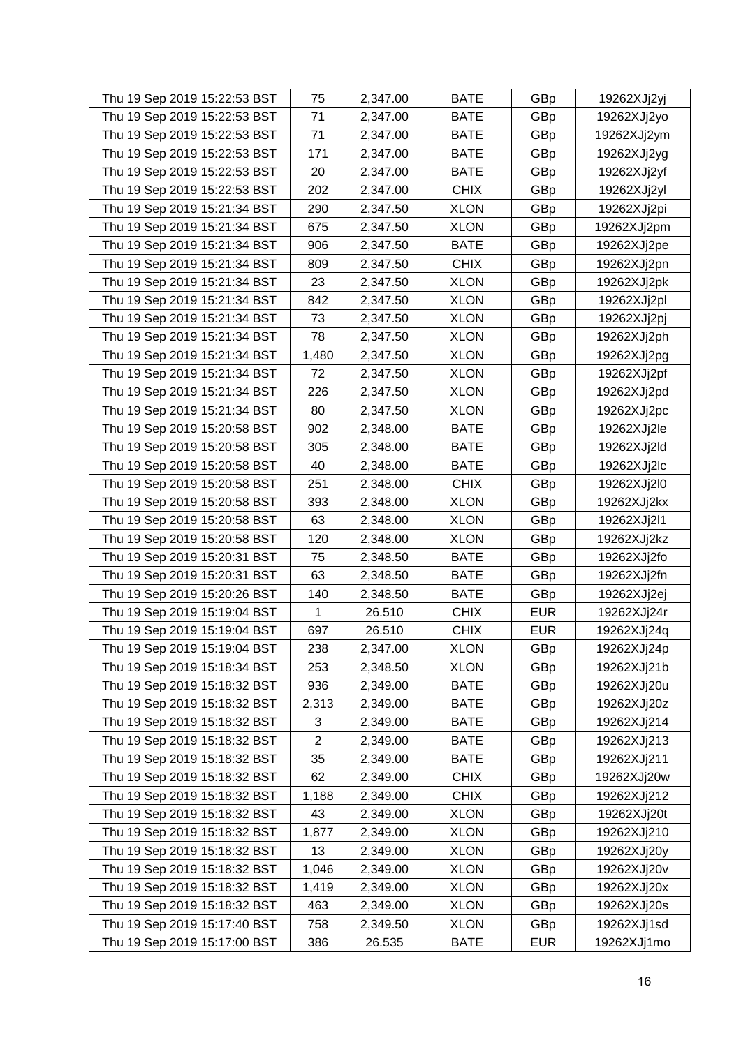| | | | | | |
|---|---|---|---|---|---|
| Thu 19 Sep 2019 15:22:53 BST | 75 | 2,347.00 | BATE | GBp | 19262XJj2yj |
| Thu 19 Sep 2019 15:22:53 BST | 71 | 2,347.00 | BATE | GBp | 19262XJj2yo |
| Thu 19 Sep 2019 15:22:53 BST | 71 | 2,347.00 | BATE | GBp | 19262XJj2ym |
| Thu 19 Sep 2019 15:22:53 BST | 171 | 2,347.00 | BATE | GBp | 19262XJj2yg |
| Thu 19 Sep 2019 15:22:53 BST | 20 | 2,347.00 | BATE | GBp | 19262XJj2yf |
| Thu 19 Sep 2019 15:22:53 BST | 202 | 2,347.00 | CHIX | GBp | 19262XJj2yl |
| Thu 19 Sep 2019 15:21:34 BST | 290 | 2,347.50 | XLON | GBp | 19262XJj2pi |
| Thu 19 Sep 2019 15:21:34 BST | 675 | 2,347.50 | XLON | GBp | 19262XJj2pm |
| Thu 19 Sep 2019 15:21:34 BST | 906 | 2,347.50 | BATE | GBp | 19262XJj2pe |
| Thu 19 Sep 2019 15:21:34 BST | 809 | 2,347.50 | CHIX | GBp | 19262XJj2pn |
| Thu 19 Sep 2019 15:21:34 BST | 23 | 2,347.50 | XLON | GBp | 19262XJj2pk |
| Thu 19 Sep 2019 15:21:34 BST | 842 | 2,347.50 | XLON | GBp | 19262XJj2pl |
| Thu 19 Sep 2019 15:21:34 BST | 73 | 2,347.50 | XLON | GBp | 19262XJj2pj |
| Thu 19 Sep 2019 15:21:34 BST | 78 | 2,347.50 | XLON | GBp | 19262XJj2ph |
| Thu 19 Sep 2019 15:21:34 BST | 1,480 | 2,347.50 | XLON | GBp | 19262XJj2pg |
| Thu 19 Sep 2019 15:21:34 BST | 72 | 2,347.50 | XLON | GBp | 19262XJj2pf |
| Thu 19 Sep 2019 15:21:34 BST | 226 | 2,347.50 | XLON | GBp | 19262XJj2pd |
| Thu 19 Sep 2019 15:21:34 BST | 80 | 2,347.50 | XLON | GBp | 19262XJj2pc |
| Thu 19 Sep 2019 15:20:58 BST | 902 | 2,348.00 | BATE | GBp | 19262XJj2le |
| Thu 19 Sep 2019 15:20:58 BST | 305 | 2,348.00 | BATE | GBp | 19262XJj2ld |
| Thu 19 Sep 2019 15:20:58 BST | 40 | 2,348.00 | BATE | GBp | 19262XJj2lc |
| Thu 19 Sep 2019 15:20:58 BST | 251 | 2,348.00 | CHIX | GBp | 19262XJj2l0 |
| Thu 19 Sep 2019 15:20:58 BST | 393 | 2,348.00 | XLON | GBp | 19262XJj2kx |
| Thu 19 Sep 2019 15:20:58 BST | 63 | 2,348.00 | XLON | GBp | 19262XJj2l1 |
| Thu 19 Sep 2019 15:20:58 BST | 120 | 2,348.00 | XLON | GBp | 19262XJj2kz |
| Thu 19 Sep 2019 15:20:31 BST | 75 | 2,348.50 | BATE | GBp | 19262XJj2fo |
| Thu 19 Sep 2019 15:20:31 BST | 63 | 2,348.50 | BATE | GBp | 19262XJj2fn |
| Thu 19 Sep 2019 15:20:26 BST | 140 | 2,348.50 | BATE | GBp | 19262XJj2ej |
| Thu 19 Sep 2019 15:19:04 BST | 1 | 26.510 | CHIX | EUR | 19262XJj24r |
| Thu 19 Sep 2019 15:19:04 BST | 697 | 26.510 | CHIX | EUR | 19262XJj24q |
| Thu 19 Sep 2019 15:19:04 BST | 238 | 2,347.00 | XLON | GBp | 19262XJj24p |
| Thu 19 Sep 2019 15:18:34 BST | 253 | 2,348.50 | XLON | GBp | 19262XJj21b |
| Thu 19 Sep 2019 15:18:32 BST | 936 | 2,349.00 | BATE | GBp | 19262XJj20u |
| Thu 19 Sep 2019 15:18:32 BST | 2,313 | 2,349.00 | BATE | GBp | 19262XJj20z |
| Thu 19 Sep 2019 15:18:32 BST | 3 | 2,349.00 | BATE | GBp | 19262XJj214 |
| Thu 19 Sep 2019 15:18:32 BST | 2 | 2,349.00 | BATE | GBp | 19262XJj213 |
| Thu 19 Sep 2019 15:18:32 BST | 35 | 2,349.00 | BATE | GBp | 19262XJj211 |
| Thu 19 Sep 2019 15:18:32 BST | 62 | 2,349.00 | CHIX | GBp | 19262XJj20w |
| Thu 19 Sep 2019 15:18:32 BST | 1,188 | 2,349.00 | CHIX | GBp | 19262XJj212 |
| Thu 19 Sep 2019 15:18:32 BST | 43 | 2,349.00 | XLON | GBp | 19262XJj20t |
| Thu 19 Sep 2019 15:18:32 BST | 1,877 | 2,349.00 | XLON | GBp | 19262XJj210 |
| Thu 19 Sep 2019 15:18:32 BST | 13 | 2,349.00 | XLON | GBp | 19262XJj20y |
| Thu 19 Sep 2019 15:18:32 BST | 1,046 | 2,349.00 | XLON | GBp | 19262XJj20v |
| Thu 19 Sep 2019 15:18:32 BST | 1,419 | 2,349.00 | XLON | GBp | 19262XJj20x |
| Thu 19 Sep 2019 15:18:32 BST | 463 | 2,349.00 | XLON | GBp | 19262XJj20s |
| Thu 19 Sep 2019 15:17:40 BST | 758 | 2,349.50 | XLON | GBp | 19262XJj1sd |
| Thu 19 Sep 2019 15:17:00 BST | 386 | 26.535 | BATE | EUR | 19262XJj1mo |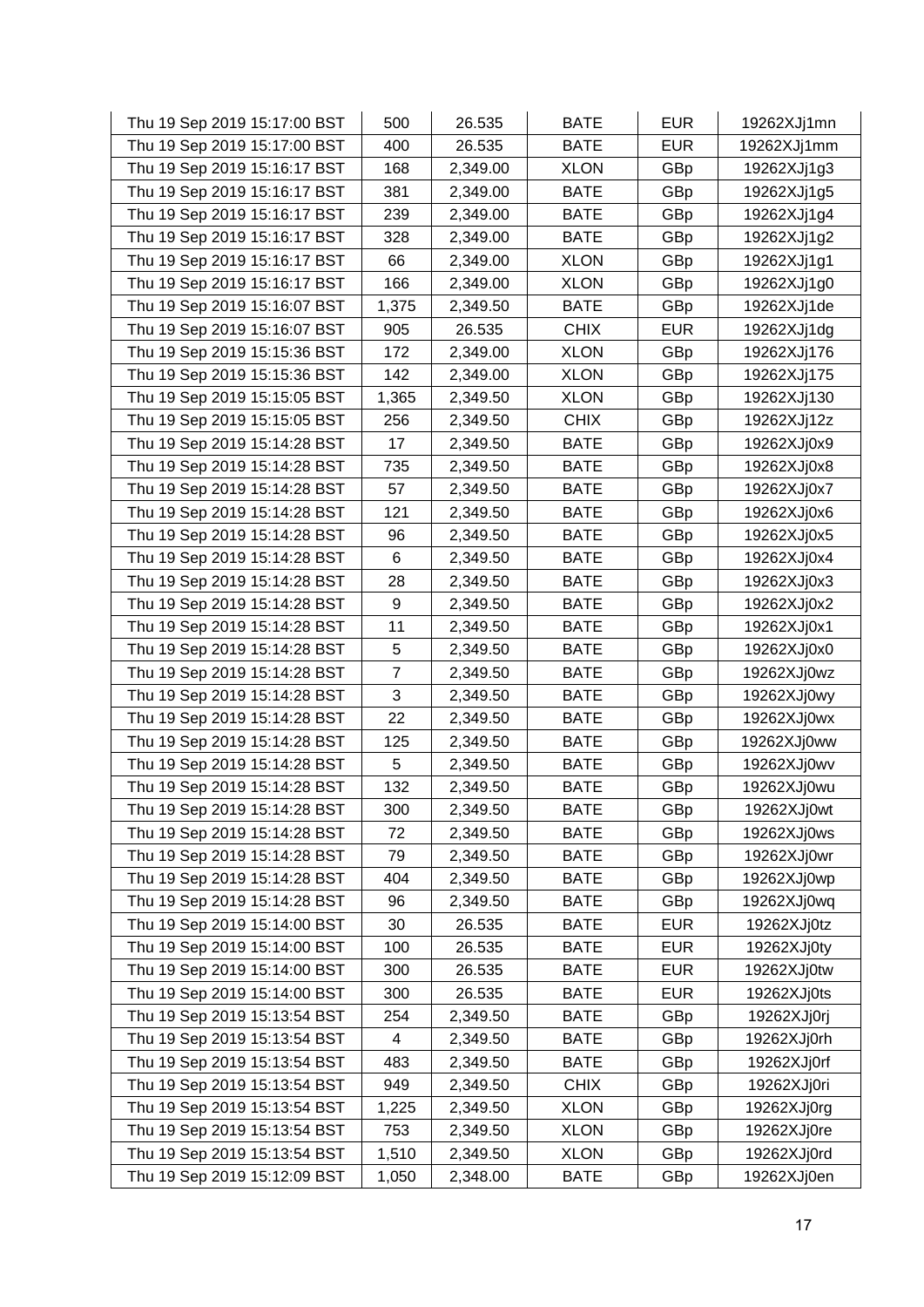| Thu 19 Sep 2019 15:17:00 BST | 500 | 26.535 | BATE | EUR | 19262XJj1mn |
|---|---|---|---|---|---|
| Thu 19 Sep 2019 15:17:00 BST | 400 | 26.535 | BATE | EUR | 19262XJj1mm |
| Thu 19 Sep 2019 15:16:17 BST | 168 | 2,349.00 | XLON | GBp | 19262XJj1g3 |
| Thu 19 Sep 2019 15:16:17 BST | 381 | 2,349.00 | BATE | GBp | 19262XJj1g5 |
| Thu 19 Sep 2019 15:16:17 BST | 239 | 2,349.00 | BATE | GBp | 19262XJj1g4 |
| Thu 19 Sep 2019 15:16:17 BST | 328 | 2,349.00 | BATE | GBp | 19262XJj1g2 |
| Thu 19 Sep 2019 15:16:17 BST | 66 | 2,349.00 | XLON | GBp | 19262XJj1g1 |
| Thu 19 Sep 2019 15:16:17 BST | 166 | 2,349.00 | XLON | GBp | 19262XJj1g0 |
| Thu 19 Sep 2019 15:16:07 BST | 1,375 | 2,349.50 | BATE | GBp | 19262XJj1de |
| Thu 19 Sep 2019 15:16:07 BST | 905 | 26.535 | CHIX | EUR | 19262XJj1dg |
| Thu 19 Sep 2019 15:15:36 BST | 172 | 2,349.00 | XLON | GBp | 19262XJj176 |
| Thu 19 Sep 2019 15:15:36 BST | 142 | 2,349.00 | XLON | GBp | 19262XJj175 |
| Thu 19 Sep 2019 15:15:05 BST | 1,365 | 2,349.50 | XLON | GBp | 19262XJj130 |
| Thu 19 Sep 2019 15:15:05 BST | 256 | 2,349.50 | CHIX | GBp | 19262XJj12z |
| Thu 19 Sep 2019 15:14:28 BST | 17 | 2,349.50 | BATE | GBp | 19262XJj0x9 |
| Thu 19 Sep 2019 15:14:28 BST | 735 | 2,349.50 | BATE | GBp | 19262XJj0x8 |
| Thu 19 Sep 2019 15:14:28 BST | 57 | 2,349.50 | BATE | GBp | 19262XJj0x7 |
| Thu 19 Sep 2019 15:14:28 BST | 121 | 2,349.50 | BATE | GBp | 19262XJj0x6 |
| Thu 19 Sep 2019 15:14:28 BST | 96 | 2,349.50 | BATE | GBp | 19262XJj0x5 |
| Thu 19 Sep 2019 15:14:28 BST | 6 | 2,349.50 | BATE | GBp | 19262XJj0x4 |
| Thu 19 Sep 2019 15:14:28 BST | 28 | 2,349.50 | BATE | GBp | 19262XJj0x3 |
| Thu 19 Sep 2019 15:14:28 BST | 9 | 2,349.50 | BATE | GBp | 19262XJj0x2 |
| Thu 19 Sep 2019 15:14:28 BST | 11 | 2,349.50 | BATE | GBp | 19262XJj0x1 |
| Thu 19 Sep 2019 15:14:28 BST | 5 | 2,349.50 | BATE | GBp | 19262XJj0x0 |
| Thu 19 Sep 2019 15:14:28 BST | 7 | 2,349.50 | BATE | GBp | 19262XJj0wz |
| Thu 19 Sep 2019 15:14:28 BST | 3 | 2,349.50 | BATE | GBp | 19262XJj0wy |
| Thu 19 Sep 2019 15:14:28 BST | 22 | 2,349.50 | BATE | GBp | 19262XJj0wx |
| Thu 19 Sep 2019 15:14:28 BST | 125 | 2,349.50 | BATE | GBp | 19262XJj0ww |
| Thu 19 Sep 2019 15:14:28 BST | 5 | 2,349.50 | BATE | GBp | 19262XJj0wv |
| Thu 19 Sep 2019 15:14:28 BST | 132 | 2,349.50 | BATE | GBp | 19262XJj0wu |
| Thu 19 Sep 2019 15:14:28 BST | 300 | 2,349.50 | BATE | GBp | 19262XJj0wt |
| Thu 19 Sep 2019 15:14:28 BST | 72 | 2,349.50 | BATE | GBp | 19262XJj0ws |
| Thu 19 Sep 2019 15:14:28 BST | 79 | 2,349.50 | BATE | GBp | 19262XJj0wr |
| Thu 19 Sep 2019 15:14:28 BST | 404 | 2,349.50 | BATE | GBp | 19262XJj0wp |
| Thu 19 Sep 2019 15:14:28 BST | 96 | 2,349.50 | BATE | GBp | 19262XJj0wq |
| Thu 19 Sep 2019 15:14:00 BST | 30 | 26.535 | BATE | EUR | 19262XJj0tz |
| Thu 19 Sep 2019 15:14:00 BST | 100 | 26.535 | BATE | EUR | 19262XJj0ty |
| Thu 19 Sep 2019 15:14:00 BST | 300 | 26.535 | BATE | EUR | 19262XJj0tw |
| Thu 19 Sep 2019 15:14:00 BST | 300 | 26.535 | BATE | EUR | 19262XJj0ts |
| Thu 19 Sep 2019 15:13:54 BST | 254 | 2,349.50 | BATE | GBp | 19262XJj0rj |
| Thu 19 Sep 2019 15:13:54 BST | 4 | 2,349.50 | BATE | GBp | 19262XJj0rh |
| Thu 19 Sep 2019 15:13:54 BST | 483 | 2,349.50 | BATE | GBp | 19262XJj0rf |
| Thu 19 Sep 2019 15:13:54 BST | 949 | 2,349.50 | CHIX | GBp | 19262XJj0ri |
| Thu 19 Sep 2019 15:13:54 BST | 1,225 | 2,349.50 | XLON | GBp | 19262XJj0rg |
| Thu 19 Sep 2019 15:13:54 BST | 753 | 2,349.50 | XLON | GBp | 19262XJj0re |
| Thu 19 Sep 2019 15:13:54 BST | 1,510 | 2,349.50 | XLON | GBp | 19262XJj0rd |
| Thu 19 Sep 2019 15:12:09 BST | 1,050 | 2,348.00 | BATE | GBp | 19262XJj0en |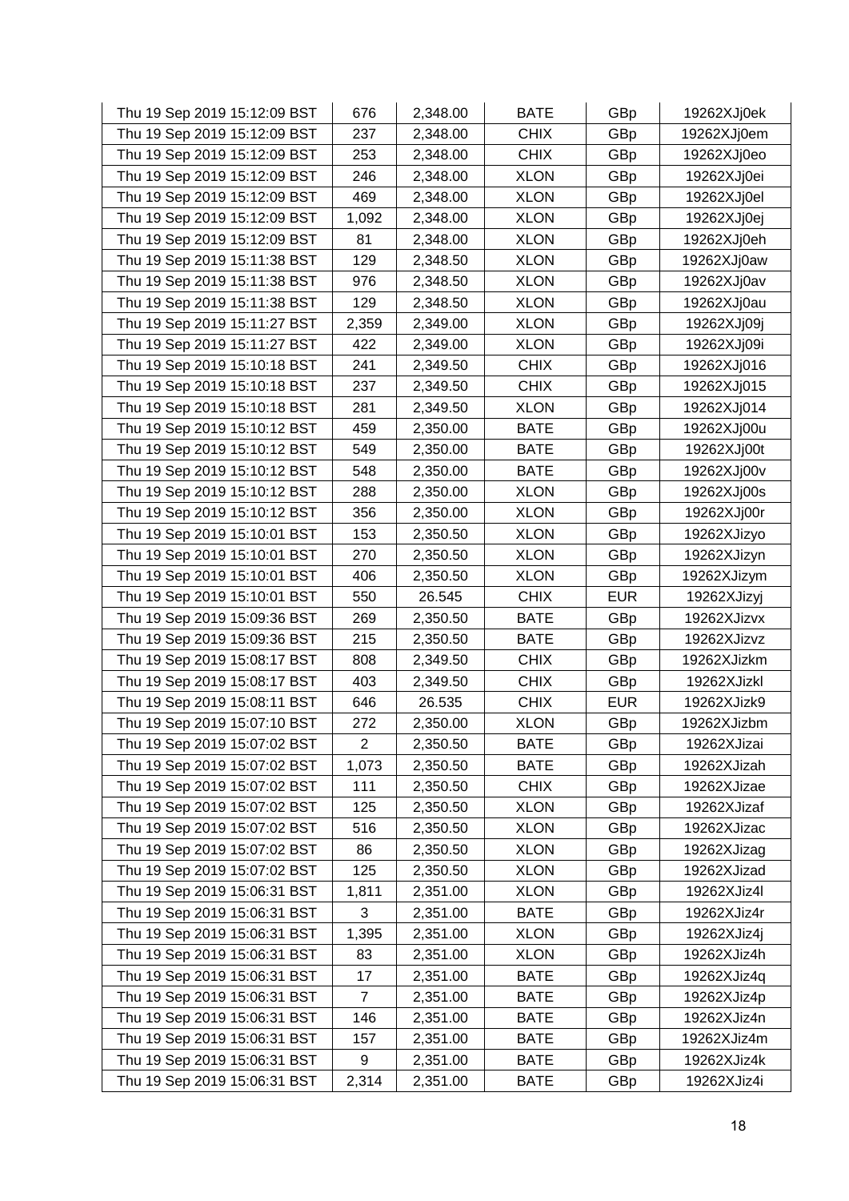| Thu 19 Sep 2019 15:12:09 BST | 676 | 2,348.00 | BATE | GBp | 19262XJj0ek |
|---|---|---|---|---|---|
| Thu 19 Sep 2019 15:12:09 BST | 237 | 2,348.00 | CHIX | GBp | 19262XJj0em |
| Thu 19 Sep 2019 15:12:09 BST | 253 | 2,348.00 | CHIX | GBp | 19262XJj0eo |
| Thu 19 Sep 2019 15:12:09 BST | 246 | 2,348.00 | XLON | GBp | 19262XJj0ei |
| Thu 19 Sep 2019 15:12:09 BST | 469 | 2,348.00 | XLON | GBp | 19262XJj0el |
| Thu 19 Sep 2019 15:12:09 BST | 1,092 | 2,348.00 | XLON | GBp | 19262XJj0ej |
| Thu 19 Sep 2019 15:12:09 BST | 81 | 2,348.00 | XLON | GBp | 19262XJj0eh |
| Thu 19 Sep 2019 15:11:38 BST | 129 | 2,348.50 | XLON | GBp | 19262XJj0aw |
| Thu 19 Sep 2019 15:11:38 BST | 976 | 2,348.50 | XLON | GBp | 19262XJj0av |
| Thu 19 Sep 2019 15:11:38 BST | 129 | 2,348.50 | XLON | GBp | 19262XJj0au |
| Thu 19 Sep 2019 15:11:27 BST | 2,359 | 2,349.00 | XLON | GBp | 19262XJj09j |
| Thu 19 Sep 2019 15:11:27 BST | 422 | 2,349.00 | XLON | GBp | 19262XJj09i |
| Thu 19 Sep 2019 15:10:18 BST | 241 | 2,349.50 | CHIX | GBp | 19262XJj016 |
| Thu 19 Sep 2019 15:10:18 BST | 237 | 2,349.50 | CHIX | GBp | 19262XJj015 |
| Thu 19 Sep 2019 15:10:18 BST | 281 | 2,349.50 | XLON | GBp | 19262XJj014 |
| Thu 19 Sep 2019 15:10:12 BST | 459 | 2,350.00 | BATE | GBp | 19262XJj00u |
| Thu 19 Sep 2019 15:10:12 BST | 549 | 2,350.00 | BATE | GBp | 19262XJj00t |
| Thu 19 Sep 2019 15:10:12 BST | 548 | 2,350.00 | BATE | GBp | 19262XJj00v |
| Thu 19 Sep 2019 15:10:12 BST | 288 | 2,350.00 | XLON | GBp | 19262XJj00s |
| Thu 19 Sep 2019 15:10:12 BST | 356 | 2,350.00 | XLON | GBp | 19262XJj00r |
| Thu 19 Sep 2019 15:10:01 BST | 153 | 2,350.50 | XLON | GBp | 19262XJizyo |
| Thu 19 Sep 2019 15:10:01 BST | 270 | 2,350.50 | XLON | GBp | 19262XJizyn |
| Thu 19 Sep 2019 15:10:01 BST | 406 | 2,350.50 | XLON | GBp | 19262XJizym |
| Thu 19 Sep 2019 15:10:01 BST | 550 | 26.545 | CHIX | EUR | 19262XJizyj |
| Thu 19 Sep 2019 15:09:36 BST | 269 | 2,350.50 | BATE | GBp | 19262XJizvx |
| Thu 19 Sep 2019 15:09:36 BST | 215 | 2,350.50 | BATE | GBp | 19262XJizvz |
| Thu 19 Sep 2019 15:08:17 BST | 808 | 2,349.50 | CHIX | GBp | 19262XJizkm |
| Thu 19 Sep 2019 15:08:17 BST | 403 | 2,349.50 | CHIX | GBp | 19262XJizkl |
| Thu 19 Sep 2019 15:08:11 BST | 646 | 26.535 | CHIX | EUR | 19262XJizk9 |
| Thu 19 Sep 2019 15:07:10 BST | 272 | 2,350.00 | XLON | GBp | 19262XJizbm |
| Thu 19 Sep 2019 15:07:02 BST | 2 | 2,350.50 | BATE | GBp | 19262XJizai |
| Thu 19 Sep 2019 15:07:02 BST | 1,073 | 2,350.50 | BATE | GBp | 19262XJizah |
| Thu 19 Sep 2019 15:07:02 BST | 111 | 2,350.50 | CHIX | GBp | 19262XJizae |
| Thu 19 Sep 2019 15:07:02 BST | 125 | 2,350.50 | XLON | GBp | 19262XJizaf |
| Thu 19 Sep 2019 15:07:02 BST | 516 | 2,350.50 | XLON | GBp | 19262XJizac |
| Thu 19 Sep 2019 15:07:02 BST | 86 | 2,350.50 | XLON | GBp | 19262XJizag |
| Thu 19 Sep 2019 15:07:02 BST | 125 | 2,350.50 | XLON | GBp | 19262XJizad |
| Thu 19 Sep 2019 15:06:31 BST | 1,811 | 2,351.00 | XLON | GBp | 19262XJiz4l |
| Thu 19 Sep 2019 15:06:31 BST | 3 | 2,351.00 | BATE | GBp | 19262XJiz4r |
| Thu 19 Sep 2019 15:06:31 BST | 1,395 | 2,351.00 | XLON | GBp | 19262XJiz4j |
| Thu 19 Sep 2019 15:06:31 BST | 83 | 2,351.00 | XLON | GBp | 19262XJiz4h |
| Thu 19 Sep 2019 15:06:31 BST | 17 | 2,351.00 | BATE | GBp | 19262XJiz4q |
| Thu 19 Sep 2019 15:06:31 BST | 7 | 2,351.00 | BATE | GBp | 19262XJiz4p |
| Thu 19 Sep 2019 15:06:31 BST | 146 | 2,351.00 | BATE | GBp | 19262XJiz4n |
| Thu 19 Sep 2019 15:06:31 BST | 157 | 2,351.00 | BATE | GBp | 19262XJiz4m |
| Thu 19 Sep 2019 15:06:31 BST | 9 | 2,351.00 | BATE | GBp | 19262XJiz4k |
| Thu 19 Sep 2019 15:06:31 BST | 2,314 | 2,351.00 | BATE | GBp | 19262XJiz4i |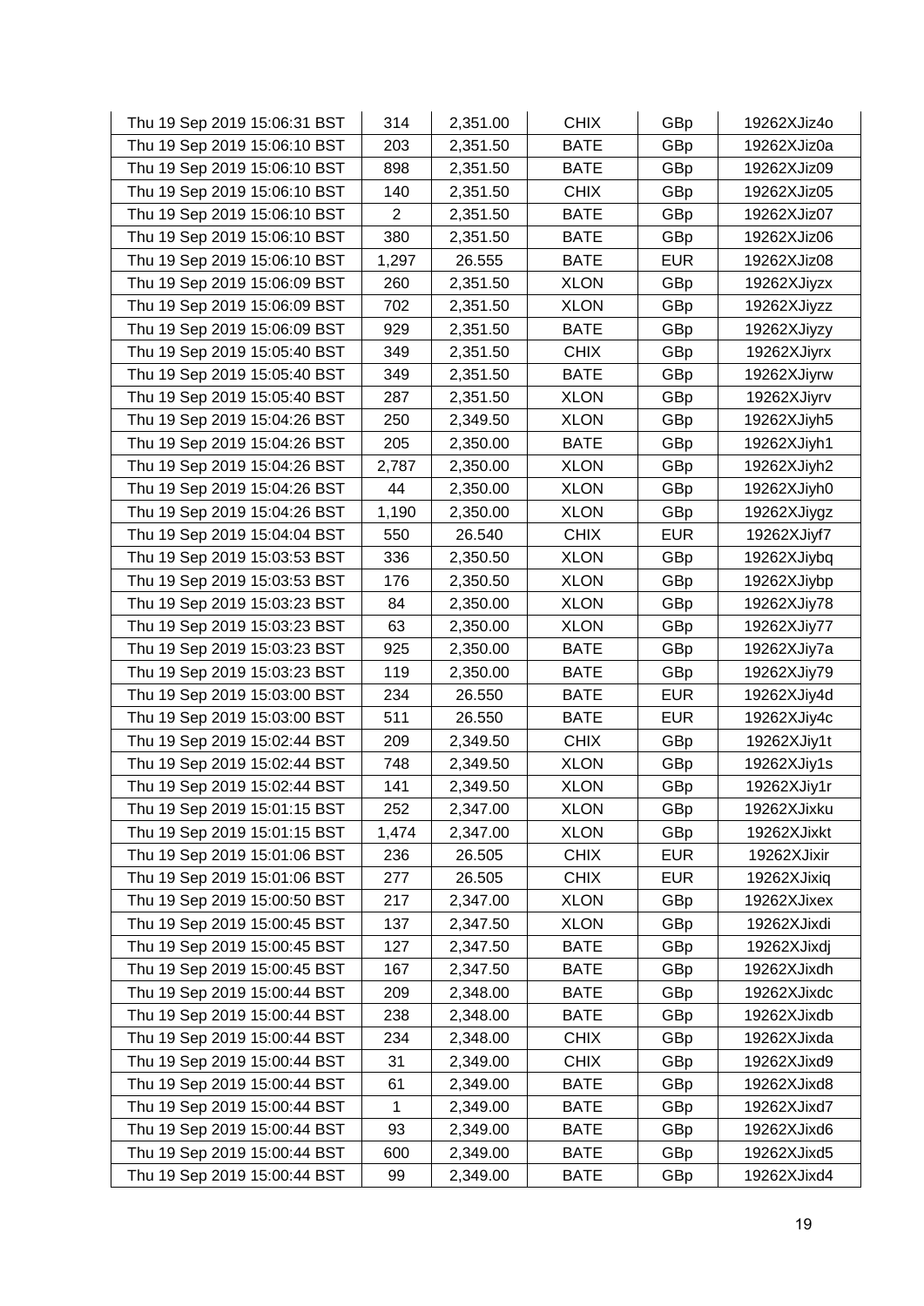| | | | | | |
|---|---|---|---|---|---|
| Thu 19 Sep 2019 15:06:31 BST | 314 | 2,351.00 | CHIX | GBp | 19262XJiz4o |
| Thu 19 Sep 2019 15:06:10 BST | 203 | 2,351.50 | BATE | GBp | 19262XJiz0a |
| Thu 19 Sep 2019 15:06:10 BST | 898 | 2,351.50 | BATE | GBp | 19262XJiz09 |
| Thu 19 Sep 2019 15:06:10 BST | 140 | 2,351.50 | CHIX | GBp | 19262XJiz05 |
| Thu 19 Sep 2019 15:06:10 BST | 2 | 2,351.50 | BATE | GBp | 19262XJiz07 |
| Thu 19 Sep 2019 15:06:10 BST | 380 | 2,351.50 | BATE | GBp | 19262XJiz06 |
| Thu 19 Sep 2019 15:06:10 BST | 1,297 | 26.555 | BATE | EUR | 19262XJiz08 |
| Thu 19 Sep 2019 15:06:09 BST | 260 | 2,351.50 | XLON | GBp | 19262XJiyzx |
| Thu 19 Sep 2019 15:06:09 BST | 702 | 2,351.50 | XLON | GBp | 19262XJiyzz |
| Thu 19 Sep 2019 15:06:09 BST | 929 | 2,351.50 | BATE | GBp | 19262XJiyzy |
| Thu 19 Sep 2019 15:05:40 BST | 349 | 2,351.50 | CHIX | GBp | 19262XJiyrx |
| Thu 19 Sep 2019 15:05:40 BST | 349 | 2,351.50 | BATE | GBp | 19262XJiyrw |
| Thu 19 Sep 2019 15:05:40 BST | 287 | 2,351.50 | XLON | GBp | 19262XJiyrv |
| Thu 19 Sep 2019 15:04:26 BST | 250 | 2,349.50 | XLON | GBp | 19262XJiyh5 |
| Thu 19 Sep 2019 15:04:26 BST | 205 | 2,350.00 | BATE | GBp | 19262XJiyh1 |
| Thu 19 Sep 2019 15:04:26 BST | 2,787 | 2,350.00 | XLON | GBp | 19262XJiyh2 |
| Thu 19 Sep 2019 15:04:26 BST | 44 | 2,350.00 | XLON | GBp | 19262XJiyh0 |
| Thu 19 Sep 2019 15:04:26 BST | 1,190 | 2,350.00 | XLON | GBp | 19262XJiygz |
| Thu 19 Sep 2019 15:04:04 BST | 550 | 26.540 | CHIX | EUR | 19262XJiyf7 |
| Thu 19 Sep 2019 15:03:53 BST | 336 | 2,350.50 | XLON | GBp | 19262XJiybq |
| Thu 19 Sep 2019 15:03:53 BST | 176 | 2,350.50 | XLON | GBp | 19262XJiybp |
| Thu 19 Sep 2019 15:03:23 BST | 84 | 2,350.00 | XLON | GBp | 19262XJiy78 |
| Thu 19 Sep 2019 15:03:23 BST | 63 | 2,350.00 | XLON | GBp | 19262XJiy77 |
| Thu 19 Sep 2019 15:03:23 BST | 925 | 2,350.00 | BATE | GBp | 19262XJiy7a |
| Thu 19 Sep 2019 15:03:23 BST | 119 | 2,350.00 | BATE | GBp | 19262XJiy79 |
| Thu 19 Sep 2019 15:03:00 BST | 234 | 26.550 | BATE | EUR | 19262XJiy4d |
| Thu 19 Sep 2019 15:03:00 BST | 511 | 26.550 | BATE | EUR | 19262XJiy4c |
| Thu 19 Sep 2019 15:02:44 BST | 209 | 2,349.50 | CHIX | GBp | 19262XJiy1t |
| Thu 19 Sep 2019 15:02:44 BST | 748 | 2,349.50 | XLON | GBp | 19262XJiy1s |
| Thu 19 Sep 2019 15:02:44 BST | 141 | 2,349.50 | XLON | GBp | 19262XJiy1r |
| Thu 19 Sep 2019 15:01:15 BST | 252 | 2,347.00 | XLON | GBp | 19262XJixku |
| Thu 19 Sep 2019 15:01:15 BST | 1,474 | 2,347.00 | XLON | GBp | 19262XJixkt |
| Thu 19 Sep 2019 15:01:06 BST | 236 | 26.505 | CHIX | EUR | 19262XJixir |
| Thu 19 Sep 2019 15:01:06 BST | 277 | 26.505 | CHIX | EUR | 19262XJixiq |
| Thu 19 Sep 2019 15:00:50 BST | 217 | 2,347.00 | XLON | GBp | 19262XJixex |
| Thu 19 Sep 2019 15:00:45 BST | 137 | 2,347.50 | XLON | GBp | 19262XJixdi |
| Thu 19 Sep 2019 15:00:45 BST | 127 | 2,347.50 | BATE | GBp | 19262XJixdj |
| Thu 19 Sep 2019 15:00:45 BST | 167 | 2,347.50 | BATE | GBp | 19262XJixdh |
| Thu 19 Sep 2019 15:00:44 BST | 209 | 2,348.00 | BATE | GBp | 19262XJixdc |
| Thu 19 Sep 2019 15:00:44 BST | 238 | 2,348.00 | BATE | GBp | 19262XJixdb |
| Thu 19 Sep 2019 15:00:44 BST | 234 | 2,348.00 | CHIX | GBp | 19262XJixda |
| Thu 19 Sep 2019 15:00:44 BST | 31 | 2,349.00 | CHIX | GBp | 19262XJixd9 |
| Thu 19 Sep 2019 15:00:44 BST | 61 | 2,349.00 | BATE | GBp | 19262XJixd8 |
| Thu 19 Sep 2019 15:00:44 BST | 1 | 2,349.00 | BATE | GBp | 19262XJixd7 |
| Thu 19 Sep 2019 15:00:44 BST | 93 | 2,349.00 | BATE | GBp | 19262XJixd6 |
| Thu 19 Sep 2019 15:00:44 BST | 600 | 2,349.00 | BATE | GBp | 19262XJixd5 |
| Thu 19 Sep 2019 15:00:44 BST | 99 | 2,349.00 | BATE | GBp | 19262XJixd4 |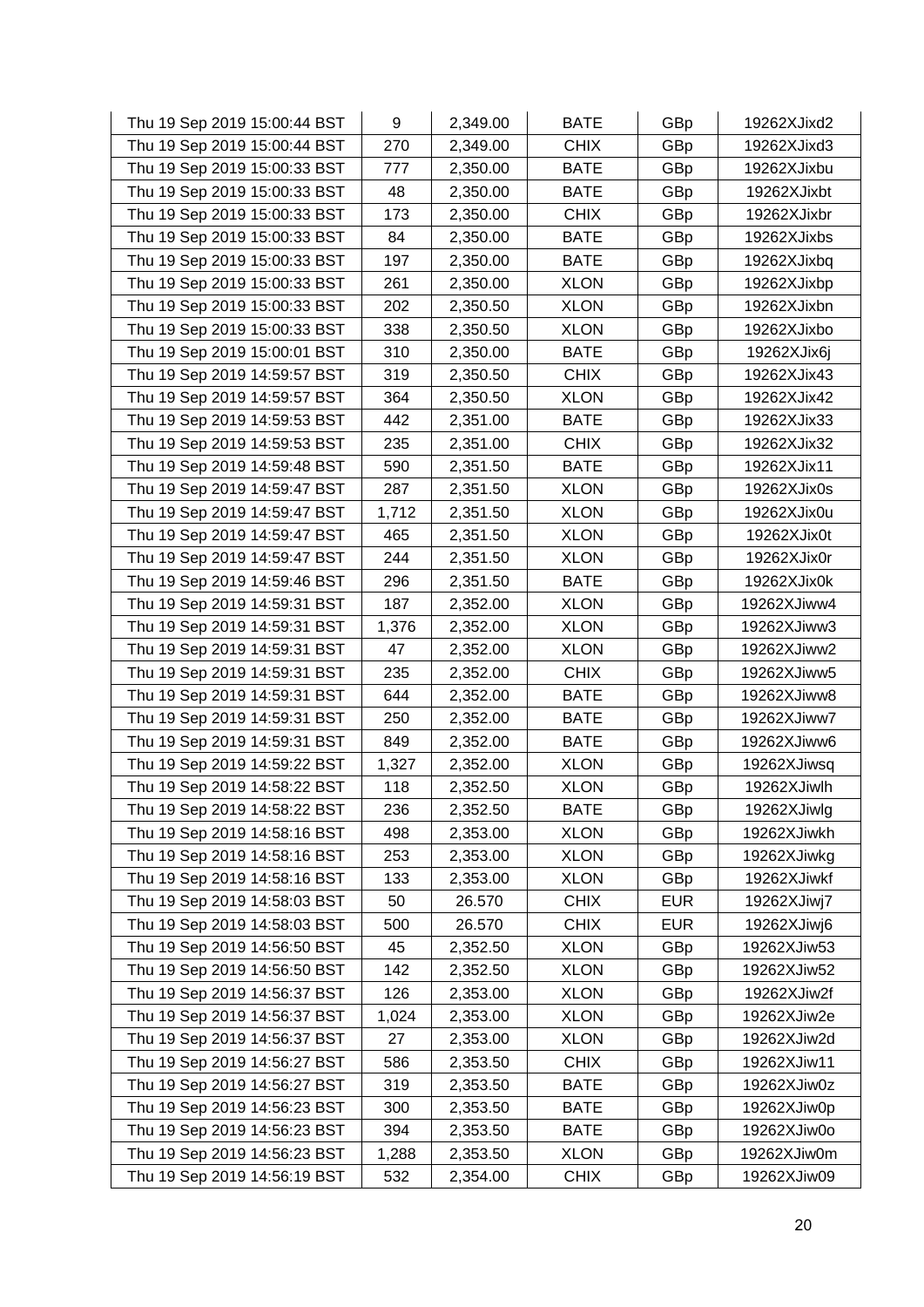| | | | | | |
|---|---|---|---|---|---|
| Thu 19 Sep 2019 15:00:44 BST | 9 | 2,349.00 | BATE | GBp | 19262XJixd2 |
| Thu 19 Sep 2019 15:00:44 BST | 270 | 2,349.00 | CHIX | GBp | 19262XJixd3 |
| Thu 19 Sep 2019 15:00:33 BST | 777 | 2,350.00 | BATE | GBp | 19262XJixbu |
| Thu 19 Sep 2019 15:00:33 BST | 48 | 2,350.00 | BATE | GBp | 19262XJixbt |
| Thu 19 Sep 2019 15:00:33 BST | 173 | 2,350.00 | CHIX | GBp | 19262XJixbr |
| Thu 19 Sep 2019 15:00:33 BST | 84 | 2,350.00 | BATE | GBp | 19262XJixbs |
| Thu 19 Sep 2019 15:00:33 BST | 197 | 2,350.00 | BATE | GBp | 19262XJixbq |
| Thu 19 Sep 2019 15:00:33 BST | 261 | 2,350.00 | XLON | GBp | 19262XJixbp |
| Thu 19 Sep 2019 15:00:33 BST | 202 | 2,350.50 | XLON | GBp | 19262XJixbn |
| Thu 19 Sep 2019 15:00:33 BST | 338 | 2,350.50 | XLON | GBp | 19262XJixbo |
| Thu 19 Sep 2019 15:00:01 BST | 310 | 2,350.00 | BATE | GBp | 19262XJix6j |
| Thu 19 Sep 2019 14:59:57 BST | 319 | 2,350.50 | CHIX | GBp | 19262XJix43 |
| Thu 19 Sep 2019 14:59:57 BST | 364 | 2,350.50 | XLON | GBp | 19262XJix42 |
| Thu 19 Sep 2019 14:59:53 BST | 442 | 2,351.00 | BATE | GBp | 19262XJix33 |
| Thu 19 Sep 2019 14:59:53 BST | 235 | 2,351.00 | CHIX | GBp | 19262XJix32 |
| Thu 19 Sep 2019 14:59:48 BST | 590 | 2,351.50 | BATE | GBp | 19262XJix11 |
| Thu 19 Sep 2019 14:59:47 BST | 287 | 2,351.50 | XLON | GBp | 19262XJix0s |
| Thu 19 Sep 2019 14:59:47 BST | 1,712 | 2,351.50 | XLON | GBp | 19262XJix0u |
| Thu 19 Sep 2019 14:59:47 BST | 465 | 2,351.50 | XLON | GBp | 19262XJix0t |
| Thu 19 Sep 2019 14:59:47 BST | 244 | 2,351.50 | XLON | GBp | 19262XJix0r |
| Thu 19 Sep 2019 14:59:46 BST | 296 | 2,351.50 | BATE | GBp | 19262XJix0k |
| Thu 19 Sep 2019 14:59:31 BST | 187 | 2,352.00 | XLON | GBp | 19262XJiww4 |
| Thu 19 Sep 2019 14:59:31 BST | 1,376 | 2,352.00 | XLON | GBp | 19262XJiww3 |
| Thu 19 Sep 2019 14:59:31 BST | 47 | 2,352.00 | XLON | GBp | 19262XJiww2 |
| Thu 19 Sep 2019 14:59:31 BST | 235 | 2,352.00 | CHIX | GBp | 19262XJiww5 |
| Thu 19 Sep 2019 14:59:31 BST | 644 | 2,352.00 | BATE | GBp | 19262XJiww8 |
| Thu 19 Sep 2019 14:59:31 BST | 250 | 2,352.00 | BATE | GBp | 19262XJiww7 |
| Thu 19 Sep 2019 14:59:31 BST | 849 | 2,352.00 | BATE | GBp | 19262XJiww6 |
| Thu 19 Sep 2019 14:59:22 BST | 1,327 | 2,352.00 | XLON | GBp | 19262XJiwsq |
| Thu 19 Sep 2019 14:58:22 BST | 118 | 2,352.50 | XLON | GBp | 19262XJiwlh |
| Thu 19 Sep 2019 14:58:22 BST | 236 | 2,352.50 | BATE | GBp | 19262XJiwlg |
| Thu 19 Sep 2019 14:58:16 BST | 498 | 2,353.00 | XLON | GBp | 19262XJiwkh |
| Thu 19 Sep 2019 14:58:16 BST | 253 | 2,353.00 | XLON | GBp | 19262XJiwkg |
| Thu 19 Sep 2019 14:58:16 BST | 133 | 2,353.00 | XLON | GBp | 19262XJiwkf |
| Thu 19 Sep 2019 14:58:03 BST | 50 | 26.570 | CHIX | EUR | 19262XJiwj7 |
| Thu 19 Sep 2019 14:58:03 BST | 500 | 26.570 | CHIX | EUR | 19262XJiwj6 |
| Thu 19 Sep 2019 14:56:50 BST | 45 | 2,352.50 | XLON | GBp | 19262XJiw53 |
| Thu 19 Sep 2019 14:56:50 BST | 142 | 2,352.50 | XLON | GBp | 19262XJiw52 |
| Thu 19 Sep 2019 14:56:37 BST | 126 | 2,353.00 | XLON | GBp | 19262XJiw2f |
| Thu 19 Sep 2019 14:56:37 BST | 1,024 | 2,353.00 | XLON | GBp | 19262XJiw2e |
| Thu 19 Sep 2019 14:56:37 BST | 27 | 2,353.00 | XLON | GBp | 19262XJiw2d |
| Thu 19 Sep 2019 14:56:27 BST | 586 | 2,353.50 | CHIX | GBp | 19262XJiw11 |
| Thu 19 Sep 2019 14:56:27 BST | 319 | 2,353.50 | BATE | GBp | 19262XJiw0z |
| Thu 19 Sep 2019 14:56:23 BST | 300 | 2,353.50 | BATE | GBp | 19262XJiw0p |
| Thu 19 Sep 2019 14:56:23 BST | 394 | 2,353.50 | BATE | GBp | 19262XJiw0o |
| Thu 19 Sep 2019 14:56:23 BST | 1,288 | 2,353.50 | XLON | GBp | 19262XJiw0m |
| Thu 19 Sep 2019 14:56:19 BST | 532 | 2,354.00 | CHIX | GBp | 19262XJiw09 |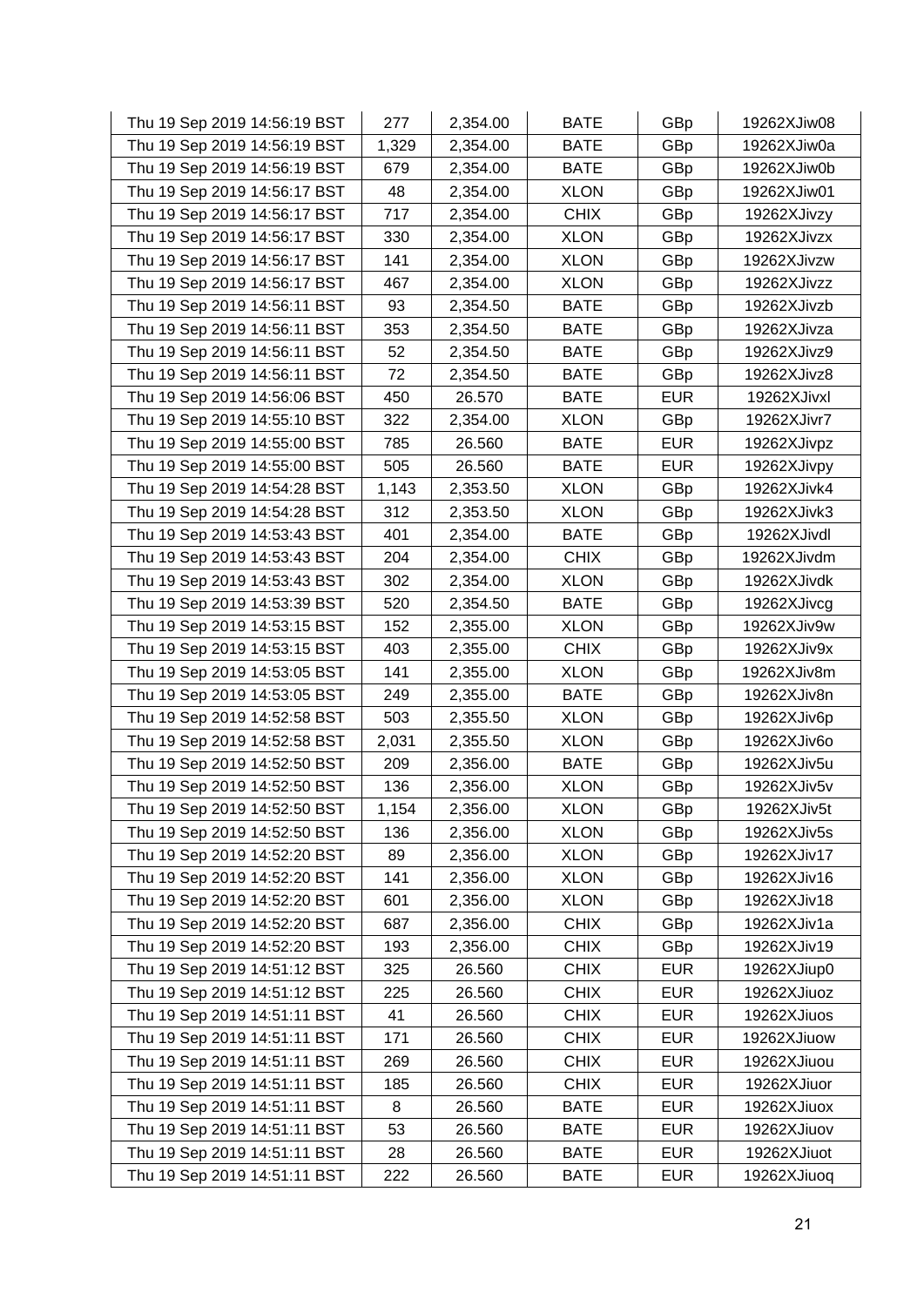| | | | | | |
|---|---|---|---|---|---|
| Thu 19 Sep 2019 14:56:19 BST | 277 | 2,354.00 | BATE | GBp | 19262XJiw08 |
| Thu 19 Sep 2019 14:56:19 BST | 1,329 | 2,354.00 | BATE | GBp | 19262XJiw0a |
| Thu 19 Sep 2019 14:56:19 BST | 679 | 2,354.00 | BATE | GBp | 19262XJiw0b |
| Thu 19 Sep 2019 14:56:17 BST | 48 | 2,354.00 | XLON | GBp | 19262XJiw01 |
| Thu 19 Sep 2019 14:56:17 BST | 717 | 2,354.00 | CHIX | GBp | 19262XJivzy |
| Thu 19 Sep 2019 14:56:17 BST | 330 | 2,354.00 | XLON | GBp | 19262XJivzx |
| Thu 19 Sep 2019 14:56:17 BST | 141 | 2,354.00 | XLON | GBp | 19262XJivzw |
| Thu 19 Sep 2019 14:56:17 BST | 467 | 2,354.00 | XLON | GBp | 19262XJivzz |
| Thu 19 Sep 2019 14:56:11 BST | 93 | 2,354.50 | BATE | GBp | 19262XJivzb |
| Thu 19 Sep 2019 14:56:11 BST | 353 | 2,354.50 | BATE | GBp | 19262XJivza |
| Thu 19 Sep 2019 14:56:11 BST | 52 | 2,354.50 | BATE | GBp | 19262XJivz9 |
| Thu 19 Sep 2019 14:56:11 BST | 72 | 2,354.50 | BATE | GBp | 19262XJivz8 |
| Thu 19 Sep 2019 14:56:06 BST | 450 | 26.570 | BATE | EUR | 19262XJivxl |
| Thu 19 Sep 2019 14:55:10 BST | 322 | 2,354.00 | XLON | GBp | 19262XJivr7 |
| Thu 19 Sep 2019 14:55:00 BST | 785 | 26.560 | BATE | EUR | 19262XJivpz |
| Thu 19 Sep 2019 14:55:00 BST | 505 | 26.560 | BATE | EUR | 19262XJivpy |
| Thu 19 Sep 2019 14:54:28 BST | 1,143 | 2,353.50 | XLON | GBp | 19262XJivk4 |
| Thu 19 Sep 2019 14:54:28 BST | 312 | 2,353.50 | XLON | GBp | 19262XJivk3 |
| Thu 19 Sep 2019 14:53:43 BST | 401 | 2,354.00 | BATE | GBp | 19262XJivdl |
| Thu 19 Sep 2019 14:53:43 BST | 204 | 2,354.00 | CHIX | GBp | 19262XJivdm |
| Thu 19 Sep 2019 14:53:43 BST | 302 | 2,354.00 | XLON | GBp | 19262XJivdk |
| Thu 19 Sep 2019 14:53:39 BST | 520 | 2,354.50 | BATE | GBp | 19262XJivcg |
| Thu 19 Sep 2019 14:53:15 BST | 152 | 2,355.00 | XLON | GBp | 19262XJiv9w |
| Thu 19 Sep 2019 14:53:15 BST | 403 | 2,355.00 | CHIX | GBp | 19262XJiv9x |
| Thu 19 Sep 2019 14:53:05 BST | 141 | 2,355.00 | XLON | GBp | 19262XJiv8m |
| Thu 19 Sep 2019 14:53:05 BST | 249 | 2,355.00 | BATE | GBp | 19262XJiv8n |
| Thu 19 Sep 2019 14:52:58 BST | 503 | 2,355.50 | XLON | GBp | 19262XJiv6p |
| Thu 19 Sep 2019 14:52:58 BST | 2,031 | 2,355.50 | XLON | GBp | 19262XJiv6o |
| Thu 19 Sep 2019 14:52:50 BST | 209 | 2,356.00 | BATE | GBp | 19262XJiv5u |
| Thu 19 Sep 2019 14:52:50 BST | 136 | 2,356.00 | XLON | GBp | 19262XJiv5v |
| Thu 19 Sep 2019 14:52:50 BST | 1,154 | 2,356.00 | XLON | GBp | 19262XJiv5t |
| Thu 19 Sep 2019 14:52:50 BST | 136 | 2,356.00 | XLON | GBp | 19262XJiv5s |
| Thu 19 Sep 2019 14:52:20 BST | 89 | 2,356.00 | XLON | GBp | 19262XJiv17 |
| Thu 19 Sep 2019 14:52:20 BST | 141 | 2,356.00 | XLON | GBp | 19262XJiv16 |
| Thu 19 Sep 2019 14:52:20 BST | 601 | 2,356.00 | XLON | GBp | 19262XJiv18 |
| Thu 19 Sep 2019 14:52:20 BST | 687 | 2,356.00 | CHIX | GBp | 19262XJiv1a |
| Thu 19 Sep 2019 14:52:20 BST | 193 | 2,356.00 | CHIX | GBp | 19262XJiv19 |
| Thu 19 Sep 2019 14:51:12 BST | 325 | 26.560 | CHIX | EUR | 19262XJiup0 |
| Thu 19 Sep 2019 14:51:12 BST | 225 | 26.560 | CHIX | EUR | 19262XJiuoz |
| Thu 19 Sep 2019 14:51:11 BST | 41 | 26.560 | CHIX | EUR | 19262XJiuos |
| Thu 19 Sep 2019 14:51:11 BST | 171 | 26.560 | CHIX | EUR | 19262XJiuow |
| Thu 19 Sep 2019 14:51:11 BST | 269 | 26.560 | CHIX | EUR | 19262XJiuou |
| Thu 19 Sep 2019 14:51:11 BST | 185 | 26.560 | CHIX | EUR | 19262XJiuor |
| Thu 19 Sep 2019 14:51:11 BST | 8 | 26.560 | BATE | EUR | 19262XJiuox |
| Thu 19 Sep 2019 14:51:11 BST | 53 | 26.560 | BATE | EUR | 19262XJiuov |
| Thu 19 Sep 2019 14:51:11 BST | 28 | 26.560 | BATE | EUR | 19262XJiuot |
| Thu 19 Sep 2019 14:51:11 BST | 222 | 26.560 | BATE | EUR | 19262XJiuoq |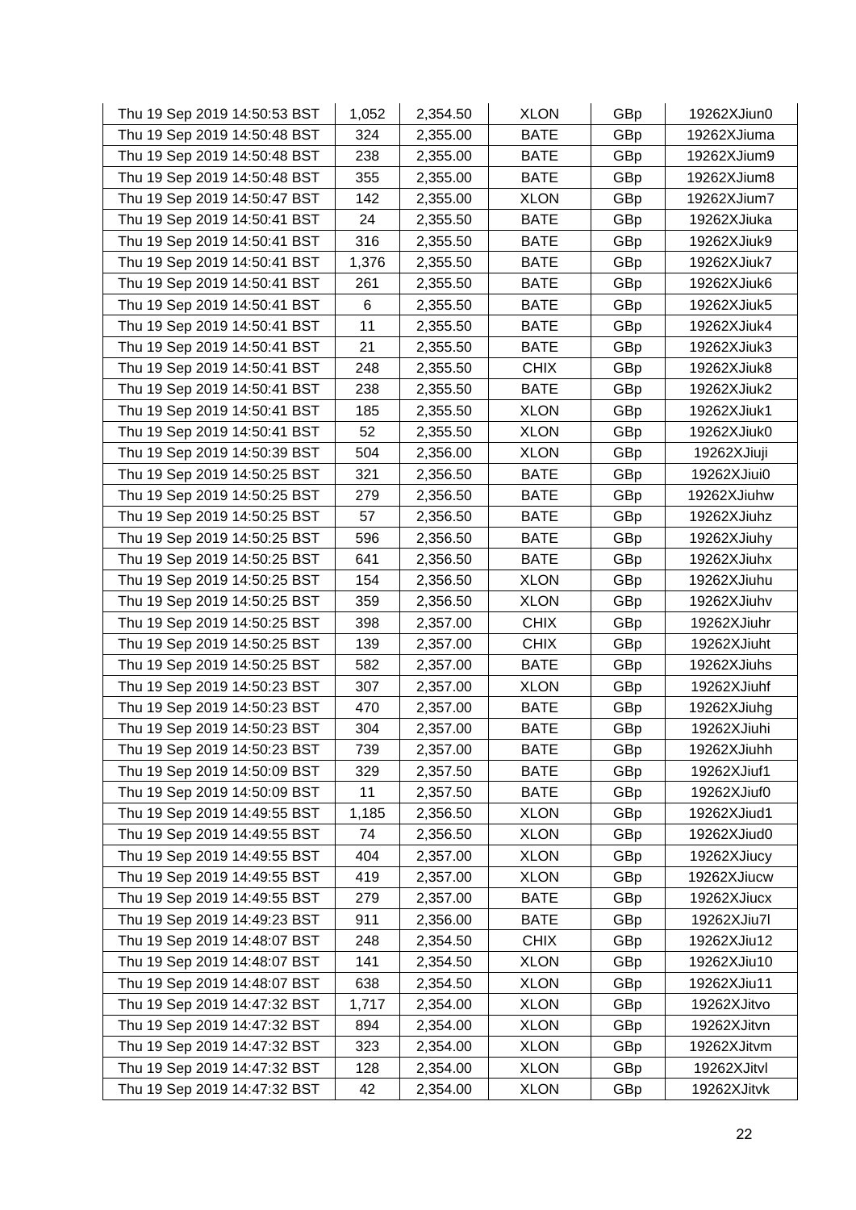| | | | | | |
|---|---|---|---|---|---|
| Thu 19 Sep 2019 14:50:53 BST | 1,052 | 2,354.50 | XLON | GBp | 19262XJiun0 |
| Thu 19 Sep 2019 14:50:48 BST | 324 | 2,355.00 | BATE | GBp | 19262XJiuma |
| Thu 19 Sep 2019 14:50:48 BST | 238 | 2,355.00 | BATE | GBp | 19262XJium9 |
| Thu 19 Sep 2019 14:50:48 BST | 355 | 2,355.00 | BATE | GBp | 19262XJium8 |
| Thu 19 Sep 2019 14:50:47 BST | 142 | 2,355.00 | XLON | GBp | 19262XJium7 |
| Thu 19 Sep 2019 14:50:41 BST | 24 | 2,355.50 | BATE | GBp | 19262XJiuka |
| Thu 19 Sep 2019 14:50:41 BST | 316 | 2,355.50 | BATE | GBp | 19262XJiuk9 |
| Thu 19 Sep 2019 14:50:41 BST | 1,376 | 2,355.50 | BATE | GBp | 19262XJiuk7 |
| Thu 19 Sep 2019 14:50:41 BST | 261 | 2,355.50 | BATE | GBp | 19262XJiuk6 |
| Thu 19 Sep 2019 14:50:41 BST | 6 | 2,355.50 | BATE | GBp | 19262XJiuk5 |
| Thu 19 Sep 2019 14:50:41 BST | 11 | 2,355.50 | BATE | GBp | 19262XJiuk4 |
| Thu 19 Sep 2019 14:50:41 BST | 21 | 2,355.50 | BATE | GBp | 19262XJiuk3 |
| Thu 19 Sep 2019 14:50:41 BST | 248 | 2,355.50 | CHIX | GBp | 19262XJiuk8 |
| Thu 19 Sep 2019 14:50:41 BST | 238 | 2,355.50 | BATE | GBp | 19262XJiuk2 |
| Thu 19 Sep 2019 14:50:41 BST | 185 | 2,355.50 | XLON | GBp | 19262XJiuk1 |
| Thu 19 Sep 2019 14:50:41 BST | 52 | 2,355.50 | XLON | GBp | 19262XJiuk0 |
| Thu 19 Sep 2019 14:50:39 BST | 504 | 2,356.00 | XLON | GBp | 19262XJiuji |
| Thu 19 Sep 2019 14:50:25 BST | 321 | 2,356.50 | BATE | GBp | 19262XJiui0 |
| Thu 19 Sep 2019 14:50:25 BST | 279 | 2,356.50 | BATE | GBp | 19262XJiuhw |
| Thu 19 Sep 2019 14:50:25 BST | 57 | 2,356.50 | BATE | GBp | 19262XJiuhz |
| Thu 19 Sep 2019 14:50:25 BST | 596 | 2,356.50 | BATE | GBp | 19262XJiuhy |
| Thu 19 Sep 2019 14:50:25 BST | 641 | 2,356.50 | BATE | GBp | 19262XJiuhx |
| Thu 19 Sep 2019 14:50:25 BST | 154 | 2,356.50 | XLON | GBp | 19262XJiuhu |
| Thu 19 Sep 2019 14:50:25 BST | 359 | 2,356.50 | XLON | GBp | 19262XJiuhv |
| Thu 19 Sep 2019 14:50:25 BST | 398 | 2,357.00 | CHIX | GBp | 19262XJiuhr |
| Thu 19 Sep 2019 14:50:25 BST | 139 | 2,357.00 | CHIX | GBp | 19262XJiuht |
| Thu 19 Sep 2019 14:50:25 BST | 582 | 2,357.00 | BATE | GBp | 19262XJiuhs |
| Thu 19 Sep 2019 14:50:23 BST | 307 | 2,357.00 | XLON | GBp | 19262XJiuhf |
| Thu 19 Sep 2019 14:50:23 BST | 470 | 2,357.00 | BATE | GBp | 19262XJiuhg |
| Thu 19 Sep 2019 14:50:23 BST | 304 | 2,357.00 | BATE | GBp | 19262XJiuhi |
| Thu 19 Sep 2019 14:50:23 BST | 739 | 2,357.00 | BATE | GBp | 19262XJiuhh |
| Thu 19 Sep 2019 14:50:09 BST | 329 | 2,357.50 | BATE | GBp | 19262XJiuf1 |
| Thu 19 Sep 2019 14:50:09 BST | 11 | 2,357.50 | BATE | GBp | 19262XJiuf0 |
| Thu 19 Sep 2019 14:49:55 BST | 1,185 | 2,356.50 | XLON | GBp | 19262XJiud1 |
| Thu 19 Sep 2019 14:49:55 BST | 74 | 2,356.50 | XLON | GBp | 19262XJiud0 |
| Thu 19 Sep 2019 14:49:55 BST | 404 | 2,357.00 | XLON | GBp | 19262XJiucy |
| Thu 19 Sep 2019 14:49:55 BST | 419 | 2,357.00 | XLON | GBp | 19262XJiucw |
| Thu 19 Sep 2019 14:49:55 BST | 279 | 2,357.00 | BATE | GBp | 19262XJiucx |
| Thu 19 Sep 2019 14:49:23 BST | 911 | 2,356.00 | BATE | GBp | 19262XJiu7l |
| Thu 19 Sep 2019 14:48:07 BST | 248 | 2,354.50 | CHIX | GBp | 19262XJiu12 |
| Thu 19 Sep 2019 14:48:07 BST | 141 | 2,354.50 | XLON | GBp | 19262XJiu10 |
| Thu 19 Sep 2019 14:48:07 BST | 638 | 2,354.50 | XLON | GBp | 19262XJiu11 |
| Thu 19 Sep 2019 14:47:32 BST | 1,717 | 2,354.00 | XLON | GBp | 19262XJitvo |
| Thu 19 Sep 2019 14:47:32 BST | 894 | 2,354.00 | XLON | GBp | 19262XJitvn |
| Thu 19 Sep 2019 14:47:32 BST | 323 | 2,354.00 | XLON | GBp | 19262XJitvm |
| Thu 19 Sep 2019 14:47:32 BST | 128 | 2,354.00 | XLON | GBp | 19262XJitvl |
| Thu 19 Sep 2019 14:47:32 BST | 42 | 2,354.00 | XLON | GBp | 19262XJitvk |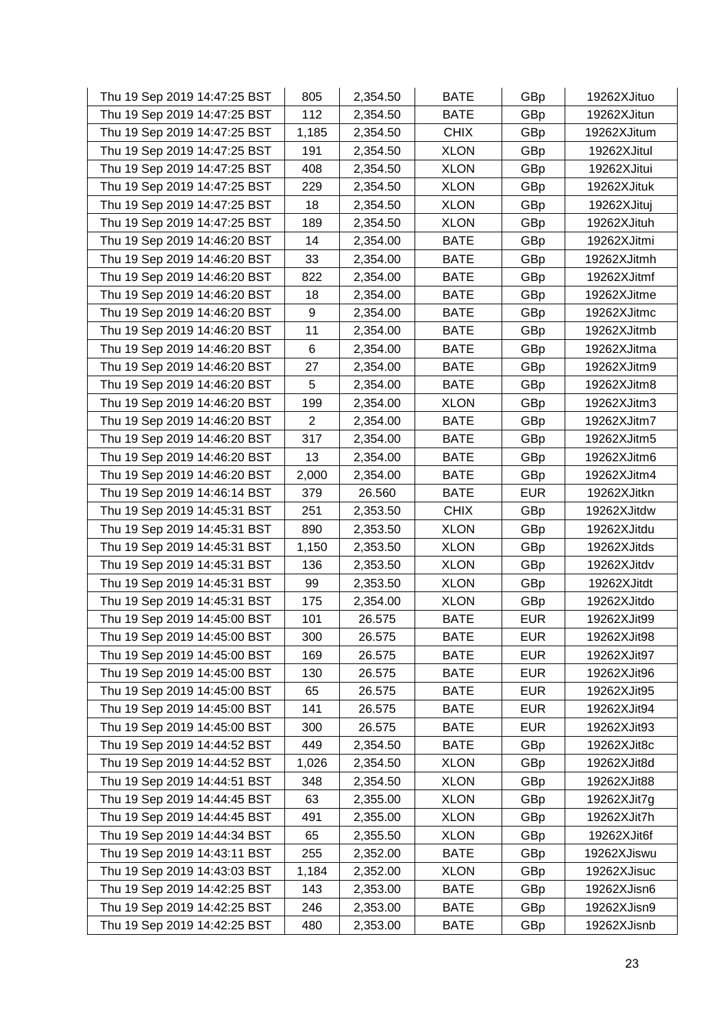| | | | | | |
|---|---|---|---|---|---|
| Thu 19 Sep 2019 14:47:25 BST | 805 | 2,354.50 | BATE | GBp | 19262XJituo |
| Thu 19 Sep 2019 14:47:25 BST | 112 | 2,354.50 | BATE | GBp | 19262XJitun |
| Thu 19 Sep 2019 14:47:25 BST | 1,185 | 2,354.50 | CHIX | GBp | 19262XJitum |
| Thu 19 Sep 2019 14:47:25 BST | 191 | 2,354.50 | XLON | GBp | 19262XJitul |
| Thu 19 Sep 2019 14:47:25 BST | 408 | 2,354.50 | XLON | GBp | 19262XJitui |
| Thu 19 Sep 2019 14:47:25 BST | 229 | 2,354.50 | XLON | GBp | 19262XJituk |
| Thu 19 Sep 2019 14:47:25 BST | 18 | 2,354.50 | XLON | GBp | 19262XJituj |
| Thu 19 Sep 2019 14:47:25 BST | 189 | 2,354.50 | XLON | GBp | 19262XJituh |
| Thu 19 Sep 2019 14:46:20 BST | 14 | 2,354.00 | BATE | GBp | 19262XJitmi |
| Thu 19 Sep 2019 14:46:20 BST | 33 | 2,354.00 | BATE | GBp | 19262XJitmh |
| Thu 19 Sep 2019 14:46:20 BST | 822 | 2,354.00 | BATE | GBp | 19262XJitmf |
| Thu 19 Sep 2019 14:46:20 BST | 18 | 2,354.00 | BATE | GBp | 19262XJitme |
| Thu 19 Sep 2019 14:46:20 BST | 9 | 2,354.00 | BATE | GBp | 19262XJitmc |
| Thu 19 Sep 2019 14:46:20 BST | 11 | 2,354.00 | BATE | GBp | 19262XJitmb |
| Thu 19 Sep 2019 14:46:20 BST | 6 | 2,354.00 | BATE | GBp | 19262XJitma |
| Thu 19 Sep 2019 14:46:20 BST | 27 | 2,354.00 | BATE | GBp | 19262XJitm9 |
| Thu 19 Sep 2019 14:46:20 BST | 5 | 2,354.00 | BATE | GBp | 19262XJitm8 |
| Thu 19 Sep 2019 14:46:20 BST | 199 | 2,354.00 | XLON | GBp | 19262XJitm3 |
| Thu 19 Sep 2019 14:46:20 BST | 2 | 2,354.00 | BATE | GBp | 19262XJitm7 |
| Thu 19 Sep 2019 14:46:20 BST | 317 | 2,354.00 | BATE | GBp | 19262XJitm5 |
| Thu 19 Sep 2019 14:46:20 BST | 13 | 2,354.00 | BATE | GBp | 19262XJitm6 |
| Thu 19 Sep 2019 14:46:20 BST | 2,000 | 2,354.00 | BATE | GBp | 19262XJitm4 |
| Thu 19 Sep 2019 14:46:14 BST | 379 | 26.560 | BATE | EUR | 19262XJitkn |
| Thu 19 Sep 2019 14:45:31 BST | 251 | 2,353.50 | CHIX | GBp | 19262XJitdw |
| Thu 19 Sep 2019 14:45:31 BST | 890 | 2,353.50 | XLON | GBp | 19262XJitdu |
| Thu 19 Sep 2019 14:45:31 BST | 1,150 | 2,353.50 | XLON | GBp | 19262XJitds |
| Thu 19 Sep 2019 14:45:31 BST | 136 | 2,353.50 | XLON | GBp | 19262XJitdv |
| Thu 19 Sep 2019 14:45:31 BST | 99 | 2,353.50 | XLON | GBp | 19262XJitdt |
| Thu 19 Sep 2019 14:45:31 BST | 175 | 2,354.00 | XLON | GBp | 19262XJitdo |
| Thu 19 Sep 2019 14:45:00 BST | 101 | 26.575 | BATE | EUR | 19262XJit99 |
| Thu 19 Sep 2019 14:45:00 BST | 300 | 26.575 | BATE | EUR | 19262XJit98 |
| Thu 19 Sep 2019 14:45:00 BST | 169 | 26.575 | BATE | EUR | 19262XJit97 |
| Thu 19 Sep 2019 14:45:00 BST | 130 | 26.575 | BATE | EUR | 19262XJit96 |
| Thu 19 Sep 2019 14:45:00 BST | 65 | 26.575 | BATE | EUR | 19262XJit95 |
| Thu 19 Sep 2019 14:45:00 BST | 141 | 26.575 | BATE | EUR | 19262XJit94 |
| Thu 19 Sep 2019 14:45:00 BST | 300 | 26.575 | BATE | EUR | 19262XJit93 |
| Thu 19 Sep 2019 14:44:52 BST | 449 | 2,354.50 | BATE | GBp | 19262XJit8c |
| Thu 19 Sep 2019 14:44:52 BST | 1,026 | 2,354.50 | XLON | GBp | 19262XJit8d |
| Thu 19 Sep 2019 14:44:51 BST | 348 | 2,354.50 | XLON | GBp | 19262XJit88 |
| Thu 19 Sep 2019 14:44:45 BST | 63 | 2,355.00 | XLON | GBp | 19262XJit7g |
| Thu 19 Sep 2019 14:44:45 BST | 491 | 2,355.00 | XLON | GBp | 19262XJit7h |
| Thu 19 Sep 2019 14:44:34 BST | 65 | 2,355.50 | XLON | GBp | 19262XJit6f |
| Thu 19 Sep 2019 14:43:11 BST | 255 | 2,352.00 | BATE | GBp | 19262XJiswu |
| Thu 19 Sep 2019 14:43:03 BST | 1,184 | 2,352.00 | XLON | GBp | 19262XJisuc |
| Thu 19 Sep 2019 14:42:25 BST | 143 | 2,353.00 | BATE | GBp | 19262XJisn6 |
| Thu 19 Sep 2019 14:42:25 BST | 246 | 2,353.00 | BATE | GBp | 19262XJisn9 |
| Thu 19 Sep 2019 14:42:25 BST | 480 | 2,353.00 | BATE | GBp | 19262XJisnb |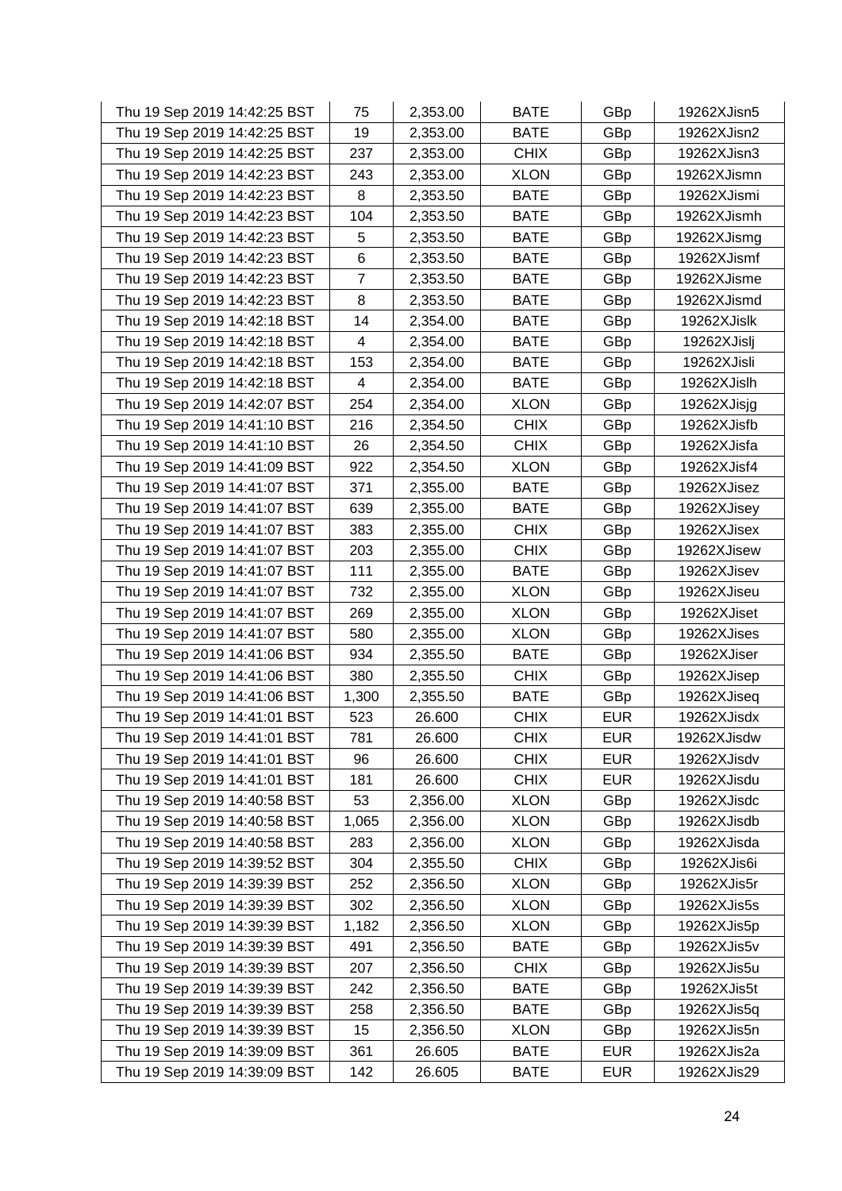| Thu 19 Sep 2019 14:42:25 BST | 75 | 2,353.00 | BATE | GBp | 19262XJisn5 |
|---|---|---|---|---|---|
| Thu 19 Sep 2019 14:42:25 BST | 19 | 2,353.00 | BATE | GBp | 19262XJisn2 |
| Thu 19 Sep 2019 14:42:25 BST | 237 | 2,353.00 | CHIX | GBp | 19262XJisn3 |
| Thu 19 Sep 2019 14:42:23 BST | 243 | 2,353.00 | XLON | GBp | 19262XJismn |
| Thu 19 Sep 2019 14:42:23 BST | 8 | 2,353.50 | BATE | GBp | 19262XJismi |
| Thu 19 Sep 2019 14:42:23 BST | 104 | 2,353.50 | BATE | GBp | 19262XJismh |
| Thu 19 Sep 2019 14:42:23 BST | 5 | 2,353.50 | BATE | GBp | 19262XJismg |
| Thu 19 Sep 2019 14:42:23 BST | 6 | 2,353.50 | BATE | GBp | 19262XJismf |
| Thu 19 Sep 2019 14:42:23 BST | 7 | 2,353.50 | BATE | GBp | 19262XJisme |
| Thu 19 Sep 2019 14:42:23 BST | 8 | 2,353.50 | BATE | GBp | 19262XJismd |
| Thu 19 Sep 2019 14:42:18 BST | 14 | 2,354.00 | BATE | GBp | 19262XJislk |
| Thu 19 Sep 2019 14:42:18 BST | 4 | 2,354.00 | BATE | GBp | 19262XJislj |
| Thu 19 Sep 2019 14:42:18 BST | 153 | 2,354.00 | BATE | GBp | 19262XJisli |
| Thu 19 Sep 2019 14:42:18 BST | 4 | 2,354.00 | BATE | GBp | 19262XJislh |
| Thu 19 Sep 2019 14:42:07 BST | 254 | 2,354.00 | XLON | GBp | 19262XJisjg |
| Thu 19 Sep 2019 14:41:10 BST | 216 | 2,354.50 | CHIX | GBp | 19262XJisfb |
| Thu 19 Sep 2019 14:41:10 BST | 26 | 2,354.50 | CHIX | GBp | 19262XJisfa |
| Thu 19 Sep 2019 14:41:09 BST | 922 | 2,354.50 | XLON | GBp | 19262XJisf4 |
| Thu 19 Sep 2019 14:41:07 BST | 371 | 2,355.00 | BATE | GBp | 19262XJisez |
| Thu 19 Sep 2019 14:41:07 BST | 639 | 2,355.00 | BATE | GBp | 19262XJisey |
| Thu 19 Sep 2019 14:41:07 BST | 383 | 2,355.00 | CHIX | GBp | 19262XJisex |
| Thu 19 Sep 2019 14:41:07 BST | 203 | 2,355.00 | CHIX | GBp | 19262XJisew |
| Thu 19 Sep 2019 14:41:07 BST | 111 | 2,355.00 | BATE | GBp | 19262XJisev |
| Thu 19 Sep 2019 14:41:07 BST | 732 | 2,355.00 | XLON | GBp | 19262XJiseu |
| Thu 19 Sep 2019 14:41:07 BST | 269 | 2,355.00 | XLON | GBp | 19262XJiset |
| Thu 19 Sep 2019 14:41:07 BST | 580 | 2,355.00 | XLON | GBp | 19262XJises |
| Thu 19 Sep 2019 14:41:06 BST | 934 | 2,355.50 | BATE | GBp | 19262XJiser |
| Thu 19 Sep 2019 14:41:06 BST | 380 | 2,355.50 | CHIX | GBp | 19262XJisep |
| Thu 19 Sep 2019 14:41:06 BST | 1,300 | 2,355.50 | BATE | GBp | 19262XJiseq |
| Thu 19 Sep 2019 14:41:01 BST | 523 | 26.600 | CHIX | EUR | 19262XJisdx |
| Thu 19 Sep 2019 14:41:01 BST | 781 | 26.600 | CHIX | EUR | 19262XJisdw |
| Thu 19 Sep 2019 14:41:01 BST | 96 | 26.600 | CHIX | EUR | 19262XJisdv |
| Thu 19 Sep 2019 14:41:01 BST | 181 | 26.600 | CHIX | EUR | 19262XJisdu |
| Thu 19 Sep 2019 14:40:58 BST | 53 | 2,356.00 | XLON | GBp | 19262XJisdc |
| Thu 19 Sep 2019 14:40:58 BST | 1,065 | 2,356.00 | XLON | GBp | 19262XJisdb |
| Thu 19 Sep 2019 14:40:58 BST | 283 | 2,356.00 | XLON | GBp | 19262XJisda |
| Thu 19 Sep 2019 14:39:52 BST | 304 | 2,355.50 | CHIX | GBp | 19262XJis6i |
| Thu 19 Sep 2019 14:39:39 BST | 252 | 2,356.50 | XLON | GBp | 19262XJis5r |
| Thu 19 Sep 2019 14:39:39 BST | 302 | 2,356.50 | XLON | GBp | 19262XJis5s |
| Thu 19 Sep 2019 14:39:39 BST | 1,182 | 2,356.50 | XLON | GBp | 19262XJis5p |
| Thu 19 Sep 2019 14:39:39 BST | 491 | 2,356.50 | BATE | GBp | 19262XJis5v |
| Thu 19 Sep 2019 14:39:39 BST | 207 | 2,356.50 | CHIX | GBp | 19262XJis5u |
| Thu 19 Sep 2019 14:39:39 BST | 242 | 2,356.50 | BATE | GBp | 19262XJis5t |
| Thu 19 Sep 2019 14:39:39 BST | 258 | 2,356.50 | BATE | GBp | 19262XJis5q |
| Thu 19 Sep 2019 14:39:39 BST | 15 | 2,356.50 | XLON | GBp | 19262XJis5n |
| Thu 19 Sep 2019 14:39:09 BST | 361 | 26.605 | BATE | EUR | 19262XJis2a |
| Thu 19 Sep 2019 14:39:09 BST | 142 | 26.605 | BATE | EUR | 19262XJis29 |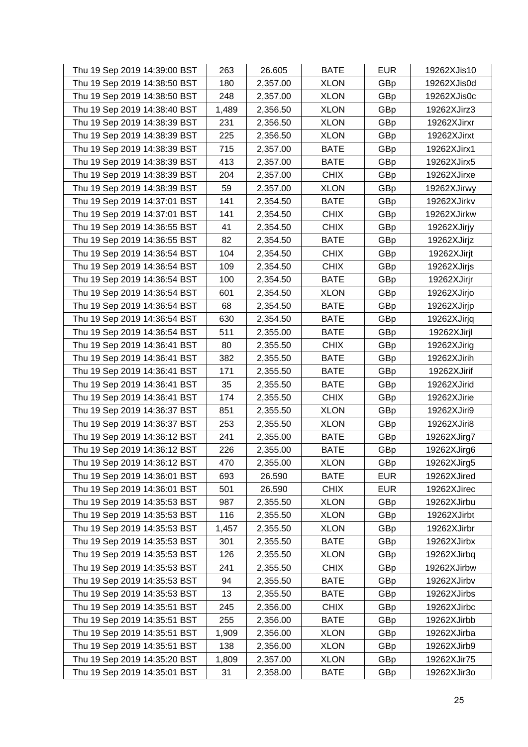| Thu 19 Sep 2019 14:39:00 BST | 263 | 26.605 | BATE | EUR | 19262XJis10 |
|---|---|---|---|---|---|
| Thu 19 Sep 2019 14:38:50 BST | 180 | 2,357.00 | XLON | GBp | 19262XJis0d |
| Thu 19 Sep 2019 14:38:50 BST | 248 | 2,357.00 | XLON | GBp | 19262XJis0c |
| Thu 19 Sep 2019 14:38:40 BST | 1,489 | 2,356.50 | XLON | GBp | 19262XJirz3 |
| Thu 19 Sep 2019 14:38:39 BST | 231 | 2,356.50 | XLON | GBp | 19262XJirxr |
| Thu 19 Sep 2019 14:38:39 BST | 225 | 2,356.50 | XLON | GBp | 19262XJirxt |
| Thu 19 Sep 2019 14:38:39 BST | 715 | 2,357.00 | BATE | GBp | 19262XJirx1 |
| Thu 19 Sep 2019 14:38:39 BST | 413 | 2,357.00 | BATE | GBp | 19262XJirx5 |
| Thu 19 Sep 2019 14:38:39 BST | 204 | 2,357.00 | CHIX | GBp | 19262XJirxe |
| Thu 19 Sep 2019 14:38:39 BST | 59 | 2,357.00 | XLON | GBp | 19262XJirwy |
| Thu 19 Sep 2019 14:37:01 BST | 141 | 2,354.50 | BATE | GBp | 19262XJirkv |
| Thu 19 Sep 2019 14:37:01 BST | 141 | 2,354.50 | CHIX | GBp | 19262XJirkw |
| Thu 19 Sep 2019 14:36:55 BST | 41 | 2,354.50 | CHIX | GBp | 19262XJirjy |
| Thu 19 Sep 2019 14:36:55 BST | 82 | 2,354.50 | BATE | GBp | 19262XJirjz |
| Thu 19 Sep 2019 14:36:54 BST | 104 | 2,354.50 | CHIX | GBp | 19262XJirjt |
| Thu 19 Sep 2019 14:36:54 BST | 109 | 2,354.50 | CHIX | GBp | 19262XJirjs |
| Thu 19 Sep 2019 14:36:54 BST | 100 | 2,354.50 | BATE | GBp | 19262XJirjr |
| Thu 19 Sep 2019 14:36:54 BST | 601 | 2,354.50 | XLON | GBp | 19262XJirjo |
| Thu 19 Sep 2019 14:36:54 BST | 68 | 2,354.50 | BATE | GBp | 19262XJirjp |
| Thu 19 Sep 2019 14:36:54 BST | 630 | 2,354.50 | BATE | GBp | 19262XJirjq |
| Thu 19 Sep 2019 14:36:54 BST | 511 | 2,355.00 | BATE | GBp | 19262XJirjl |
| Thu 19 Sep 2019 14:36:41 BST | 80 | 2,355.50 | CHIX | GBp | 19262XJirig |
| Thu 19 Sep 2019 14:36:41 BST | 382 | 2,355.50 | BATE | GBp | 19262XJirih |
| Thu 19 Sep 2019 14:36:41 BST | 171 | 2,355.50 | BATE | GBp | 19262XJirif |
| Thu 19 Sep 2019 14:36:41 BST | 35 | 2,355.50 | BATE | GBp | 19262XJirid |
| Thu 19 Sep 2019 14:36:41 BST | 174 | 2,355.50 | CHIX | GBp | 19262XJirie |
| Thu 19 Sep 2019 14:36:37 BST | 851 | 2,355.50 | XLON | GBp | 19262XJiri9 |
| Thu 19 Sep 2019 14:36:37 BST | 253 | 2,355.50 | XLON | GBp | 19262XJiri8 |
| Thu 19 Sep 2019 14:36:12 BST | 241 | 2,355.00 | BATE | GBp | 19262XJirg7 |
| Thu 19 Sep 2019 14:36:12 BST | 226 | 2,355.00 | BATE | GBp | 19262XJirg6 |
| Thu 19 Sep 2019 14:36:12 BST | 470 | 2,355.00 | XLON | GBp | 19262XJirg5 |
| Thu 19 Sep 2019 14:36:01 BST | 693 | 26.590 | BATE | EUR | 19262XJired |
| Thu 19 Sep 2019 14:36:01 BST | 501 | 26.590 | CHIX | EUR | 19262XJirec |
| Thu 19 Sep 2019 14:35:53 BST | 987 | 2,355.50 | XLON | GBp | 19262XJirbu |
| Thu 19 Sep 2019 14:35:53 BST | 116 | 2,355.50 | XLON | GBp | 19262XJirbt |
| Thu 19 Sep 2019 14:35:53 BST | 1,457 | 2,355.50 | XLON | GBp | 19262XJirbr |
| Thu 19 Sep 2019 14:35:53 BST | 301 | 2,355.50 | BATE | GBp | 19262XJirbx |
| Thu 19 Sep 2019 14:35:53 BST | 126 | 2,355.50 | XLON | GBp | 19262XJirbq |
| Thu 19 Sep 2019 14:35:53 BST | 241 | 2,355.50 | CHIX | GBp | 19262XJirbw |
| Thu 19 Sep 2019 14:35:53 BST | 94 | 2,355.50 | BATE | GBp | 19262XJirbv |
| Thu 19 Sep 2019 14:35:53 BST | 13 | 2,355.50 | BATE | GBp | 19262XJirbs |
| Thu 19 Sep 2019 14:35:51 BST | 245 | 2,356.00 | CHIX | GBp | 19262XJirbc |
| Thu 19 Sep 2019 14:35:51 BST | 255 | 2,356.00 | BATE | GBp | 19262XJirbb |
| Thu 19 Sep 2019 14:35:51 BST | 1,909 | 2,356.00 | XLON | GBp | 19262XJirba |
| Thu 19 Sep 2019 14:35:51 BST | 138 | 2,356.00 | XLON | GBp | 19262XJirb9 |
| Thu 19 Sep 2019 14:35:20 BST | 1,809 | 2,357.00 | XLON | GBp | 19262XJir75 |
| Thu 19 Sep 2019 14:35:01 BST | 31 | 2,358.00 | BATE | GBp | 19262XJir3o |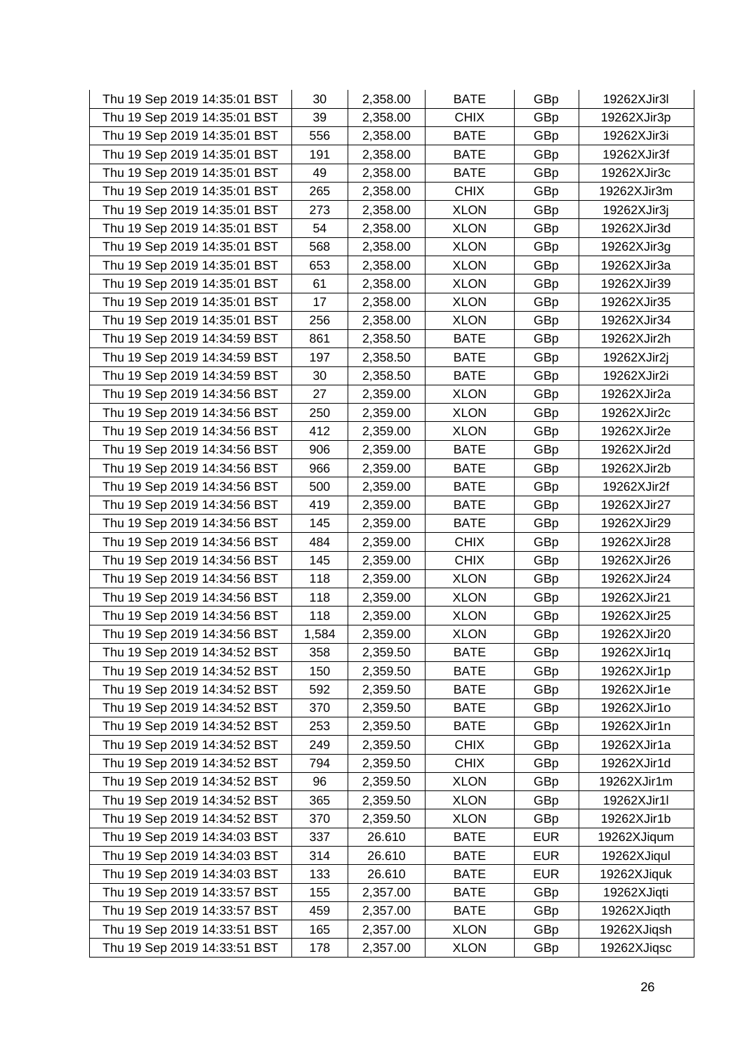| | | | | | |
|---|---|---|---|---|---|
| Thu 19 Sep 2019 14:35:01 BST | 30 | 2,358.00 | BATE | GBp | 19262XJir3l |
| Thu 19 Sep 2019 14:35:01 BST | 39 | 2,358.00 | CHIX | GBp | 19262XJir3p |
| Thu 19 Sep 2019 14:35:01 BST | 556 | 2,358.00 | BATE | GBp | 19262XJir3i |
| Thu 19 Sep 2019 14:35:01 BST | 191 | 2,358.00 | BATE | GBp | 19262XJir3f |
| Thu 19 Sep 2019 14:35:01 BST | 49 | 2,358.00 | BATE | GBp | 19262XJir3c |
| Thu 19 Sep 2019 14:35:01 BST | 265 | 2,358.00 | CHIX | GBp | 19262XJir3m |
| Thu 19 Sep 2019 14:35:01 BST | 273 | 2,358.00 | XLON | GBp | 19262XJir3j |
| Thu 19 Sep 2019 14:35:01 BST | 54 | 2,358.00 | XLON | GBp | 19262XJir3d |
| Thu 19 Sep 2019 14:35:01 BST | 568 | 2,358.00 | XLON | GBp | 19262XJir3g |
| Thu 19 Sep 2019 14:35:01 BST | 653 | 2,358.00 | XLON | GBp | 19262XJir3a |
| Thu 19 Sep 2019 14:35:01 BST | 61 | 2,358.00 | XLON | GBp | 19262XJir39 |
| Thu 19 Sep 2019 14:35:01 BST | 17 | 2,358.00 | XLON | GBp | 19262XJir35 |
| Thu 19 Sep 2019 14:35:01 BST | 256 | 2,358.00 | XLON | GBp | 19262XJir34 |
| Thu 19 Sep 2019 14:34:59 BST | 861 | 2,358.50 | BATE | GBp | 19262XJir2h |
| Thu 19 Sep 2019 14:34:59 BST | 197 | 2,358.50 | BATE | GBp | 19262XJir2j |
| Thu 19 Sep 2019 14:34:59 BST | 30 | 2,358.50 | BATE | GBp | 19262XJir2i |
| Thu 19 Sep 2019 14:34:56 BST | 27 | 2,359.00 | XLON | GBp | 19262XJir2a |
| Thu 19 Sep 2019 14:34:56 BST | 250 | 2,359.00 | XLON | GBp | 19262XJir2c |
| Thu 19 Sep 2019 14:34:56 BST | 412 | 2,359.00 | XLON | GBp | 19262XJir2e |
| Thu 19 Sep 2019 14:34:56 BST | 906 | 2,359.00 | BATE | GBp | 19262XJir2d |
| Thu 19 Sep 2019 14:34:56 BST | 966 | 2,359.00 | BATE | GBp | 19262XJir2b |
| Thu 19 Sep 2019 14:34:56 BST | 500 | 2,359.00 | BATE | GBp | 19262XJir2f |
| Thu 19 Sep 2019 14:34:56 BST | 419 | 2,359.00 | BATE | GBp | 19262XJir27 |
| Thu 19 Sep 2019 14:34:56 BST | 145 | 2,359.00 | BATE | GBp | 19262XJir29 |
| Thu 19 Sep 2019 14:34:56 BST | 484 | 2,359.00 | CHIX | GBp | 19262XJir28 |
| Thu 19 Sep 2019 14:34:56 BST | 145 | 2,359.00 | CHIX | GBp | 19262XJir26 |
| Thu 19 Sep 2019 14:34:56 BST | 118 | 2,359.00 | XLON | GBp | 19262XJir24 |
| Thu 19 Sep 2019 14:34:56 BST | 118 | 2,359.00 | XLON | GBp | 19262XJir21 |
| Thu 19 Sep 2019 14:34:56 BST | 118 | 2,359.00 | XLON | GBp | 19262XJir25 |
| Thu 19 Sep 2019 14:34:56 BST | 1,584 | 2,359.00 | XLON | GBp | 19262XJir20 |
| Thu 19 Sep 2019 14:34:52 BST | 358 | 2,359.50 | BATE | GBp | 19262XJir1q |
| Thu 19 Sep 2019 14:34:52 BST | 150 | 2,359.50 | BATE | GBp | 19262XJir1p |
| Thu 19 Sep 2019 14:34:52 BST | 592 | 2,359.50 | BATE | GBp | 19262XJir1e |
| Thu 19 Sep 2019 14:34:52 BST | 370 | 2,359.50 | BATE | GBp | 19262XJir1o |
| Thu 19 Sep 2019 14:34:52 BST | 253 | 2,359.50 | BATE | GBp | 19262XJir1n |
| Thu 19 Sep 2019 14:34:52 BST | 249 | 2,359.50 | CHIX | GBp | 19262XJir1a |
| Thu 19 Sep 2019 14:34:52 BST | 794 | 2,359.50 | CHIX | GBp | 19262XJir1d |
| Thu 19 Sep 2019 14:34:52 BST | 96 | 2,359.50 | XLON | GBp | 19262XJir1m |
| Thu 19 Sep 2019 14:34:52 BST | 365 | 2,359.50 | XLON | GBp | 19262XJir1l |
| Thu 19 Sep 2019 14:34:52 BST | 370 | 2,359.50 | XLON | GBp | 19262XJir1b |
| Thu 19 Sep 2019 14:34:03 BST | 337 | 26.610 | BATE | EUR | 19262XJiqum |
| Thu 19 Sep 2019 14:34:03 BST | 314 | 26.610 | BATE | EUR | 19262XJiqul |
| Thu 19 Sep 2019 14:34:03 BST | 133 | 26.610 | BATE | EUR | 19262XJiquk |
| Thu 19 Sep 2019 14:33:57 BST | 155 | 2,357.00 | BATE | GBp | 19262XJiqti |
| Thu 19 Sep 2019 14:33:57 BST | 459 | 2,357.00 | BATE | GBp | 19262XJiqth |
| Thu 19 Sep 2019 14:33:51 BST | 165 | 2,357.00 | XLON | GBp | 19262XJiqsh |
| Thu 19 Sep 2019 14:33:51 BST | 178 | 2,357.00 | XLON | GBp | 19262XJiqsc |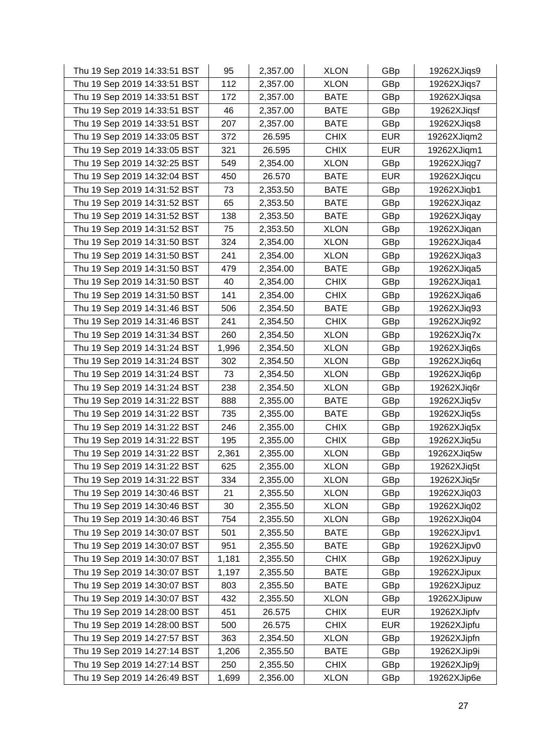| | | | | | |
|---|---|---|---|---|---|
| Thu 19 Sep 2019 14:33:51 BST | 95 | 2,357.00 | XLON | GBp | 19262XJiqs9 |
| Thu 19 Sep 2019 14:33:51 BST | 112 | 2,357.00 | XLON | GBp | 19262XJiqs7 |
| Thu 19 Sep 2019 14:33:51 BST | 172 | 2,357.00 | BATE | GBp | 19262XJiqsa |
| Thu 19 Sep 2019 14:33:51 BST | 46 | 2,357.00 | BATE | GBp | 19262XJiqsf |
| Thu 19 Sep 2019 14:33:51 BST | 207 | 2,357.00 | BATE | GBp | 19262XJiqs8 |
| Thu 19 Sep 2019 14:33:05 BST | 372 | 26.595 | CHIX | EUR | 19262XJiqm2 |
| Thu 19 Sep 2019 14:33:05 BST | 321 | 26.595 | CHIX | EUR | 19262XJiqm1 |
| Thu 19 Sep 2019 14:32:25 BST | 549 | 2,354.00 | XLON | GBp | 19262XJiqg7 |
| Thu 19 Sep 2019 14:32:04 BST | 450 | 26.570 | BATE | EUR | 19262XJiqcu |
| Thu 19 Sep 2019 14:31:52 BST | 73 | 2,353.50 | BATE | GBp | 19262XJiqb1 |
| Thu 19 Sep 2019 14:31:52 BST | 65 | 2,353.50 | BATE | GBp | 19262XJiqaz |
| Thu 19 Sep 2019 14:31:52 BST | 138 | 2,353.50 | BATE | GBp | 19262XJiqay |
| Thu 19 Sep 2019 14:31:52 BST | 75 | 2,353.50 | XLON | GBp | 19262XJiqan |
| Thu 19 Sep 2019 14:31:50 BST | 324 | 2,354.00 | XLON | GBp | 19262XJiqa4 |
| Thu 19 Sep 2019 14:31:50 BST | 241 | 2,354.00 | XLON | GBp | 19262XJiqa3 |
| Thu 19 Sep 2019 14:31:50 BST | 479 | 2,354.00 | BATE | GBp | 19262XJiqa5 |
| Thu 19 Sep 2019 14:31:50 BST | 40 | 2,354.00 | CHIX | GBp | 19262XJiqa1 |
| Thu 19 Sep 2019 14:31:50 BST | 141 | 2,354.00 | CHIX | GBp | 19262XJiqa6 |
| Thu 19 Sep 2019 14:31:46 BST | 506 | 2,354.50 | BATE | GBp | 19262XJiq93 |
| Thu 19 Sep 2019 14:31:46 BST | 241 | 2,354.50 | CHIX | GBp | 19262XJiq92 |
| Thu 19 Sep 2019 14:31:34 BST | 260 | 2,354.50 | XLON | GBp | 19262XJiq7x |
| Thu 19 Sep 2019 14:31:24 BST | 1,996 | 2,354.50 | XLON | GBp | 19262XJiq6s |
| Thu 19 Sep 2019 14:31:24 BST | 302 | 2,354.50 | XLON | GBp | 19262XJiq6q |
| Thu 19 Sep 2019 14:31:24 BST | 73 | 2,354.50 | XLON | GBp | 19262XJiq6p |
| Thu 19 Sep 2019 14:31:24 BST | 238 | 2,354.50 | XLON | GBp | 19262XJiq6r |
| Thu 19 Sep 2019 14:31:22 BST | 888 | 2,355.00 | BATE | GBp | 19262XJiq5v |
| Thu 19 Sep 2019 14:31:22 BST | 735 | 2,355.00 | BATE | GBp | 19262XJiq5s |
| Thu 19 Sep 2019 14:31:22 BST | 246 | 2,355.00 | CHIX | GBp | 19262XJiq5x |
| Thu 19 Sep 2019 14:31:22 BST | 195 | 2,355.00 | CHIX | GBp | 19262XJiq5u |
| Thu 19 Sep 2019 14:31:22 BST | 2,361 | 2,355.00 | XLON | GBp | 19262XJiq5w |
| Thu 19 Sep 2019 14:31:22 BST | 625 | 2,355.00 | XLON | GBp | 19262XJiq5t |
| Thu 19 Sep 2019 14:31:22 BST | 334 | 2,355.00 | XLON | GBp | 19262XJiq5r |
| Thu 19 Sep 2019 14:30:46 BST | 21 | 2,355.50 | XLON | GBp | 19262XJiq03 |
| Thu 19 Sep 2019 14:30:46 BST | 30 | 2,355.50 | XLON | GBp | 19262XJiq02 |
| Thu 19 Sep 2019 14:30:46 BST | 754 | 2,355.50 | XLON | GBp | 19262XJiq04 |
| Thu 19 Sep 2019 14:30:07 BST | 501 | 2,355.50 | BATE | GBp | 19262XJipv1 |
| Thu 19 Sep 2019 14:30:07 BST | 951 | 2,355.50 | BATE | GBp | 19262XJipv0 |
| Thu 19 Sep 2019 14:30:07 BST | 1,181 | 2,355.50 | CHIX | GBp | 19262XJipuy |
| Thu 19 Sep 2019 14:30:07 BST | 1,197 | 2,355.50 | BATE | GBp | 19262XJipux |
| Thu 19 Sep 2019 14:30:07 BST | 803 | 2,355.50 | BATE | GBp | 19262XJipuz |
| Thu 19 Sep 2019 14:30:07 BST | 432 | 2,355.50 | XLON | GBp | 19262XJipuw |
| Thu 19 Sep 2019 14:28:00 BST | 451 | 26.575 | CHIX | EUR | 19262XJipfv |
| Thu 19 Sep 2019 14:28:00 BST | 500 | 26.575 | CHIX | EUR | 19262XJipfu |
| Thu 19 Sep 2019 14:27:57 BST | 363 | 2,354.50 | XLON | GBp | 19262XJipfn |
| Thu 19 Sep 2019 14:27:14 BST | 1,206 | 2,355.50 | BATE | GBp | 19262XJip9i |
| Thu 19 Sep 2019 14:27:14 BST | 250 | 2,355.50 | CHIX | GBp | 19262XJip9j |
| Thu 19 Sep 2019 14:26:49 BST | 1,699 | 2,356.00 | XLON | GBp | 19262XJip6e |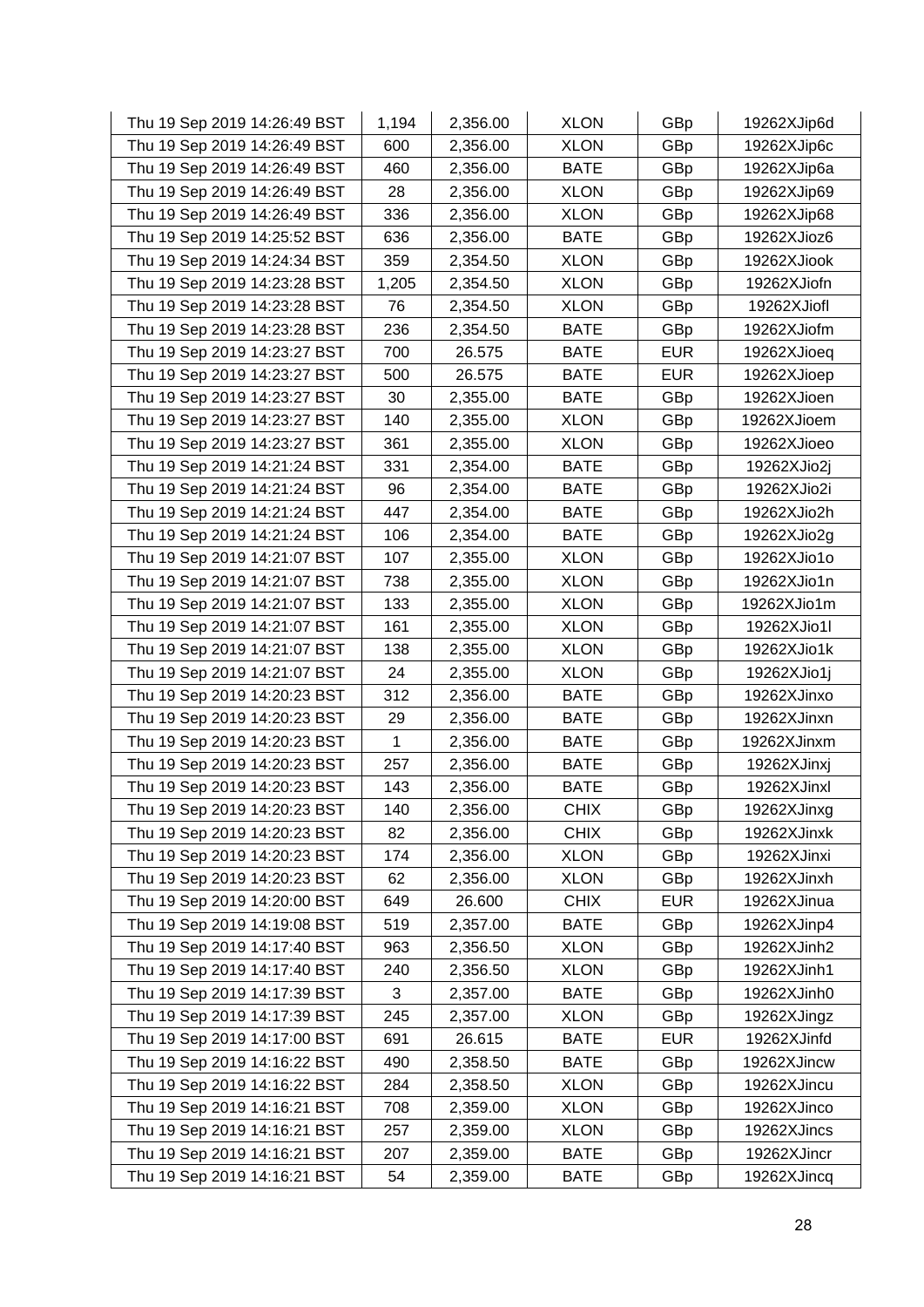| Thu 19 Sep 2019 14:26:49 BST | 1,194 | 2,356.00 | XLON | GBp | 19262XJip6d |
|---|---|---|---|---|---|
| Thu 19 Sep 2019 14:26:49 BST | 600 | 2,356.00 | XLON | GBp | 19262XJip6c |
| Thu 19 Sep 2019 14:26:49 BST | 460 | 2,356.00 | BATE | GBp | 19262XJip6a |
| Thu 19 Sep 2019 14:26:49 BST | 28 | 2,356.00 | XLON | GBp | 19262XJip69 |
| Thu 19 Sep 2019 14:26:49 BST | 336 | 2,356.00 | XLON | GBp | 19262XJip68 |
| Thu 19 Sep 2019 14:25:52 BST | 636 | 2,356.00 | BATE | GBp | 19262XJioz6 |
| Thu 19 Sep 2019 14:24:34 BST | 359 | 2,354.50 | XLON | GBp | 19262XJiook |
| Thu 19 Sep 2019 14:23:28 BST | 1,205 | 2,354.50 | XLON | GBp | 19262XJiofn |
| Thu 19 Sep 2019 14:23:28 BST | 76 | 2,354.50 | XLON | GBp | 19262XJiofl |
| Thu 19 Sep 2019 14:23:28 BST | 236 | 2,354.50 | BATE | GBp | 19262XJiofm |
| Thu 19 Sep 2019 14:23:27 BST | 700 | 26.575 | BATE | EUR | 19262XJioeq |
| Thu 19 Sep 2019 14:23:27 BST | 500 | 26.575 | BATE | EUR | 19262XJioep |
| Thu 19 Sep 2019 14:23:27 BST | 30 | 2,355.00 | BATE | GBp | 19262XJioen |
| Thu 19 Sep 2019 14:23:27 BST | 140 | 2,355.00 | XLON | GBp | 19262XJioem |
| Thu 19 Sep 2019 14:23:27 BST | 361 | 2,355.00 | XLON | GBp | 19262XJioeo |
| Thu 19 Sep 2019 14:21:24 BST | 331 | 2,354.00 | BATE | GBp | 19262XJio2j |
| Thu 19 Sep 2019 14:21:24 BST | 96 | 2,354.00 | BATE | GBp | 19262XJio2i |
| Thu 19 Sep 2019 14:21:24 BST | 447 | 2,354.00 | BATE | GBp | 19262XJio2h |
| Thu 19 Sep 2019 14:21:24 BST | 106 | 2,354.00 | BATE | GBp | 19262XJio2g |
| Thu 19 Sep 2019 14:21:07 BST | 107 | 2,355.00 | XLON | GBp | 19262XJio1o |
| Thu 19 Sep 2019 14:21:07 BST | 738 | 2,355.00 | XLON | GBp | 19262XJio1n |
| Thu 19 Sep 2019 14:21:07 BST | 133 | 2,355.00 | XLON | GBp | 19262XJio1m |
| Thu 19 Sep 2019 14:21:07 BST | 161 | 2,355.00 | XLON | GBp | 19262XJio1l |
| Thu 19 Sep 2019 14:21:07 BST | 138 | 2,355.00 | XLON | GBp | 19262XJio1k |
| Thu 19 Sep 2019 14:21:07 BST | 24 | 2,355.00 | XLON | GBp | 19262XJio1j |
| Thu 19 Sep 2019 14:20:23 BST | 312 | 2,356.00 | BATE | GBp | 19262XJinxo |
| Thu 19 Sep 2019 14:20:23 BST | 29 | 2,356.00 | BATE | GBp | 19262XJinxn |
| Thu 19 Sep 2019 14:20:23 BST | 1 | 2,356.00 | BATE | GBp | 19262XJinxm |
| Thu 19 Sep 2019 14:20:23 BST | 257 | 2,356.00 | BATE | GBp | 19262XJinxj |
| Thu 19 Sep 2019 14:20:23 BST | 143 | 2,356.00 | BATE | GBp | 19262XJinxl |
| Thu 19 Sep 2019 14:20:23 BST | 140 | 2,356.00 | CHIX | GBp | 19262XJinxg |
| Thu 19 Sep 2019 14:20:23 BST | 82 | 2,356.00 | CHIX | GBp | 19262XJinxk |
| Thu 19 Sep 2019 14:20:23 BST | 174 | 2,356.00 | XLON | GBp | 19262XJinxi |
| Thu 19 Sep 2019 14:20:23 BST | 62 | 2,356.00 | XLON | GBp | 19262XJinxh |
| Thu 19 Sep 2019 14:20:00 BST | 649 | 26.600 | CHIX | EUR | 19262XJinua |
| Thu 19 Sep 2019 14:19:08 BST | 519 | 2,357.00 | BATE | GBp | 19262XJinp4 |
| Thu 19 Sep 2019 14:17:40 BST | 963 | 2,356.50 | XLON | GBp | 19262XJinh2 |
| Thu 19 Sep 2019 14:17:40 BST | 240 | 2,356.50 | XLON | GBp | 19262XJinh1 |
| Thu 19 Sep 2019 14:17:39 BST | 3 | 2,357.00 | BATE | GBp | 19262XJinh0 |
| Thu 19 Sep 2019 14:17:39 BST | 245 | 2,357.00 | XLON | GBp | 19262XJingz |
| Thu 19 Sep 2019 14:17:00 BST | 691 | 26.615 | BATE | EUR | 19262XJinfd |
| Thu 19 Sep 2019 14:16:22 BST | 490 | 2,358.50 | BATE | GBp | 19262XJincw |
| Thu 19 Sep 2019 14:16:22 BST | 284 | 2,358.50 | XLON | GBp | 19262XJincu |
| Thu 19 Sep 2019 14:16:21 BST | 708 | 2,359.00 | XLON | GBp | 19262XJinco |
| Thu 19 Sep 2019 14:16:21 BST | 257 | 2,359.00 | XLON | GBp | 19262XJincs |
| Thu 19 Sep 2019 14:16:21 BST | 207 | 2,359.00 | BATE | GBp | 19262XJincr |
| Thu 19 Sep 2019 14:16:21 BST | 54 | 2,359.00 | BATE | GBp | 19262XJincq |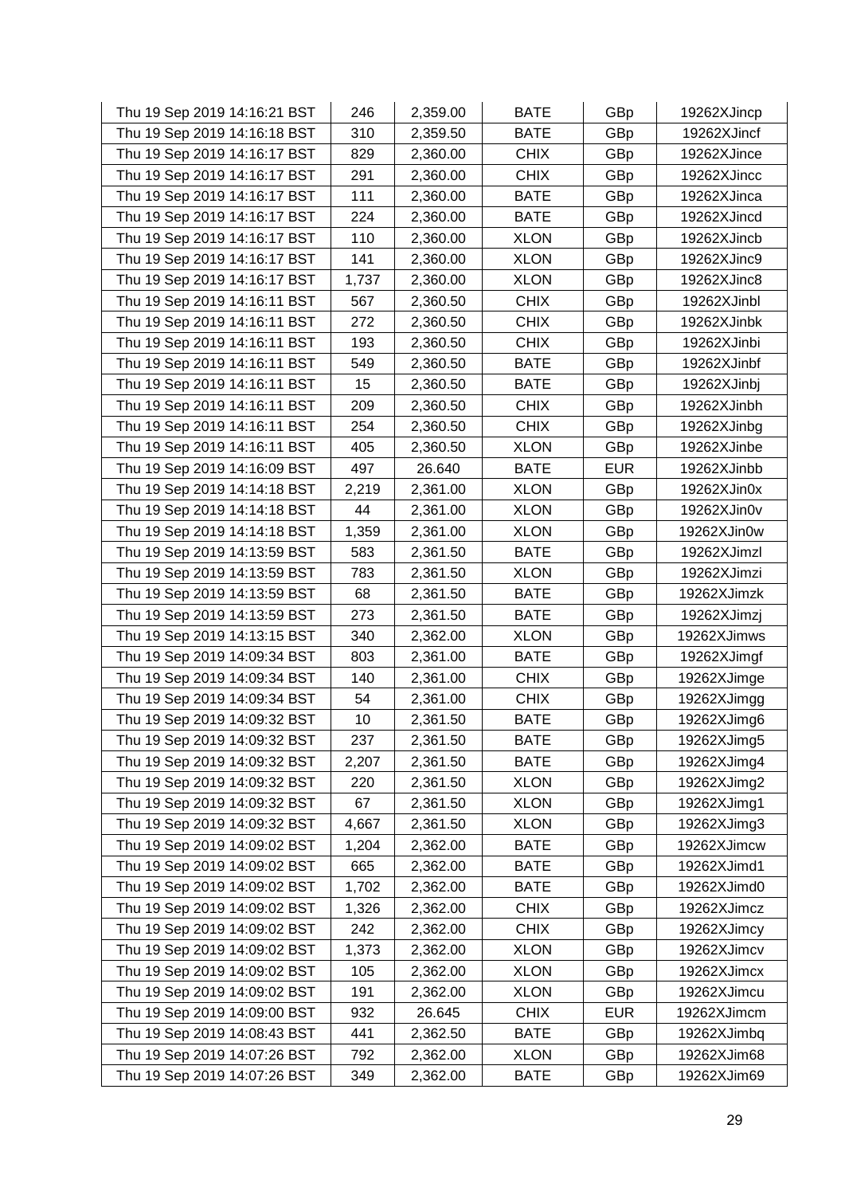| | | | | | |
|---|---|---|---|---|---|
| Thu 19 Sep 2019 14:16:21 BST | 246 | 2,359.00 | BATE | GBp | 19262XJincp |
| Thu 19 Sep 2019 14:16:18 BST | 310 | 2,359.50 | BATE | GBp | 19262XJincf |
| Thu 19 Sep 2019 14:16:17 BST | 829 | 2,360.00 | CHIX | GBp | 19262XJince |
| Thu 19 Sep 2019 14:16:17 BST | 291 | 2,360.00 | CHIX | GBp | 19262XJincc |
| Thu 19 Sep 2019 14:16:17 BST | 111 | 2,360.00 | BATE | GBp | 19262XJinca |
| Thu 19 Sep 2019 14:16:17 BST | 224 | 2,360.00 | BATE | GBp | 19262XJincd |
| Thu 19 Sep 2019 14:16:17 BST | 110 | 2,360.00 | XLON | GBp | 19262XJincb |
| Thu 19 Sep 2019 14:16:17 BST | 141 | 2,360.00 | XLON | GBp | 19262XJinc9 |
| Thu 19 Sep 2019 14:16:17 BST | 1,737 | 2,360.00 | XLON | GBp | 19262XJinc8 |
| Thu 19 Sep 2019 14:16:11 BST | 567 | 2,360.50 | CHIX | GBp | 19262XJinbl |
| Thu 19 Sep 2019 14:16:11 BST | 272 | 2,360.50 | CHIX | GBp | 19262XJinbk |
| Thu 19 Sep 2019 14:16:11 BST | 193 | 2,360.50 | CHIX | GBp | 19262XJinbi |
| Thu 19 Sep 2019 14:16:11 BST | 549 | 2,360.50 | BATE | GBp | 19262XJinbf |
| Thu 19 Sep 2019 14:16:11 BST | 15 | 2,360.50 | BATE | GBp | 19262XJinbj |
| Thu 19 Sep 2019 14:16:11 BST | 209 | 2,360.50 | CHIX | GBp | 19262XJinbh |
| Thu 19 Sep 2019 14:16:11 BST | 254 | 2,360.50 | CHIX | GBp | 19262XJinbg |
| Thu 19 Sep 2019 14:16:11 BST | 405 | 2,360.50 | XLON | GBp | 19262XJinbe |
| Thu 19 Sep 2019 14:16:09 BST | 497 | 26.640 | BATE | EUR | 19262XJinbb |
| Thu 19 Sep 2019 14:14:18 BST | 2,219 | 2,361.00 | XLON | GBp | 19262XJin0x |
| Thu 19 Sep 2019 14:14:18 BST | 44 | 2,361.00 | XLON | GBp | 19262XJin0v |
| Thu 19 Sep 2019 14:14:18 BST | 1,359 | 2,361.00 | XLON | GBp | 19262XJin0w |
| Thu 19 Sep 2019 14:13:59 BST | 583 | 2,361.50 | BATE | GBp | 19262XJimzl |
| Thu 19 Sep 2019 14:13:59 BST | 783 | 2,361.50 | XLON | GBp | 19262XJimzi |
| Thu 19 Sep 2019 14:13:59 BST | 68 | 2,361.50 | BATE | GBp | 19262XJimzk |
| Thu 19 Sep 2019 14:13:59 BST | 273 | 2,361.50 | BATE | GBp | 19262XJimzj |
| Thu 19 Sep 2019 14:13:15 BST | 340 | 2,362.00 | XLON | GBp | 19262XJimws |
| Thu 19 Sep 2019 14:09:34 BST | 803 | 2,361.00 | BATE | GBp | 19262XJimgf |
| Thu 19 Sep 2019 14:09:34 BST | 140 | 2,361.00 | CHIX | GBp | 19262XJimge |
| Thu 19 Sep 2019 14:09:34 BST | 54 | 2,361.00 | CHIX | GBp | 19262XJimgg |
| Thu 19 Sep 2019 14:09:32 BST | 10 | 2,361.50 | BATE | GBp | 19262XJimg6 |
| Thu 19 Sep 2019 14:09:32 BST | 237 | 2,361.50 | BATE | GBp | 19262XJimg5 |
| Thu 19 Sep 2019 14:09:32 BST | 2,207 | 2,361.50 | BATE | GBp | 19262XJimg4 |
| Thu 19 Sep 2019 14:09:32 BST | 220 | 2,361.50 | XLON | GBp | 19262XJimg2 |
| Thu 19 Sep 2019 14:09:32 BST | 67 | 2,361.50 | XLON | GBp | 19262XJimg1 |
| Thu 19 Sep 2019 14:09:32 BST | 4,667 | 2,361.50 | XLON | GBp | 19262XJimg3 |
| Thu 19 Sep 2019 14:09:02 BST | 1,204 | 2,362.00 | BATE | GBp | 19262XJimcw |
| Thu 19 Sep 2019 14:09:02 BST | 665 | 2,362.00 | BATE | GBp | 19262XJimd1 |
| Thu 19 Sep 2019 14:09:02 BST | 1,702 | 2,362.00 | BATE | GBp | 19262XJimd0 |
| Thu 19 Sep 2019 14:09:02 BST | 1,326 | 2,362.00 | CHIX | GBp | 19262XJimcz |
| Thu 19 Sep 2019 14:09:02 BST | 242 | 2,362.00 | CHIX | GBp | 19262XJimcy |
| Thu 19 Sep 2019 14:09:02 BST | 1,373 | 2,362.00 | XLON | GBp | 19262XJimcv |
| Thu 19 Sep 2019 14:09:02 BST | 105 | 2,362.00 | XLON | GBp | 19262XJimcx |
| Thu 19 Sep 2019 14:09:02 BST | 191 | 2,362.00 | XLON | GBp | 19262XJimcu |
| Thu 19 Sep 2019 14:09:00 BST | 932 | 26.645 | CHIX | EUR | 19262XJimcm |
| Thu 19 Sep 2019 14:08:43 BST | 441 | 2,362.50 | BATE | GBp | 19262XJimbq |
| Thu 19 Sep 2019 14:07:26 BST | 792 | 2,362.00 | XLON | GBp | 19262XJim68 |
| Thu 19 Sep 2019 14:07:26 BST | 349 | 2,362.00 | BATE | GBp | 19262XJim69 |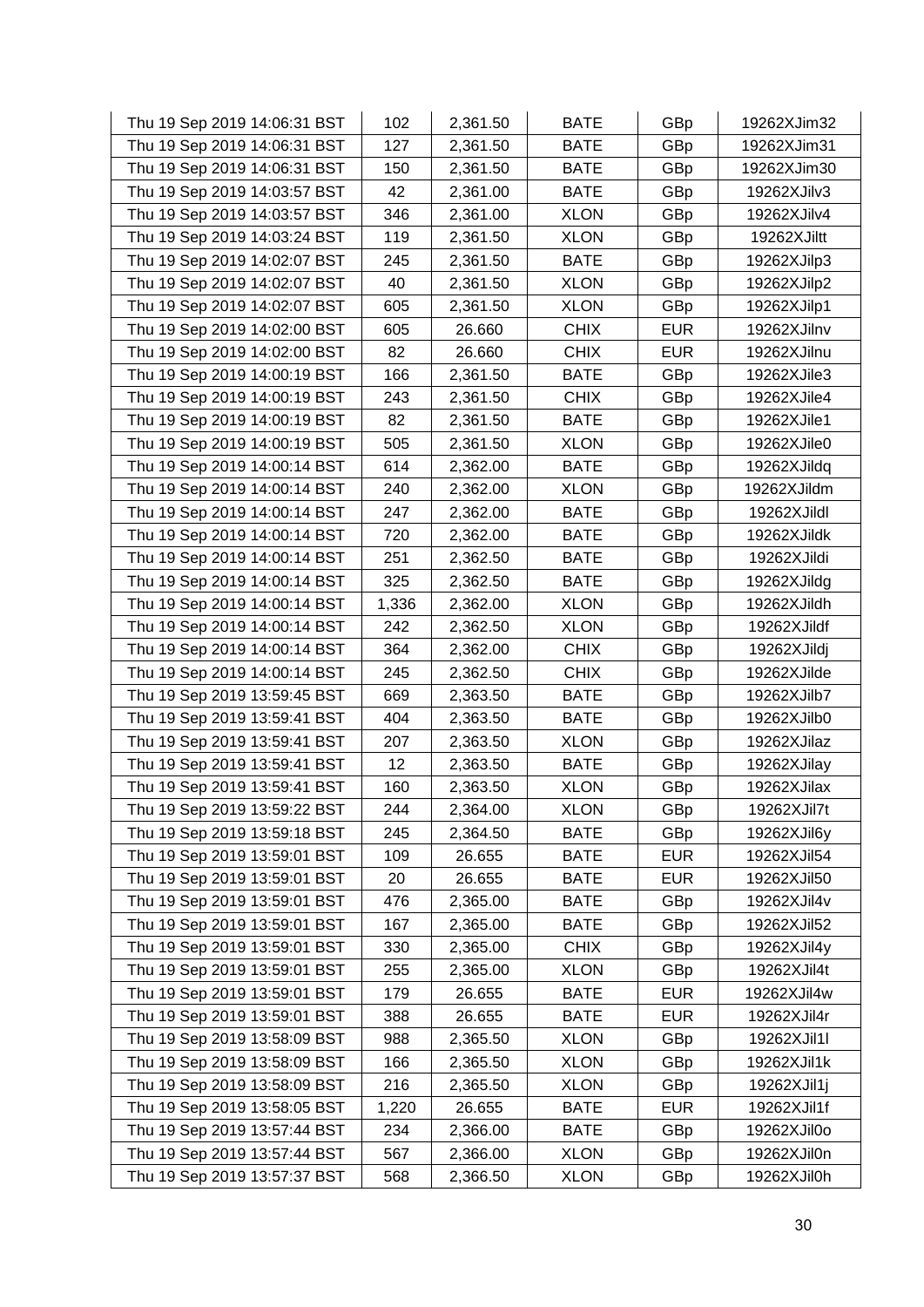| | | | | | |
|---|---|---|---|---|---|
| Thu 19 Sep 2019 14:06:31 BST | 102 | 2,361.50 | BATE | GBp | 19262XJim32 |
| Thu 19 Sep 2019 14:06:31 BST | 127 | 2,361.50 | BATE | GBp | 19262XJim31 |
| Thu 19 Sep 2019 14:06:31 BST | 150 | 2,361.50 | BATE | GBp | 19262XJim30 |
| Thu 19 Sep 2019 14:03:57 BST | 42 | 2,361.00 | BATE | GBp | 19262XJilv3 |
| Thu 19 Sep 2019 14:03:57 BST | 346 | 2,361.00 | XLON | GBp | 19262XJilv4 |
| Thu 19 Sep 2019 14:03:24 BST | 119 | 2,361.50 | XLON | GBp | 19262XJiltt |
| Thu 19 Sep 2019 14:02:07 BST | 245 | 2,361.50 | BATE | GBp | 19262XJilp3 |
| Thu 19 Sep 2019 14:02:07 BST | 40 | 2,361.50 | XLON | GBp | 19262XJilp2 |
| Thu 19 Sep 2019 14:02:07 BST | 605 | 2,361.50 | XLON | GBp | 19262XJilp1 |
| Thu 19 Sep 2019 14:02:00 BST | 605 | 26.660 | CHIX | EUR | 19262XJilnv |
| Thu 19 Sep 2019 14:02:00 BST | 82 | 26.660 | CHIX | EUR | 19262XJilnu |
| Thu 19 Sep 2019 14:00:19 BST | 166 | 2,361.50 | BATE | GBp | 19262XJile3 |
| Thu 19 Sep 2019 14:00:19 BST | 243 | 2,361.50 | CHIX | GBp | 19262XJile4 |
| Thu 19 Sep 2019 14:00:19 BST | 82 | 2,361.50 | BATE | GBp | 19262XJile1 |
| Thu 19 Sep 2019 14:00:19 BST | 505 | 2,361.50 | XLON | GBp | 19262XJile0 |
| Thu 19 Sep 2019 14:00:14 BST | 614 | 2,362.00 | BATE | GBp | 19262XJildq |
| Thu 19 Sep 2019 14:00:14 BST | 240 | 2,362.00 | XLON | GBp | 19262XJildm |
| Thu 19 Sep 2019 14:00:14 BST | 247 | 2,362.00 | BATE | GBp | 19262XJildl |
| Thu 19 Sep 2019 14:00:14 BST | 720 | 2,362.00 | BATE | GBp | 19262XJildk |
| Thu 19 Sep 2019 14:00:14 BST | 251 | 2,362.50 | BATE | GBp | 19262XJildi |
| Thu 19 Sep 2019 14:00:14 BST | 325 | 2,362.50 | BATE | GBp | 19262XJildg |
| Thu 19 Sep 2019 14:00:14 BST | 1,336 | 2,362.00 | XLON | GBp | 19262XJildh |
| Thu 19 Sep 2019 14:00:14 BST | 242 | 2,362.50 | XLON | GBp | 19262XJildf |
| Thu 19 Sep 2019 14:00:14 BST | 364 | 2,362.00 | CHIX | GBp | 19262XJildj |
| Thu 19 Sep 2019 14:00:14 BST | 245 | 2,362.50 | CHIX | GBp | 19262XJilde |
| Thu 19 Sep 2019 13:59:45 BST | 669 | 2,363.50 | BATE | GBp | 19262XJilb7 |
| Thu 19 Sep 2019 13:59:41 BST | 404 | 2,363.50 | BATE | GBp | 19262XJilb0 |
| Thu 19 Sep 2019 13:59:41 BST | 207 | 2,363.50 | XLON | GBp | 19262XJilaz |
| Thu 19 Sep 2019 13:59:41 BST | 12 | 2,363.50 | BATE | GBp | 19262XJilay |
| Thu 19 Sep 2019 13:59:41 BST | 160 | 2,363.50 | XLON | GBp | 19262XJilax |
| Thu 19 Sep 2019 13:59:22 BST | 244 | 2,364.00 | XLON | GBp | 19262XJil7t |
| Thu 19 Sep 2019 13:59:18 BST | 245 | 2,364.50 | BATE | GBp | 19262XJil6y |
| Thu 19 Sep 2019 13:59:01 BST | 109 | 26.655 | BATE | EUR | 19262XJil54 |
| Thu 19 Sep 2019 13:59:01 BST | 20 | 26.655 | BATE | EUR | 19262XJil50 |
| Thu 19 Sep 2019 13:59:01 BST | 476 | 2,365.00 | BATE | GBp | 19262XJil4v |
| Thu 19 Sep 2019 13:59:01 BST | 167 | 2,365.00 | BATE | GBp | 19262XJil52 |
| Thu 19 Sep 2019 13:59:01 BST | 330 | 2,365.00 | CHIX | GBp | 19262XJil4y |
| Thu 19 Sep 2019 13:59:01 BST | 255 | 2,365.00 | XLON | GBp | 19262XJil4t |
| Thu 19 Sep 2019 13:59:01 BST | 179 | 26.655 | BATE | EUR | 19262XJil4w |
| Thu 19 Sep 2019 13:59:01 BST | 388 | 26.655 | BATE | EUR | 19262XJil4r |
| Thu 19 Sep 2019 13:58:09 BST | 988 | 2,365.50 | XLON | GBp | 19262XJil1l |
| Thu 19 Sep 2019 13:58:09 BST | 166 | 2,365.50 | XLON | GBp | 19262XJil1k |
| Thu 19 Sep 2019 13:58:09 BST | 216 | 2,365.50 | XLON | GBp | 19262XJil1j |
| Thu 19 Sep 2019 13:58:05 BST | 1,220 | 26.655 | BATE | EUR | 19262XJil1f |
| Thu 19 Sep 2019 13:57:44 BST | 234 | 2,366.00 | BATE | GBp | 19262XJil0o |
| Thu 19 Sep 2019 13:57:44 BST | 567 | 2,366.00 | XLON | GBp | 19262XJil0n |
| Thu 19 Sep 2019 13:57:37 BST | 568 | 2,366.50 | XLON | GBp | 19262XJil0h |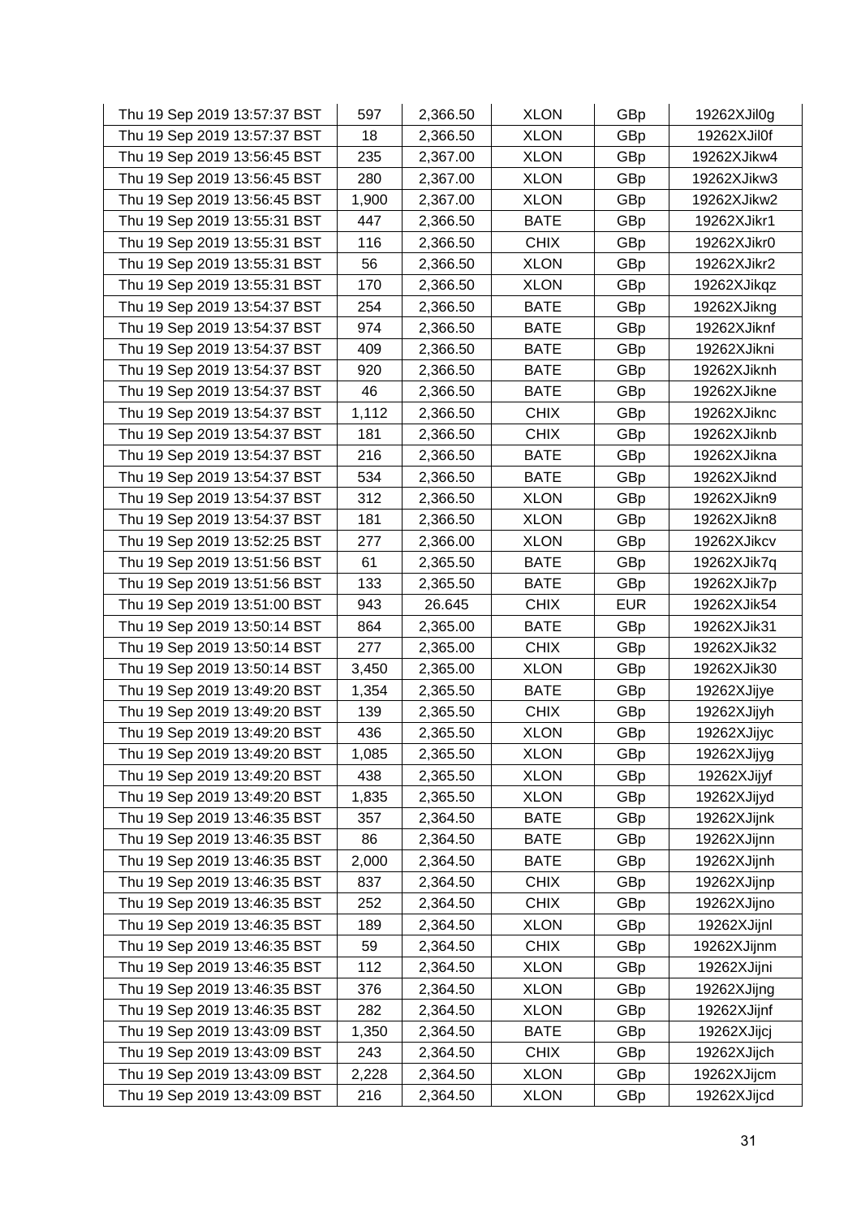| | | | | | |
|---|---|---|---|---|---|
| Thu 19 Sep 2019 13:57:37 BST | 597 | 2,366.50 | XLON | GBp | 19262XJil0g |
| Thu 19 Sep 2019 13:57:37 BST | 18 | 2,366.50 | XLON | GBp | 19262XJil0f |
| Thu 19 Sep 2019 13:56:45 BST | 235 | 2,367.00 | XLON | GBp | 19262XJikw4 |
| Thu 19 Sep 2019 13:56:45 BST | 280 | 2,367.00 | XLON | GBp | 19262XJikw3 |
| Thu 19 Sep 2019 13:56:45 BST | 1,900 | 2,367.00 | XLON | GBp | 19262XJikw2 |
| Thu 19 Sep 2019 13:55:31 BST | 447 | 2,366.50 | BATE | GBp | 19262XJikr1 |
| Thu 19 Sep 2019 13:55:31 BST | 116 | 2,366.50 | CHIX | GBp | 19262XJikr0 |
| Thu 19 Sep 2019 13:55:31 BST | 56 | 2,366.50 | XLON | GBp | 19262XJikr2 |
| Thu 19 Sep 2019 13:55:31 BST | 170 | 2,366.50 | XLON | GBp | 19262XJikqz |
| Thu 19 Sep 2019 13:54:37 BST | 254 | 2,366.50 | BATE | GBp | 19262XJikng |
| Thu 19 Sep 2019 13:54:37 BST | 974 | 2,366.50 | BATE | GBp | 19262XJiknf |
| Thu 19 Sep 2019 13:54:37 BST | 409 | 2,366.50 | BATE | GBp | 19262XJikni |
| Thu 19 Sep 2019 13:54:37 BST | 920 | 2,366.50 | BATE | GBp | 19262XJiknh |
| Thu 19 Sep 2019 13:54:37 BST | 46 | 2,366.50 | BATE | GBp | 19262XJikne |
| Thu 19 Sep 2019 13:54:37 BST | 1,112 | 2,366.50 | CHIX | GBp | 19262XJiknc |
| Thu 19 Sep 2019 13:54:37 BST | 181 | 2,366.50 | CHIX | GBp | 19262XJiknb |
| Thu 19 Sep 2019 13:54:37 BST | 216 | 2,366.50 | BATE | GBp | 19262XJikna |
| Thu 19 Sep 2019 13:54:37 BST | 534 | 2,366.50 | BATE | GBp | 19262XJiknd |
| Thu 19 Sep 2019 13:54:37 BST | 312 | 2,366.50 | XLON | GBp | 19262XJikn9 |
| Thu 19 Sep 2019 13:54:37 BST | 181 | 2,366.50 | XLON | GBp | 19262XJikn8 |
| Thu 19 Sep 2019 13:52:25 BST | 277 | 2,366.00 | XLON | GBp | 19262XJikcv |
| Thu 19 Sep 2019 13:51:56 BST | 61 | 2,365.50 | BATE | GBp | 19262XJik7q |
| Thu 19 Sep 2019 13:51:56 BST | 133 | 2,365.50 | BATE | GBp | 19262XJik7p |
| Thu 19 Sep 2019 13:51:00 BST | 943 | 26.645 | CHIX | EUR | 19262XJik54 |
| Thu 19 Sep 2019 13:50:14 BST | 864 | 2,365.00 | BATE | GBp | 19262XJik31 |
| Thu 19 Sep 2019 13:50:14 BST | 277 | 2,365.00 | CHIX | GBp | 19262XJik32 |
| Thu 19 Sep 2019 13:50:14 BST | 3,450 | 2,365.00 | XLON | GBp | 19262XJik30 |
| Thu 19 Sep 2019 13:49:20 BST | 1,354 | 2,365.50 | BATE | GBp | 19262XJijye |
| Thu 19 Sep 2019 13:49:20 BST | 139 | 2,365.50 | CHIX | GBp | 19262XJijyh |
| Thu 19 Sep 2019 13:49:20 BST | 436 | 2,365.50 | XLON | GBp | 19262XJijyc |
| Thu 19 Sep 2019 13:49:20 BST | 1,085 | 2,365.50 | XLON | GBp | 19262XJijyg |
| Thu 19 Sep 2019 13:49:20 BST | 438 | 2,365.50 | XLON | GBp | 19262XJijyf |
| Thu 19 Sep 2019 13:49:20 BST | 1,835 | 2,365.50 | XLON | GBp | 19262XJijyd |
| Thu 19 Sep 2019 13:46:35 BST | 357 | 2,364.50 | BATE | GBp | 19262XJijnk |
| Thu 19 Sep 2019 13:46:35 BST | 86 | 2,364.50 | BATE | GBp | 19262XJijnn |
| Thu 19 Sep 2019 13:46:35 BST | 2,000 | 2,364.50 | BATE | GBp | 19262XJijnh |
| Thu 19 Sep 2019 13:46:35 BST | 837 | 2,364.50 | CHIX | GBp | 19262XJijnp |
| Thu 19 Sep 2019 13:46:35 BST | 252 | 2,364.50 | CHIX | GBp | 19262XJijno |
| Thu 19 Sep 2019 13:46:35 BST | 189 | 2,364.50 | XLON | GBp | 19262XJijnl |
| Thu 19 Sep 2019 13:46:35 BST | 59 | 2,364.50 | CHIX | GBp | 19262XJijnm |
| Thu 19 Sep 2019 13:46:35 BST | 112 | 2,364.50 | XLON | GBp | 19262XJijni |
| Thu 19 Sep 2019 13:46:35 BST | 376 | 2,364.50 | XLON | GBp | 19262XJijng |
| Thu 19 Sep 2019 13:46:35 BST | 282 | 2,364.50 | XLON | GBp | 19262XJijnf |
| Thu 19 Sep 2019 13:43:09 BST | 1,350 | 2,364.50 | BATE | GBp | 19262XJijcj |
| Thu 19 Sep 2019 13:43:09 BST | 243 | 2,364.50 | CHIX | GBp | 19262XJijch |
| Thu 19 Sep 2019 13:43:09 BST | 2,228 | 2,364.50 | XLON | GBp | 19262XJijcm |
| Thu 19 Sep 2019 13:43:09 BST | 216 | 2,364.50 | XLON | GBp | 19262XJijcd |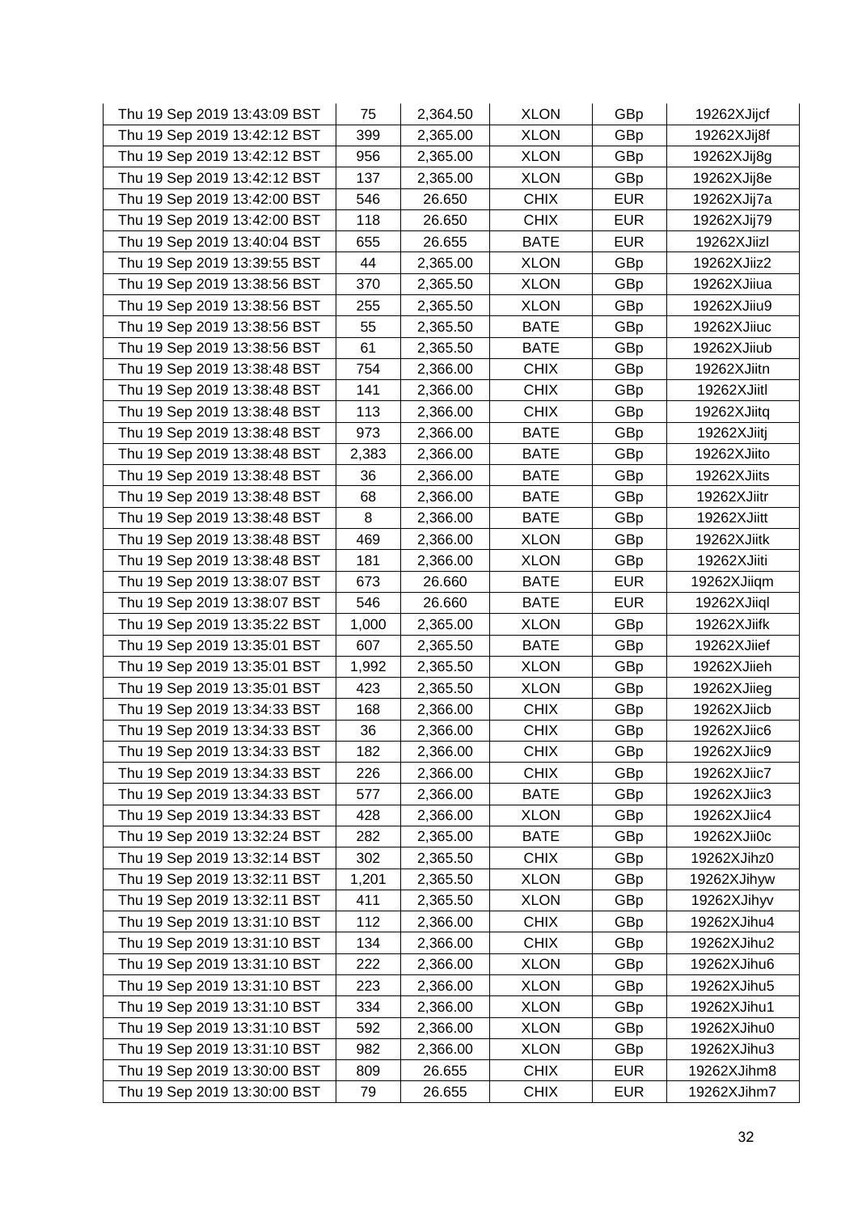| Thu 19 Sep 2019 13:43:09 BST | 75 | 2,364.50 | XLON | GBp | 19262XJijcf |
|---|---|---|---|---|---|
| Thu 19 Sep 2019 13:42:12 BST | 399 | 2,365.00 | XLON | GBp | 19262XJij8f |
| Thu 19 Sep 2019 13:42:12 BST | 956 | 2,365.00 | XLON | GBp | 19262XJij8g |
| Thu 19 Sep 2019 13:42:12 BST | 137 | 2,365.00 | XLON | GBp | 19262XJij8e |
| Thu 19 Sep 2019 13:42:00 BST | 546 | 26.650 | CHIX | EUR | 19262XJij7a |
| Thu 19 Sep 2019 13:42:00 BST | 118 | 26.650 | CHIX | EUR | 19262XJij79 |
| Thu 19 Sep 2019 13:40:04 BST | 655 | 26.655 | BATE | EUR | 19262XJiizl |
| Thu 19 Sep 2019 13:39:55 BST | 44 | 2,365.00 | XLON | GBp | 19262XJiiz2 |
| Thu 19 Sep 2019 13:38:56 BST | 370 | 2,365.50 | XLON | GBp | 19262XJiiua |
| Thu 19 Sep 2019 13:38:56 BST | 255 | 2,365.50 | XLON | GBp | 19262XJiiu9 |
| Thu 19 Sep 2019 13:38:56 BST | 55 | 2,365.50 | BATE | GBp | 19262XJiiuc |
| Thu 19 Sep 2019 13:38:56 BST | 61 | 2,365.50 | BATE | GBp | 19262XJiiub |
| Thu 19 Sep 2019 13:38:48 BST | 754 | 2,366.00 | CHIX | GBp | 19262XJiitn |
| Thu 19 Sep 2019 13:38:48 BST | 141 | 2,366.00 | CHIX | GBp | 19262XJiitl |
| Thu 19 Sep 2019 13:38:48 BST | 113 | 2,366.00 | CHIX | GBp | 19262XJiitq |
| Thu 19 Sep 2019 13:38:48 BST | 973 | 2,366.00 | BATE | GBp | 19262XJiitj |
| Thu 19 Sep 2019 13:38:48 BST | 2,383 | 2,366.00 | BATE | GBp | 19262XJiito |
| Thu 19 Sep 2019 13:38:48 BST | 36 | 2,366.00 | BATE | GBp | 19262XJiits |
| Thu 19 Sep 2019 13:38:48 BST | 68 | 2,366.00 | BATE | GBp | 19262XJiitr |
| Thu 19 Sep 2019 13:38:48 BST | 8 | 2,366.00 | BATE | GBp | 19262XJiitt |
| Thu 19 Sep 2019 13:38:48 BST | 469 | 2,366.00 | XLON | GBp | 19262XJiitk |
| Thu 19 Sep 2019 13:38:48 BST | 181 | 2,366.00 | XLON | GBp | 19262XJiiti |
| Thu 19 Sep 2019 13:38:07 BST | 673 | 26.660 | BATE | EUR | 19262XJiiqm |
| Thu 19 Sep 2019 13:38:07 BST | 546 | 26.660 | BATE | EUR | 19262XJiiql |
| Thu 19 Sep 2019 13:35:22 BST | 1,000 | 2,365.00 | XLON | GBp | 19262XJiifk |
| Thu 19 Sep 2019 13:35:01 BST | 607 | 2,365.50 | BATE | GBp | 19262XJiief |
| Thu 19 Sep 2019 13:35:01 BST | 1,992 | 2,365.50 | XLON | GBp | 19262XJiieh |
| Thu 19 Sep 2019 13:35:01 BST | 423 | 2,365.50 | XLON | GBp | 19262XJiieg |
| Thu 19 Sep 2019 13:34:33 BST | 168 | 2,366.00 | CHIX | GBp | 19262XJiicb |
| Thu 19 Sep 2019 13:34:33 BST | 36 | 2,366.00 | CHIX | GBp | 19262XJiic6 |
| Thu 19 Sep 2019 13:34:33 BST | 182 | 2,366.00 | CHIX | GBp | 19262XJiic9 |
| Thu 19 Sep 2019 13:34:33 BST | 226 | 2,366.00 | CHIX | GBp | 19262XJiic7 |
| Thu 19 Sep 2019 13:34:33 BST | 577 | 2,366.00 | BATE | GBp | 19262XJiic3 |
| Thu 19 Sep 2019 13:34:33 BST | 428 | 2,366.00 | XLON | GBp | 19262XJiic4 |
| Thu 19 Sep 2019 13:32:24 BST | 282 | 2,365.00 | BATE | GBp | 19262XJii0c |
| Thu 19 Sep 2019 13:32:14 BST | 302 | 2,365.50 | CHIX | GBp | 19262XJihz0 |
| Thu 19 Sep 2019 13:32:11 BST | 1,201 | 2,365.50 | XLON | GBp | 19262XJihyw |
| Thu 19 Sep 2019 13:32:11 BST | 411 | 2,365.50 | XLON | GBp | 19262XJihyv |
| Thu 19 Sep 2019 13:31:10 BST | 112 | 2,366.00 | CHIX | GBp | 19262XJihu4 |
| Thu 19 Sep 2019 13:31:10 BST | 134 | 2,366.00 | CHIX | GBp | 19262XJihu2 |
| Thu 19 Sep 2019 13:31:10 BST | 222 | 2,366.00 | XLON | GBp | 19262XJihu6 |
| Thu 19 Sep 2019 13:31:10 BST | 223 | 2,366.00 | XLON | GBp | 19262XJihu5 |
| Thu 19 Sep 2019 13:31:10 BST | 334 | 2,366.00 | XLON | GBp | 19262XJihu1 |
| Thu 19 Sep 2019 13:31:10 BST | 592 | 2,366.00 | XLON | GBp | 19262XJihu0 |
| Thu 19 Sep 2019 13:31:10 BST | 982 | 2,366.00 | XLON | GBp | 19262XJihu3 |
| Thu 19 Sep 2019 13:30:00 BST | 809 | 26.655 | CHIX | EUR | 19262XJihm8 |
| Thu 19 Sep 2019 13:30:00 BST | 79 | 26.655 | CHIX | EUR | 19262XJihm7 |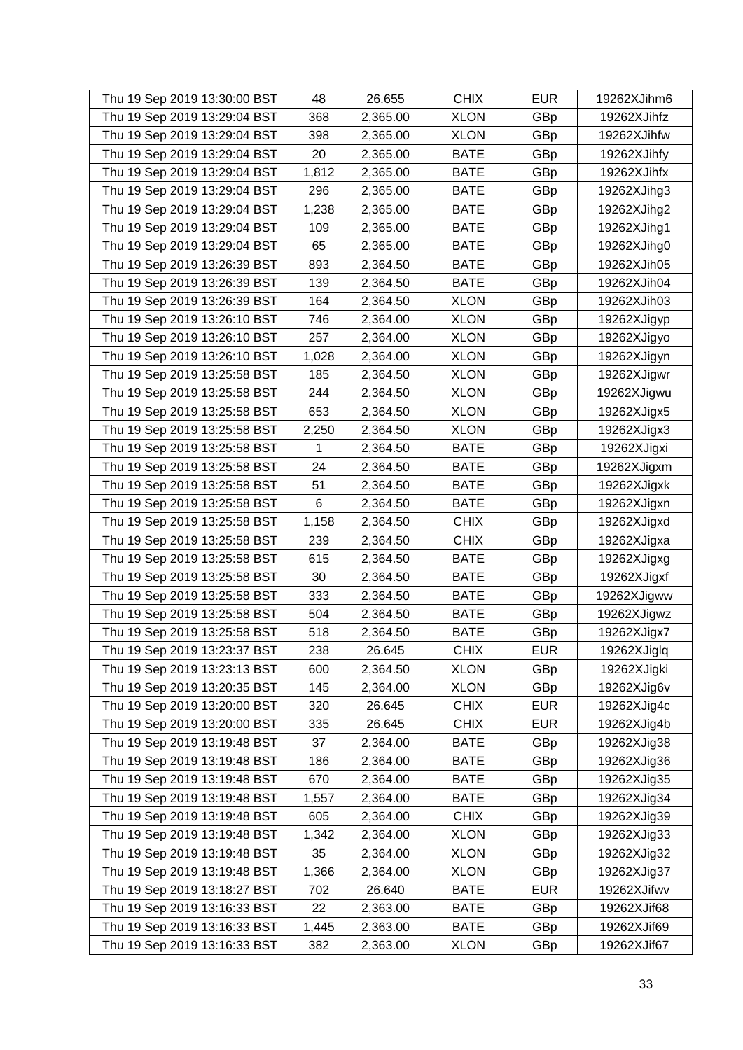| Thu 19 Sep 2019 13:30:00 BST | 48 | 26.655 | CHIX | EUR | 19262XJihm6 |
|---|---|---|---|---|---|
| Thu 19 Sep 2019 13:29:04 BST | 368 | 2,365.00 | XLON | GBp | 19262XJihfz |
| Thu 19 Sep 2019 13:29:04 BST | 398 | 2,365.00 | XLON | GBp | 19262XJihfw |
| Thu 19 Sep 2019 13:29:04 BST | 20 | 2,365.00 | BATE | GBp | 19262XJihfy |
| Thu 19 Sep 2019 13:29:04 BST | 1,812 | 2,365.00 | BATE | GBp | 19262XJihfx |
| Thu 19 Sep 2019 13:29:04 BST | 296 | 2,365.00 | BATE | GBp | 19262XJihg3 |
| Thu 19 Sep 2019 13:29:04 BST | 1,238 | 2,365.00 | BATE | GBp | 19262XJihg2 |
| Thu 19 Sep 2019 13:29:04 BST | 109 | 2,365.00 | BATE | GBp | 19262XJihg1 |
| Thu 19 Sep 2019 13:29:04 BST | 65 | 2,365.00 | BATE | GBp | 19262XJihg0 |
| Thu 19 Sep 2019 13:26:39 BST | 893 | 2,364.50 | BATE | GBp | 19262XJih05 |
| Thu 19 Sep 2019 13:26:39 BST | 139 | 2,364.50 | BATE | GBp | 19262XJih04 |
| Thu 19 Sep 2019 13:26:39 BST | 164 | 2,364.50 | XLON | GBp | 19262XJih03 |
| Thu 19 Sep 2019 13:26:10 BST | 746 | 2,364.00 | XLON | GBp | 19262XJigyp |
| Thu 19 Sep 2019 13:26:10 BST | 257 | 2,364.00 | XLON | GBp | 19262XJigyo |
| Thu 19 Sep 2019 13:26:10 BST | 1,028 | 2,364.00 | XLON | GBp | 19262XJigyn |
| Thu 19 Sep 2019 13:25:58 BST | 185 | 2,364.50 | XLON | GBp | 19262XJigwr |
| Thu 19 Sep 2019 13:25:58 BST | 244 | 2,364.50 | XLON | GBp | 19262XJigwu |
| Thu 19 Sep 2019 13:25:58 BST | 653 | 2,364.50 | XLON | GBp | 19262XJigx5 |
| Thu 19 Sep 2019 13:25:58 BST | 2,250 | 2,364.50 | XLON | GBp | 19262XJigx3 |
| Thu 19 Sep 2019 13:25:58 BST | 1 | 2,364.50 | BATE | GBp | 19262XJigxi |
| Thu 19 Sep 2019 13:25:58 BST | 24 | 2,364.50 | BATE | GBp | 19262XJigxm |
| Thu 19 Sep 2019 13:25:58 BST | 51 | 2,364.50 | BATE | GBp | 19262XJigxk |
| Thu 19 Sep 2019 13:25:58 BST | 6 | 2,364.50 | BATE | GBp | 19262XJigxn |
| Thu 19 Sep 2019 13:25:58 BST | 1,158 | 2,364.50 | CHIX | GBp | 19262XJigxd |
| Thu 19 Sep 2019 13:25:58 BST | 239 | 2,364.50 | CHIX | GBp | 19262XJigxa |
| Thu 19 Sep 2019 13:25:58 BST | 615 | 2,364.50 | BATE | GBp | 19262XJigxg |
| Thu 19 Sep 2019 13:25:58 BST | 30 | 2,364.50 | BATE | GBp | 19262XJigxf |
| Thu 19 Sep 2019 13:25:58 BST | 333 | 2,364.50 | BATE | GBp | 19262XJigww |
| Thu 19 Sep 2019 13:25:58 BST | 504 | 2,364.50 | BATE | GBp | 19262XJigwz |
| Thu 19 Sep 2019 13:25:58 BST | 518 | 2,364.50 | BATE | GBp | 19262XJigx7 |
| Thu 19 Sep 2019 13:23:37 BST | 238 | 26.645 | CHIX | EUR | 19262XJiglq |
| Thu 19 Sep 2019 13:23:13 BST | 600 | 2,364.50 | XLON | GBp | 19262XJigki |
| Thu 19 Sep 2019 13:20:35 BST | 145 | 2,364.00 | XLON | GBp | 19262XJig6v |
| Thu 19 Sep 2019 13:20:00 BST | 320 | 26.645 | CHIX | EUR | 19262XJig4c |
| Thu 19 Sep 2019 13:20:00 BST | 335 | 26.645 | CHIX | EUR | 19262XJig4b |
| Thu 19 Sep 2019 13:19:48 BST | 37 | 2,364.00 | BATE | GBp | 19262XJig38 |
| Thu 19 Sep 2019 13:19:48 BST | 186 | 2,364.00 | BATE | GBp | 19262XJig36 |
| Thu 19 Sep 2019 13:19:48 BST | 670 | 2,364.00 | BATE | GBp | 19262XJig35 |
| Thu 19 Sep 2019 13:19:48 BST | 1,557 | 2,364.00 | BATE | GBp | 19262XJig34 |
| Thu 19 Sep 2019 13:19:48 BST | 605 | 2,364.00 | CHIX | GBp | 19262XJig39 |
| Thu 19 Sep 2019 13:19:48 BST | 1,342 | 2,364.00 | XLON | GBp | 19262XJig33 |
| Thu 19 Sep 2019 13:19:48 BST | 35 | 2,364.00 | XLON | GBp | 19262XJig32 |
| Thu 19 Sep 2019 13:19:48 BST | 1,366 | 2,364.00 | XLON | GBp | 19262XJig37 |
| Thu 19 Sep 2019 13:18:27 BST | 702 | 26.640 | BATE | EUR | 19262XJifwv |
| Thu 19 Sep 2019 13:16:33 BST | 22 | 2,363.00 | BATE | GBp | 19262XJif68 |
| Thu 19 Sep 2019 13:16:33 BST | 1,445 | 2,363.00 | BATE | GBp | 19262XJif69 |
| Thu 19 Sep 2019 13:16:33 BST | 382 | 2,363.00 | XLON | GBp | 19262XJif67 |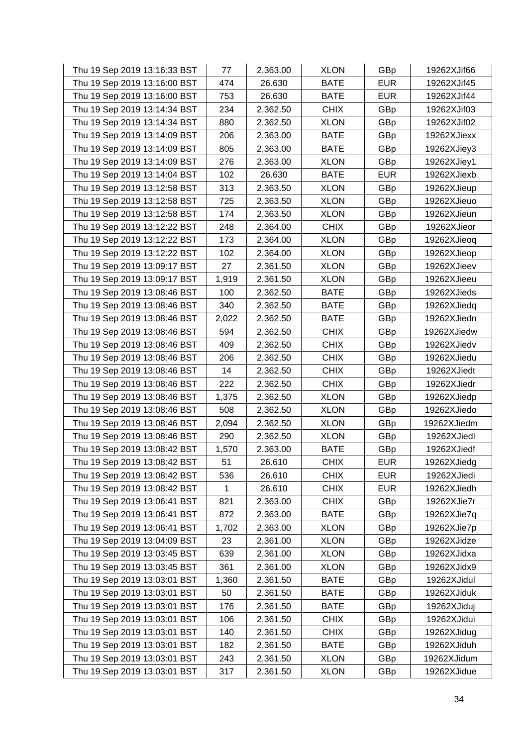| | | | | | |
|---|---|---|---|---|---|
| Thu 19 Sep 2019 13:16:33 BST | 77 | 2,363.00 | XLON | GBp | 19262XJif66 |
| Thu 19 Sep 2019 13:16:00 BST | 474 | 26.630 | BATE | EUR | 19262XJif45 |
| Thu 19 Sep 2019 13:16:00 BST | 753 | 26.630 | BATE | EUR | 19262XJif44 |
| Thu 19 Sep 2019 13:14:34 BST | 234 | 2,362.50 | CHIX | GBp | 19262XJif03 |
| Thu 19 Sep 2019 13:14:34 BST | 880 | 2,362.50 | XLON | GBp | 19262XJif02 |
| Thu 19 Sep 2019 13:14:09 BST | 206 | 2,363.00 | BATE | GBp | 19262XJiexx |
| Thu 19 Sep 2019 13:14:09 BST | 805 | 2,363.00 | BATE | GBp | 19262XJiey3 |
| Thu 19 Sep 2019 13:14:09 BST | 276 | 2,363.00 | XLON | GBp | 19262XJiey1 |
| Thu 19 Sep 2019 13:14:04 BST | 102 | 26.630 | BATE | EUR | 19262XJiexb |
| Thu 19 Sep 2019 13:12:58 BST | 313 | 2,363.50 | XLON | GBp | 19262XJieup |
| Thu 19 Sep 2019 13:12:58 BST | 725 | 2,363.50 | XLON | GBp | 19262XJieuo |
| Thu 19 Sep 2019 13:12:58 BST | 174 | 2,363.50 | XLON | GBp | 19262XJieun |
| Thu 19 Sep 2019 13:12:22 BST | 248 | 2,364.00 | CHIX | GBp | 19262XJieor |
| Thu 19 Sep 2019 13:12:22 BST | 173 | 2,364.00 | XLON | GBp | 19262XJieoq |
| Thu 19 Sep 2019 13:12:22 BST | 102 | 2,364.00 | XLON | GBp | 19262XJieop |
| Thu 19 Sep 2019 13:09:17 BST | 27 | 2,361.50 | XLON | GBp | 19262XJieev |
| Thu 19 Sep 2019 13:09:17 BST | 1,919 | 2,361.50 | XLON | GBp | 19262XJieeu |
| Thu 19 Sep 2019 13:08:46 BST | 100 | 2,362.50 | BATE | GBp | 19262XJieds |
| Thu 19 Sep 2019 13:08:46 BST | 340 | 2,362.50 | BATE | GBp | 19262XJiedq |
| Thu 19 Sep 2019 13:08:46 BST | 2,022 | 2,362.50 | BATE | GBp | 19262XJiedn |
| Thu 19 Sep 2019 13:08:46 BST | 594 | 2,362.50 | CHIX | GBp | 19262XJiedw |
| Thu 19 Sep 2019 13:08:46 BST | 409 | 2,362.50 | CHIX | GBp | 19262XJiedv |
| Thu 19 Sep 2019 13:08:46 BST | 206 | 2,362.50 | CHIX | GBp | 19262XJiedu |
| Thu 19 Sep 2019 13:08:46 BST | 14 | 2,362.50 | CHIX | GBp | 19262XJiedt |
| Thu 19 Sep 2019 13:08:46 BST | 222 | 2,362.50 | CHIX | GBp | 19262XJiedr |
| Thu 19 Sep 2019 13:08:46 BST | 1,375 | 2,362.50 | XLON | GBp | 19262XJiedp |
| Thu 19 Sep 2019 13:08:46 BST | 508 | 2,362.50 | XLON | GBp | 19262XJiedo |
| Thu 19 Sep 2019 13:08:46 BST | 2,094 | 2,362.50 | XLON | GBp | 19262XJiedm |
| Thu 19 Sep 2019 13:08:46 BST | 290 | 2,362.50 | XLON | GBp | 19262XJiedl |
| Thu 19 Sep 2019 13:08:42 BST | 1,570 | 2,363.00 | BATE | GBp | 19262XJiedf |
| Thu 19 Sep 2019 13:08:42 BST | 51 | 26.610 | CHIX | EUR | 19262XJiedg |
| Thu 19 Sep 2019 13:08:42 BST | 536 | 26.610 | CHIX | EUR | 19262XJiedi |
| Thu 19 Sep 2019 13:08:42 BST | 1 | 26.610 | CHIX | EUR | 19262XJiedh |
| Thu 19 Sep 2019 13:06:41 BST | 821 | 2,363.00 | CHIX | GBp | 19262XJie7r |
| Thu 19 Sep 2019 13:06:41 BST | 872 | 2,363.00 | BATE | GBp | 19262XJie7q |
| Thu 19 Sep 2019 13:06:41 BST | 1,702 | 2,363.00 | XLON | GBp | 19262XJie7p |
| Thu 19 Sep 2019 13:04:09 BST | 23 | 2,361.00 | XLON | GBp | 19262XJidze |
| Thu 19 Sep 2019 13:03:45 BST | 639 | 2,361.00 | XLON | GBp | 19262XJidxa |
| Thu 19 Sep 2019 13:03:45 BST | 361 | 2,361.00 | XLON | GBp | 19262XJidx9 |
| Thu 19 Sep 2019 13:03:01 BST | 1,360 | 2,361.50 | BATE | GBp | 19262XJidul |
| Thu 19 Sep 2019 13:03:01 BST | 50 | 2,361.50 | BATE | GBp | 19262XJiduk |
| Thu 19 Sep 2019 13:03:01 BST | 176 | 2,361.50 | BATE | GBp | 19262XJiduj |
| Thu 19 Sep 2019 13:03:01 BST | 106 | 2,361.50 | CHIX | GBp | 19262XJidui |
| Thu 19 Sep 2019 13:03:01 BST | 140 | 2,361.50 | CHIX | GBp | 19262XJidug |
| Thu 19 Sep 2019 13:03:01 BST | 182 | 2,361.50 | BATE | GBp | 19262XJiduh |
| Thu 19 Sep 2019 13:03:01 BST | 243 | 2,361.50 | XLON | GBp | 19262XJidum |
| Thu 19 Sep 2019 13:03:01 BST | 317 | 2,361.50 | XLON | GBp | 19262XJidue |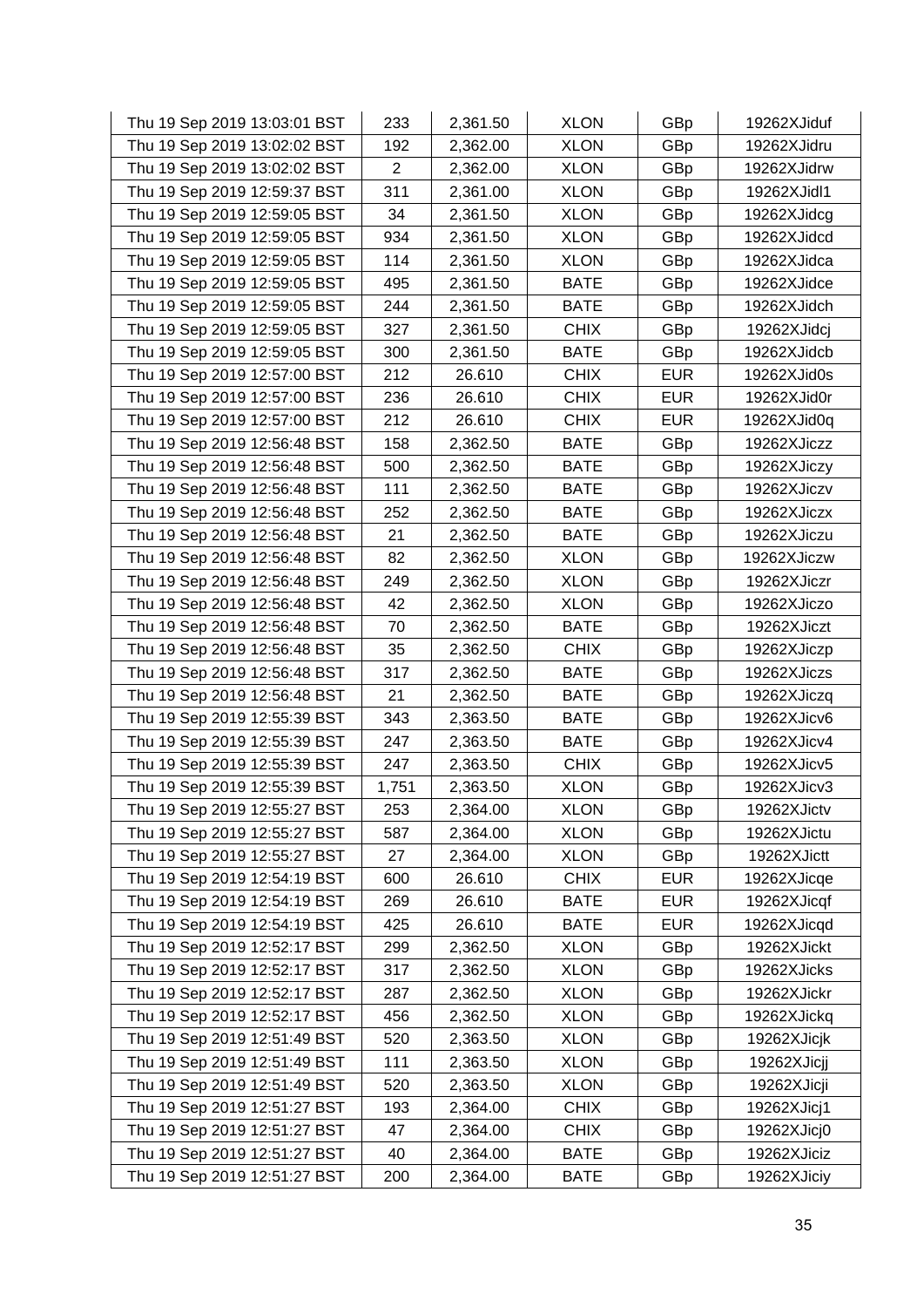| | | | | | |
|---|---|---|---|---|---|
| Thu 19 Sep 2019 13:03:01 BST | 233 | 2,361.50 | XLON | GBp | 19262XJiduf |
| Thu 19 Sep 2019 13:02:02 BST | 192 | 2,362.00 | XLON | GBp | 19262XJidru |
| Thu 19 Sep 2019 13:02:02 BST | 2 | 2,362.00 | XLON | GBp | 19262XJidrw |
| Thu 19 Sep 2019 12:59:37 BST | 311 | 2,361.00 | XLON | GBp | 19262XJidl1 |
| Thu 19 Sep 2019 12:59:05 BST | 34 | 2,361.50 | XLON | GBp | 19262XJidcg |
| Thu 19 Sep 2019 12:59:05 BST | 934 | 2,361.50 | XLON | GBp | 19262XJidcd |
| Thu 19 Sep 2019 12:59:05 BST | 114 | 2,361.50 | XLON | GBp | 19262XJidca |
| Thu 19 Sep 2019 12:59:05 BST | 495 | 2,361.50 | BATE | GBp | 19262XJidce |
| Thu 19 Sep 2019 12:59:05 BST | 244 | 2,361.50 | BATE | GBp | 19262XJidch |
| Thu 19 Sep 2019 12:59:05 BST | 327 | 2,361.50 | CHIX | GBp | 19262XJidcj |
| Thu 19 Sep 2019 12:59:05 BST | 300 | 2,361.50 | BATE | GBp | 19262XJidcb |
| Thu 19 Sep 2019 12:57:00 BST | 212 | 26.610 | CHIX | EUR | 19262XJid0s |
| Thu 19 Sep 2019 12:57:00 BST | 236 | 26.610 | CHIX | EUR | 19262XJid0r |
| Thu 19 Sep 2019 12:57:00 BST | 212 | 26.610 | CHIX | EUR | 19262XJid0q |
| Thu 19 Sep 2019 12:56:48 BST | 158 | 2,362.50 | BATE | GBp | 19262XJiczz |
| Thu 19 Sep 2019 12:56:48 BST | 500 | 2,362.50 | BATE | GBp | 19262XJiczy |
| Thu 19 Sep 2019 12:56:48 BST | 111 | 2,362.50 | BATE | GBp | 19262XJiczv |
| Thu 19 Sep 2019 12:56:48 BST | 252 | 2,362.50 | BATE | GBp | 19262XJiczx |
| Thu 19 Sep 2019 12:56:48 BST | 21 | 2,362.50 | BATE | GBp | 19262XJiczu |
| Thu 19 Sep 2019 12:56:48 BST | 82 | 2,362.50 | XLON | GBp | 19262XJiczw |
| Thu 19 Sep 2019 12:56:48 BST | 249 | 2,362.50 | XLON | GBp | 19262XJiczr |
| Thu 19 Sep 2019 12:56:48 BST | 42 | 2,362.50 | XLON | GBp | 19262XJiczo |
| Thu 19 Sep 2019 12:56:48 BST | 70 | 2,362.50 | BATE | GBp | 19262XJiczt |
| Thu 19 Sep 2019 12:56:48 BST | 35 | 2,362.50 | CHIX | GBp | 19262XJiczp |
| Thu 19 Sep 2019 12:56:48 BST | 317 | 2,362.50 | BATE | GBp | 19262XJiczs |
| Thu 19 Sep 2019 12:56:48 BST | 21 | 2,362.50 | BATE | GBp | 19262XJiczq |
| Thu 19 Sep 2019 12:55:39 BST | 343 | 2,363.50 | BATE | GBp | 19262XJicv6 |
| Thu 19 Sep 2019 12:55:39 BST | 247 | 2,363.50 | BATE | GBp | 19262XJicv4 |
| Thu 19 Sep 2019 12:55:39 BST | 247 | 2,363.50 | CHIX | GBp | 19262XJicv5 |
| Thu 19 Sep 2019 12:55:39 BST | 1,751 | 2,363.50 | XLON | GBp | 19262XJicv3 |
| Thu 19 Sep 2019 12:55:27 BST | 253 | 2,364.00 | XLON | GBp | 19262XJictv |
| Thu 19 Sep 2019 12:55:27 BST | 587 | 2,364.00 | XLON | GBp | 19262XJictu |
| Thu 19 Sep 2019 12:55:27 BST | 27 | 2,364.00 | XLON | GBp | 19262XJictt |
| Thu 19 Sep 2019 12:54:19 BST | 600 | 26.610 | CHIX | EUR | 19262XJicqe |
| Thu 19 Sep 2019 12:54:19 BST | 269 | 26.610 | BATE | EUR | 19262XJicqf |
| Thu 19 Sep 2019 12:54:19 BST | 425 | 26.610 | BATE | EUR | 19262XJicqd |
| Thu 19 Sep 2019 12:52:17 BST | 299 | 2,362.50 | XLON | GBp | 19262XJickt |
| Thu 19 Sep 2019 12:52:17 BST | 317 | 2,362.50 | XLON | GBp | 19262XJicks |
| Thu 19 Sep 2019 12:52:17 BST | 287 | 2,362.50 | XLON | GBp | 19262XJickr |
| Thu 19 Sep 2019 12:52:17 BST | 456 | 2,362.50 | XLON | GBp | 19262XJickq |
| Thu 19 Sep 2019 12:51:49 BST | 520 | 2,363.50 | XLON | GBp | 19262XJicjk |
| Thu 19 Sep 2019 12:51:49 BST | 111 | 2,363.50 | XLON | GBp | 19262XJicjj |
| Thu 19 Sep 2019 12:51:49 BST | 520 | 2,363.50 | XLON | GBp | 19262XJicji |
| Thu 19 Sep 2019 12:51:27 BST | 193 | 2,364.00 | CHIX | GBp | 19262XJicj1 |
| Thu 19 Sep 2019 12:51:27 BST | 47 | 2,364.00 | CHIX | GBp | 19262XJicj0 |
| Thu 19 Sep 2019 12:51:27 BST | 40 | 2,364.00 | BATE | GBp | 19262XJiciz |
| Thu 19 Sep 2019 12:51:27 BST | 200 | 2,364.00 | BATE | GBp | 19262XJiciy |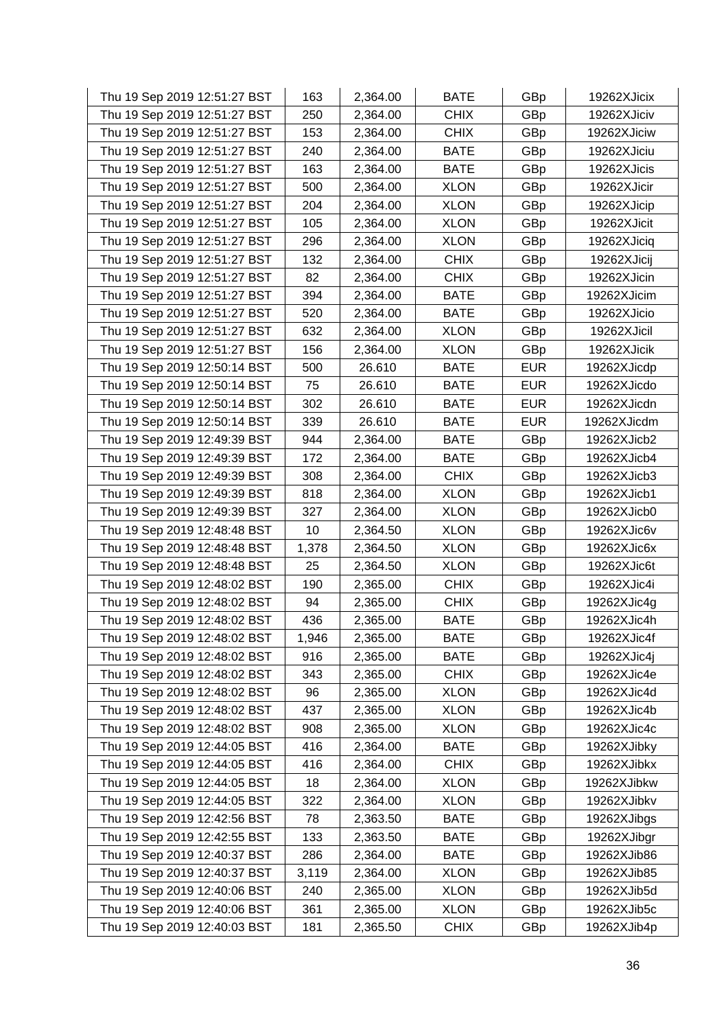| | | | | | |
|---|---|---|---|---|---|
| Thu 19 Sep 2019 12:51:27 BST | 163 | 2,364.00 | BATE | GBp | 19262XJicix |
| Thu 19 Sep 2019 12:51:27 BST | 250 | 2,364.00 | CHIX | GBp | 19262XJiciv |
| Thu 19 Sep 2019 12:51:27 BST | 153 | 2,364.00 | CHIX | GBp | 19262XJiciw |
| Thu 19 Sep 2019 12:51:27 BST | 240 | 2,364.00 | BATE | GBp | 19262XJiciu |
| Thu 19 Sep 2019 12:51:27 BST | 163 | 2,364.00 | BATE | GBp | 19262XJicis |
| Thu 19 Sep 2019 12:51:27 BST | 500 | 2,364.00 | XLON | GBp | 19262XJicir |
| Thu 19 Sep 2019 12:51:27 BST | 204 | 2,364.00 | XLON | GBp | 19262XJicip |
| Thu 19 Sep 2019 12:51:27 BST | 105 | 2,364.00 | XLON | GBp | 19262XJicit |
| Thu 19 Sep 2019 12:51:27 BST | 296 | 2,364.00 | XLON | GBp | 19262XJiciq |
| Thu 19 Sep 2019 12:51:27 BST | 132 | 2,364.00 | CHIX | GBp | 19262XJicij |
| Thu 19 Sep 2019 12:51:27 BST | 82 | 2,364.00 | CHIX | GBp | 19262XJicin |
| Thu 19 Sep 2019 12:51:27 BST | 394 | 2,364.00 | BATE | GBp | 19262XJicim |
| Thu 19 Sep 2019 12:51:27 BST | 520 | 2,364.00 | BATE | GBp | 19262XJicio |
| Thu 19 Sep 2019 12:51:27 BST | 632 | 2,364.00 | XLON | GBp | 19262XJicil |
| Thu 19 Sep 2019 12:51:27 BST | 156 | 2,364.00 | XLON | GBp | 19262XJicik |
| Thu 19 Sep 2019 12:50:14 BST | 500 | 26.610 | BATE | EUR | 19262XJicdp |
| Thu 19 Sep 2019 12:50:14 BST | 75 | 26.610 | BATE | EUR | 19262XJicdo |
| Thu 19 Sep 2019 12:50:14 BST | 302 | 26.610 | BATE | EUR | 19262XJicdn |
| Thu 19 Sep 2019 12:50:14 BST | 339 | 26.610 | BATE | EUR | 19262XJicdm |
| Thu 19 Sep 2019 12:49:39 BST | 944 | 2,364.00 | BATE | GBp | 19262XJicb2 |
| Thu 19 Sep 2019 12:49:39 BST | 172 | 2,364.00 | BATE | GBp | 19262XJicb4 |
| Thu 19 Sep 2019 12:49:39 BST | 308 | 2,364.00 | CHIX | GBp | 19262XJicb3 |
| Thu 19 Sep 2019 12:49:39 BST | 818 | 2,364.00 | XLON | GBp | 19262XJicb1 |
| Thu 19 Sep 2019 12:49:39 BST | 327 | 2,364.00 | XLON | GBp | 19262XJicb0 |
| Thu 19 Sep 2019 12:48:48 BST | 10 | 2,364.50 | XLON | GBp | 19262XJic6v |
| Thu 19 Sep 2019 12:48:48 BST | 1,378 | 2,364.50 | XLON | GBp | 19262XJic6x |
| Thu 19 Sep 2019 12:48:48 BST | 25 | 2,364.50 | XLON | GBp | 19262XJic6t |
| Thu 19 Sep 2019 12:48:02 BST | 190 | 2,365.00 | CHIX | GBp | 19262XJic4i |
| Thu 19 Sep 2019 12:48:02 BST | 94 | 2,365.00 | CHIX | GBp | 19262XJic4g |
| Thu 19 Sep 2019 12:48:02 BST | 436 | 2,365.00 | BATE | GBp | 19262XJic4h |
| Thu 19 Sep 2019 12:48:02 BST | 1,946 | 2,365.00 | BATE | GBp | 19262XJic4f |
| Thu 19 Sep 2019 12:48:02 BST | 916 | 2,365.00 | BATE | GBp | 19262XJic4j |
| Thu 19 Sep 2019 12:48:02 BST | 343 | 2,365.00 | CHIX | GBp | 19262XJic4e |
| Thu 19 Sep 2019 12:48:02 BST | 96 | 2,365.00 | XLON | GBp | 19262XJic4d |
| Thu 19 Sep 2019 12:48:02 BST | 437 | 2,365.00 | XLON | GBp | 19262XJic4b |
| Thu 19 Sep 2019 12:48:02 BST | 908 | 2,365.00 | XLON | GBp | 19262XJic4c |
| Thu 19 Sep 2019 12:44:05 BST | 416 | 2,364.00 | BATE | GBp | 19262XJibky |
| Thu 19 Sep 2019 12:44:05 BST | 416 | 2,364.00 | CHIX | GBp | 19262XJibkx |
| Thu 19 Sep 2019 12:44:05 BST | 18 | 2,364.00 | XLON | GBp | 19262XJibkw |
| Thu 19 Sep 2019 12:44:05 BST | 322 | 2,364.00 | XLON | GBp | 19262XJibkv |
| Thu 19 Sep 2019 12:42:56 BST | 78 | 2,363.50 | BATE | GBp | 19262XJibgs |
| Thu 19 Sep 2019 12:42:55 BST | 133 | 2,363.50 | BATE | GBp | 19262XJibgr |
| Thu 19 Sep 2019 12:40:37 BST | 286 | 2,364.00 | BATE | GBp | 19262XJib86 |
| Thu 19 Sep 2019 12:40:37 BST | 3,119 | 2,364.00 | XLON | GBp | 19262XJib85 |
| Thu 19 Sep 2019 12:40:06 BST | 240 | 2,365.00 | XLON | GBp | 19262XJib5d |
| Thu 19 Sep 2019 12:40:06 BST | 361 | 2,365.00 | XLON | GBp | 19262XJib5c |
| Thu 19 Sep 2019 12:40:03 BST | 181 | 2,365.50 | CHIX | GBp | 19262XJib4p |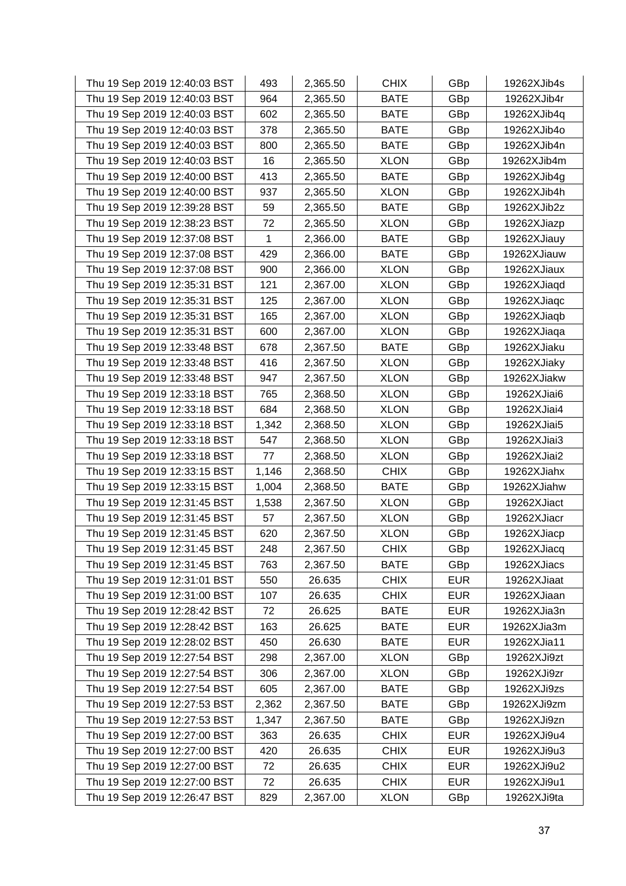| | | | | | |
|---|---|---|---|---|---|
| Thu 19 Sep 2019 12:40:03 BST | 493 | 2,365.50 | CHIX | GBp | 19262XJib4s |
| Thu 19 Sep 2019 12:40:03 BST | 964 | 2,365.50 | BATE | GBp | 19262XJib4r |
| Thu 19 Sep 2019 12:40:03 BST | 602 | 2,365.50 | BATE | GBp | 19262XJib4q |
| Thu 19 Sep 2019 12:40:03 BST | 378 | 2,365.50 | BATE | GBp | 19262XJib4o |
| Thu 19 Sep 2019 12:40:03 BST | 800 | 2,365.50 | BATE | GBp | 19262XJib4n |
| Thu 19 Sep 2019 12:40:03 BST | 16 | 2,365.50 | XLON | GBp | 19262XJib4m |
| Thu 19 Sep 2019 12:40:00 BST | 413 | 2,365.50 | BATE | GBp | 19262XJib4g |
| Thu 19 Sep 2019 12:40:00 BST | 937 | 2,365.50 | XLON | GBp | 19262XJib4h |
| Thu 19 Sep 2019 12:39:28 BST | 59 | 2,365.50 | BATE | GBp | 19262XJib2z |
| Thu 19 Sep 2019 12:38:23 BST | 72 | 2,365.50 | XLON | GBp | 19262XJiazp |
| Thu 19 Sep 2019 12:37:08 BST | 1 | 2,366.00 | BATE | GBp | 19262XJiauy |
| Thu 19 Sep 2019 12:37:08 BST | 429 | 2,366.00 | BATE | GBp | 19262XJiauw |
| Thu 19 Sep 2019 12:37:08 BST | 900 | 2,366.00 | XLON | GBp | 19262XJiaux |
| Thu 19 Sep 2019 12:35:31 BST | 121 | 2,367.00 | XLON | GBp | 19262XJiaqd |
| Thu 19 Sep 2019 12:35:31 BST | 125 | 2,367.00 | XLON | GBp | 19262XJiaqc |
| Thu 19 Sep 2019 12:35:31 BST | 165 | 2,367.00 | XLON | GBp | 19262XJiaqb |
| Thu 19 Sep 2019 12:35:31 BST | 600 | 2,367.00 | XLON | GBp | 19262XJiaqa |
| Thu 19 Sep 2019 12:33:48 BST | 678 | 2,367.50 | BATE | GBp | 19262XJiaku |
| Thu 19 Sep 2019 12:33:48 BST | 416 | 2,367.50 | XLON | GBp | 19262XJiaky |
| Thu 19 Sep 2019 12:33:48 BST | 947 | 2,367.50 | XLON | GBp | 19262XJiakw |
| Thu 19 Sep 2019 12:33:18 BST | 765 | 2,368.50 | XLON | GBp | 19262XJiai6 |
| Thu 19 Sep 2019 12:33:18 BST | 684 | 2,368.50 | XLON | GBp | 19262XJiai4 |
| Thu 19 Sep 2019 12:33:18 BST | 1,342 | 2,368.50 | XLON | GBp | 19262XJiai5 |
| Thu 19 Sep 2019 12:33:18 BST | 547 | 2,368.50 | XLON | GBp | 19262XJiai3 |
| Thu 19 Sep 2019 12:33:18 BST | 77 | 2,368.50 | XLON | GBp | 19262XJiai2 |
| Thu 19 Sep 2019 12:33:15 BST | 1,146 | 2,368.50 | CHIX | GBp | 19262XJiahx |
| Thu 19 Sep 2019 12:33:15 BST | 1,004 | 2,368.50 | BATE | GBp | 19262XJiahw |
| Thu 19 Sep 2019 12:31:45 BST | 1,538 | 2,367.50 | XLON | GBp | 19262XJiact |
| Thu 19 Sep 2019 12:31:45 BST | 57 | 2,367.50 | XLON | GBp | 19262XJiacr |
| Thu 19 Sep 2019 12:31:45 BST | 620 | 2,367.50 | XLON | GBp | 19262XJiacp |
| Thu 19 Sep 2019 12:31:45 BST | 248 | 2,367.50 | CHIX | GBp | 19262XJiacq |
| Thu 19 Sep 2019 12:31:45 BST | 763 | 2,367.50 | BATE | GBp | 19262XJiacs |
| Thu 19 Sep 2019 12:31:01 BST | 550 | 26.635 | CHIX | EUR | 19262XJiaat |
| Thu 19 Sep 2019 12:31:00 BST | 107 | 26.635 | CHIX | EUR | 19262XJiaan |
| Thu 19 Sep 2019 12:28:42 BST | 72 | 26.625 | BATE | EUR | 19262XJia3n |
| Thu 19 Sep 2019 12:28:42 BST | 163 | 26.625 | BATE | EUR | 19262XJia3m |
| Thu 19 Sep 2019 12:28:02 BST | 450 | 26.630 | BATE | EUR | 19262XJia11 |
| Thu 19 Sep 2019 12:27:54 BST | 298 | 2,367.00 | XLON | GBp | 19262XJi9zt |
| Thu 19 Sep 2019 12:27:54 BST | 306 | 2,367.00 | XLON | GBp | 19262XJi9zr |
| Thu 19 Sep 2019 12:27:54 BST | 605 | 2,367.00 | BATE | GBp | 19262XJi9zs |
| Thu 19 Sep 2019 12:27:53 BST | 2,362 | 2,367.50 | BATE | GBp | 19262XJi9zm |
| Thu 19 Sep 2019 12:27:53 BST | 1,347 | 2,367.50 | BATE | GBp | 19262XJi9zn |
| Thu 19 Sep 2019 12:27:00 BST | 363 | 26.635 | CHIX | EUR | 19262XJi9u4 |
| Thu 19 Sep 2019 12:27:00 BST | 420 | 26.635 | CHIX | EUR | 19262XJi9u3 |
| Thu 19 Sep 2019 12:27:00 BST | 72 | 26.635 | CHIX | EUR | 19262XJi9u2 |
| Thu 19 Sep 2019 12:27:00 BST | 72 | 26.635 | CHIX | EUR | 19262XJi9u1 |
| Thu 19 Sep 2019 12:26:47 BST | 829 | 2,367.00 | XLON | GBp | 19262XJi9ta |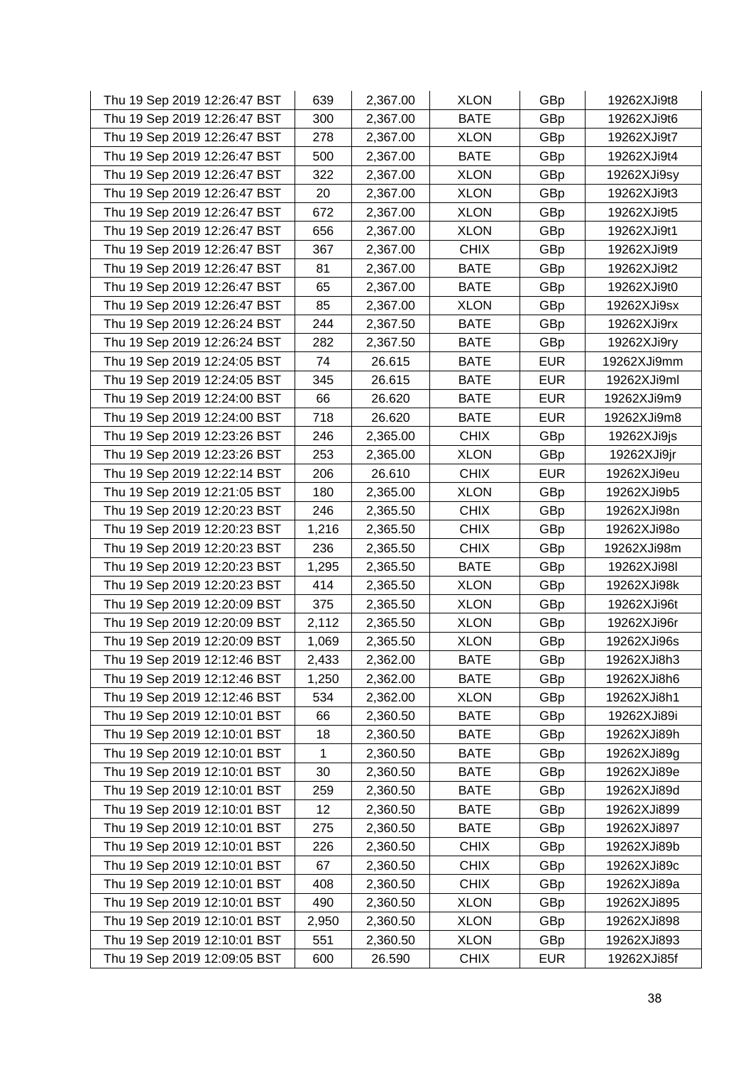| | | | | | |
|---|---|---|---|---|---|
| Thu 19 Sep 2019 12:26:47 BST | 639 | 2,367.00 | XLON | GBp | 19262XJi9t8 |
| Thu 19 Sep 2019 12:26:47 BST | 300 | 2,367.00 | BATE | GBp | 19262XJi9t6 |
| Thu 19 Sep 2019 12:26:47 BST | 278 | 2,367.00 | XLON | GBp | 19262XJi9t7 |
| Thu 19 Sep 2019 12:26:47 BST | 500 | 2,367.00 | BATE | GBp | 19262XJi9t4 |
| Thu 19 Sep 2019 12:26:47 BST | 322 | 2,367.00 | XLON | GBp | 19262XJi9sy |
| Thu 19 Sep 2019 12:26:47 BST | 20 | 2,367.00 | XLON | GBp | 19262XJi9t3 |
| Thu 19 Sep 2019 12:26:47 BST | 672 | 2,367.00 | XLON | GBp | 19262XJi9t5 |
| Thu 19 Sep 2019 12:26:47 BST | 656 | 2,367.00 | XLON | GBp | 19262XJi9t1 |
| Thu 19 Sep 2019 12:26:47 BST | 367 | 2,367.00 | CHIX | GBp | 19262XJi9t9 |
| Thu 19 Sep 2019 12:26:47 BST | 81 | 2,367.00 | BATE | GBp | 19262XJi9t2 |
| Thu 19 Sep 2019 12:26:47 BST | 65 | 2,367.00 | BATE | GBp | 19262XJi9t0 |
| Thu 19 Sep 2019 12:26:47 BST | 85 | 2,367.00 | XLON | GBp | 19262XJi9sx |
| Thu 19 Sep 2019 12:26:24 BST | 244 | 2,367.50 | BATE | GBp | 19262XJi9rx |
| Thu 19 Sep 2019 12:26:24 BST | 282 | 2,367.50 | BATE | GBp | 19262XJi9ry |
| Thu 19 Sep 2019 12:24:05 BST | 74 | 26.615 | BATE | EUR | 19262XJi9mm |
| Thu 19 Sep 2019 12:24:05 BST | 345 | 26.615 | BATE | EUR | 19262XJi9ml |
| Thu 19 Sep 2019 12:24:00 BST | 66 | 26.620 | BATE | EUR | 19262XJi9m9 |
| Thu 19 Sep 2019 12:24:00 BST | 718 | 26.620 | BATE | EUR | 19262XJi9m8 |
| Thu 19 Sep 2019 12:23:26 BST | 246 | 2,365.00 | CHIX | GBp | 19262XJi9js |
| Thu 19 Sep 2019 12:23:26 BST | 253 | 2,365.00 | XLON | GBp | 19262XJi9jr |
| Thu 19 Sep 2019 12:22:14 BST | 206 | 26.610 | CHIX | EUR | 19262XJi9eu |
| Thu 19 Sep 2019 12:21:05 BST | 180 | 2,365.00 | XLON | GBp | 19262XJi9b5 |
| Thu 19 Sep 2019 12:20:23 BST | 246 | 2,365.50 | CHIX | GBp | 19262XJi98n |
| Thu 19 Sep 2019 12:20:23 BST | 1,216 | 2,365.50 | CHIX | GBp | 19262XJi98o |
| Thu 19 Sep 2019 12:20:23 BST | 236 | 2,365.50 | CHIX | GBp | 19262XJi98m |
| Thu 19 Sep 2019 12:20:23 BST | 1,295 | 2,365.50 | BATE | GBp | 19262XJi98l |
| Thu 19 Sep 2019 12:20:23 BST | 414 | 2,365.50 | XLON | GBp | 19262XJi98k |
| Thu 19 Sep 2019 12:20:09 BST | 375 | 2,365.50 | XLON | GBp | 19262XJi96t |
| Thu 19 Sep 2019 12:20:09 BST | 2,112 | 2,365.50 | XLON | GBp | 19262XJi96r |
| Thu 19 Sep 2019 12:20:09 BST | 1,069 | 2,365.50 | XLON | GBp | 19262XJi96s |
| Thu 19 Sep 2019 12:12:46 BST | 2,433 | 2,362.00 | BATE | GBp | 19262XJi8h3 |
| Thu 19 Sep 2019 12:12:46 BST | 1,250 | 2,362.00 | BATE | GBp | 19262XJi8h6 |
| Thu 19 Sep 2019 12:12:46 BST | 534 | 2,362.00 | XLON | GBp | 19262XJi8h1 |
| Thu 19 Sep 2019 12:10:01 BST | 66 | 2,360.50 | BATE | GBp | 19262XJi89i |
| Thu 19 Sep 2019 12:10:01 BST | 18 | 2,360.50 | BATE | GBp | 19262XJi89h |
| Thu 19 Sep 2019 12:10:01 BST | 1 | 2,360.50 | BATE | GBp | 19262XJi89g |
| Thu 19 Sep 2019 12:10:01 BST | 30 | 2,360.50 | BATE | GBp | 19262XJi89e |
| Thu 19 Sep 2019 12:10:01 BST | 259 | 2,360.50 | BATE | GBp | 19262XJi89d |
| Thu 19 Sep 2019 12:10:01 BST | 12 | 2,360.50 | BATE | GBp | 19262XJi899 |
| Thu 19 Sep 2019 12:10:01 BST | 275 | 2,360.50 | BATE | GBp | 19262XJi897 |
| Thu 19 Sep 2019 12:10:01 BST | 226 | 2,360.50 | CHIX | GBp | 19262XJi89b |
| Thu 19 Sep 2019 12:10:01 BST | 67 | 2,360.50 | CHIX | GBp | 19262XJi89c |
| Thu 19 Sep 2019 12:10:01 BST | 408 | 2,360.50 | CHIX | GBp | 19262XJi89a |
| Thu 19 Sep 2019 12:10:01 BST | 490 | 2,360.50 | XLON | GBp | 19262XJi895 |
| Thu 19 Sep 2019 12:10:01 BST | 2,950 | 2,360.50 | XLON | GBp | 19262XJi898 |
| Thu 19 Sep 2019 12:10:01 BST | 551 | 2,360.50 | XLON | GBp | 19262XJi893 |
| Thu 19 Sep 2019 12:09:05 BST | 600 | 26.590 | CHIX | EUR | 19262XJi85f |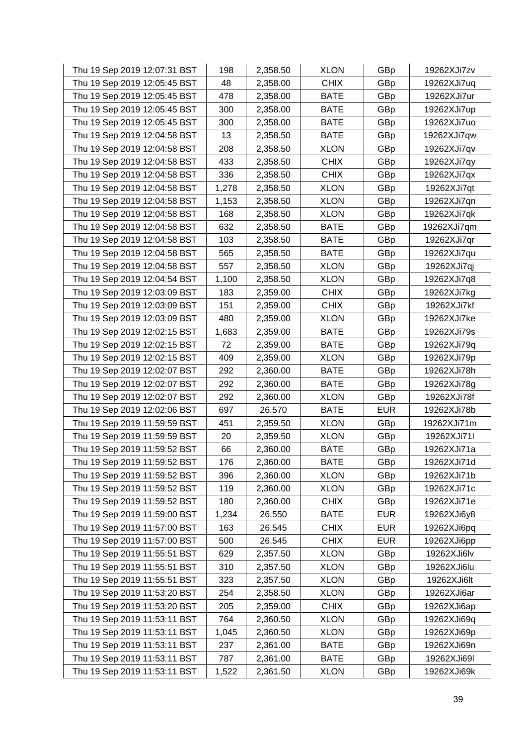| | | | | | |
|---|---|---|---|---|---|
| Thu 19 Sep 2019 12:07:31 BST | 198 | 2,358.50 | XLON | GBp | 19262XJi7zv |
| Thu 19 Sep 2019 12:05:45 BST | 48 | 2,358.00 | CHIX | GBp | 19262XJi7uq |
| Thu 19 Sep 2019 12:05:45 BST | 478 | 2,358.00 | BATE | GBp | 19262XJi7ur |
| Thu 19 Sep 2019 12:05:45 BST | 300 | 2,358.00 | BATE | GBp | 19262XJi7up |
| Thu 19 Sep 2019 12:05:45 BST | 300 | 2,358.00 | BATE | GBp | 19262XJi7uo |
| Thu 19 Sep 2019 12:04:58 BST | 13 | 2,358.50 | BATE | GBp | 19262XJi7qw |
| Thu 19 Sep 2019 12:04:58 BST | 208 | 2,358.50 | XLON | GBp | 19262XJi7qv |
| Thu 19 Sep 2019 12:04:58 BST | 433 | 2,358.50 | CHIX | GBp | 19262XJi7qy |
| Thu 19 Sep 2019 12:04:58 BST | 336 | 2,358.50 | CHIX | GBp | 19262XJi7qx |
| Thu 19 Sep 2019 12:04:58 BST | 1,278 | 2,358.50 | XLON | GBp | 19262XJi7qt |
| Thu 19 Sep 2019 12:04:58 BST | 1,153 | 2,358.50 | XLON | GBp | 19262XJi7qn |
| Thu 19 Sep 2019 12:04:58 BST | 168 | 2,358.50 | XLON | GBp | 19262XJi7qk |
| Thu 19 Sep 2019 12:04:58 BST | 632 | 2,358.50 | BATE | GBp | 19262XJi7qm |
| Thu 19 Sep 2019 12:04:58 BST | 103 | 2,358.50 | BATE | GBp | 19262XJi7qr |
| Thu 19 Sep 2019 12:04:58 BST | 565 | 2,358.50 | BATE | GBp | 19262XJi7qu |
| Thu 19 Sep 2019 12:04:58 BST | 557 | 2,358.50 | XLON | GBp | 19262XJi7qj |
| Thu 19 Sep 2019 12:04:54 BST | 1,100 | 2,358.50 | XLON | GBp | 19262XJi7q8 |
| Thu 19 Sep 2019 12:03:09 BST | 183 | 2,359.00 | CHIX | GBp | 19262XJi7kg |
| Thu 19 Sep 2019 12:03:09 BST | 151 | 2,359.00 | CHIX | GBp | 19262XJi7kf |
| Thu 19 Sep 2019 12:03:09 BST | 480 | 2,359.00 | XLON | GBp | 19262XJi7ke |
| Thu 19 Sep 2019 12:02:15 BST | 1,683 | 2,359.00 | BATE | GBp | 19262XJi79s |
| Thu 19 Sep 2019 12:02:15 BST | 72 | 2,359.00 | BATE | GBp | 19262XJi79q |
| Thu 19 Sep 2019 12:02:15 BST | 409 | 2,359.00 | XLON | GBp | 19262XJi79p |
| Thu 19 Sep 2019 12:02:07 BST | 292 | 2,360.00 | BATE | GBp | 19262XJi78h |
| Thu 19 Sep 2019 12:02:07 BST | 292 | 2,360.00 | BATE | GBp | 19262XJi78g |
| Thu 19 Sep 2019 12:02:07 BST | 292 | 2,360.00 | XLON | GBp | 19262XJi78f |
| Thu 19 Sep 2019 12:02:06 BST | 697 | 26.570 | BATE | EUR | 19262XJi78b |
| Thu 19 Sep 2019 11:59:59 BST | 451 | 2,359.50 | XLON | GBp | 19262XJi71m |
| Thu 19 Sep 2019 11:59:59 BST | 20 | 2,359.50 | XLON | GBp | 19262XJi71l |
| Thu 19 Sep 2019 11:59:52 BST | 66 | 2,360.00 | BATE | GBp | 19262XJi71a |
| Thu 19 Sep 2019 11:59:52 BST | 176 | 2,360.00 | BATE | GBp | 19262XJi71d |
| Thu 19 Sep 2019 11:59:52 BST | 396 | 2,360.00 | XLON | GBp | 19262XJi71b |
| Thu 19 Sep 2019 11:59:52 BST | 119 | 2,360.00 | XLON | GBp | 19262XJi71c |
| Thu 19 Sep 2019 11:59:52 BST | 180 | 2,360.00 | CHIX | GBp | 19262XJi71e |
| Thu 19 Sep 2019 11:59:00 BST | 1,234 | 26.550 | BATE | EUR | 19262XJi6y8 |
| Thu 19 Sep 2019 11:57:00 BST | 163 | 26.545 | CHIX | EUR | 19262XJi6pq |
| Thu 19 Sep 2019 11:57:00 BST | 500 | 26.545 | CHIX | EUR | 19262XJi6pp |
| Thu 19 Sep 2019 11:55:51 BST | 629 | 2,357.50 | XLON | GBp | 19262XJi6lv |
| Thu 19 Sep 2019 11:55:51 BST | 310 | 2,357.50 | XLON | GBp | 19262XJi6lu |
| Thu 19 Sep 2019 11:55:51 BST | 323 | 2,357.50 | XLON | GBp | 19262XJi6lt |
| Thu 19 Sep 2019 11:53:20 BST | 254 | 2,358.50 | XLON | GBp | 19262XJi6ar |
| Thu 19 Sep 2019 11:53:20 BST | 205 | 2,359.00 | CHIX | GBp | 19262XJi6ap |
| Thu 19 Sep 2019 11:53:11 BST | 764 | 2,360.50 | XLON | GBp | 19262XJi69q |
| Thu 19 Sep 2019 11:53:11 BST | 1,045 | 2,360.50 | XLON | GBp | 19262XJi69p |
| Thu 19 Sep 2019 11:53:11 BST | 237 | 2,361.00 | BATE | GBp | 19262XJi69n |
| Thu 19 Sep 2019 11:53:11 BST | 787 | 2,361.00 | BATE | GBp | 19262XJi69l |
| Thu 19 Sep 2019 11:53:11 BST | 1,522 | 2,361.50 | XLON | GBp | 19262XJi69k |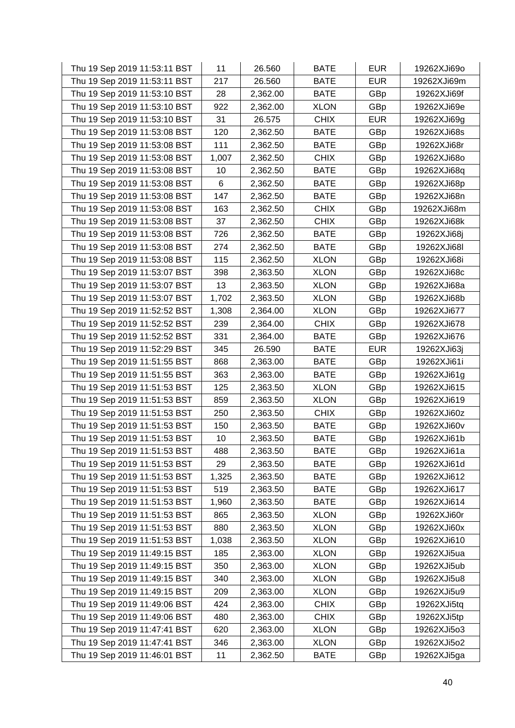| Thu 19 Sep 2019 11:53:11 BST | 11 | 26.560 | BATE | EUR | 19262XJi69o |
|---|---|---|---|---|---|
| Thu 19 Sep 2019 11:53:11 BST | 217 | 26.560 | BATE | EUR | 19262XJi69m |
| Thu 19 Sep 2019 11:53:10 BST | 28 | 2,362.00 | BATE | GBp | 19262XJi69f |
| Thu 19 Sep 2019 11:53:10 BST | 922 | 2,362.00 | XLON | GBp | 19262XJi69e |
| Thu 19 Sep 2019 11:53:10 BST | 31 | 26.575 | CHIX | EUR | 19262XJi69g |
| Thu 19 Sep 2019 11:53:08 BST | 120 | 2,362.50 | BATE | GBp | 19262XJi68s |
| Thu 19 Sep 2019 11:53:08 BST | 111 | 2,362.50 | BATE | GBp | 19262XJi68r |
| Thu 19 Sep 2019 11:53:08 BST | 1,007 | 2,362.50 | CHIX | GBp | 19262XJi68o |
| Thu 19 Sep 2019 11:53:08 BST | 10 | 2,362.50 | BATE | GBp | 19262XJi68q |
| Thu 19 Sep 2019 11:53:08 BST | 6 | 2,362.50 | BATE | GBp | 19262XJi68p |
| Thu 19 Sep 2019 11:53:08 BST | 147 | 2,362.50 | BATE | GBp | 19262XJi68n |
| Thu 19 Sep 2019 11:53:08 BST | 163 | 2,362.50 | CHIX | GBp | 19262XJi68m |
| Thu 19 Sep 2019 11:53:08 BST | 37 | 2,362.50 | CHIX | GBp | 19262XJi68k |
| Thu 19 Sep 2019 11:53:08 BST | 726 | 2,362.50 | BATE | GBp | 19262XJi68j |
| Thu 19 Sep 2019 11:53:08 BST | 274 | 2,362.50 | BATE | GBp | 19262XJi68l |
| Thu 19 Sep 2019 11:53:08 BST | 115 | 2,362.50 | XLON | GBp | 19262XJi68i |
| Thu 19 Sep 2019 11:53:07 BST | 398 | 2,363.50 | XLON | GBp | 19262XJi68c |
| Thu 19 Sep 2019 11:53:07 BST | 13 | 2,363.50 | XLON | GBp | 19262XJi68a |
| Thu 19 Sep 2019 11:53:07 BST | 1,702 | 2,363.50 | XLON | GBp | 19262XJi68b |
| Thu 19 Sep 2019 11:52:52 BST | 1,308 | 2,364.00 | XLON | GBp | 19262XJi677 |
| Thu 19 Sep 2019 11:52:52 BST | 239 | 2,364.00 | CHIX | GBp | 19262XJi678 |
| Thu 19 Sep 2019 11:52:52 BST | 331 | 2,364.00 | BATE | GBp | 19262XJi676 |
| Thu 19 Sep 2019 11:52:29 BST | 345 | 26.590 | BATE | EUR | 19262XJi63j |
| Thu 19 Sep 2019 11:51:55 BST | 868 | 2,363.00 | BATE | GBp | 19262XJi61i |
| Thu 19 Sep 2019 11:51:55 BST | 363 | 2,363.00 | BATE | GBp | 19262XJi61g |
| Thu 19 Sep 2019 11:51:53 BST | 125 | 2,363.50 | XLON | GBp | 19262XJi615 |
| Thu 19 Sep 2019 11:51:53 BST | 859 | 2,363.50 | XLON | GBp | 19262XJi619 |
| Thu 19 Sep 2019 11:51:53 BST | 250 | 2,363.50 | CHIX | GBp | 19262XJi60z |
| Thu 19 Sep 2019 11:51:53 BST | 150 | 2,363.50 | BATE | GBp | 19262XJi60v |
| Thu 19 Sep 2019 11:51:53 BST | 10 | 2,363.50 | BATE | GBp | 19262XJi61b |
| Thu 19 Sep 2019 11:51:53 BST | 488 | 2,363.50 | BATE | GBp | 19262XJi61a |
| Thu 19 Sep 2019 11:51:53 BST | 29 | 2,363.50 | BATE | GBp | 19262XJi61d |
| Thu 19 Sep 2019 11:51:53 BST | 1,325 | 2,363.50 | BATE | GBp | 19262XJi612 |
| Thu 19 Sep 2019 11:51:53 BST | 519 | 2,363.50 | BATE | GBp | 19262XJi617 |
| Thu 19 Sep 2019 11:51:53 BST | 1,960 | 2,363.50 | BATE | GBp | 19262XJi614 |
| Thu 19 Sep 2019 11:51:53 BST | 865 | 2,363.50 | XLON | GBp | 19262XJi60r |
| Thu 19 Sep 2019 11:51:53 BST | 880 | 2,363.50 | XLON | GBp | 19262XJi60x |
| Thu 19 Sep 2019 11:51:53 BST | 1,038 | 2,363.50 | XLON | GBp | 19262XJi610 |
| Thu 19 Sep 2019 11:49:15 BST | 185 | 2,363.00 | XLON | GBp | 19262XJi5ua |
| Thu 19 Sep 2019 11:49:15 BST | 350 | 2,363.00 | XLON | GBp | 19262XJi5ub |
| Thu 19 Sep 2019 11:49:15 BST | 340 | 2,363.00 | XLON | GBp | 19262XJi5u8 |
| Thu 19 Sep 2019 11:49:15 BST | 209 | 2,363.00 | XLON | GBp | 19262XJi5u9 |
| Thu 19 Sep 2019 11:49:06 BST | 424 | 2,363.00 | CHIX | GBp | 19262XJi5tq |
| Thu 19 Sep 2019 11:49:06 BST | 480 | 2,363.00 | CHIX | GBp | 19262XJi5tp |
| Thu 19 Sep 2019 11:47:41 BST | 620 | 2,363.00 | XLON | GBp | 19262XJi5o3 |
| Thu 19 Sep 2019 11:47:41 BST | 346 | 2,363.00 | XLON | GBp | 19262XJi5o2 |
| Thu 19 Sep 2019 11:46:01 BST | 11 | 2,362.50 | BATE | GBp | 19262XJi5ga |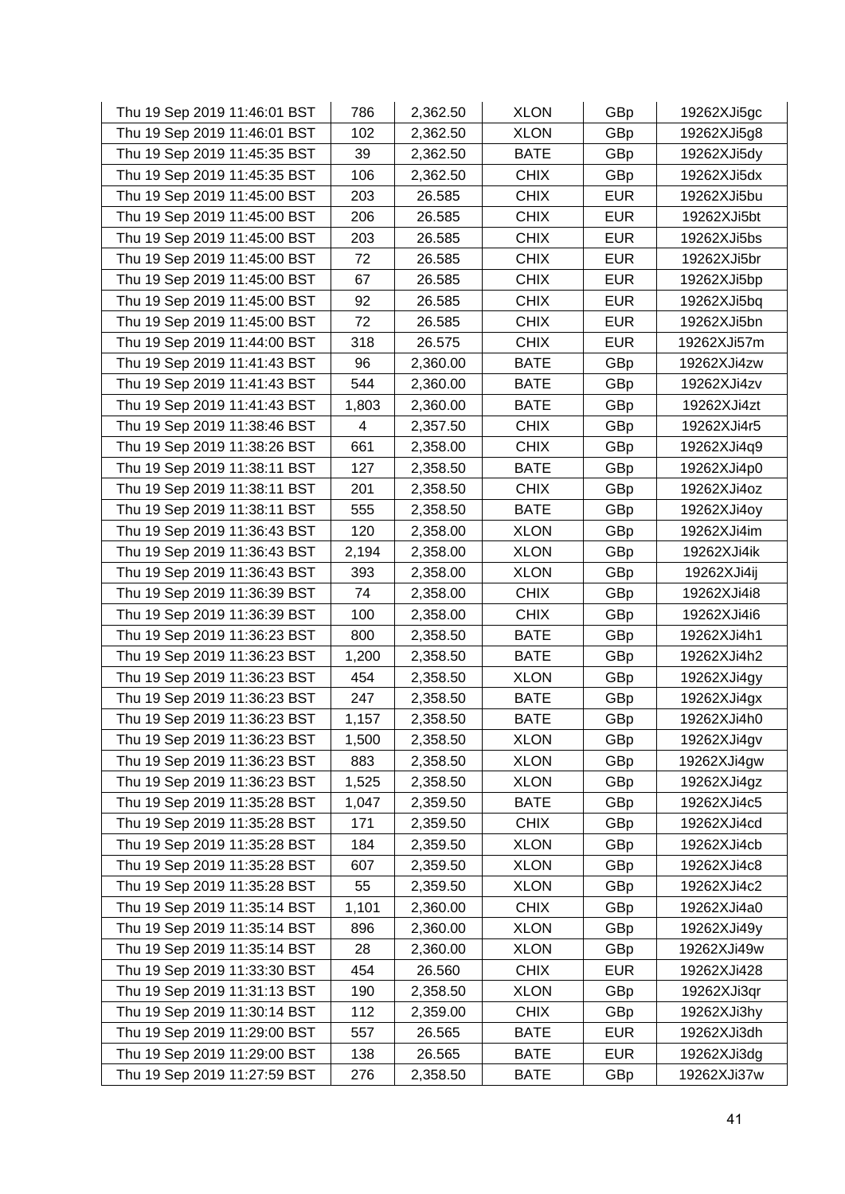| | | | | | |
|---|---|---|---|---|---|
| Thu 19 Sep 2019 11:46:01 BST | 786 | 2,362.50 | XLON | GBp | 19262XJi5gc |
| Thu 19 Sep 2019 11:46:01 BST | 102 | 2,362.50 | XLON | GBp | 19262XJi5g8 |
| Thu 19 Sep 2019 11:45:35 BST | 39 | 2,362.50 | BATE | GBp | 19262XJi5dy |
| Thu 19 Sep 2019 11:45:35 BST | 106 | 2,362.50 | CHIX | GBp | 19262XJi5dx |
| Thu 19 Sep 2019 11:45:00 BST | 203 | 26.585 | CHIX | EUR | 19262XJi5bu |
| Thu 19 Sep 2019 11:45:00 BST | 206 | 26.585 | CHIX | EUR | 19262XJi5bt |
| Thu 19 Sep 2019 11:45:00 BST | 203 | 26.585 | CHIX | EUR | 19262XJi5bs |
| Thu 19 Sep 2019 11:45:00 BST | 72 | 26.585 | CHIX | EUR | 19262XJi5br |
| Thu 19 Sep 2019 11:45:00 BST | 67 | 26.585 | CHIX | EUR | 19262XJi5bp |
| Thu 19 Sep 2019 11:45:00 BST | 92 | 26.585 | CHIX | EUR | 19262XJi5bq |
| Thu 19 Sep 2019 11:45:00 BST | 72 | 26.585 | CHIX | EUR | 19262XJi5bn |
| Thu 19 Sep 2019 11:44:00 BST | 318 | 26.575 | CHIX | EUR | 19262XJi57m |
| Thu 19 Sep 2019 11:41:43 BST | 96 | 2,360.00 | BATE | GBp | 19262XJi4zw |
| Thu 19 Sep 2019 11:41:43 BST | 544 | 2,360.00 | BATE | GBp | 19262XJi4zv |
| Thu 19 Sep 2019 11:41:43 BST | 1,803 | 2,360.00 | BATE | GBp | 19262XJi4zt |
| Thu 19 Sep 2019 11:38:46 BST | 4 | 2,357.50 | CHIX | GBp | 19262XJi4r5 |
| Thu 19 Sep 2019 11:38:26 BST | 661 | 2,358.00 | CHIX | GBp | 19262XJi4q9 |
| Thu 19 Sep 2019 11:38:11 BST | 127 | 2,358.50 | BATE | GBp | 19262XJi4p0 |
| Thu 19 Sep 2019 11:38:11 BST | 201 | 2,358.50 | CHIX | GBp | 19262XJi4oz |
| Thu 19 Sep 2019 11:38:11 BST | 555 | 2,358.50 | BATE | GBp | 19262XJi4oy |
| Thu 19 Sep 2019 11:36:43 BST | 120 | 2,358.00 | XLON | GBp | 19262XJi4im |
| Thu 19 Sep 2019 11:36:43 BST | 2,194 | 2,358.00 | XLON | GBp | 19262XJi4ik |
| Thu 19 Sep 2019 11:36:43 BST | 393 | 2,358.00 | XLON | GBp | 19262XJi4ij |
| Thu 19 Sep 2019 11:36:39 BST | 74 | 2,358.00 | CHIX | GBp | 19262XJi4i8 |
| Thu 19 Sep 2019 11:36:39 BST | 100 | 2,358.00 | CHIX | GBp | 19262XJi4i6 |
| Thu 19 Sep 2019 11:36:23 BST | 800 | 2,358.50 | BATE | GBp | 19262XJi4h1 |
| Thu 19 Sep 2019 11:36:23 BST | 1,200 | 2,358.50 | BATE | GBp | 19262XJi4h2 |
| Thu 19 Sep 2019 11:36:23 BST | 454 | 2,358.50 | XLON | GBp | 19262XJi4gy |
| Thu 19 Sep 2019 11:36:23 BST | 247 | 2,358.50 | BATE | GBp | 19262XJi4gx |
| Thu 19 Sep 2019 11:36:23 BST | 1,157 | 2,358.50 | BATE | GBp | 19262XJi4h0 |
| Thu 19 Sep 2019 11:36:23 BST | 1,500 | 2,358.50 | XLON | GBp | 19262XJi4gv |
| Thu 19 Sep 2019 11:36:23 BST | 883 | 2,358.50 | XLON | GBp | 19262XJi4gw |
| Thu 19 Sep 2019 11:36:23 BST | 1,525 | 2,358.50 | XLON | GBp | 19262XJi4gz |
| Thu 19 Sep 2019 11:35:28 BST | 1,047 | 2,359.50 | BATE | GBp | 19262XJi4c5 |
| Thu 19 Sep 2019 11:35:28 BST | 171 | 2,359.50 | CHIX | GBp | 19262XJi4cd |
| Thu 19 Sep 2019 11:35:28 BST | 184 | 2,359.50 | XLON | GBp | 19262XJi4cb |
| Thu 19 Sep 2019 11:35:28 BST | 607 | 2,359.50 | XLON | GBp | 19262XJi4c8 |
| Thu 19 Sep 2019 11:35:28 BST | 55 | 2,359.50 | XLON | GBp | 19262XJi4c2 |
| Thu 19 Sep 2019 11:35:14 BST | 1,101 | 2,360.00 | CHIX | GBp | 19262XJi4a0 |
| Thu 19 Sep 2019 11:35:14 BST | 896 | 2,360.00 | XLON | GBp | 19262XJi49y |
| Thu 19 Sep 2019 11:35:14 BST | 28 | 2,360.00 | XLON | GBp | 19262XJi49w |
| Thu 19 Sep 2019 11:33:30 BST | 454 | 26.560 | CHIX | EUR | 19262XJi428 |
| Thu 19 Sep 2019 11:31:13 BST | 190 | 2,358.50 | XLON | GBp | 19262XJi3qr |
| Thu 19 Sep 2019 11:30:14 BST | 112 | 2,359.00 | CHIX | GBp | 19262XJi3hy |
| Thu 19 Sep 2019 11:29:00 BST | 557 | 26.565 | BATE | EUR | 19262XJi3dh |
| Thu 19 Sep 2019 11:29:00 BST | 138 | 26.565 | BATE | EUR | 19262XJi3dg |
| Thu 19 Sep 2019 11:27:59 BST | 276 | 2,358.50 | BATE | GBp | 19262XJi37w |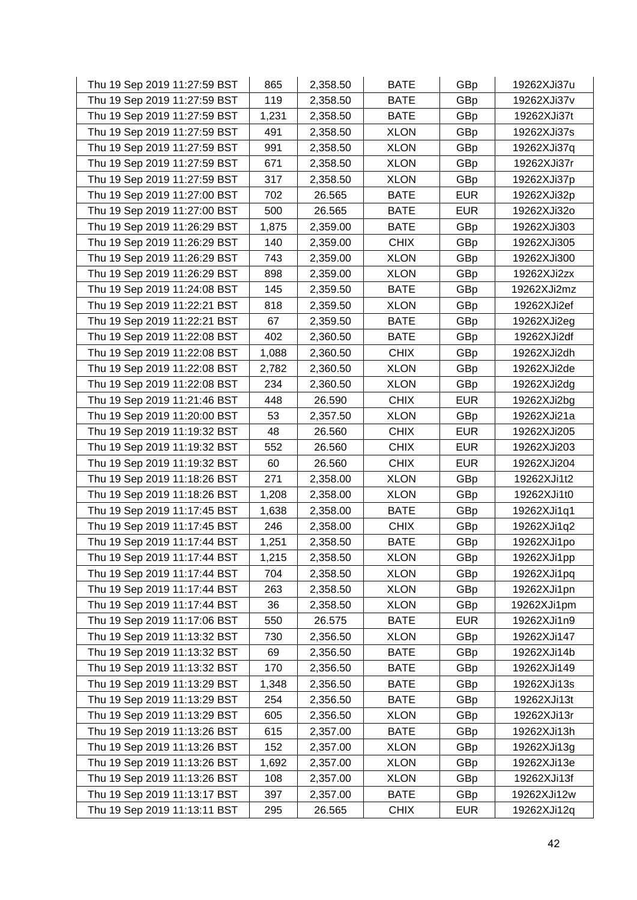| | | | | | |
|---|---|---|---|---|---|
| Thu 19 Sep 2019 11:27:59 BST | 865 | 2,358.50 | BATE | GBp | 19262XJi37u |
| Thu 19 Sep 2019 11:27:59 BST | 119 | 2,358.50 | BATE | GBp | 19262XJi37v |
| Thu 19 Sep 2019 11:27:59 BST | 1,231 | 2,358.50 | BATE | GBp | 19262XJi37t |
| Thu 19 Sep 2019 11:27:59 BST | 491 | 2,358.50 | XLON | GBp | 19262XJi37s |
| Thu 19 Sep 2019 11:27:59 BST | 991 | 2,358.50 | XLON | GBp | 19262XJi37q |
| Thu 19 Sep 2019 11:27:59 BST | 671 | 2,358.50 | XLON | GBp | 19262XJi37r |
| Thu 19 Sep 2019 11:27:59 BST | 317 | 2,358.50 | XLON | GBp | 19262XJi37p |
| Thu 19 Sep 2019 11:27:00 BST | 702 | 26.565 | BATE | EUR | 19262XJi32p |
| Thu 19 Sep 2019 11:27:00 BST | 500 | 26.565 | BATE | EUR | 19262XJi32o |
| Thu 19 Sep 2019 11:26:29 BST | 1,875 | 2,359.00 | BATE | GBp | 19262XJi303 |
| Thu 19 Sep 2019 11:26:29 BST | 140 | 2,359.00 | CHIX | GBp | 19262XJi305 |
| Thu 19 Sep 2019 11:26:29 BST | 743 | 2,359.00 | XLON | GBp | 19262XJi300 |
| Thu 19 Sep 2019 11:26:29 BST | 898 | 2,359.00 | XLON | GBp | 19262XJi2zx |
| Thu 19 Sep 2019 11:24:08 BST | 145 | 2,359.50 | BATE | GBp | 19262XJi2mz |
| Thu 19 Sep 2019 11:22:21 BST | 818 | 2,359.50 | XLON | GBp | 19262XJi2ef |
| Thu 19 Sep 2019 11:22:21 BST | 67 | 2,359.50 | BATE | GBp | 19262XJi2eg |
| Thu 19 Sep 2019 11:22:08 BST | 402 | 2,360.50 | BATE | GBp | 19262XJi2df |
| Thu 19 Sep 2019 11:22:08 BST | 1,088 | 2,360.50 | CHIX | GBp | 19262XJi2dh |
| Thu 19 Sep 2019 11:22:08 BST | 2,782 | 2,360.50 | XLON | GBp | 19262XJi2de |
| Thu 19 Sep 2019 11:22:08 BST | 234 | 2,360.50 | XLON | GBp | 19262XJi2dg |
| Thu 19 Sep 2019 11:21:46 BST | 448 | 26.590 | CHIX | EUR | 19262XJi2bg |
| Thu 19 Sep 2019 11:20:00 BST | 53 | 2,357.50 | XLON | GBp | 19262XJi21a |
| Thu 19 Sep 2019 11:19:32 BST | 48 | 26.560 | CHIX | EUR | 19262XJi205 |
| Thu 19 Sep 2019 11:19:32 BST | 552 | 26.560 | CHIX | EUR | 19262XJi203 |
| Thu 19 Sep 2019 11:19:32 BST | 60 | 26.560 | CHIX | EUR | 19262XJi204 |
| Thu 19 Sep 2019 11:18:26 BST | 271 | 2,358.00 | XLON | GBp | 19262XJi1t2 |
| Thu 19 Sep 2019 11:18:26 BST | 1,208 | 2,358.00 | XLON | GBp | 19262XJi1t0 |
| Thu 19 Sep 2019 11:17:45 BST | 1,638 | 2,358.00 | BATE | GBp | 19262XJi1q1 |
| Thu 19 Sep 2019 11:17:45 BST | 246 | 2,358.00 | CHIX | GBp | 19262XJi1q2 |
| Thu 19 Sep 2019 11:17:44 BST | 1,251 | 2,358.50 | BATE | GBp | 19262XJi1po |
| Thu 19 Sep 2019 11:17:44 BST | 1,215 | 2,358.50 | XLON | GBp | 19262XJi1pp |
| Thu 19 Sep 2019 11:17:44 BST | 704 | 2,358.50 | XLON | GBp | 19262XJi1pq |
| Thu 19 Sep 2019 11:17:44 BST | 263 | 2,358.50 | XLON | GBp | 19262XJi1pn |
| Thu 19 Sep 2019 11:17:44 BST | 36 | 2,358.50 | XLON | GBp | 19262XJi1pm |
| Thu 19 Sep 2019 11:17:06 BST | 550 | 26.575 | BATE | EUR | 19262XJi1n9 |
| Thu 19 Sep 2019 11:13:32 BST | 730 | 2,356.50 | XLON | GBp | 19262XJi147 |
| Thu 19 Sep 2019 11:13:32 BST | 69 | 2,356.50 | BATE | GBp | 19262XJi14b |
| Thu 19 Sep 2019 11:13:32 BST | 170 | 2,356.50 | BATE | GBp | 19262XJi149 |
| Thu 19 Sep 2019 11:13:29 BST | 1,348 | 2,356.50 | BATE | GBp | 19262XJi13s |
| Thu 19 Sep 2019 11:13:29 BST | 254 | 2,356.50 | BATE | GBp | 19262XJi13t |
| Thu 19 Sep 2019 11:13:29 BST | 605 | 2,356.50 | XLON | GBp | 19262XJi13r |
| Thu 19 Sep 2019 11:13:26 BST | 615 | 2,357.00 | BATE | GBp | 19262XJi13h |
| Thu 19 Sep 2019 11:13:26 BST | 152 | 2,357.00 | XLON | GBp | 19262XJi13g |
| Thu 19 Sep 2019 11:13:26 BST | 1,692 | 2,357.00 | XLON | GBp | 19262XJi13e |
| Thu 19 Sep 2019 11:13:26 BST | 108 | 2,357.00 | XLON | GBp | 19262XJi13f |
| Thu 19 Sep 2019 11:13:17 BST | 397 | 2,357.00 | BATE | GBp | 19262XJi12w |
| Thu 19 Sep 2019 11:13:11 BST | 295 | 26.565 | CHIX | EUR | 19262XJi12q |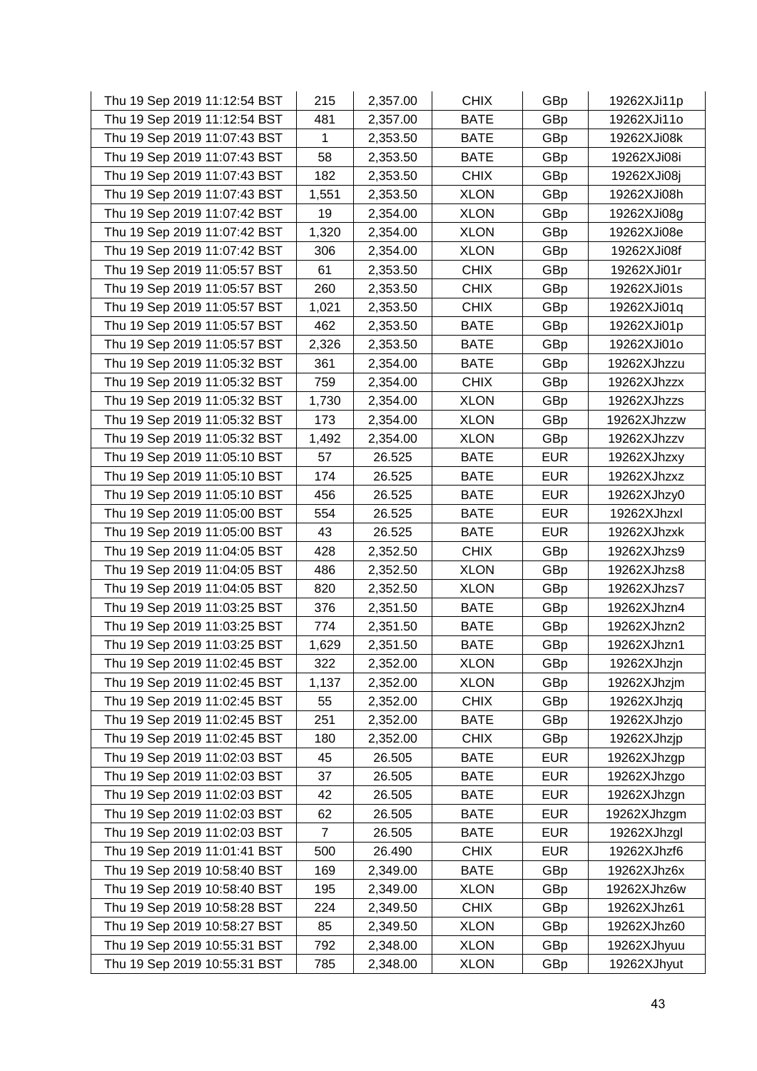| | | | | | |
|---|---|---|---|---|---|
| Thu 19 Sep 2019 11:12:54 BST | 215 | 2,357.00 | CHIX | GBp | 19262XJi11p |
| Thu 19 Sep 2019 11:12:54 BST | 481 | 2,357.00 | BATE | GBp | 19262XJi11o |
| Thu 19 Sep 2019 11:07:43 BST | 1 | 2,353.50 | BATE | GBp | 19262XJi08k |
| Thu 19 Sep 2019 11:07:43 BST | 58 | 2,353.50 | BATE | GBp | 19262XJi08i |
| Thu 19 Sep 2019 11:07:43 BST | 182 | 2,353.50 | CHIX | GBp | 19262XJi08j |
| Thu 19 Sep 2019 11:07:43 BST | 1,551 | 2,353.50 | XLON | GBp | 19262XJi08h |
| Thu 19 Sep 2019 11:07:42 BST | 19 | 2,354.00 | XLON | GBp | 19262XJi08g |
| Thu 19 Sep 2019 11:07:42 BST | 1,320 | 2,354.00 | XLON | GBp | 19262XJi08e |
| Thu 19 Sep 2019 11:07:42 BST | 306 | 2,354.00 | XLON | GBp | 19262XJi08f |
| Thu 19 Sep 2019 11:05:57 BST | 61 | 2,353.50 | CHIX | GBp | 19262XJi01r |
| Thu 19 Sep 2019 11:05:57 BST | 260 | 2,353.50 | CHIX | GBp | 19262XJi01s |
| Thu 19 Sep 2019 11:05:57 BST | 1,021 | 2,353.50 | CHIX | GBp | 19262XJi01q |
| Thu 19 Sep 2019 11:05:57 BST | 462 | 2,353.50 | BATE | GBp | 19262XJi01p |
| Thu 19 Sep 2019 11:05:57 BST | 2,326 | 2,353.50 | BATE | GBp | 19262XJi01o |
| Thu 19 Sep 2019 11:05:32 BST | 361 | 2,354.00 | BATE | GBp | 19262XJhzzu |
| Thu 19 Sep 2019 11:05:32 BST | 759 | 2,354.00 | CHIX | GBp | 19262XJhzzx |
| Thu 19 Sep 2019 11:05:32 BST | 1,730 | 2,354.00 | XLON | GBp | 19262XJhzzs |
| Thu 19 Sep 2019 11:05:32 BST | 173 | 2,354.00 | XLON | GBp | 19262XJhzzw |
| Thu 19 Sep 2019 11:05:32 BST | 1,492 | 2,354.00 | XLON | GBp | 19262XJhzzv |
| Thu 19 Sep 2019 11:05:10 BST | 57 | 26.525 | BATE | EUR | 19262XJhzxy |
| Thu 19 Sep 2019 11:05:10 BST | 174 | 26.525 | BATE | EUR | 19262XJhzxz |
| Thu 19 Sep 2019 11:05:10 BST | 456 | 26.525 | BATE | EUR | 19262XJhzy0 |
| Thu 19 Sep 2019 11:05:00 BST | 554 | 26.525 | BATE | EUR | 19262XJhzxl |
| Thu 19 Sep 2019 11:05:00 BST | 43 | 26.525 | BATE | EUR | 19262XJhzxk |
| Thu 19 Sep 2019 11:04:05 BST | 428 | 2,352.50 | CHIX | GBp | 19262XJhzs9 |
| Thu 19 Sep 2019 11:04:05 BST | 486 | 2,352.50 | XLON | GBp | 19262XJhzs8 |
| Thu 19 Sep 2019 11:04:05 BST | 820 | 2,352.50 | XLON | GBp | 19262XJhzs7 |
| Thu 19 Sep 2019 11:03:25 BST | 376 | 2,351.50 | BATE | GBp | 19262XJhzn4 |
| Thu 19 Sep 2019 11:03:25 BST | 774 | 2,351.50 | BATE | GBp | 19262XJhzn2 |
| Thu 19 Sep 2019 11:03:25 BST | 1,629 | 2,351.50 | BATE | GBp | 19262XJhzn1 |
| Thu 19 Sep 2019 11:02:45 BST | 322 | 2,352.00 | XLON | GBp | 19262XJhzjn |
| Thu 19 Sep 2019 11:02:45 BST | 1,137 | 2,352.00 | XLON | GBp | 19262XJhzjm |
| Thu 19 Sep 2019 11:02:45 BST | 55 | 2,352.00 | CHIX | GBp | 19262XJhzjq |
| Thu 19 Sep 2019 11:02:45 BST | 251 | 2,352.00 | BATE | GBp | 19262XJhzjo |
| Thu 19 Sep 2019 11:02:45 BST | 180 | 2,352.00 | CHIX | GBp | 19262XJhzjp |
| Thu 19 Sep 2019 11:02:03 BST | 45 | 26.505 | BATE | EUR | 19262XJhzgp |
| Thu 19 Sep 2019 11:02:03 BST | 37 | 26.505 | BATE | EUR | 19262XJhzgo |
| Thu 19 Sep 2019 11:02:03 BST | 42 | 26.505 | BATE | EUR | 19262XJhzgn |
| Thu 19 Sep 2019 11:02:03 BST | 62 | 26.505 | BATE | EUR | 19262XJhzgm |
| Thu 19 Sep 2019 11:02:03 BST | 7 | 26.505 | BATE | EUR | 19262XJhzgl |
| Thu 19 Sep 2019 11:01:41 BST | 500 | 26.490 | CHIX | EUR | 19262XJhzf6 |
| Thu 19 Sep 2019 10:58:40 BST | 169 | 2,349.00 | BATE | GBp | 19262XJhz6x |
| Thu 19 Sep 2019 10:58:40 BST | 195 | 2,349.00 | XLON | GBp | 19262XJhz6w |
| Thu 19 Sep 2019 10:58:28 BST | 224 | 2,349.50 | CHIX | GBp | 19262XJhz61 |
| Thu 19 Sep 2019 10:58:27 BST | 85 | 2,349.50 | XLON | GBp | 19262XJhz60 |
| Thu 19 Sep 2019 10:55:31 BST | 792 | 2,348.00 | XLON | GBp | 19262XJhyuu |
| Thu 19 Sep 2019 10:55:31 BST | 785 | 2,348.00 | XLON | GBp | 19262XJhyut |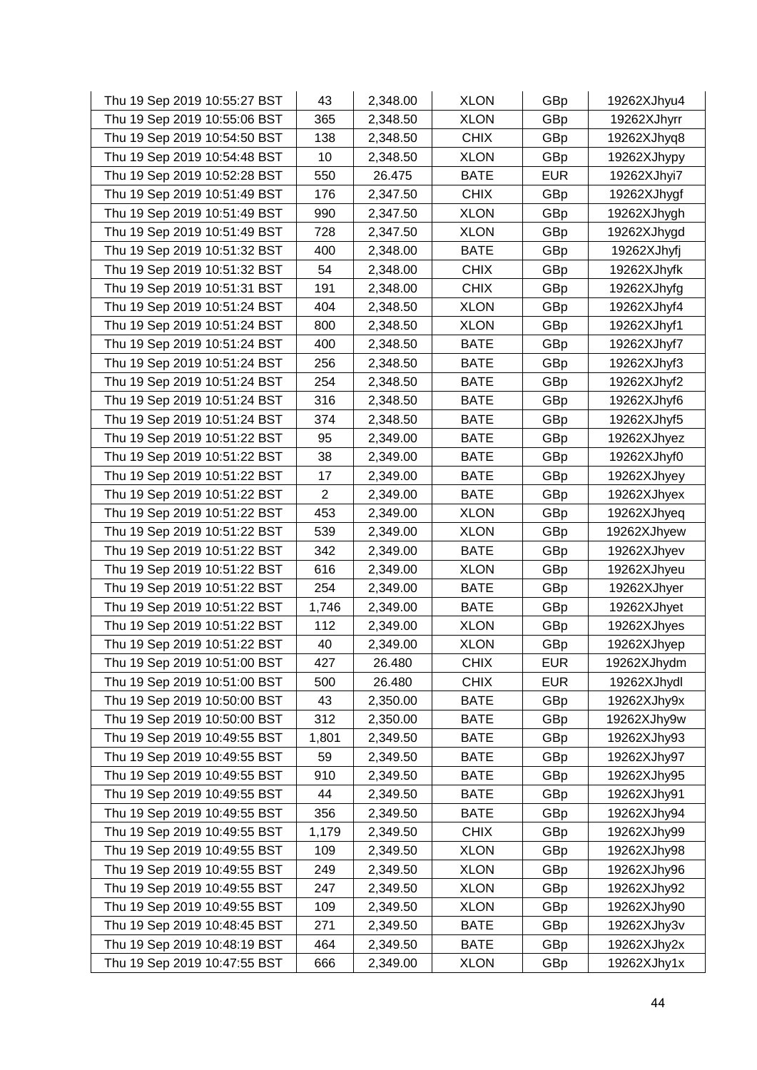| | | | | | |
|---|---|---|---|---|---|
| Thu 19 Sep 2019 10:55:27 BST | 43 | 2,348.00 | XLON | GBp | 19262XJhyu4 |
| Thu 19 Sep 2019 10:55:06 BST | 365 | 2,348.50 | XLON | GBp | 19262XJhyrr |
| Thu 19 Sep 2019 10:54:50 BST | 138 | 2,348.50 | CHIX | GBp | 19262XJhyq8 |
| Thu 19 Sep 2019 10:54:48 BST | 10 | 2,348.50 | XLON | GBp | 19262XJhypy |
| Thu 19 Sep 2019 10:52:28 BST | 550 | 26.475 | BATE | EUR | 19262XJhyi7 |
| Thu 19 Sep 2019 10:51:49 BST | 176 | 2,347.50 | CHIX | GBp | 19262XJhygf |
| Thu 19 Sep 2019 10:51:49 BST | 990 | 2,347.50 | XLON | GBp | 19262XJhygh |
| Thu 19 Sep 2019 10:51:49 BST | 728 | 2,347.50 | XLON | GBp | 19262XJhygd |
| Thu 19 Sep 2019 10:51:32 BST | 400 | 2,348.00 | BATE | GBp | 19262XJhyfj |
| Thu 19 Sep 2019 10:51:32 BST | 54 | 2,348.00 | CHIX | GBp | 19262XJhyfk |
| Thu 19 Sep 2019 10:51:31 BST | 191 | 2,348.00 | CHIX | GBp | 19262XJhyfg |
| Thu 19 Sep 2019 10:51:24 BST | 404 | 2,348.50 | XLON | GBp | 19262XJhyf4 |
| Thu 19 Sep 2019 10:51:24 BST | 800 | 2,348.50 | XLON | GBp | 19262XJhyf1 |
| Thu 19 Sep 2019 10:51:24 BST | 400 | 2,348.50 | BATE | GBp | 19262XJhyf7 |
| Thu 19 Sep 2019 10:51:24 BST | 256 | 2,348.50 | BATE | GBp | 19262XJhyf3 |
| Thu 19 Sep 2019 10:51:24 BST | 254 | 2,348.50 | BATE | GBp | 19262XJhyf2 |
| Thu 19 Sep 2019 10:51:24 BST | 316 | 2,348.50 | BATE | GBp | 19262XJhyf6 |
| Thu 19 Sep 2019 10:51:24 BST | 374 | 2,348.50 | BATE | GBp | 19262XJhyf5 |
| Thu 19 Sep 2019 10:51:22 BST | 95 | 2,349.00 | BATE | GBp | 19262XJhyez |
| Thu 19 Sep 2019 10:51:22 BST | 38 | 2,349.00 | BATE | GBp | 19262XJhyf0 |
| Thu 19 Sep 2019 10:51:22 BST | 17 | 2,349.00 | BATE | GBp | 19262XJhyey |
| Thu 19 Sep 2019 10:51:22 BST | 2 | 2,349.00 | BATE | GBp | 19262XJhyex |
| Thu 19 Sep 2019 10:51:22 BST | 453 | 2,349.00 | XLON | GBp | 19262XJhyeq |
| Thu 19 Sep 2019 10:51:22 BST | 539 | 2,349.00 | XLON | GBp | 19262XJhyew |
| Thu 19 Sep 2019 10:51:22 BST | 342 | 2,349.00 | BATE | GBp | 19262XJhyev |
| Thu 19 Sep 2019 10:51:22 BST | 616 | 2,349.00 | XLON | GBp | 19262XJhyeu |
| Thu 19 Sep 2019 10:51:22 BST | 254 | 2,349.00 | BATE | GBp | 19262XJhyer |
| Thu 19 Sep 2019 10:51:22 BST | 1,746 | 2,349.00 | BATE | GBp | 19262XJhyet |
| Thu 19 Sep 2019 10:51:22 BST | 112 | 2,349.00 | XLON | GBp | 19262XJhyes |
| Thu 19 Sep 2019 10:51:22 BST | 40 | 2,349.00 | XLON | GBp | 19262XJhyep |
| Thu 19 Sep 2019 10:51:00 BST | 427 | 26.480 | CHIX | EUR | 19262XJhydm |
| Thu 19 Sep 2019 10:51:00 BST | 500 | 26.480 | CHIX | EUR | 19262XJhydl |
| Thu 19 Sep 2019 10:50:00 BST | 43 | 2,350.00 | BATE | GBp | 19262XJhy9x |
| Thu 19 Sep 2019 10:50:00 BST | 312 | 2,350.00 | BATE | GBp | 19262XJhy9w |
| Thu 19 Sep 2019 10:49:55 BST | 1,801 | 2,349.50 | BATE | GBp | 19262XJhy93 |
| Thu 19 Sep 2019 10:49:55 BST | 59 | 2,349.50 | BATE | GBp | 19262XJhy97 |
| Thu 19 Sep 2019 10:49:55 BST | 910 | 2,349.50 | BATE | GBp | 19262XJhy95 |
| Thu 19 Sep 2019 10:49:55 BST | 44 | 2,349.50 | BATE | GBp | 19262XJhy91 |
| Thu 19 Sep 2019 10:49:55 BST | 356 | 2,349.50 | BATE | GBp | 19262XJhy94 |
| Thu 19 Sep 2019 10:49:55 BST | 1,179 | 2,349.50 | CHIX | GBp | 19262XJhy99 |
| Thu 19 Sep 2019 10:49:55 BST | 109 | 2,349.50 | XLON | GBp | 19262XJhy98 |
| Thu 19 Sep 2019 10:49:55 BST | 249 | 2,349.50 | XLON | GBp | 19262XJhy96 |
| Thu 19 Sep 2019 10:49:55 BST | 247 | 2,349.50 | XLON | GBp | 19262XJhy92 |
| Thu 19 Sep 2019 10:49:55 BST | 109 | 2,349.50 | XLON | GBp | 19262XJhy90 |
| Thu 19 Sep 2019 10:48:45 BST | 271 | 2,349.50 | BATE | GBp | 19262XJhy3v |
| Thu 19 Sep 2019 10:48:19 BST | 464 | 2,349.50 | BATE | GBp | 19262XJhy2x |
| Thu 19 Sep 2019 10:47:55 BST | 666 | 2,349.00 | XLON | GBp | 19262XJhy1x |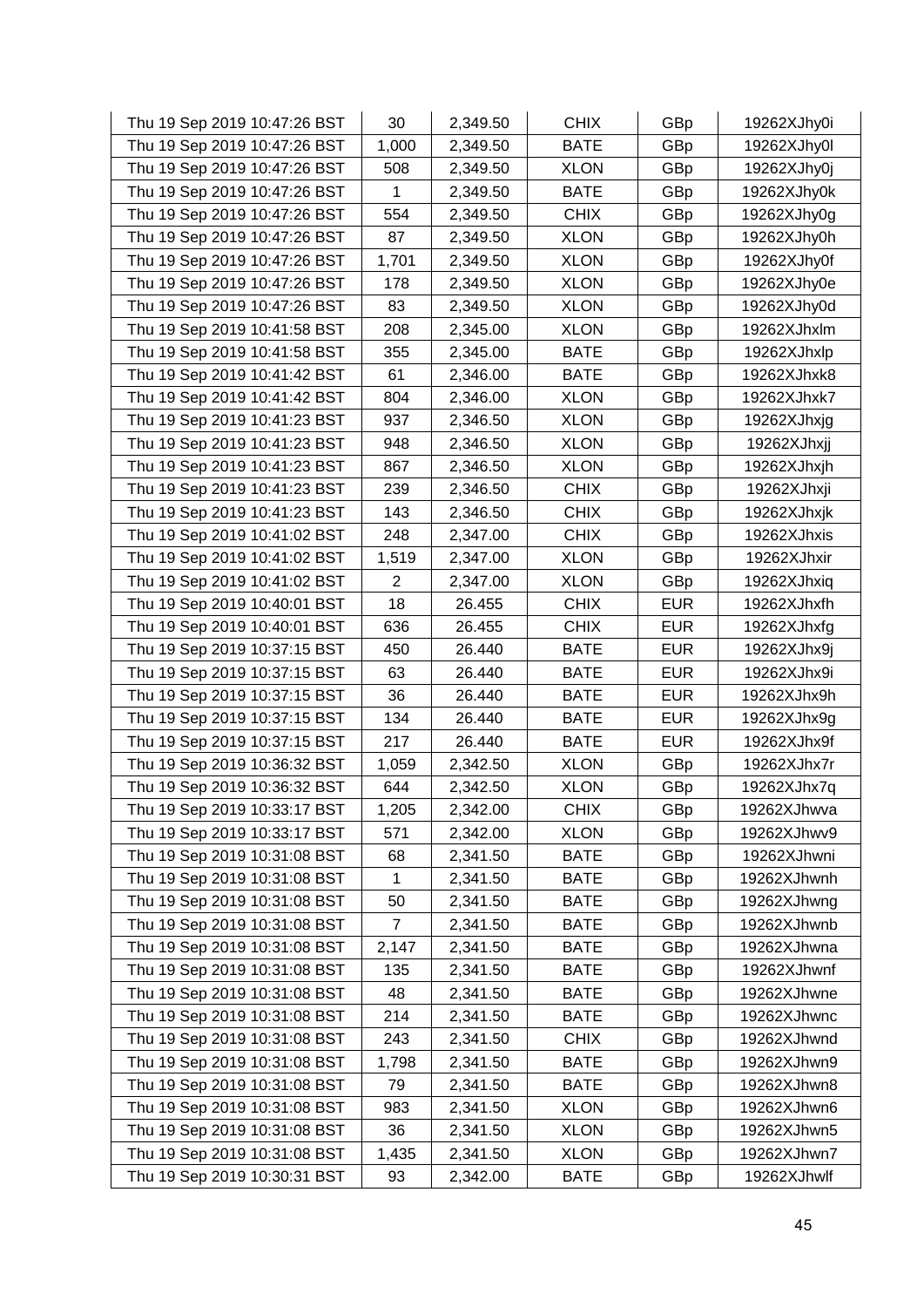| Thu 19 Sep 2019 10:47:26 BST | 30 | 2,349.50 | CHIX | GBp | 19262XJhy0i |
|---|---|---|---|---|---|
| Thu 19 Sep 2019 10:47:26 BST | 1,000 | 2,349.50 | BATE | GBp | 19262XJhy0l |
| Thu 19 Sep 2019 10:47:26 BST | 508 | 2,349.50 | XLON | GBp | 19262XJhy0j |
| Thu 19 Sep 2019 10:47:26 BST | 1 | 2,349.50 | BATE | GBp | 19262XJhy0k |
| Thu 19 Sep 2019 10:47:26 BST | 554 | 2,349.50 | CHIX | GBp | 19262XJhy0g |
| Thu 19 Sep 2019 10:47:26 BST | 87 | 2,349.50 | XLON | GBp | 19262XJhy0h |
| Thu 19 Sep 2019 10:47:26 BST | 1,701 | 2,349.50 | XLON | GBp | 19262XJhy0f |
| Thu 19 Sep 2019 10:47:26 BST | 178 | 2,349.50 | XLON | GBp | 19262XJhy0e |
| Thu 19 Sep 2019 10:47:26 BST | 83 | 2,349.50 | XLON | GBp | 19262XJhy0d |
| Thu 19 Sep 2019 10:41:58 BST | 208 | 2,345.00 | XLON | GBp | 19262XJhxlm |
| Thu 19 Sep 2019 10:41:58 BST | 355 | 2,345.00 | BATE | GBp | 19262XJhxlp |
| Thu 19 Sep 2019 10:41:42 BST | 61 | 2,346.00 | BATE | GBp | 19262XJhxk8 |
| Thu 19 Sep 2019 10:41:42 BST | 804 | 2,346.00 | XLON | GBp | 19262XJhxk7 |
| Thu 19 Sep 2019 10:41:23 BST | 937 | 2,346.50 | XLON | GBp | 19262XJhxjg |
| Thu 19 Sep 2019 10:41:23 BST | 948 | 2,346.50 | XLON | GBp | 19262XJhxjj |
| Thu 19 Sep 2019 10:41:23 BST | 867 | 2,346.50 | XLON | GBp | 19262XJhxjh |
| Thu 19 Sep 2019 10:41:23 BST | 239 | 2,346.50 | CHIX | GBp | 19262XJhxji |
| Thu 19 Sep 2019 10:41:23 BST | 143 | 2,346.50 | CHIX | GBp | 19262XJhxjk |
| Thu 19 Sep 2019 10:41:02 BST | 248 | 2,347.00 | CHIX | GBp | 19262XJhxis |
| Thu 19 Sep 2019 10:41:02 BST | 1,519 | 2,347.00 | XLON | GBp | 19262XJhxir |
| Thu 19 Sep 2019 10:41:02 BST | 2 | 2,347.00 | XLON | GBp | 19262XJhxiq |
| Thu 19 Sep 2019 10:40:01 BST | 18 | 26.455 | CHIX | EUR | 19262XJhxfh |
| Thu 19 Sep 2019 10:40:01 BST | 636 | 26.455 | CHIX | EUR | 19262XJhxfg |
| Thu 19 Sep 2019 10:37:15 BST | 450 | 26.440 | BATE | EUR | 19262XJhx9j |
| Thu 19 Sep 2019 10:37:15 BST | 63 | 26.440 | BATE | EUR | 19262XJhx9i |
| Thu 19 Sep 2019 10:37:15 BST | 36 | 26.440 | BATE | EUR | 19262XJhx9h |
| Thu 19 Sep 2019 10:37:15 BST | 134 | 26.440 | BATE | EUR | 19262XJhx9g |
| Thu 19 Sep 2019 10:37:15 BST | 217 | 26.440 | BATE | EUR | 19262XJhx9f |
| Thu 19 Sep 2019 10:36:32 BST | 1,059 | 2,342.50 | XLON | GBp | 19262XJhx7r |
| Thu 19 Sep 2019 10:36:32 BST | 644 | 2,342.50 | XLON | GBp | 19262XJhx7q |
| Thu 19 Sep 2019 10:33:17 BST | 1,205 | 2,342.00 | CHIX | GBp | 19262XJhwva |
| Thu 19 Sep 2019 10:33:17 BST | 571 | 2,342.00 | XLON | GBp | 19262XJhwv9 |
| Thu 19 Sep 2019 10:31:08 BST | 68 | 2,341.50 | BATE | GBp | 19262XJhwni |
| Thu 19 Sep 2019 10:31:08 BST | 1 | 2,341.50 | BATE | GBp | 19262XJhwnh |
| Thu 19 Sep 2019 10:31:08 BST | 50 | 2,341.50 | BATE | GBp | 19262XJhwng |
| Thu 19 Sep 2019 10:31:08 BST | 7 | 2,341.50 | BATE | GBp | 19262XJhwnb |
| Thu 19 Sep 2019 10:31:08 BST | 2,147 | 2,341.50 | BATE | GBp | 19262XJhwna |
| Thu 19 Sep 2019 10:31:08 BST | 135 | 2,341.50 | BATE | GBp | 19262XJhwnf |
| Thu 19 Sep 2019 10:31:08 BST | 48 | 2,341.50 | BATE | GBp | 19262XJhwne |
| Thu 19 Sep 2019 10:31:08 BST | 214 | 2,341.50 | BATE | GBp | 19262XJhwnc |
| Thu 19 Sep 2019 10:31:08 BST | 243 | 2,341.50 | CHIX | GBp | 19262XJhwnd |
| Thu 19 Sep 2019 10:31:08 BST | 1,798 | 2,341.50 | BATE | GBp | 19262XJhwn9 |
| Thu 19 Sep 2019 10:31:08 BST | 79 | 2,341.50 | BATE | GBp | 19262XJhwn8 |
| Thu 19 Sep 2019 10:31:08 BST | 983 | 2,341.50 | XLON | GBp | 19262XJhwn6 |
| Thu 19 Sep 2019 10:31:08 BST | 36 | 2,341.50 | XLON | GBp | 19262XJhwn5 |
| Thu 19 Sep 2019 10:31:08 BST | 1,435 | 2,341.50 | XLON | GBp | 19262XJhwn7 |
| Thu 19 Sep 2019 10:30:31 BST | 93 | 2,342.00 | BATE | GBp | 19262XJhwlf |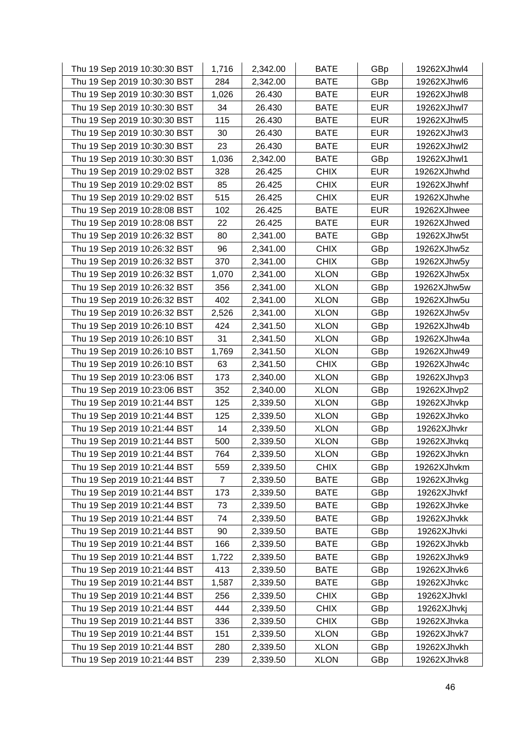| Thu 19 Sep 2019 10:30:30 BST | 1,716 | 2,342.00 | BATE | GBp | 19262XJhwl4 |
|---|---|---|---|---|---|
| Thu 19 Sep 2019 10:30:30 BST | 284 | 2,342.00 | BATE | GBp | 19262XJhwl6 |
| Thu 19 Sep 2019 10:30:30 BST | 1,026 | 26.430 | BATE | EUR | 19262XJhwl8 |
| Thu 19 Sep 2019 10:30:30 BST | 34 | 26.430 | BATE | EUR | 19262XJhwl7 |
| Thu 19 Sep 2019 10:30:30 BST | 115 | 26.430 | BATE | EUR | 19262XJhwl5 |
| Thu 19 Sep 2019 10:30:30 BST | 30 | 26.430 | BATE | EUR | 19262XJhwl3 |
| Thu 19 Sep 2019 10:30:30 BST | 23 | 26.430 | BATE | EUR | 19262XJhwl2 |
| Thu 19 Sep 2019 10:30:30 BST | 1,036 | 2,342.00 | BATE | GBp | 19262XJhwl1 |
| Thu 19 Sep 2019 10:29:02 BST | 328 | 26.425 | CHIX | EUR | 19262XJhwhd |
| Thu 19 Sep 2019 10:29:02 BST | 85 | 26.425 | CHIX | EUR | 19262XJhwhf |
| Thu 19 Sep 2019 10:29:02 BST | 515 | 26.425 | CHIX | EUR | 19262XJhwhe |
| Thu 19 Sep 2019 10:28:08 BST | 102 | 26.425 | BATE | EUR | 19262XJhwee |
| Thu 19 Sep 2019 10:28:08 BST | 22 | 26.425 | BATE | EUR | 19262XJhwed |
| Thu 19 Sep 2019 10:26:32 BST | 80 | 2,341.00 | BATE | GBp | 19262XJhw5t |
| Thu 19 Sep 2019 10:26:32 BST | 96 | 2,341.00 | CHIX | GBp | 19262XJhw5z |
| Thu 19 Sep 2019 10:26:32 BST | 370 | 2,341.00 | CHIX | GBp | 19262XJhw5y |
| Thu 19 Sep 2019 10:26:32 BST | 1,070 | 2,341.00 | XLON | GBp | 19262XJhw5x |
| Thu 19 Sep 2019 10:26:32 BST | 356 | 2,341.00 | XLON | GBp | 19262XJhw5w |
| Thu 19 Sep 2019 10:26:32 BST | 402 | 2,341.00 | XLON | GBp | 19262XJhw5u |
| Thu 19 Sep 2019 10:26:32 BST | 2,526 | 2,341.00 | XLON | GBp | 19262XJhw5v |
| Thu 19 Sep 2019 10:26:10 BST | 424 | 2,341.50 | XLON | GBp | 19262XJhw4b |
| Thu 19 Sep 2019 10:26:10 BST | 31 | 2,341.50 | XLON | GBp | 19262XJhw4a |
| Thu 19 Sep 2019 10:26:10 BST | 1,769 | 2,341.50 | XLON | GBp | 19262XJhw49 |
| Thu 19 Sep 2019 10:26:10 BST | 63 | 2,341.50 | CHIX | GBp | 19262XJhw4c |
| Thu 19 Sep 2019 10:23:06 BST | 173 | 2,340.00 | XLON | GBp | 19262XJhvp3 |
| Thu 19 Sep 2019 10:23:06 BST | 352 | 2,340.00 | XLON | GBp | 19262XJhvp2 |
| Thu 19 Sep 2019 10:21:44 BST | 125 | 2,339.50 | XLON | GBp | 19262XJhvkp |
| Thu 19 Sep 2019 10:21:44 BST | 125 | 2,339.50 | XLON | GBp | 19262XJhvko |
| Thu 19 Sep 2019 10:21:44 BST | 14 | 2,339.50 | XLON | GBp | 19262XJhvkr |
| Thu 19 Sep 2019 10:21:44 BST | 500 | 2,339.50 | XLON | GBp | 19262XJhvkq |
| Thu 19 Sep 2019 10:21:44 BST | 764 | 2,339.50 | XLON | GBp | 19262XJhvkn |
| Thu 19 Sep 2019 10:21:44 BST | 559 | 2,339.50 | CHIX | GBp | 19262XJhvkm |
| Thu 19 Sep 2019 10:21:44 BST | 7 | 2,339.50 | BATE | GBp | 19262XJhvkg |
| Thu 19 Sep 2019 10:21:44 BST | 173 | 2,339.50 | BATE | GBp | 19262XJhvkf |
| Thu 19 Sep 2019 10:21:44 BST | 73 | 2,339.50 | BATE | GBp | 19262XJhvke |
| Thu 19 Sep 2019 10:21:44 BST | 74 | 2,339.50 | BATE | GBp | 19262XJhvkk |
| Thu 19 Sep 2019 10:21:44 BST | 90 | 2,339.50 | BATE | GBp | 19262XJhvki |
| Thu 19 Sep 2019 10:21:44 BST | 166 | 2,339.50 | BATE | GBp | 19262XJhvkb |
| Thu 19 Sep 2019 10:21:44 BST | 1,722 | 2,339.50 | BATE | GBp | 19262XJhvk9 |
| Thu 19 Sep 2019 10:21:44 BST | 413 | 2,339.50 | BATE | GBp | 19262XJhvk6 |
| Thu 19 Sep 2019 10:21:44 BST | 1,587 | 2,339.50 | BATE | GBp | 19262XJhvkc |
| Thu 19 Sep 2019 10:21:44 BST | 256 | 2,339.50 | CHIX | GBp | 19262XJhvkl |
| Thu 19 Sep 2019 10:21:44 BST | 444 | 2,339.50 | CHIX | GBp | 19262XJhvkj |
| Thu 19 Sep 2019 10:21:44 BST | 336 | 2,339.50 | CHIX | GBp | 19262XJhvka |
| Thu 19 Sep 2019 10:21:44 BST | 151 | 2,339.50 | XLON | GBp | 19262XJhvk7 |
| Thu 19 Sep 2019 10:21:44 BST | 280 | 2,339.50 | XLON | GBp | 19262XJhvkh |
| Thu 19 Sep 2019 10:21:44 BST | 239 | 2,339.50 | XLON | GBp | 19262XJhvk8 |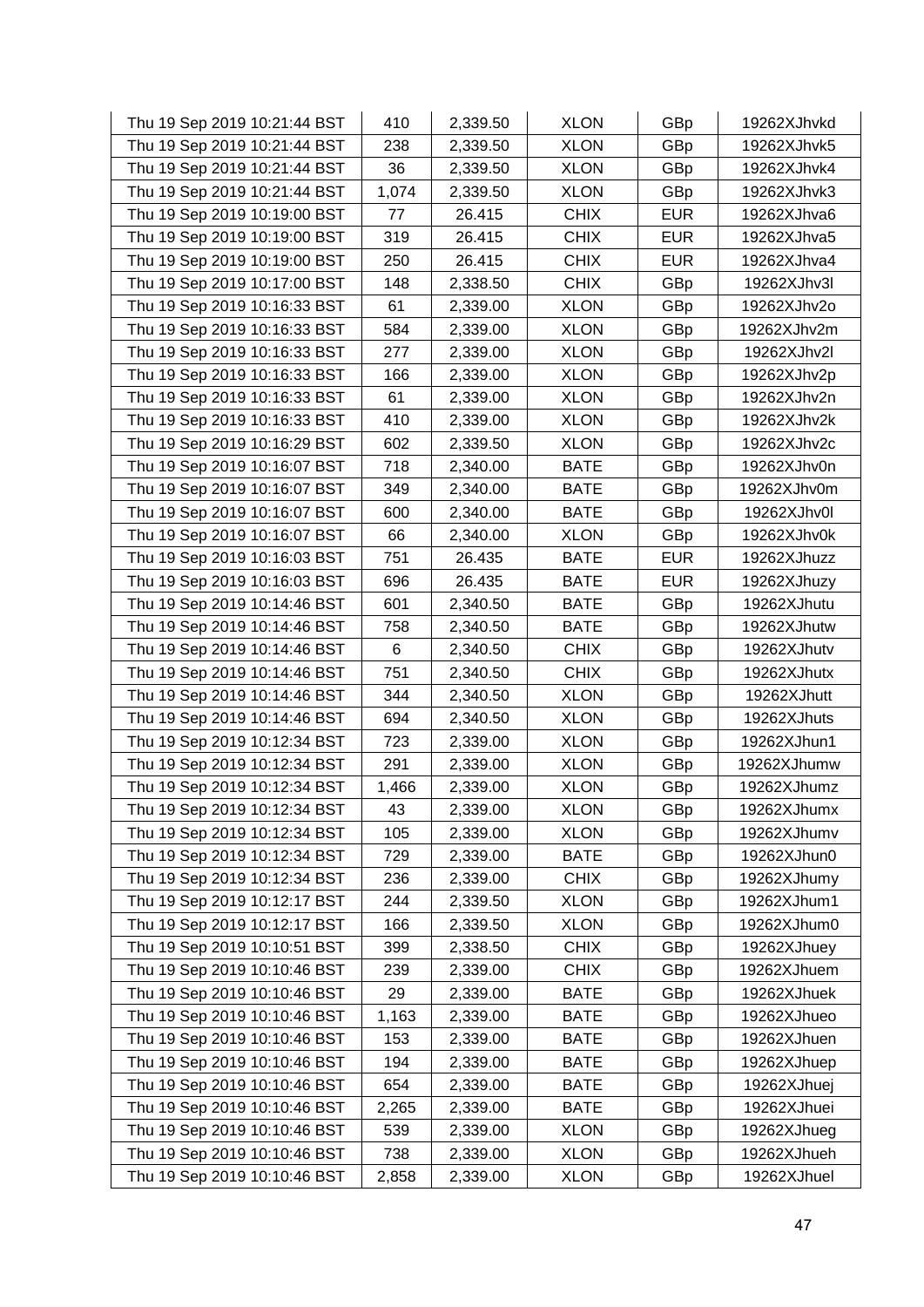| Thu 19 Sep 2019 10:21:44 BST | 410 | 2,339.50 | XLON | GBp | 19262XJhvkd |
|---|---|---|---|---|---|
| Thu 19 Sep 2019 10:21:44 BST | 238 | 2,339.50 | XLON | GBp | 19262XJhvk5 |
| Thu 19 Sep 2019 10:21:44 BST | 36 | 2,339.50 | XLON | GBp | 19262XJhvk4 |
| Thu 19 Sep 2019 10:21:44 BST | 1,074 | 2,339.50 | XLON | GBp | 19262XJhvk3 |
| Thu 19 Sep 2019 10:19:00 BST | 77 | 26.415 | CHIX | EUR | 19262XJhva6 |
| Thu 19 Sep 2019 10:19:00 BST | 319 | 26.415 | CHIX | EUR | 19262XJhva5 |
| Thu 19 Sep 2019 10:19:00 BST | 250 | 26.415 | CHIX | EUR | 19262XJhva4 |
| Thu 19 Sep 2019 10:17:00 BST | 148 | 2,338.50 | CHIX | GBp | 19262XJhv3l |
| Thu 19 Sep 2019 10:16:33 BST | 61 | 2,339.00 | XLON | GBp | 19262XJhv2o |
| Thu 19 Sep 2019 10:16:33 BST | 584 | 2,339.00 | XLON | GBp | 19262XJhv2m |
| Thu 19 Sep 2019 10:16:33 BST | 277 | 2,339.00 | XLON | GBp | 19262XJhv2l |
| Thu 19 Sep 2019 10:16:33 BST | 166 | 2,339.00 | XLON | GBp | 19262XJhv2p |
| Thu 19 Sep 2019 10:16:33 BST | 61 | 2,339.00 | XLON | GBp | 19262XJhv2n |
| Thu 19 Sep 2019 10:16:33 BST | 410 | 2,339.00 | XLON | GBp | 19262XJhv2k |
| Thu 19 Sep 2019 10:16:29 BST | 602 | 2,339.50 | XLON | GBp | 19262XJhv2c |
| Thu 19 Sep 2019 10:16:07 BST | 718 | 2,340.00 | BATE | GBp | 19262XJhv0n |
| Thu 19 Sep 2019 10:16:07 BST | 349 | 2,340.00 | BATE | GBp | 19262XJhv0m |
| Thu 19 Sep 2019 10:16:07 BST | 600 | 2,340.00 | BATE | GBp | 19262XJhv0l |
| Thu 19 Sep 2019 10:16:07 BST | 66 | 2,340.00 | XLON | GBp | 19262XJhv0k |
| Thu 19 Sep 2019 10:16:03 BST | 751 | 26.435 | BATE | EUR | 19262XJhuzz |
| Thu 19 Sep 2019 10:16:03 BST | 696 | 26.435 | BATE | EUR | 19262XJhuzy |
| Thu 19 Sep 2019 10:14:46 BST | 601 | 2,340.50 | BATE | GBp | 19262XJhutu |
| Thu 19 Sep 2019 10:14:46 BST | 758 | 2,340.50 | BATE | GBp | 19262XJhutw |
| Thu 19 Sep 2019 10:14:46 BST | 6 | 2,340.50 | CHIX | GBp | 19262XJhutv |
| Thu 19 Sep 2019 10:14:46 BST | 751 | 2,340.50 | CHIX | GBp | 19262XJhutx |
| Thu 19 Sep 2019 10:14:46 BST | 344 | 2,340.50 | XLON | GBp | 19262XJhutt |
| Thu 19 Sep 2019 10:14:46 BST | 694 | 2,340.50 | XLON | GBp | 19262XJhuts |
| Thu 19 Sep 2019 10:12:34 BST | 723 | 2,339.00 | XLON | GBp | 19262XJhun1 |
| Thu 19 Sep 2019 10:12:34 BST | 291 | 2,339.00 | XLON | GBp | 19262XJhumw |
| Thu 19 Sep 2019 10:12:34 BST | 1,466 | 2,339.00 | XLON | GBp | 19262XJhumz |
| Thu 19 Sep 2019 10:12:34 BST | 43 | 2,339.00 | XLON | GBp | 19262XJhumx |
| Thu 19 Sep 2019 10:12:34 BST | 105 | 2,339.00 | XLON | GBp | 19262XJhumv |
| Thu 19 Sep 2019 10:12:34 BST | 729 | 2,339.00 | BATE | GBp | 19262XJhun0 |
| Thu 19 Sep 2019 10:12:34 BST | 236 | 2,339.00 | CHIX | GBp | 19262XJhumy |
| Thu 19 Sep 2019 10:12:17 BST | 244 | 2,339.50 | XLON | GBp | 19262XJhum1 |
| Thu 19 Sep 2019 10:12:17 BST | 166 | 2,339.50 | XLON | GBp | 19262XJhum0 |
| Thu 19 Sep 2019 10:10:51 BST | 399 | 2,338.50 | CHIX | GBp | 19262XJhuey |
| Thu 19 Sep 2019 10:10:46 BST | 239 | 2,339.00 | CHIX | GBp | 19262XJhuem |
| Thu 19 Sep 2019 10:10:46 BST | 29 | 2,339.00 | BATE | GBp | 19262XJhuek |
| Thu 19 Sep 2019 10:10:46 BST | 1,163 | 2,339.00 | BATE | GBp | 19262XJhueo |
| Thu 19 Sep 2019 10:10:46 BST | 153 | 2,339.00 | BATE | GBp | 19262XJhuen |
| Thu 19 Sep 2019 10:10:46 BST | 194 | 2,339.00 | BATE | GBp | 19262XJhuep |
| Thu 19 Sep 2019 10:10:46 BST | 654 | 2,339.00 | BATE | GBp | 19262XJhuej |
| Thu 19 Sep 2019 10:10:46 BST | 2,265 | 2,339.00 | BATE | GBp | 19262XJhuei |
| Thu 19 Sep 2019 10:10:46 BST | 539 | 2,339.00 | XLON | GBp | 19262XJhueg |
| Thu 19 Sep 2019 10:10:46 BST | 738 | 2,339.00 | XLON | GBp | 19262XJhueh |
| Thu 19 Sep 2019 10:10:46 BST | 2,858 | 2,339.00 | XLON | GBp | 19262XJhuel |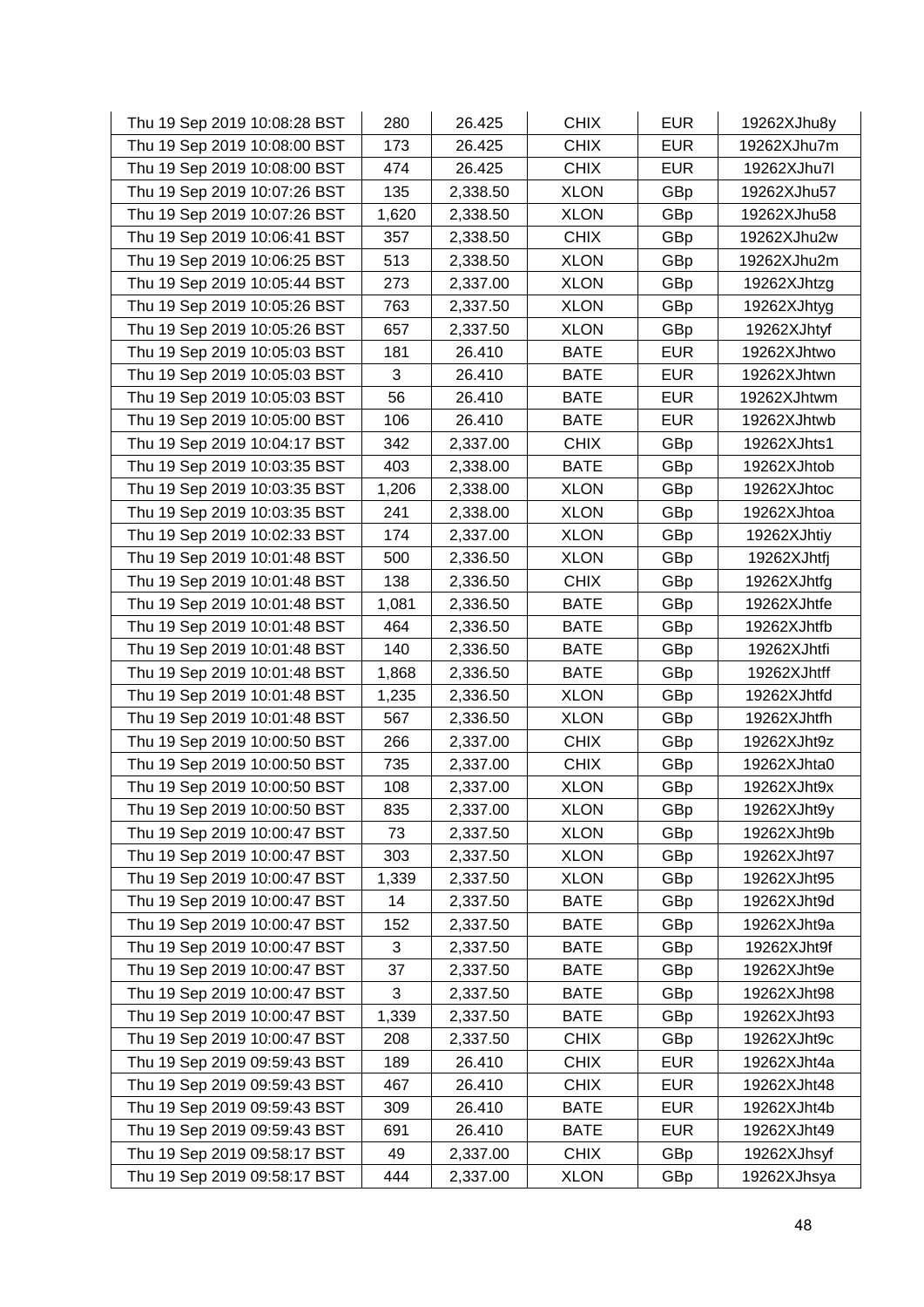| Thu 19 Sep 2019 10:08:28 BST | 280 | 26.425 | CHIX | EUR | 19262XJhu8y |
|---|---|---|---|---|---|
| Thu 19 Sep 2019 10:08:00 BST | 173 | 26.425 | CHIX | EUR | 19262XJhu7m |
| Thu 19 Sep 2019 10:08:00 BST | 474 | 26.425 | CHIX | EUR | 19262XJhu7l |
| Thu 19 Sep 2019 10:07:26 BST | 135 | 2,338.50 | XLON | GBp | 19262XJhu57 |
| Thu 19 Sep 2019 10:07:26 BST | 1,620 | 2,338.50 | XLON | GBp | 19262XJhu58 |
| Thu 19 Sep 2019 10:06:41 BST | 357 | 2,338.50 | CHIX | GBp | 19262XJhu2w |
| Thu 19 Sep 2019 10:06:25 BST | 513 | 2,338.50 | XLON | GBp | 19262XJhu2m |
| Thu 19 Sep 2019 10:05:44 BST | 273 | 2,337.00 | XLON | GBp | 19262XJhtzg |
| Thu 19 Sep 2019 10:05:26 BST | 763 | 2,337.50 | XLON | GBp | 19262XJhtyg |
| Thu 19 Sep 2019 10:05:26 BST | 657 | 2,337.50 | XLON | GBp | 19262XJhtyf |
| Thu 19 Sep 2019 10:05:03 BST | 181 | 26.410 | BATE | EUR | 19262XJhtwo |
| Thu 19 Sep 2019 10:05:03 BST | 3 | 26.410 | BATE | EUR | 19262XJhtwn |
| Thu 19 Sep 2019 10:05:03 BST | 56 | 26.410 | BATE | EUR | 19262XJhtwm |
| Thu 19 Sep 2019 10:05:00 BST | 106 | 26.410 | BATE | EUR | 19262XJhtwb |
| Thu 19 Sep 2019 10:04:17 BST | 342 | 2,337.00 | CHIX | GBp | 19262XJhts1 |
| Thu 19 Sep 2019 10:03:35 BST | 403 | 2,338.00 | BATE | GBp | 19262XJhtob |
| Thu 19 Sep 2019 10:03:35 BST | 1,206 | 2,338.00 | XLON | GBp | 19262XJhtoc |
| Thu 19 Sep 2019 10:03:35 BST | 241 | 2,338.00 | XLON | GBp | 19262XJhtoa |
| Thu 19 Sep 2019 10:02:33 BST | 174 | 2,337.00 | XLON | GBp | 19262XJhtiy |
| Thu 19 Sep 2019 10:01:48 BST | 500 | 2,336.50 | XLON | GBp | 19262XJhtfj |
| Thu 19 Sep 2019 10:01:48 BST | 138 | 2,336.50 | CHIX | GBp | 19262XJhtfg |
| Thu 19 Sep 2019 10:01:48 BST | 1,081 | 2,336.50 | BATE | GBp | 19262XJhtfe |
| Thu 19 Sep 2019 10:01:48 BST | 464 | 2,336.50 | BATE | GBp | 19262XJhtfb |
| Thu 19 Sep 2019 10:01:48 BST | 140 | 2,336.50 | BATE | GBp | 19262XJhtfi |
| Thu 19 Sep 2019 10:01:48 BST | 1,868 | 2,336.50 | BATE | GBp | 19262XJhtff |
| Thu 19 Sep 2019 10:01:48 BST | 1,235 | 2,336.50 | XLON | GBp | 19262XJhtfd |
| Thu 19 Sep 2019 10:01:48 BST | 567 | 2,336.50 | XLON | GBp | 19262XJhtfh |
| Thu 19 Sep 2019 10:00:50 BST | 266 | 2,337.00 | CHIX | GBp | 19262XJht9z |
| Thu 19 Sep 2019 10:00:50 BST | 735 | 2,337.00 | CHIX | GBp | 19262XJhta0 |
| Thu 19 Sep 2019 10:00:50 BST | 108 | 2,337.00 | XLON | GBp | 19262XJht9x |
| Thu 19 Sep 2019 10:00:50 BST | 835 | 2,337.00 | XLON | GBp | 19262XJht9y |
| Thu 19 Sep 2019 10:00:47 BST | 73 | 2,337.50 | XLON | GBp | 19262XJht9b |
| Thu 19 Sep 2019 10:00:47 BST | 303 | 2,337.50 | XLON | GBp | 19262XJht97 |
| Thu 19 Sep 2019 10:00:47 BST | 1,339 | 2,337.50 | XLON | GBp | 19262XJht95 |
| Thu 19 Sep 2019 10:00:47 BST | 14 | 2,337.50 | BATE | GBp | 19262XJht9d |
| Thu 19 Sep 2019 10:00:47 BST | 152 | 2,337.50 | BATE | GBp | 19262XJht9a |
| Thu 19 Sep 2019 10:00:47 BST | 3 | 2,337.50 | BATE | GBp | 19262XJht9f |
| Thu 19 Sep 2019 10:00:47 BST | 37 | 2,337.50 | BATE | GBp | 19262XJht9e |
| Thu 19 Sep 2019 10:00:47 BST | 3 | 2,337.50 | BATE | GBp | 19262XJht98 |
| Thu 19 Sep 2019 10:00:47 BST | 1,339 | 2,337.50 | BATE | GBp | 19262XJht93 |
| Thu 19 Sep 2019 10:00:47 BST | 208 | 2,337.50 | CHIX | GBp | 19262XJht9c |
| Thu 19 Sep 2019 09:59:43 BST | 189 | 26.410 | CHIX | EUR | 19262XJht4a |
| Thu 19 Sep 2019 09:59:43 BST | 467 | 26.410 | CHIX | EUR | 19262XJht48 |
| Thu 19 Sep 2019 09:59:43 BST | 309 | 26.410 | BATE | EUR | 19262XJht4b |
| Thu 19 Sep 2019 09:59:43 BST | 691 | 26.410 | BATE | EUR | 19262XJht49 |
| Thu 19 Sep 2019 09:58:17 BST | 49 | 2,337.00 | CHIX | GBp | 19262XJhsyf |
| Thu 19 Sep 2019 09:58:17 BST | 444 | 2,337.00 | XLON | GBp | 19262XJhsya |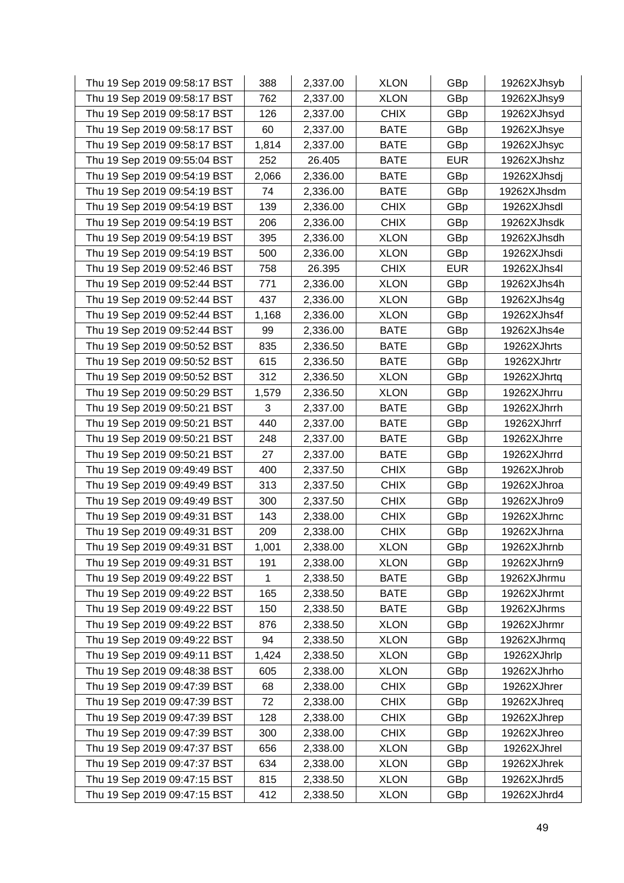| | | | | | |
|---|---|---|---|---|---|
| Thu 19 Sep 2019 09:58:17 BST | 388 | 2,337.00 | XLON | GBp | 19262XJhsyb |
| Thu 19 Sep 2019 09:58:17 BST | 762 | 2,337.00 | XLON | GBp | 19262XJhsy9 |
| Thu 19 Sep 2019 09:58:17 BST | 126 | 2,337.00 | CHIX | GBp | 19262XJhsyd |
| Thu 19 Sep 2019 09:58:17 BST | 60 | 2,337.00 | BATE | GBp | 19262XJhsye |
| Thu 19 Sep 2019 09:58:17 BST | 1,814 | 2,337.00 | BATE | GBp | 19262XJhsyc |
| Thu 19 Sep 2019 09:55:04 BST | 252 | 26.405 | BATE | EUR | 19262XJhshz |
| Thu 19 Sep 2019 09:54:19 BST | 2,066 | 2,336.00 | BATE | GBp | 19262XJhsdj |
| Thu 19 Sep 2019 09:54:19 BST | 74 | 2,336.00 | BATE | GBp | 19262XJhsdm |
| Thu 19 Sep 2019 09:54:19 BST | 139 | 2,336.00 | CHIX | GBp | 19262XJhsdl |
| Thu 19 Sep 2019 09:54:19 BST | 206 | 2,336.00 | CHIX | GBp | 19262XJhsdk |
| Thu 19 Sep 2019 09:54:19 BST | 395 | 2,336.00 | XLON | GBp | 19262XJhsdh |
| Thu 19 Sep 2019 09:54:19 BST | 500 | 2,336.00 | XLON | GBp | 19262XJhsdi |
| Thu 19 Sep 2019 09:52:46 BST | 758 | 26.395 | CHIX | EUR | 19262XJhs4l |
| Thu 19 Sep 2019 09:52:44 BST | 771 | 2,336.00 | XLON | GBp | 19262XJhs4h |
| Thu 19 Sep 2019 09:52:44 BST | 437 | 2,336.00 | XLON | GBp | 19262XJhs4g |
| Thu 19 Sep 2019 09:52:44 BST | 1,168 | 2,336.00 | XLON | GBp | 19262XJhs4f |
| Thu 19 Sep 2019 09:52:44 BST | 99 | 2,336.00 | BATE | GBp | 19262XJhs4e |
| Thu 19 Sep 2019 09:50:52 BST | 835 | 2,336.50 | BATE | GBp | 19262XJhrts |
| Thu 19 Sep 2019 09:50:52 BST | 615 | 2,336.50 | BATE | GBp | 19262XJhrtr |
| Thu 19 Sep 2019 09:50:52 BST | 312 | 2,336.50 | XLON | GBp | 19262XJhrtq |
| Thu 19 Sep 2019 09:50:29 BST | 1,579 | 2,336.50 | XLON | GBp | 19262XJhrru |
| Thu 19 Sep 2019 09:50:21 BST | 3 | 2,337.00 | BATE | GBp | 19262XJhrrh |
| Thu 19 Sep 2019 09:50:21 BST | 440 | 2,337.00 | BATE | GBp | 19262XJhrrf |
| Thu 19 Sep 2019 09:50:21 BST | 248 | 2,337.00 | BATE | GBp | 19262XJhrre |
| Thu 19 Sep 2019 09:50:21 BST | 27 | 2,337.00 | BATE | GBp | 19262XJhrrd |
| Thu 19 Sep 2019 09:49:49 BST | 400 | 2,337.50 | CHIX | GBp | 19262XJhrob |
| Thu 19 Sep 2019 09:49:49 BST | 313 | 2,337.50 | CHIX | GBp | 19262XJhroa |
| Thu 19 Sep 2019 09:49:49 BST | 300 | 2,337.50 | CHIX | GBp | 19262XJhro9 |
| Thu 19 Sep 2019 09:49:31 BST | 143 | 2,338.00 | CHIX | GBp | 19262XJhrnc |
| Thu 19 Sep 2019 09:49:31 BST | 209 | 2,338.00 | CHIX | GBp | 19262XJhrna |
| Thu 19 Sep 2019 09:49:31 BST | 1,001 | 2,338.00 | XLON | GBp | 19262XJhrnb |
| Thu 19 Sep 2019 09:49:31 BST | 191 | 2,338.00 | XLON | GBp | 19262XJhrn9 |
| Thu 19 Sep 2019 09:49:22 BST | 1 | 2,338.50 | BATE | GBp | 19262XJhrmu |
| Thu 19 Sep 2019 09:49:22 BST | 165 | 2,338.50 | BATE | GBp | 19262XJhrmt |
| Thu 19 Sep 2019 09:49:22 BST | 150 | 2,338.50 | BATE | GBp | 19262XJhrms |
| Thu 19 Sep 2019 09:49:22 BST | 876 | 2,338.50 | XLON | GBp | 19262XJhrmr |
| Thu 19 Sep 2019 09:49:22 BST | 94 | 2,338.50 | XLON | GBp | 19262XJhrmq |
| Thu 19 Sep 2019 09:49:11 BST | 1,424 | 2,338.50 | XLON | GBp | 19262XJhrlp |
| Thu 19 Sep 2019 09:48:38 BST | 605 | 2,338.00 | XLON | GBp | 19262XJhrho |
| Thu 19 Sep 2019 09:47:39 BST | 68 | 2,338.00 | CHIX | GBp | 19262XJhrer |
| Thu 19 Sep 2019 09:47:39 BST | 72 | 2,338.00 | CHIX | GBp | 19262XJhreq |
| Thu 19 Sep 2019 09:47:39 BST | 128 | 2,338.00 | CHIX | GBp | 19262XJhrep |
| Thu 19 Sep 2019 09:47:39 BST | 300 | 2,338.00 | CHIX | GBp | 19262XJhreo |
| Thu 19 Sep 2019 09:47:37 BST | 656 | 2,338.00 | XLON | GBp | 19262XJhrel |
| Thu 19 Sep 2019 09:47:37 BST | 634 | 2,338.00 | XLON | GBp | 19262XJhrek |
| Thu 19 Sep 2019 09:47:15 BST | 815 | 2,338.50 | XLON | GBp | 19262XJhrd5 |
| Thu 19 Sep 2019 09:47:15 BST | 412 | 2,338.50 | XLON | GBp | 19262XJhrd4 |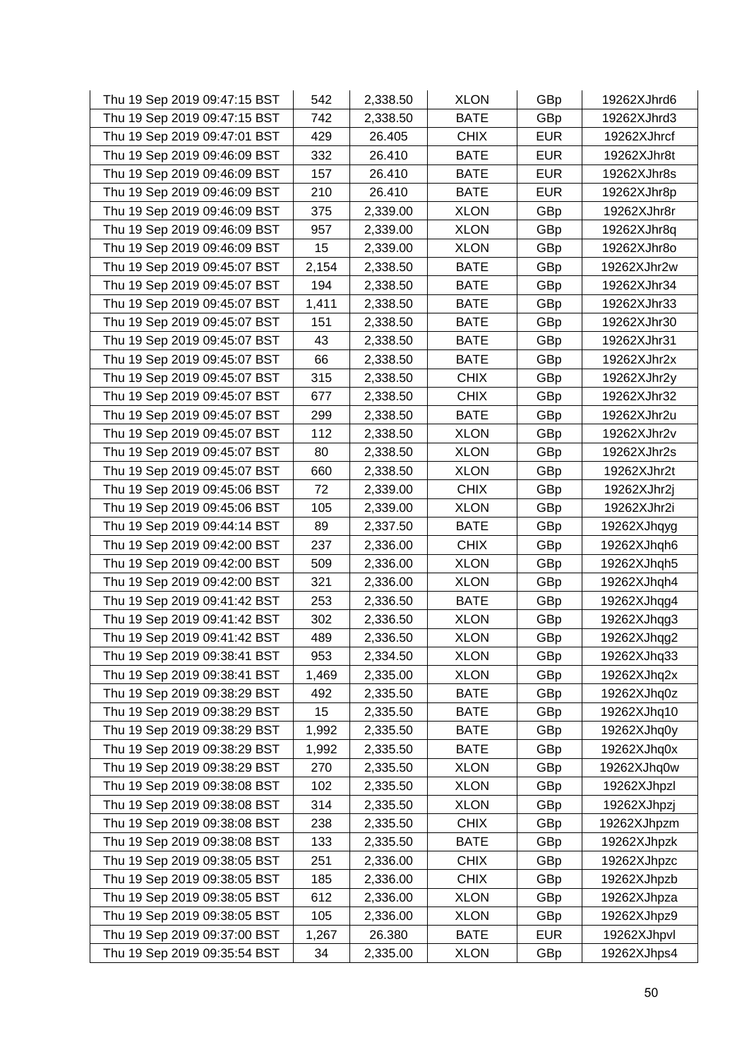| | | | | | |
|---|---|---|---|---|---|
| Thu 19 Sep 2019 09:47:15 BST | 542 | 2,338.50 | XLON | GBp | 19262XJhrd6 |
| Thu 19 Sep 2019 09:47:15 BST | 742 | 2,338.50 | BATE | GBp | 19262XJhrd3 |
| Thu 19 Sep 2019 09:47:01 BST | 429 | 26.405 | CHIX | EUR | 19262XJhrcf |
| Thu 19 Sep 2019 09:46:09 BST | 332 | 26.410 | BATE | EUR | 19262XJhr8t |
| Thu 19 Sep 2019 09:46:09 BST | 157 | 26.410 | BATE | EUR | 19262XJhr8s |
| Thu 19 Sep 2019 09:46:09 BST | 210 | 26.410 | BATE | EUR | 19262XJhr8p |
| Thu 19 Sep 2019 09:46:09 BST | 375 | 2,339.00 | XLON | GBp | 19262XJhr8r |
| Thu 19 Sep 2019 09:46:09 BST | 957 | 2,339.00 | XLON | GBp | 19262XJhr8q |
| Thu 19 Sep 2019 09:46:09 BST | 15 | 2,339.00 | XLON | GBp | 19262XJhr8o |
| Thu 19 Sep 2019 09:45:07 BST | 2,154 | 2,338.50 | BATE | GBp | 19262XJhr2w |
| Thu 19 Sep 2019 09:45:07 BST | 194 | 2,338.50 | BATE | GBp | 19262XJhr34 |
| Thu 19 Sep 2019 09:45:07 BST | 1,411 | 2,338.50 | BATE | GBp | 19262XJhr33 |
| Thu 19 Sep 2019 09:45:07 BST | 151 | 2,338.50 | BATE | GBp | 19262XJhr30 |
| Thu 19 Sep 2019 09:45:07 BST | 43 | 2,338.50 | BATE | GBp | 19262XJhr31 |
| Thu 19 Sep 2019 09:45:07 BST | 66 | 2,338.50 | BATE | GBp | 19262XJhr2x |
| Thu 19 Sep 2019 09:45:07 BST | 315 | 2,338.50 | CHIX | GBp | 19262XJhr2y |
| Thu 19 Sep 2019 09:45:07 BST | 677 | 2,338.50 | CHIX | GBp | 19262XJhr32 |
| Thu 19 Sep 2019 09:45:07 BST | 299 | 2,338.50 | BATE | GBp | 19262XJhr2u |
| Thu 19 Sep 2019 09:45:07 BST | 112 | 2,338.50 | XLON | GBp | 19262XJhr2v |
| Thu 19 Sep 2019 09:45:07 BST | 80 | 2,338.50 | XLON | GBp | 19262XJhr2s |
| Thu 19 Sep 2019 09:45:07 BST | 660 | 2,338.50 | XLON | GBp | 19262XJhr2t |
| Thu 19 Sep 2019 09:45:06 BST | 72 | 2,339.00 | CHIX | GBp | 19262XJhr2j |
| Thu 19 Sep 2019 09:45:06 BST | 105 | 2,339.00 | XLON | GBp | 19262XJhr2i |
| Thu 19 Sep 2019 09:44:14 BST | 89 | 2,337.50 | BATE | GBp | 19262XJhqyg |
| Thu 19 Sep 2019 09:42:00 BST | 237 | 2,336.00 | CHIX | GBp | 19262XJhqh6 |
| Thu 19 Sep 2019 09:42:00 BST | 509 | 2,336.00 | XLON | GBp | 19262XJhqh5 |
| Thu 19 Sep 2019 09:42:00 BST | 321 | 2,336.00 | XLON | GBp | 19262XJhqh4 |
| Thu 19 Sep 2019 09:41:42 BST | 253 | 2,336.50 | BATE | GBp | 19262XJhqg4 |
| Thu 19 Sep 2019 09:41:42 BST | 302 | 2,336.50 | XLON | GBp | 19262XJhqg3 |
| Thu 19 Sep 2019 09:41:42 BST | 489 | 2,336.50 | XLON | GBp | 19262XJhqg2 |
| Thu 19 Sep 2019 09:38:41 BST | 953 | 2,334.50 | XLON | GBp | 19262XJhq33 |
| Thu 19 Sep 2019 09:38:41 BST | 1,469 | 2,335.00 | XLON | GBp | 19262XJhq2x |
| Thu 19 Sep 2019 09:38:29 BST | 492 | 2,335.50 | BATE | GBp | 19262XJhq0z |
| Thu 19 Sep 2019 09:38:29 BST | 15 | 2,335.50 | BATE | GBp | 19262XJhq10 |
| Thu 19 Sep 2019 09:38:29 BST | 1,992 | 2,335.50 | BATE | GBp | 19262XJhq0y |
| Thu 19 Sep 2019 09:38:29 BST | 1,992 | 2,335.50 | BATE | GBp | 19262XJhq0x |
| Thu 19 Sep 2019 09:38:29 BST | 270 | 2,335.50 | XLON | GBp | 19262XJhq0w |
| Thu 19 Sep 2019 09:38:08 BST | 102 | 2,335.50 | XLON | GBp | 19262XJhpzl |
| Thu 19 Sep 2019 09:38:08 BST | 314 | 2,335.50 | XLON | GBp | 19262XJhpzj |
| Thu 19 Sep 2019 09:38:08 BST | 238 | 2,335.50 | CHIX | GBp | 19262XJhpzm |
| Thu 19 Sep 2019 09:38:08 BST | 133 | 2,335.50 | BATE | GBp | 19262XJhpzk |
| Thu 19 Sep 2019 09:38:05 BST | 251 | 2,336.00 | CHIX | GBp | 19262XJhpzc |
| Thu 19 Sep 2019 09:38:05 BST | 185 | 2,336.00 | CHIX | GBp | 19262XJhpzb |
| Thu 19 Sep 2019 09:38:05 BST | 612 | 2,336.00 | XLON | GBp | 19262XJhpza |
| Thu 19 Sep 2019 09:38:05 BST | 105 | 2,336.00 | XLON | GBp | 19262XJhpz9 |
| Thu 19 Sep 2019 09:37:00 BST | 1,267 | 26.380 | BATE | EUR | 19262XJhpvl |
| Thu 19 Sep 2019 09:35:54 BST | 34 | 2,335.00 | XLON | GBp | 19262XJhps4 |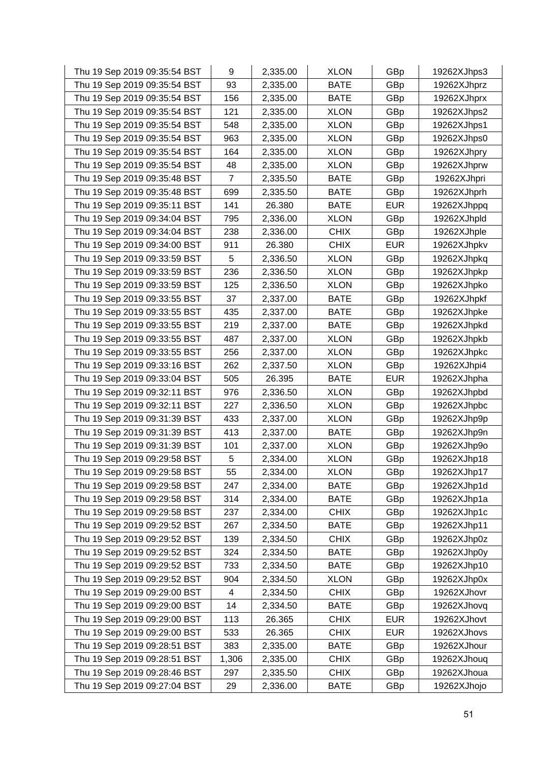| | | | | | |
|---|---|---|---|---|---|
| Thu 19 Sep 2019 09:35:54 BST | 9 | 2,335.00 | XLON | GBp | 19262XJhps3 |
| Thu 19 Sep 2019 09:35:54 BST | 93 | 2,335.00 | BATE | GBp | 19262XJhprz |
| Thu 19 Sep 2019 09:35:54 BST | 156 | 2,335.00 | BATE | GBp | 19262XJhprx |
| Thu 19 Sep 2019 09:35:54 BST | 121 | 2,335.00 | XLON | GBp | 19262XJhps2 |
| Thu 19 Sep 2019 09:35:54 BST | 548 | 2,335.00 | XLON | GBp | 19262XJhps1 |
| Thu 19 Sep 2019 09:35:54 BST | 963 | 2,335.00 | XLON | GBp | 19262XJhps0 |
| Thu 19 Sep 2019 09:35:54 BST | 164 | 2,335.00 | XLON | GBp | 19262XJhpry |
| Thu 19 Sep 2019 09:35:54 BST | 48 | 2,335.00 | XLON | GBp | 19262XJhprw |
| Thu 19 Sep 2019 09:35:48 BST | 7 | 2,335.50 | BATE | GBp | 19262XJhpri |
| Thu 19 Sep 2019 09:35:48 BST | 699 | 2,335.50 | BATE | GBp | 19262XJhprh |
| Thu 19 Sep 2019 09:35:11 BST | 141 | 26.380 | BATE | EUR | 19262XJhppq |
| Thu 19 Sep 2019 09:34:04 BST | 795 | 2,336.00 | XLON | GBp | 19262XJhpld |
| Thu 19 Sep 2019 09:34:04 BST | 238 | 2,336.00 | CHIX | GBp | 19262XJhple |
| Thu 19 Sep 2019 09:34:00 BST | 911 | 26.380 | CHIX | EUR | 19262XJhpkv |
| Thu 19 Sep 2019 09:33:59 BST | 5 | 2,336.50 | XLON | GBp | 19262XJhpkq |
| Thu 19 Sep 2019 09:33:59 BST | 236 | 2,336.50 | XLON | GBp | 19262XJhpkp |
| Thu 19 Sep 2019 09:33:59 BST | 125 | 2,336.50 | XLON | GBp | 19262XJhpko |
| Thu 19 Sep 2019 09:33:55 BST | 37 | 2,337.00 | BATE | GBp | 19262XJhpkf |
| Thu 19 Sep 2019 09:33:55 BST | 435 | 2,337.00 | BATE | GBp | 19262XJhpke |
| Thu 19 Sep 2019 09:33:55 BST | 219 | 2,337.00 | BATE | GBp | 19262XJhpkd |
| Thu 19 Sep 2019 09:33:55 BST | 487 | 2,337.00 | XLON | GBp | 19262XJhpkb |
| Thu 19 Sep 2019 09:33:55 BST | 256 | 2,337.00 | XLON | GBp | 19262XJhpkc |
| Thu 19 Sep 2019 09:33:16 BST | 262 | 2,337.50 | XLON | GBp | 19262XJhpi4 |
| Thu 19 Sep 2019 09:33:04 BST | 505 | 26.395 | BATE | EUR | 19262XJhpha |
| Thu 19 Sep 2019 09:32:11 BST | 976 | 2,336.50 | XLON | GBp | 19262XJhpbd |
| Thu 19 Sep 2019 09:32:11 BST | 227 | 2,336.50 | XLON | GBp | 19262XJhpbc |
| Thu 19 Sep 2019 09:31:39 BST | 433 | 2,337.00 | XLON | GBp | 19262XJhp9p |
| Thu 19 Sep 2019 09:31:39 BST | 413 | 2,337.00 | BATE | GBp | 19262XJhp9n |
| Thu 19 Sep 2019 09:31:39 BST | 101 | 2,337.00 | XLON | GBp | 19262XJhp9o |
| Thu 19 Sep 2019 09:29:58 BST | 5 | 2,334.00 | XLON | GBp | 19262XJhp18 |
| Thu 19 Sep 2019 09:29:58 BST | 55 | 2,334.00 | XLON | GBp | 19262XJhp17 |
| Thu 19 Sep 2019 09:29:58 BST | 247 | 2,334.00 | BATE | GBp | 19262XJhp1d |
| Thu 19 Sep 2019 09:29:58 BST | 314 | 2,334.00 | BATE | GBp | 19262XJhp1a |
| Thu 19 Sep 2019 09:29:58 BST | 237 | 2,334.00 | CHIX | GBp | 19262XJhp1c |
| Thu 19 Sep 2019 09:29:52 BST | 267 | 2,334.50 | BATE | GBp | 19262XJhp11 |
| Thu 19 Sep 2019 09:29:52 BST | 139 | 2,334.50 | CHIX | GBp | 19262XJhp0z |
| Thu 19 Sep 2019 09:29:52 BST | 324 | 2,334.50 | BATE | GBp | 19262XJhp0y |
| Thu 19 Sep 2019 09:29:52 BST | 733 | 2,334.50 | BATE | GBp | 19262XJhp10 |
| Thu 19 Sep 2019 09:29:52 BST | 904 | 2,334.50 | XLON | GBp | 19262XJhp0x |
| Thu 19 Sep 2019 09:29:00 BST | 4 | 2,334.50 | CHIX | GBp | 19262XJhovr |
| Thu 19 Sep 2019 09:29:00 BST | 14 | 2,334.50 | BATE | GBp | 19262XJhovq |
| Thu 19 Sep 2019 09:29:00 BST | 113 | 26.365 | CHIX | EUR | 19262XJhovt |
| Thu 19 Sep 2019 09:29:00 BST | 533 | 26.365 | CHIX | EUR | 19262XJhovs |
| Thu 19 Sep 2019 09:28:51 BST | 383 | 2,335.00 | BATE | GBp | 19262XJhour |
| Thu 19 Sep 2019 09:28:51 BST | 1,306 | 2,335.00 | CHIX | GBp | 19262XJhouq |
| Thu 19 Sep 2019 09:28:46 BST | 297 | 2,335.50 | CHIX | GBp | 19262XJhoua |
| Thu 19 Sep 2019 09:27:04 BST | 29 | 2,336.00 | BATE | GBp | 19262XJhojo |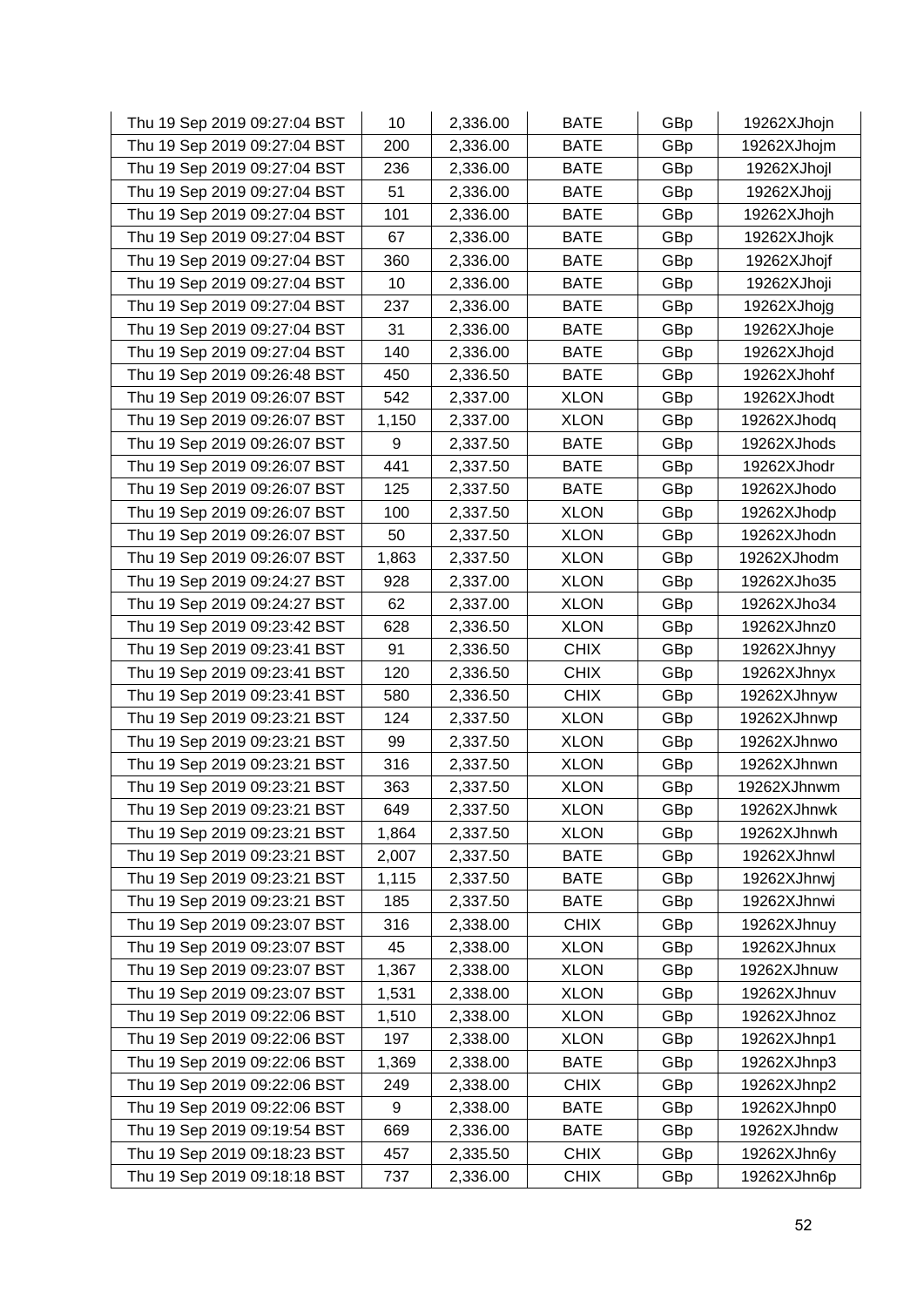| | | | | | |
|---|---|---|---|---|---|
| Thu 19 Sep 2019 09:27:04 BST | 10 | 2,336.00 | BATE | GBp | 19262XJhojn |
| Thu 19 Sep 2019 09:27:04 BST | 200 | 2,336.00 | BATE | GBp | 19262XJhojm |
| Thu 19 Sep 2019 09:27:04 BST | 236 | 2,336.00 | BATE | GBp | 19262XJhojl |
| Thu 19 Sep 2019 09:27:04 BST | 51 | 2,336.00 | BATE | GBp | 19262XJhojj |
| Thu 19 Sep 2019 09:27:04 BST | 101 | 2,336.00 | BATE | GBp | 19262XJhojh |
| Thu 19 Sep 2019 09:27:04 BST | 67 | 2,336.00 | BATE | GBp | 19262XJhojk |
| Thu 19 Sep 2019 09:27:04 BST | 360 | 2,336.00 | BATE | GBp | 19262XJhojf |
| Thu 19 Sep 2019 09:27:04 BST | 10 | 2,336.00 | BATE | GBp | 19262XJhoji |
| Thu 19 Sep 2019 09:27:04 BST | 237 | 2,336.00 | BATE | GBp | 19262XJhojg |
| Thu 19 Sep 2019 09:27:04 BST | 31 | 2,336.00 | BATE | GBp | 19262XJhoje |
| Thu 19 Sep 2019 09:27:04 BST | 140 | 2,336.00 | BATE | GBp | 19262XJhojd |
| Thu 19 Sep 2019 09:26:48 BST | 450 | 2,336.50 | BATE | GBp | 19262XJhohf |
| Thu 19 Sep 2019 09:26:07 BST | 542 | 2,337.00 | XLON | GBp | 19262XJhodt |
| Thu 19 Sep 2019 09:26:07 BST | 1,150 | 2,337.00 | XLON | GBp | 19262XJhodq |
| Thu 19 Sep 2019 09:26:07 BST | 9 | 2,337.50 | BATE | GBp | 19262XJhods |
| Thu 19 Sep 2019 09:26:07 BST | 441 | 2,337.50 | BATE | GBp | 19262XJhodr |
| Thu 19 Sep 2019 09:26:07 BST | 125 | 2,337.50 | BATE | GBp | 19262XJhodo |
| Thu 19 Sep 2019 09:26:07 BST | 100 | 2,337.50 | XLON | GBp | 19262XJhodp |
| Thu 19 Sep 2019 09:26:07 BST | 50 | 2,337.50 | XLON | GBp | 19262XJhodn |
| Thu 19 Sep 2019 09:26:07 BST | 1,863 | 2,337.50 | XLON | GBp | 19262XJhodm |
| Thu 19 Sep 2019 09:24:27 BST | 928 | 2,337.00 | XLON | GBp | 19262XJho35 |
| Thu 19 Sep 2019 09:24:27 BST | 62 | 2,337.00 | XLON | GBp | 19262XJho34 |
| Thu 19 Sep 2019 09:23:42 BST | 628 | 2,336.50 | XLON | GBp | 19262XJhnz0 |
| Thu 19 Sep 2019 09:23:41 BST | 91 | 2,336.50 | CHIX | GBp | 19262XJhnyy |
| Thu 19 Sep 2019 09:23:41 BST | 120 | 2,336.50 | CHIX | GBp | 19262XJhnyx |
| Thu 19 Sep 2019 09:23:41 BST | 580 | 2,336.50 | CHIX | GBp | 19262XJhnyw |
| Thu 19 Sep 2019 09:23:21 BST | 124 | 2,337.50 | XLON | GBp | 19262XJhnwp |
| Thu 19 Sep 2019 09:23:21 BST | 99 | 2,337.50 | XLON | GBp | 19262XJhnwo |
| Thu 19 Sep 2019 09:23:21 BST | 316 | 2,337.50 | XLON | GBp | 19262XJhnwn |
| Thu 19 Sep 2019 09:23:21 BST | 363 | 2,337.50 | XLON | GBp | 19262XJhnwm |
| Thu 19 Sep 2019 09:23:21 BST | 649 | 2,337.50 | XLON | GBp | 19262XJhnwk |
| Thu 19 Sep 2019 09:23:21 BST | 1,864 | 2,337.50 | XLON | GBp | 19262XJhnwh |
| Thu 19 Sep 2019 09:23:21 BST | 2,007 | 2,337.50 | BATE | GBp | 19262XJhnwl |
| Thu 19 Sep 2019 09:23:21 BST | 1,115 | 2,337.50 | BATE | GBp | 19262XJhnwj |
| Thu 19 Sep 2019 09:23:21 BST | 185 | 2,337.50 | BATE | GBp | 19262XJhnwi |
| Thu 19 Sep 2019 09:23:07 BST | 316 | 2,338.00 | CHIX | GBp | 19262XJhnuy |
| Thu 19 Sep 2019 09:23:07 BST | 45 | 2,338.00 | XLON | GBp | 19262XJhnux |
| Thu 19 Sep 2019 09:23:07 BST | 1,367 | 2,338.00 | XLON | GBp | 19262XJhnuw |
| Thu 19 Sep 2019 09:23:07 BST | 1,531 | 2,338.00 | XLON | GBp | 19262XJhnuv |
| Thu 19 Sep 2019 09:22:06 BST | 1,510 | 2,338.00 | XLON | GBp | 19262XJhnoz |
| Thu 19 Sep 2019 09:22:06 BST | 197 | 2,338.00 | XLON | GBp | 19262XJhnp1 |
| Thu 19 Sep 2019 09:22:06 BST | 1,369 | 2,338.00 | BATE | GBp | 19262XJhnp3 |
| Thu 19 Sep 2019 09:22:06 BST | 249 | 2,338.00 | CHIX | GBp | 19262XJhnp2 |
| Thu 19 Sep 2019 09:22:06 BST | 9 | 2,338.00 | BATE | GBp | 19262XJhnp0 |
| Thu 19 Sep 2019 09:19:54 BST | 669 | 2,336.00 | BATE | GBp | 19262XJhndw |
| Thu 19 Sep 2019 09:18:23 BST | 457 | 2,335.50 | CHIX | GBp | 19262XJhn6y |
| Thu 19 Sep 2019 09:18:18 BST | 737 | 2,336.00 | CHIX | GBp | 19262XJhn6p |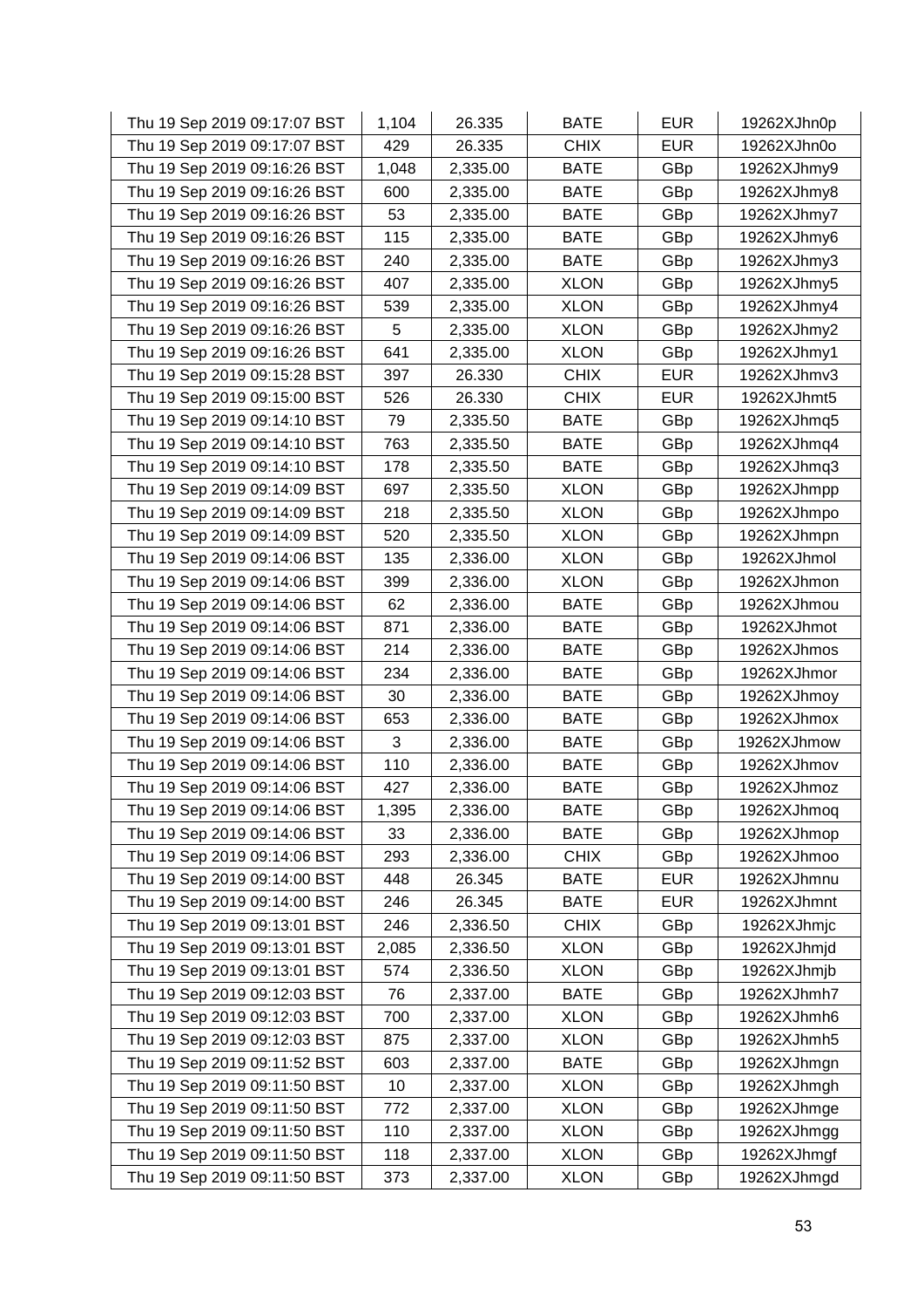| Thu 19 Sep 2019 09:17:07 BST | 1,104 | 26.335 | BATE | EUR | 19262XJhn0p |
|---|---|---|---|---|---|
| Thu 19 Sep 2019 09:17:07 BST | 429 | 26.335 | CHIX | EUR | 19262XJhn0o |
| Thu 19 Sep 2019 09:16:26 BST | 1,048 | 2,335.00 | BATE | GBp | 19262XJhmy9 |
| Thu 19 Sep 2019 09:16:26 BST | 600 | 2,335.00 | BATE | GBp | 19262XJhmy8 |
| Thu 19 Sep 2019 09:16:26 BST | 53 | 2,335.00 | BATE | GBp | 19262XJhmy7 |
| Thu 19 Sep 2019 09:16:26 BST | 115 | 2,335.00 | BATE | GBp | 19262XJhmy6 |
| Thu 19 Sep 2019 09:16:26 BST | 240 | 2,335.00 | BATE | GBp | 19262XJhmy3 |
| Thu 19 Sep 2019 09:16:26 BST | 407 | 2,335.00 | XLON | GBp | 19262XJhmy5 |
| Thu 19 Sep 2019 09:16:26 BST | 539 | 2,335.00 | XLON | GBp | 19262XJhmy4 |
| Thu 19 Sep 2019 09:16:26 BST | 5 | 2,335.00 | XLON | GBp | 19262XJhmy2 |
| Thu 19 Sep 2019 09:16:26 BST | 641 | 2,335.00 | XLON | GBp | 19262XJhmy1 |
| Thu 19 Sep 2019 09:15:28 BST | 397 | 26.330 | CHIX | EUR | 19262XJhmv3 |
| Thu 19 Sep 2019 09:15:00 BST | 526 | 26.330 | CHIX | EUR | 19262XJhmt5 |
| Thu 19 Sep 2019 09:14:10 BST | 79 | 2,335.50 | BATE | GBp | 19262XJhmq5 |
| Thu 19 Sep 2019 09:14:10 BST | 763 | 2,335.50 | BATE | GBp | 19262XJhmq4 |
| Thu 19 Sep 2019 09:14:10 BST | 178 | 2,335.50 | BATE | GBp | 19262XJhmq3 |
| Thu 19 Sep 2019 09:14:09 BST | 697 | 2,335.50 | XLON | GBp | 19262XJhmpp |
| Thu 19 Sep 2019 09:14:09 BST | 218 | 2,335.50 | XLON | GBp | 19262XJhmpo |
| Thu 19 Sep 2019 09:14:09 BST | 520 | 2,335.50 | XLON | GBp | 19262XJhmpn |
| Thu 19 Sep 2019 09:14:06 BST | 135 | 2,336.00 | XLON | GBp | 19262XJhmol |
| Thu 19 Sep 2019 09:14:06 BST | 399 | 2,336.00 | XLON | GBp | 19262XJhmon |
| Thu 19 Sep 2019 09:14:06 BST | 62 | 2,336.00 | BATE | GBp | 19262XJhmou |
| Thu 19 Sep 2019 09:14:06 BST | 871 | 2,336.00 | BATE | GBp | 19262XJhmot |
| Thu 19 Sep 2019 09:14:06 BST | 214 | 2,336.00 | BATE | GBp | 19262XJhmos |
| Thu 19 Sep 2019 09:14:06 BST | 234 | 2,336.00 | BATE | GBp | 19262XJhmor |
| Thu 19 Sep 2019 09:14:06 BST | 30 | 2,336.00 | BATE | GBp | 19262XJhmoy |
| Thu 19 Sep 2019 09:14:06 BST | 653 | 2,336.00 | BATE | GBp | 19262XJhmox |
| Thu 19 Sep 2019 09:14:06 BST | 3 | 2,336.00 | BATE | GBp | 19262XJhmow |
| Thu 19 Sep 2019 09:14:06 BST | 110 | 2,336.00 | BATE | GBp | 19262XJhmov |
| Thu 19 Sep 2019 09:14:06 BST | 427 | 2,336.00 | BATE | GBp | 19262XJhmoz |
| Thu 19 Sep 2019 09:14:06 BST | 1,395 | 2,336.00 | BATE | GBp | 19262XJhmoq |
| Thu 19 Sep 2019 09:14:06 BST | 33 | 2,336.00 | BATE | GBp | 19262XJhmop |
| Thu 19 Sep 2019 09:14:06 BST | 293 | 2,336.00 | CHIX | GBp | 19262XJhmoo |
| Thu 19 Sep 2019 09:14:00 BST | 448 | 26.345 | BATE | EUR | 19262XJhmnu |
| Thu 19 Sep 2019 09:14:00 BST | 246 | 26.345 | BATE | EUR | 19262XJhmnt |
| Thu 19 Sep 2019 09:13:01 BST | 246 | 2,336.50 | CHIX | GBp | 19262XJhmjc |
| Thu 19 Sep 2019 09:13:01 BST | 2,085 | 2,336.50 | XLON | GBp | 19262XJhmjd |
| Thu 19 Sep 2019 09:13:01 BST | 574 | 2,336.50 | XLON | GBp | 19262XJhmjb |
| Thu 19 Sep 2019 09:12:03 BST | 76 | 2,337.00 | BATE | GBp | 19262XJhmh7 |
| Thu 19 Sep 2019 09:12:03 BST | 700 | 2,337.00 | XLON | GBp | 19262XJhmh6 |
| Thu 19 Sep 2019 09:12:03 BST | 875 | 2,337.00 | XLON | GBp | 19262XJhmh5 |
| Thu 19 Sep 2019 09:11:52 BST | 603 | 2,337.00 | BATE | GBp | 19262XJhmgn |
| Thu 19 Sep 2019 09:11:50 BST | 10 | 2,337.00 | XLON | GBp | 19262XJhmgh |
| Thu 19 Sep 2019 09:11:50 BST | 772 | 2,337.00 | XLON | GBp | 19262XJhmge |
| Thu 19 Sep 2019 09:11:50 BST | 110 | 2,337.00 | XLON | GBp | 19262XJhmgg |
| Thu 19 Sep 2019 09:11:50 BST | 118 | 2,337.00 | XLON | GBp | 19262XJhmgf |
| Thu 19 Sep 2019 09:11:50 BST | 373 | 2,337.00 | XLON | GBp | 19262XJhmgd |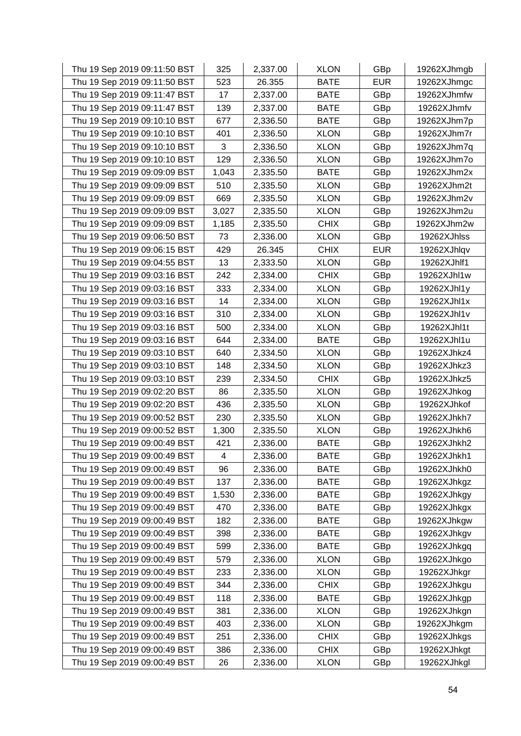| | | | | | |
|---|---|---|---|---|---|
| Thu 19 Sep 2019 09:11:50 BST | 325 | 2,337.00 | XLON | GBp | 19262XJhmgb |
| Thu 19 Sep 2019 09:11:50 BST | 523 | 26.355 | BATE | EUR | 19262XJhmgc |
| Thu 19 Sep 2019 09:11:47 BST | 17 | 2,337.00 | BATE | GBp | 19262XJhmfw |
| Thu 19 Sep 2019 09:11:47 BST | 139 | 2,337.00 | BATE | GBp | 19262XJhmfv |
| Thu 19 Sep 2019 09:10:10 BST | 677 | 2,336.50 | BATE | GBp | 19262XJhm7p |
| Thu 19 Sep 2019 09:10:10 BST | 401 | 2,336.50 | XLON | GBp | 19262XJhm7r |
| Thu 19 Sep 2019 09:10:10 BST | 3 | 2,336.50 | XLON | GBp | 19262XJhm7q |
| Thu 19 Sep 2019 09:10:10 BST | 129 | 2,336.50 | XLON | GBp | 19262XJhm7o |
| Thu 19 Sep 2019 09:09:09 BST | 1,043 | 2,335.50 | BATE | GBp | 19262XJhm2x |
| Thu 19 Sep 2019 09:09:09 BST | 510 | 2,335.50 | XLON | GBp | 19262XJhm2t |
| Thu 19 Sep 2019 09:09:09 BST | 669 | 2,335.50 | XLON | GBp | 19262XJhm2v |
| Thu 19 Sep 2019 09:09:09 BST | 3,027 | 2,335.50 | XLON | GBp | 19262XJhm2u |
| Thu 19 Sep 2019 09:09:09 BST | 1,185 | 2,335.50 | CHIX | GBp | 19262XJhm2w |
| Thu 19 Sep 2019 09:06:50 BST | 73 | 2,336.00 | XLON | GBp | 19262XJhlss |
| Thu 19 Sep 2019 09:06:15 BST | 429 | 26.345 | CHIX | EUR | 19262XJhlqv |
| Thu 19 Sep 2019 09:04:55 BST | 13 | 2,333.50 | XLON | GBp | 19262XJhlf1 |
| Thu 19 Sep 2019 09:03:16 BST | 242 | 2,334.00 | CHIX | GBp | 19262XJhl1w |
| Thu 19 Sep 2019 09:03:16 BST | 333 | 2,334.00 | XLON | GBp | 19262XJhl1y |
| Thu 19 Sep 2019 09:03:16 BST | 14 | 2,334.00 | XLON | GBp | 19262XJhl1x |
| Thu 19 Sep 2019 09:03:16 BST | 310 | 2,334.00 | XLON | GBp | 19262XJhl1v |
| Thu 19 Sep 2019 09:03:16 BST | 500 | 2,334.00 | XLON | GBp | 19262XJhl1t |
| Thu 19 Sep 2019 09:03:16 BST | 644 | 2,334.00 | BATE | GBp | 19262XJhl1u |
| Thu 19 Sep 2019 09:03:10 BST | 640 | 2,334.50 | XLON | GBp | 19262XJhkz4 |
| Thu 19 Sep 2019 09:03:10 BST | 148 | 2,334.50 | XLON | GBp | 19262XJhkz3 |
| Thu 19 Sep 2019 09:03:10 BST | 239 | 2,334.50 | CHIX | GBp | 19262XJhkz5 |
| Thu 19 Sep 2019 09:02:20 BST | 86 | 2,335.50 | XLON | GBp | 19262XJhkog |
| Thu 19 Sep 2019 09:02:20 BST | 436 | 2,335.50 | XLON | GBp | 19262XJhkof |
| Thu 19 Sep 2019 09:00:52 BST | 230 | 2,335.50 | XLON | GBp | 19262XJhkh7 |
| Thu 19 Sep 2019 09:00:52 BST | 1,300 | 2,335.50 | XLON | GBp | 19262XJhkh6 |
| Thu 19 Sep 2019 09:00:49 BST | 421 | 2,336.00 | BATE | GBp | 19262XJhkh2 |
| Thu 19 Sep 2019 09:00:49 BST | 4 | 2,336.00 | BATE | GBp | 19262XJhkh1 |
| Thu 19 Sep 2019 09:00:49 BST | 96 | 2,336.00 | BATE | GBp | 19262XJhkh0 |
| Thu 19 Sep 2019 09:00:49 BST | 137 | 2,336.00 | BATE | GBp | 19262XJhkgz |
| Thu 19 Sep 2019 09:00:49 BST | 1,530 | 2,336.00 | BATE | GBp | 19262XJhkgy |
| Thu 19 Sep 2019 09:00:49 BST | 470 | 2,336.00 | BATE | GBp | 19262XJhkgx |
| Thu 19 Sep 2019 09:00:49 BST | 182 | 2,336.00 | BATE | GBp | 19262XJhkgw |
| Thu 19 Sep 2019 09:00:49 BST | 398 | 2,336.00 | BATE | GBp | 19262XJhkgv |
| Thu 19 Sep 2019 09:00:49 BST | 599 | 2,336.00 | BATE | GBp | 19262XJhkgq |
| Thu 19 Sep 2019 09:00:49 BST | 579 | 2,336.00 | XLON | GBp | 19262XJhkgo |
| Thu 19 Sep 2019 09:00:49 BST | 233 | 2,336.00 | XLON | GBp | 19262XJhkgr |
| Thu 19 Sep 2019 09:00:49 BST | 344 | 2,336.00 | CHIX | GBp | 19262XJhkgu |
| Thu 19 Sep 2019 09:00:49 BST | 118 | 2,336.00 | BATE | GBp | 19262XJhkgp |
| Thu 19 Sep 2019 09:00:49 BST | 381 | 2,336.00 | XLON | GBp | 19262XJhkgn |
| Thu 19 Sep 2019 09:00:49 BST | 403 | 2,336.00 | XLON | GBp | 19262XJhkgm |
| Thu 19 Sep 2019 09:00:49 BST | 251 | 2,336.00 | CHIX | GBp | 19262XJhkgs |
| Thu 19 Sep 2019 09:00:49 BST | 386 | 2,336.00 | CHIX | GBp | 19262XJhkgt |
| Thu 19 Sep 2019 09:00:49 BST | 26 | 2,336.00 | XLON | GBp | 19262XJhkgl |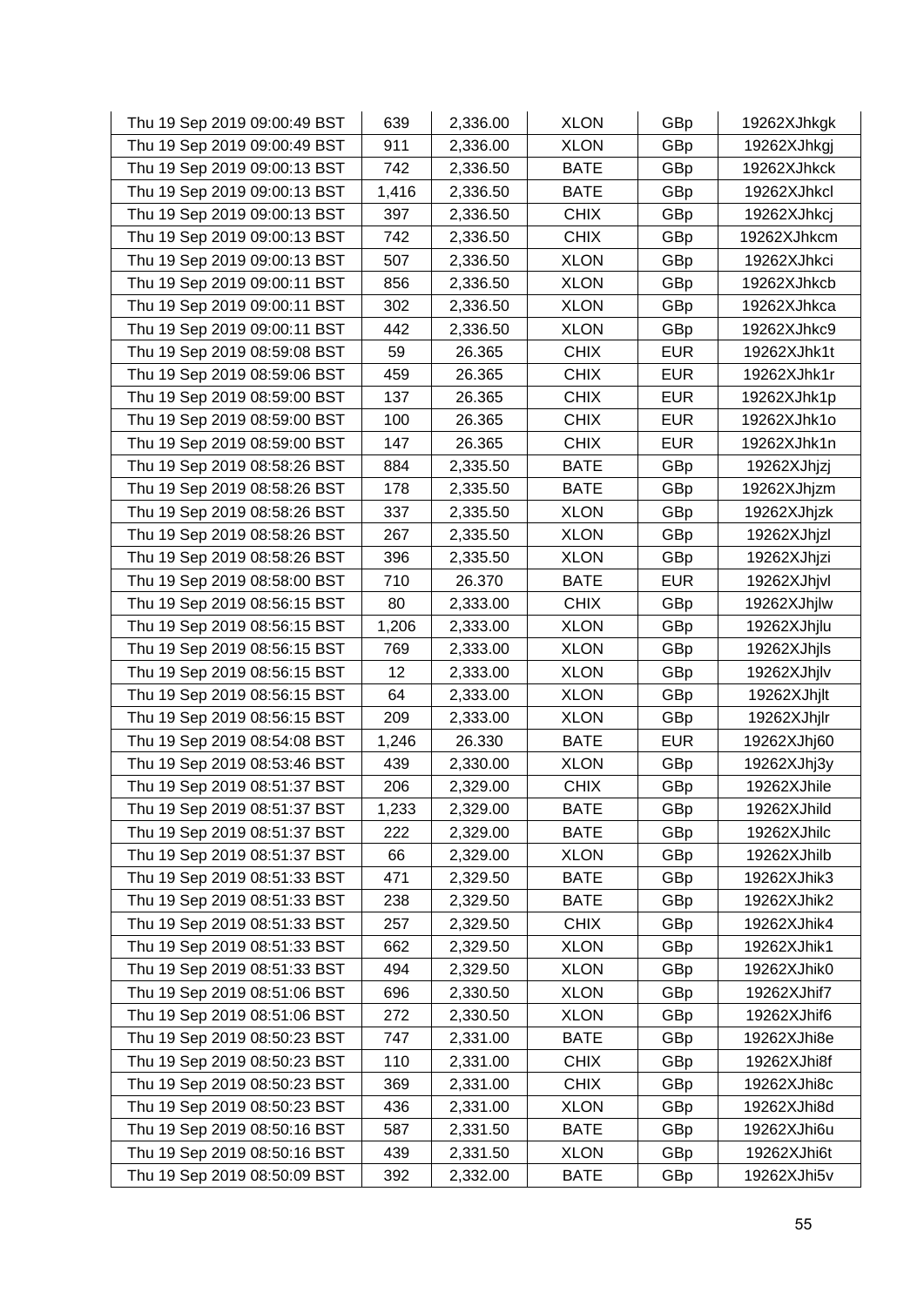| | | | | | |
|---|---|---|---|---|---|
| Thu 19 Sep 2019 09:00:49 BST | 639 | 2,336.00 | XLON | GBp | 19262XJhkgk |
| Thu 19 Sep 2019 09:00:49 BST | 911 | 2,336.00 | XLON | GBp | 19262XJhkgj |
| Thu 19 Sep 2019 09:00:13 BST | 742 | 2,336.50 | BATE | GBp | 19262XJhkck |
| Thu 19 Sep 2019 09:00:13 BST | 1,416 | 2,336.50 | BATE | GBp | 19262XJhkcl |
| Thu 19 Sep 2019 09:00:13 BST | 397 | 2,336.50 | CHIX | GBp | 19262XJhkcj |
| Thu 19 Sep 2019 09:00:13 BST | 742 | 2,336.50 | CHIX | GBp | 19262XJhkcm |
| Thu 19 Sep 2019 09:00:13 BST | 507 | 2,336.50 | XLON | GBp | 19262XJhkci |
| Thu 19 Sep 2019 09:00:11 BST | 856 | 2,336.50 | XLON | GBp | 19262XJhkcb |
| Thu 19 Sep 2019 09:00:11 BST | 302 | 2,336.50 | XLON | GBp | 19262XJhkca |
| Thu 19 Sep 2019 09:00:11 BST | 442 | 2,336.50 | XLON | GBp | 19262XJhkc9 |
| Thu 19 Sep 2019 08:59:08 BST | 59 | 26.365 | CHIX | EUR | 19262XJhk1t |
| Thu 19 Sep 2019 08:59:06 BST | 459 | 26.365 | CHIX | EUR | 19262XJhk1r |
| Thu 19 Sep 2019 08:59:00 BST | 137 | 26.365 | CHIX | EUR | 19262XJhk1p |
| Thu 19 Sep 2019 08:59:00 BST | 100 | 26.365 | CHIX | EUR | 19262XJhk1o |
| Thu 19 Sep 2019 08:59:00 BST | 147 | 26.365 | CHIX | EUR | 19262XJhk1n |
| Thu 19 Sep 2019 08:58:26 BST | 884 | 2,335.50 | BATE | GBp | 19262XJhjzj |
| Thu 19 Sep 2019 08:58:26 BST | 178 | 2,335.50 | BATE | GBp | 19262XJhjzm |
| Thu 19 Sep 2019 08:58:26 BST | 337 | 2,335.50 | XLON | GBp | 19262XJhjzk |
| Thu 19 Sep 2019 08:58:26 BST | 267 | 2,335.50 | XLON | GBp | 19262XJhjzl |
| Thu 19 Sep 2019 08:58:26 BST | 396 | 2,335.50 | XLON | GBp | 19262XJhjzi |
| Thu 19 Sep 2019 08:58:00 BST | 710 | 26.370 | BATE | EUR | 19262XJhjvl |
| Thu 19 Sep 2019 08:56:15 BST | 80 | 2,333.00 | CHIX | GBp | 19262XJhjlw |
| Thu 19 Sep 2019 08:56:15 BST | 1,206 | 2,333.00 | XLON | GBp | 19262XJhjlu |
| Thu 19 Sep 2019 08:56:15 BST | 769 | 2,333.00 | XLON | GBp | 19262XJhjls |
| Thu 19 Sep 2019 08:56:15 BST | 12 | 2,333.00 | XLON | GBp | 19262XJhjlv |
| Thu 19 Sep 2019 08:56:15 BST | 64 | 2,333.00 | XLON | GBp | 19262XJhjlt |
| Thu 19 Sep 2019 08:56:15 BST | 209 | 2,333.00 | XLON | GBp | 19262XJhjlr |
| Thu 19 Sep 2019 08:54:08 BST | 1,246 | 26.330 | BATE | EUR | 19262XJhj60 |
| Thu 19 Sep 2019 08:53:46 BST | 439 | 2,330.00 | XLON | GBp | 19262XJhj3y |
| Thu 19 Sep 2019 08:51:37 BST | 206 | 2,329.00 | CHIX | GBp | 19262XJhile |
| Thu 19 Sep 2019 08:51:37 BST | 1,233 | 2,329.00 | BATE | GBp | 19262XJhild |
| Thu 19 Sep 2019 08:51:37 BST | 222 | 2,329.00 | BATE | GBp | 19262XJhilc |
| Thu 19 Sep 2019 08:51:37 BST | 66 | 2,329.00 | XLON | GBp | 19262XJhilb |
| Thu 19 Sep 2019 08:51:33 BST | 471 | 2,329.50 | BATE | GBp | 19262XJhik3 |
| Thu 19 Sep 2019 08:51:33 BST | 238 | 2,329.50 | BATE | GBp | 19262XJhik2 |
| Thu 19 Sep 2019 08:51:33 BST | 257 | 2,329.50 | CHIX | GBp | 19262XJhik4 |
| Thu 19 Sep 2019 08:51:33 BST | 662 | 2,329.50 | XLON | GBp | 19262XJhik1 |
| Thu 19 Sep 2019 08:51:33 BST | 494 | 2,329.50 | XLON | GBp | 19262XJhik0 |
| Thu 19 Sep 2019 08:51:06 BST | 696 | 2,330.50 | XLON | GBp | 19262XJhif7 |
| Thu 19 Sep 2019 08:51:06 BST | 272 | 2,330.50 | XLON | GBp | 19262XJhif6 |
| Thu 19 Sep 2019 08:50:23 BST | 747 | 2,331.00 | BATE | GBp | 19262XJhi8e |
| Thu 19 Sep 2019 08:50:23 BST | 110 | 2,331.00 | CHIX | GBp | 19262XJhi8f |
| Thu 19 Sep 2019 08:50:23 BST | 369 | 2,331.00 | CHIX | GBp | 19262XJhi8c |
| Thu 19 Sep 2019 08:50:23 BST | 436 | 2,331.00 | XLON | GBp | 19262XJhi8d |
| Thu 19 Sep 2019 08:50:16 BST | 587 | 2,331.50 | BATE | GBp | 19262XJhi6u |
| Thu 19 Sep 2019 08:50:16 BST | 439 | 2,331.50 | XLON | GBp | 19262XJhi6t |
| Thu 19 Sep 2019 08:50:09 BST | 392 | 2,332.00 | BATE | GBp | 19262XJhi5v |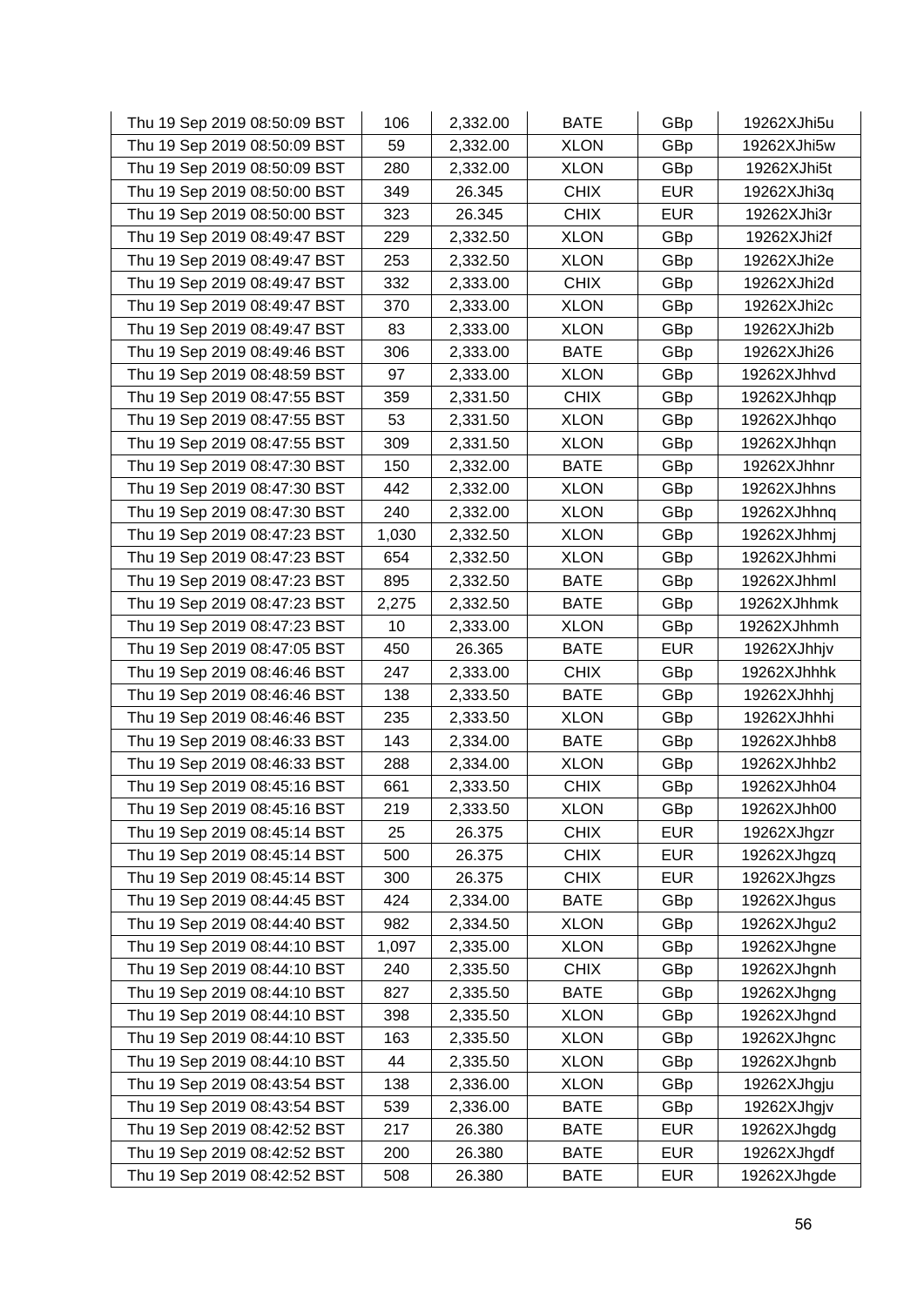| | | | | | |
|---|---|---|---|---|---|
| Thu 19 Sep 2019 08:50:09 BST | 106 | 2,332.00 | BATE | GBp | 19262XJhi5u |
| Thu 19 Sep 2019 08:50:09 BST | 59 | 2,332.00 | XLON | GBp | 19262XJhi5w |
| Thu 19 Sep 2019 08:50:09 BST | 280 | 2,332.00 | XLON | GBp | 19262XJhi5t |
| Thu 19 Sep 2019 08:50:00 BST | 349 | 26.345 | CHIX | EUR | 19262XJhi3q |
| Thu 19 Sep 2019 08:50:00 BST | 323 | 26.345 | CHIX | EUR | 19262XJhi3r |
| Thu 19 Sep 2019 08:49:47 BST | 229 | 2,332.50 | XLON | GBp | 19262XJhi2f |
| Thu 19 Sep 2019 08:49:47 BST | 253 | 2,332.50 | XLON | GBp | 19262XJhi2e |
| Thu 19 Sep 2019 08:49:47 BST | 332 | 2,333.00 | CHIX | GBp | 19262XJhi2d |
| Thu 19 Sep 2019 08:49:47 BST | 370 | 2,333.00 | XLON | GBp | 19262XJhi2c |
| Thu 19 Sep 2019 08:49:47 BST | 83 | 2,333.00 | XLON | GBp | 19262XJhi2b |
| Thu 19 Sep 2019 08:49:46 BST | 306 | 2,333.00 | BATE | GBp | 19262XJhi26 |
| Thu 19 Sep 2019 08:48:59 BST | 97 | 2,333.00 | XLON | GBp | 19262XJhhvd |
| Thu 19 Sep 2019 08:47:55 BST | 359 | 2,331.50 | CHIX | GBp | 19262XJhhqp |
| Thu 19 Sep 2019 08:47:55 BST | 53 | 2,331.50 | XLON | GBp | 19262XJhhqo |
| Thu 19 Sep 2019 08:47:55 BST | 309 | 2,331.50 | XLON | GBp | 19262XJhhqn |
| Thu 19 Sep 2019 08:47:30 BST | 150 | 2,332.00 | BATE | GBp | 19262XJhhnr |
| Thu 19 Sep 2019 08:47:30 BST | 442 | 2,332.00 | XLON | GBp | 19262XJhhns |
| Thu 19 Sep 2019 08:47:30 BST | 240 | 2,332.00 | XLON | GBp | 19262XJhhnq |
| Thu 19 Sep 2019 08:47:23 BST | 1,030 | 2,332.50 | XLON | GBp | 19262XJhhmj |
| Thu 19 Sep 2019 08:47:23 BST | 654 | 2,332.50 | XLON | GBp | 19262XJhhmi |
| Thu 19 Sep 2019 08:47:23 BST | 895 | 2,332.50 | BATE | GBp | 19262XJhhml |
| Thu 19 Sep 2019 08:47:23 BST | 2,275 | 2,332.50 | BATE | GBp | 19262XJhhmk |
| Thu 19 Sep 2019 08:47:23 BST | 10 | 2,333.00 | XLON | GBp | 19262XJhhmh |
| Thu 19 Sep 2019 08:47:05 BST | 450 | 26.365 | BATE | EUR | 19262XJhhjv |
| Thu 19 Sep 2019 08:46:46 BST | 247 | 2,333.00 | CHIX | GBp | 19262XJhhhk |
| Thu 19 Sep 2019 08:46:46 BST | 138 | 2,333.50 | BATE | GBp | 19262XJhhhj |
| Thu 19 Sep 2019 08:46:46 BST | 235 | 2,333.50 | XLON | GBp | 19262XJhhhi |
| Thu 19 Sep 2019 08:46:33 BST | 143 | 2,334.00 | BATE | GBp | 19262XJhhb8 |
| Thu 19 Sep 2019 08:46:33 BST | 288 | 2,334.00 | XLON | GBp | 19262XJhhb2 |
| Thu 19 Sep 2019 08:45:16 BST | 661 | 2,333.50 | CHIX | GBp | 19262XJhh04 |
| Thu 19 Sep 2019 08:45:16 BST | 219 | 2,333.50 | XLON | GBp | 19262XJhh00 |
| Thu 19 Sep 2019 08:45:14 BST | 25 | 26.375 | CHIX | EUR | 19262XJhgzr |
| Thu 19 Sep 2019 08:45:14 BST | 500 | 26.375 | CHIX | EUR | 19262XJhgzq |
| Thu 19 Sep 2019 08:45:14 BST | 300 | 26.375 | CHIX | EUR | 19262XJhgzs |
| Thu 19 Sep 2019 08:44:45 BST | 424 | 2,334.00 | BATE | GBp | 19262XJhgus |
| Thu 19 Sep 2019 08:44:40 BST | 982 | 2,334.50 | XLON | GBp | 19262XJhgu2 |
| Thu 19 Sep 2019 08:44:10 BST | 1,097 | 2,335.00 | XLON | GBp | 19262XJhgne |
| Thu 19 Sep 2019 08:44:10 BST | 240 | 2,335.50 | CHIX | GBp | 19262XJhgnh |
| Thu 19 Sep 2019 08:44:10 BST | 827 | 2,335.50 | BATE | GBp | 19262XJhgng |
| Thu 19 Sep 2019 08:44:10 BST | 398 | 2,335.50 | XLON | GBp | 19262XJhgnd |
| Thu 19 Sep 2019 08:44:10 BST | 163 | 2,335.50 | XLON | GBp | 19262XJhgnc |
| Thu 19 Sep 2019 08:44:10 BST | 44 | 2,335.50 | XLON | GBp | 19262XJhgnb |
| Thu 19 Sep 2019 08:43:54 BST | 138 | 2,336.00 | XLON | GBp | 19262XJhgju |
| Thu 19 Sep 2019 08:43:54 BST | 539 | 2,336.00 | BATE | GBp | 19262XJhgjv |
| Thu 19 Sep 2019 08:42:52 BST | 217 | 26.380 | BATE | EUR | 19262XJhgdg |
| Thu 19 Sep 2019 08:42:52 BST | 200 | 26.380 | BATE | EUR | 19262XJhgdf |
| Thu 19 Sep 2019 08:42:52 BST | 508 | 26.380 | BATE | EUR | 19262XJhgde |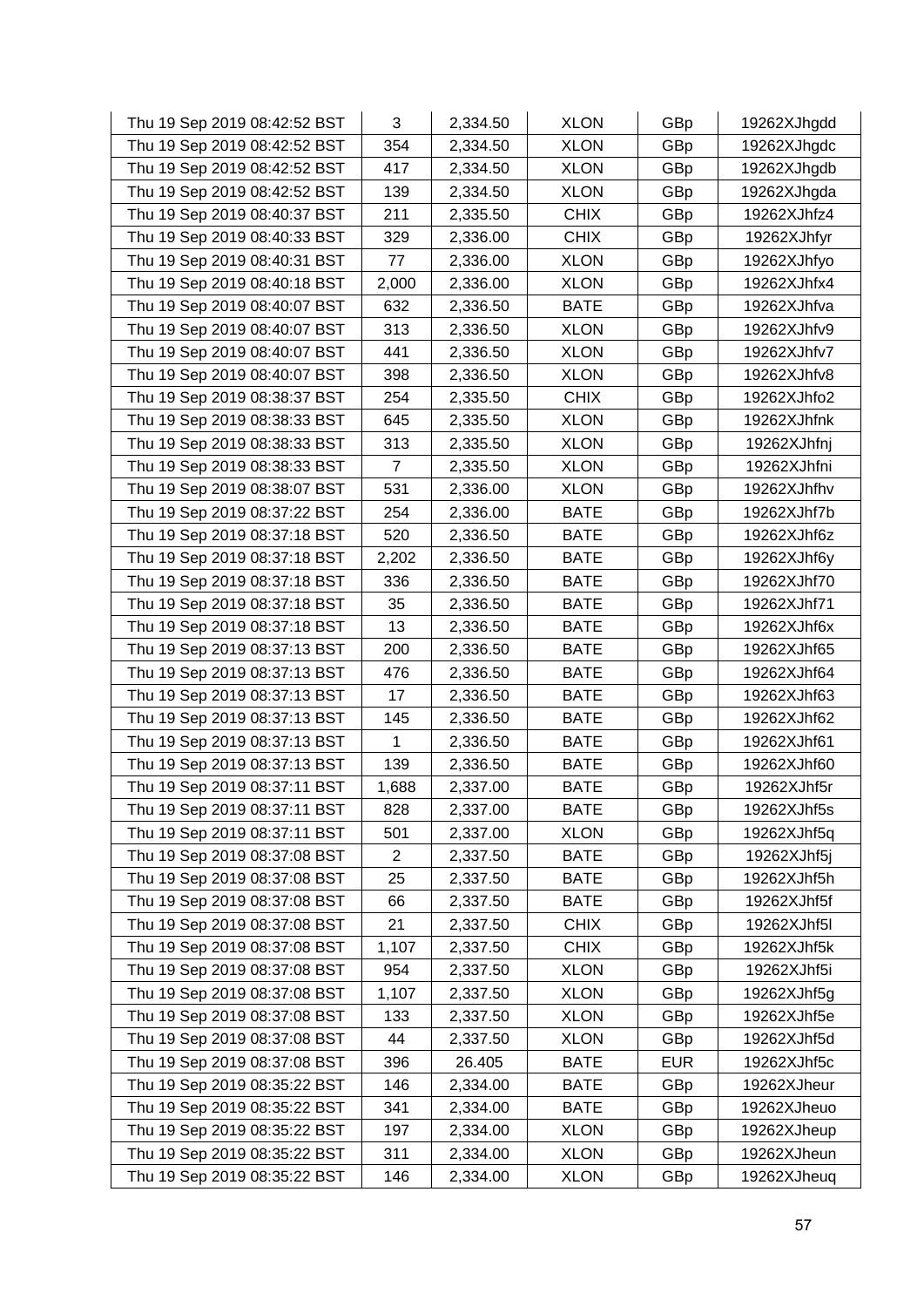| Thu 19 Sep 2019 08:42:52 BST | 3 | 2,334.50 | XLON | GBp | 19262XJhgdd |
|---|---|---|---|---|---|
| Thu 19 Sep 2019 08:42:52 BST | 354 | 2,334.50 | XLON | GBp | 19262XJhgdc |
| Thu 19 Sep 2019 08:42:52 BST | 417 | 2,334.50 | XLON | GBp | 19262XJhgdb |
| Thu 19 Sep 2019 08:42:52 BST | 139 | 2,334.50 | XLON | GBp | 19262XJhgda |
| Thu 19 Sep 2019 08:40:37 BST | 211 | 2,335.50 | CHIX | GBp | 19262XJhfz4 |
| Thu 19 Sep 2019 08:40:33 BST | 329 | 2,336.00 | CHIX | GBp | 19262XJhfyr |
| Thu 19 Sep 2019 08:40:31 BST | 77 | 2,336.00 | XLON | GBp | 19262XJhfyo |
| Thu 19 Sep 2019 08:40:18 BST | 2,000 | 2,336.00 | XLON | GBp | 19262XJhfx4 |
| Thu 19 Sep 2019 08:40:07 BST | 632 | 2,336.50 | BATE | GBp | 19262XJhfva |
| Thu 19 Sep 2019 08:40:07 BST | 313 | 2,336.50 | XLON | GBp | 19262XJhfv9 |
| Thu 19 Sep 2019 08:40:07 BST | 441 | 2,336.50 | XLON | GBp | 19262XJhfv7 |
| Thu 19 Sep 2019 08:40:07 BST | 398 | 2,336.50 | XLON | GBp | 19262XJhfv8 |
| Thu 19 Sep 2019 08:38:37 BST | 254 | 2,335.50 | CHIX | GBp | 19262XJhfo2 |
| Thu 19 Sep 2019 08:38:33 BST | 645 | 2,335.50 | XLON | GBp | 19262XJhfnk |
| Thu 19 Sep 2019 08:38:33 BST | 313 | 2,335.50 | XLON | GBp | 19262XJhfnj |
| Thu 19 Sep 2019 08:38:33 BST | 7 | 2,335.50 | XLON | GBp | 19262XJhfni |
| Thu 19 Sep 2019 08:38:07 BST | 531 | 2,336.00 | XLON | GBp | 19262XJhfhv |
| Thu 19 Sep 2019 08:37:22 BST | 254 | 2,336.00 | BATE | GBp | 19262XJhf7b |
| Thu 19 Sep 2019 08:37:18 BST | 520 | 2,336.50 | BATE | GBp | 19262XJhf6z |
| Thu 19 Sep 2019 08:37:18 BST | 2,202 | 2,336.50 | BATE | GBp | 19262XJhf6y |
| Thu 19 Sep 2019 08:37:18 BST | 336 | 2,336.50 | BATE | GBp | 19262XJhf70 |
| Thu 19 Sep 2019 08:37:18 BST | 35 | 2,336.50 | BATE | GBp | 19262XJhf71 |
| Thu 19 Sep 2019 08:37:18 BST | 13 | 2,336.50 | BATE | GBp | 19262XJhf6x |
| Thu 19 Sep 2019 08:37:13 BST | 200 | 2,336.50 | BATE | GBp | 19262XJhf65 |
| Thu 19 Sep 2019 08:37:13 BST | 476 | 2,336.50 | BATE | GBp | 19262XJhf64 |
| Thu 19 Sep 2019 08:37:13 BST | 17 | 2,336.50 | BATE | GBp | 19262XJhf63 |
| Thu 19 Sep 2019 08:37:13 BST | 145 | 2,336.50 | BATE | GBp | 19262XJhf62 |
| Thu 19 Sep 2019 08:37:13 BST | 1 | 2,336.50 | BATE | GBp | 19262XJhf61 |
| Thu 19 Sep 2019 08:37:13 BST | 139 | 2,336.50 | BATE | GBp | 19262XJhf60 |
| Thu 19 Sep 2019 08:37:11 BST | 1,688 | 2,337.00 | BATE | GBp | 19262XJhf5r |
| Thu 19 Sep 2019 08:37:11 BST | 828 | 2,337.00 | BATE | GBp | 19262XJhf5s |
| Thu 19 Sep 2019 08:37:11 BST | 501 | 2,337.00 | XLON | GBp | 19262XJhf5q |
| Thu 19 Sep 2019 08:37:08 BST | 2 | 2,337.50 | BATE | GBp | 19262XJhf5j |
| Thu 19 Sep 2019 08:37:08 BST | 25 | 2,337.50 | BATE | GBp | 19262XJhf5h |
| Thu 19 Sep 2019 08:37:08 BST | 66 | 2,337.50 | BATE | GBp | 19262XJhf5f |
| Thu 19 Sep 2019 08:37:08 BST | 21 | 2,337.50 | CHIX | GBp | 19262XJhf5l |
| Thu 19 Sep 2019 08:37:08 BST | 1,107 | 2,337.50 | CHIX | GBp | 19262XJhf5k |
| Thu 19 Sep 2019 08:37:08 BST | 954 | 2,337.50 | XLON | GBp | 19262XJhf5i |
| Thu 19 Sep 2019 08:37:08 BST | 1,107 | 2,337.50 | XLON | GBp | 19262XJhf5g |
| Thu 19 Sep 2019 08:37:08 BST | 133 | 2,337.50 | XLON | GBp | 19262XJhf5e |
| Thu 19 Sep 2019 08:37:08 BST | 44 | 2,337.50 | XLON | GBp | 19262XJhf5d |
| Thu 19 Sep 2019 08:37:08 BST | 396 | 26.405 | BATE | EUR | 19262XJhf5c |
| Thu 19 Sep 2019 08:35:22 BST | 146 | 2,334.00 | BATE | GBp | 19262XJheur |
| Thu 19 Sep 2019 08:35:22 BST | 341 | 2,334.00 | BATE | GBp | 19262XJheuo |
| Thu 19 Sep 2019 08:35:22 BST | 197 | 2,334.00 | XLON | GBp | 19262XJheup |
| Thu 19 Sep 2019 08:35:22 BST | 311 | 2,334.00 | XLON | GBp | 19262XJheun |
| Thu 19 Sep 2019 08:35:22 BST | 146 | 2,334.00 | XLON | GBp | 19262XJheuq |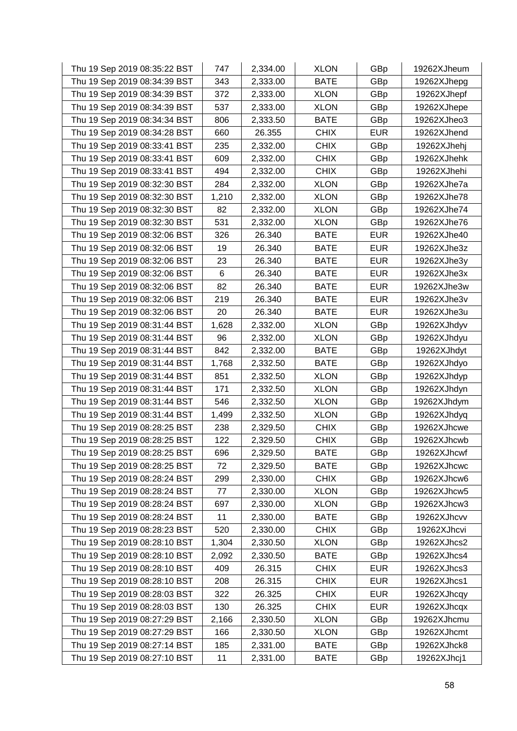| Thu 19 Sep 2019 08:35:22 BST | 747 | 2,334.00 | XLON | GBp | 19262XJheum |
|---|---|---|---|---|---|
| Thu 19 Sep 2019 08:34:39 BST | 343 | 2,333.00 | BATE | GBp | 19262XJhepg |
| Thu 19 Sep 2019 08:34:39 BST | 372 | 2,333.00 | XLON | GBp | 19262XJhepf |
| Thu 19 Sep 2019 08:34:39 BST | 537 | 2,333.00 | XLON | GBp | 19262XJhepe |
| Thu 19 Sep 2019 08:34:34 BST | 806 | 2,333.50 | BATE | GBp | 19262XJheo3 |
| Thu 19 Sep 2019 08:34:28 BST | 660 | 26.355 | CHIX | EUR | 19262XJhend |
| Thu 19 Sep 2019 08:33:41 BST | 235 | 2,332.00 | CHIX | GBp | 19262XJhehj |
| Thu 19 Sep 2019 08:33:41 BST | 609 | 2,332.00 | CHIX | GBp | 19262XJhehk |
| Thu 19 Sep 2019 08:33:41 BST | 494 | 2,332.00 | CHIX | GBp | 19262XJhehi |
| Thu 19 Sep 2019 08:32:30 BST | 284 | 2,332.00 | XLON | GBp | 19262XJhe7a |
| Thu 19 Sep 2019 08:32:30 BST | 1,210 | 2,332.00 | XLON | GBp | 19262XJhe78 |
| Thu 19 Sep 2019 08:32:30 BST | 82 | 2,332.00 | XLON | GBp | 19262XJhe74 |
| Thu 19 Sep 2019 08:32:30 BST | 531 | 2,332.00 | XLON | GBp | 19262XJhe76 |
| Thu 19 Sep 2019 08:32:06 BST | 326 | 26.340 | BATE | EUR | 19262XJhe40 |
| Thu 19 Sep 2019 08:32:06 BST | 19 | 26.340 | BATE | EUR | 19262XJhe3z |
| Thu 19 Sep 2019 08:32:06 BST | 23 | 26.340 | BATE | EUR | 19262XJhe3y |
| Thu 19 Sep 2019 08:32:06 BST | 6 | 26.340 | BATE | EUR | 19262XJhe3x |
| Thu 19 Sep 2019 08:32:06 BST | 82 | 26.340 | BATE | EUR | 19262XJhe3w |
| Thu 19 Sep 2019 08:32:06 BST | 219 | 26.340 | BATE | EUR | 19262XJhe3v |
| Thu 19 Sep 2019 08:32:06 BST | 20 | 26.340 | BATE | EUR | 19262XJhe3u |
| Thu 19 Sep 2019 08:31:44 BST | 1,628 | 2,332.00 | XLON | GBp | 19262XJhdyv |
| Thu 19 Sep 2019 08:31:44 BST | 96 | 2,332.00 | XLON | GBp | 19262XJhdyu |
| Thu 19 Sep 2019 08:31:44 BST | 842 | 2,332.00 | BATE | GBp | 19262XJhdyt |
| Thu 19 Sep 2019 08:31:44 BST | 1,768 | 2,332.50 | BATE | GBp | 19262XJhdyo |
| Thu 19 Sep 2019 08:31:44 BST | 851 | 2,332.50 | XLON | GBp | 19262XJhdyp |
| Thu 19 Sep 2019 08:31:44 BST | 171 | 2,332.50 | XLON | GBp | 19262XJhdyn |
| Thu 19 Sep 2019 08:31:44 BST | 546 | 2,332.50 | XLON | GBp | 19262XJhdym |
| Thu 19 Sep 2019 08:31:44 BST | 1,499 | 2,332.50 | XLON | GBp | 19262XJhdyq |
| Thu 19 Sep 2019 08:28:25 BST | 238 | 2,329.50 | CHIX | GBp | 19262XJhcwe |
| Thu 19 Sep 2019 08:28:25 BST | 122 | 2,329.50 | CHIX | GBp | 19262XJhcwb |
| Thu 19 Sep 2019 08:28:25 BST | 696 | 2,329.50 | BATE | GBp | 19262XJhcwf |
| Thu 19 Sep 2019 08:28:25 BST | 72 | 2,329.50 | BATE | GBp | 19262XJhcwc |
| Thu 19 Sep 2019 08:28:24 BST | 299 | 2,330.00 | CHIX | GBp | 19262XJhcw6 |
| Thu 19 Sep 2019 08:28:24 BST | 77 | 2,330.00 | XLON | GBp | 19262XJhcw5 |
| Thu 19 Sep 2019 08:28:24 BST | 697 | 2,330.00 | XLON | GBp | 19262XJhcw3 |
| Thu 19 Sep 2019 08:28:24 BST | 11 | 2,330.00 | BATE | GBp | 19262XJhcvv |
| Thu 19 Sep 2019 08:28:23 BST | 520 | 2,330.00 | CHIX | GBp | 19262XJhcvi |
| Thu 19 Sep 2019 08:28:10 BST | 1,304 | 2,330.50 | XLON | GBp | 19262XJhcs2 |
| Thu 19 Sep 2019 08:28:10 BST | 2,092 | 2,330.50 | BATE | GBp | 19262XJhcs4 |
| Thu 19 Sep 2019 08:28:10 BST | 409 | 26.315 | CHIX | EUR | 19262XJhcs3 |
| Thu 19 Sep 2019 08:28:10 BST | 208 | 26.315 | CHIX | EUR | 19262XJhcs1 |
| Thu 19 Sep 2019 08:28:03 BST | 322 | 26.325 | CHIX | EUR | 19262XJhcqy |
| Thu 19 Sep 2019 08:28:03 BST | 130 | 26.325 | CHIX | EUR | 19262XJhcqx |
| Thu 19 Sep 2019 08:27:29 BST | 2,166 | 2,330.50 | XLON | GBp | 19262XJhcmu |
| Thu 19 Sep 2019 08:27:29 BST | 166 | 2,330.50 | XLON | GBp | 19262XJhcmt |
| Thu 19 Sep 2019 08:27:14 BST | 185 | 2,331.00 | BATE | GBp | 19262XJhck8 |
| Thu 19 Sep 2019 08:27:10 BST | 11 | 2,331.00 | BATE | GBp | 19262XJhcj1 |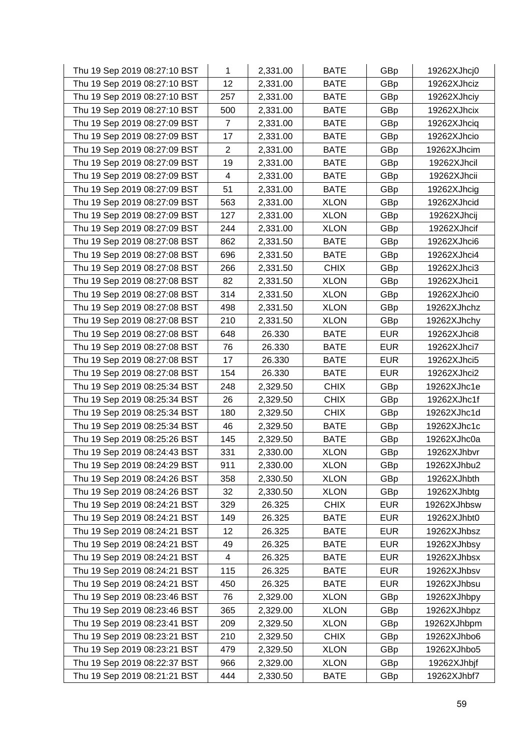| Thu 19 Sep 2019 08:27:10 BST | 1 | 2,331.00 | BATE | GBp | 19262XJhcj0 |
|---|---|---|---|---|---|
| Thu 19 Sep 2019 08:27:10 BST | 12 | 2,331.00 | BATE | GBp | 19262XJhciz |
| Thu 19 Sep 2019 08:27:10 BST | 257 | 2,331.00 | BATE | GBp | 19262XJhciy |
| Thu 19 Sep 2019 08:27:10 BST | 500 | 2,331.00 | BATE | GBp | 19262XJhcix |
| Thu 19 Sep 2019 08:27:09 BST | 7 | 2,331.00 | BATE | GBp | 19262XJhciq |
| Thu 19 Sep 2019 08:27:09 BST | 17 | 2,331.00 | BATE | GBp | 19262XJhcio |
| Thu 19 Sep 2019 08:27:09 BST | 2 | 2,331.00 | BATE | GBp | 19262XJhcim |
| Thu 19 Sep 2019 08:27:09 BST | 19 | 2,331.00 | BATE | GBp | 19262XJhcil |
| Thu 19 Sep 2019 08:27:09 BST | 4 | 2,331.00 | BATE | GBp | 19262XJhcii |
| Thu 19 Sep 2019 08:27:09 BST | 51 | 2,331.00 | BATE | GBp | 19262XJhcig |
| Thu 19 Sep 2019 08:27:09 BST | 563 | 2,331.00 | XLON | GBp | 19262XJhcid |
| Thu 19 Sep 2019 08:27:09 BST | 127 | 2,331.00 | XLON | GBp | 19262XJhcij |
| Thu 19 Sep 2019 08:27:09 BST | 244 | 2,331.00 | XLON | GBp | 19262XJhcif |
| Thu 19 Sep 2019 08:27:08 BST | 862 | 2,331.50 | BATE | GBp | 19262XJhci6 |
| Thu 19 Sep 2019 08:27:08 BST | 696 | 2,331.50 | BATE | GBp | 19262XJhci4 |
| Thu 19 Sep 2019 08:27:08 BST | 266 | 2,331.50 | CHIX | GBp | 19262XJhci3 |
| Thu 19 Sep 2019 08:27:08 BST | 82 | 2,331.50 | XLON | GBp | 19262XJhci1 |
| Thu 19 Sep 2019 08:27:08 BST | 314 | 2,331.50 | XLON | GBp | 19262XJhci0 |
| Thu 19 Sep 2019 08:27:08 BST | 498 | 2,331.50 | XLON | GBp | 19262XJhchz |
| Thu 19 Sep 2019 08:27:08 BST | 210 | 2,331.50 | XLON | GBp | 19262XJhchy |
| Thu 19 Sep 2019 08:27:08 BST | 648 | 26.330 | BATE | EUR | 19262XJhci8 |
| Thu 19 Sep 2019 08:27:08 BST | 76 | 26.330 | BATE | EUR | 19262XJhci7 |
| Thu 19 Sep 2019 08:27:08 BST | 17 | 26.330 | BATE | EUR | 19262XJhci5 |
| Thu 19 Sep 2019 08:27:08 BST | 154 | 26.330 | BATE | EUR | 19262XJhci2 |
| Thu 19 Sep 2019 08:25:34 BST | 248 | 2,329.50 | CHIX | GBp | 19262XJhc1e |
| Thu 19 Sep 2019 08:25:34 BST | 26 | 2,329.50 | CHIX | GBp | 19262XJhc1f |
| Thu 19 Sep 2019 08:25:34 BST | 180 | 2,329.50 | CHIX | GBp | 19262XJhc1d |
| Thu 19 Sep 2019 08:25:34 BST | 46 | 2,329.50 | BATE | GBp | 19262XJhc1c |
| Thu 19 Sep 2019 08:25:26 BST | 145 | 2,329.50 | BATE | GBp | 19262XJhc0a |
| Thu 19 Sep 2019 08:24:43 BST | 331 | 2,330.00 | XLON | GBp | 19262XJhbvr |
| Thu 19 Sep 2019 08:24:29 BST | 911 | 2,330.00 | XLON | GBp | 19262XJhbu2 |
| Thu 19 Sep 2019 08:24:26 BST | 358 | 2,330.50 | XLON | GBp | 19262XJhbth |
| Thu 19 Sep 2019 08:24:26 BST | 32 | 2,330.50 | XLON | GBp | 19262XJhbtg |
| Thu 19 Sep 2019 08:24:21 BST | 329 | 26.325 | CHIX | EUR | 19262XJhbsw |
| Thu 19 Sep 2019 08:24:21 BST | 149 | 26.325 | BATE | EUR | 19262XJhbt0 |
| Thu 19 Sep 2019 08:24:21 BST | 12 | 26.325 | BATE | EUR | 19262XJhbsz |
| Thu 19 Sep 2019 08:24:21 BST | 49 | 26.325 | BATE | EUR | 19262XJhbsy |
| Thu 19 Sep 2019 08:24:21 BST | 4 | 26.325 | BATE | EUR | 19262XJhbsx |
| Thu 19 Sep 2019 08:24:21 BST | 115 | 26.325 | BATE | EUR | 19262XJhbsv |
| Thu 19 Sep 2019 08:24:21 BST | 450 | 26.325 | BATE | EUR | 19262XJhbsu |
| Thu 19 Sep 2019 08:23:46 BST | 76 | 2,329.00 | XLON | GBp | 19262XJhbpy |
| Thu 19 Sep 2019 08:23:46 BST | 365 | 2,329.00 | XLON | GBp | 19262XJhbpz |
| Thu 19 Sep 2019 08:23:41 BST | 209 | 2,329.50 | XLON | GBp | 19262XJhbpm |
| Thu 19 Sep 2019 08:23:21 BST | 210 | 2,329.50 | CHIX | GBp | 19262XJhbo6 |
| Thu 19 Sep 2019 08:23:21 BST | 479 | 2,329.50 | XLON | GBp | 19262XJhbo5 |
| Thu 19 Sep 2019 08:22:37 BST | 966 | 2,329.00 | XLON | GBp | 19262XJhbjf |
| Thu 19 Sep 2019 08:21:21 BST | 444 | 2,330.50 | BATE | GBp | 19262XJhbf7 |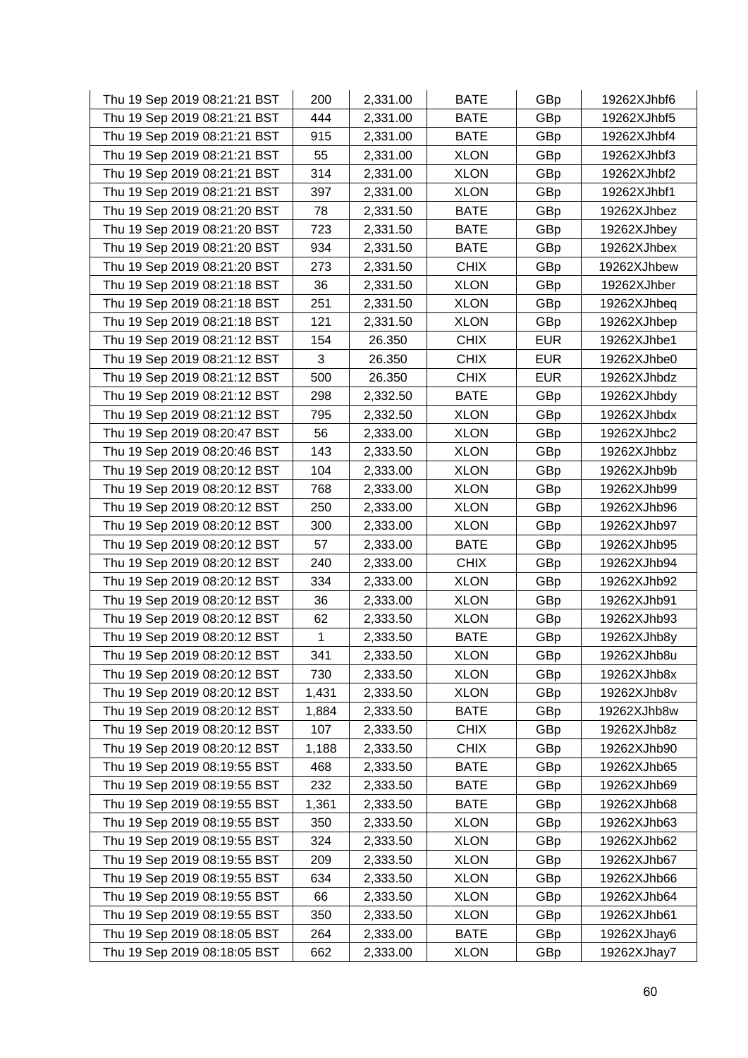| Thu 19 Sep 2019 08:21:21 BST | 200 | 2,331.00 | BATE | GBp | 19262XJhbf6 |
|---|---|---|---|---|---|
| Thu 19 Sep 2019 08:21:21 BST | 444 | 2,331.00 | BATE | GBp | 19262XJhbf5 |
| Thu 19 Sep 2019 08:21:21 BST | 915 | 2,331.00 | BATE | GBp | 19262XJhbf4 |
| Thu 19 Sep 2019 08:21:21 BST | 55 | 2,331.00 | XLON | GBp | 19262XJhbf3 |
| Thu 19 Sep 2019 08:21:21 BST | 314 | 2,331.00 | XLON | GBp | 19262XJhbf2 |
| Thu 19 Sep 2019 08:21:21 BST | 397 | 2,331.00 | XLON | GBp | 19262XJhbf1 |
| Thu 19 Sep 2019 08:21:20 BST | 78 | 2,331.50 | BATE | GBp | 19262XJhbez |
| Thu 19 Sep 2019 08:21:20 BST | 723 | 2,331.50 | BATE | GBp | 19262XJhbey |
| Thu 19 Sep 2019 08:21:20 BST | 934 | 2,331.50 | BATE | GBp | 19262XJhbex |
| Thu 19 Sep 2019 08:21:20 BST | 273 | 2,331.50 | CHIX | GBp | 19262XJhbew |
| Thu 19 Sep 2019 08:21:18 BST | 36 | 2,331.50 | XLON | GBp | 19262XJhber |
| Thu 19 Sep 2019 08:21:18 BST | 251 | 2,331.50 | XLON | GBp | 19262XJhbeq |
| Thu 19 Sep 2019 08:21:18 BST | 121 | 2,331.50 | XLON | GBp | 19262XJhbep |
| Thu 19 Sep 2019 08:21:12 BST | 154 | 26.350 | CHIX | EUR | 19262XJhbe1 |
| Thu 19 Sep 2019 08:21:12 BST | 3 | 26.350 | CHIX | EUR | 19262XJhbe0 |
| Thu 19 Sep 2019 08:21:12 BST | 500 | 26.350 | CHIX | EUR | 19262XJhbdz |
| Thu 19 Sep 2019 08:21:12 BST | 298 | 2,332.50 | BATE | GBp | 19262XJhbdy |
| Thu 19 Sep 2019 08:21:12 BST | 795 | 2,332.50 | XLON | GBp | 19262XJhbdx |
| Thu 19 Sep 2019 08:20:47 BST | 56 | 2,333.00 | XLON | GBp | 19262XJhbc2 |
| Thu 19 Sep 2019 08:20:46 BST | 143 | 2,333.50 | XLON | GBp | 19262XJhbbz |
| Thu 19 Sep 2019 08:20:12 BST | 104 | 2,333.00 | XLON | GBp | 19262XJhb9b |
| Thu 19 Sep 2019 08:20:12 BST | 768 | 2,333.00 | XLON | GBp | 19262XJhb99 |
| Thu 19 Sep 2019 08:20:12 BST | 250 | 2,333.00 | XLON | GBp | 19262XJhb96 |
| Thu 19 Sep 2019 08:20:12 BST | 300 | 2,333.00 | XLON | GBp | 19262XJhb97 |
| Thu 19 Sep 2019 08:20:12 BST | 57 | 2,333.00 | BATE | GBp | 19262XJhb95 |
| Thu 19 Sep 2019 08:20:12 BST | 240 | 2,333.00 | CHIX | GBp | 19262XJhb94 |
| Thu 19 Sep 2019 08:20:12 BST | 334 | 2,333.00 | XLON | GBp | 19262XJhb92 |
| Thu 19 Sep 2019 08:20:12 BST | 36 | 2,333.00 | XLON | GBp | 19262XJhb91 |
| Thu 19 Sep 2019 08:20:12 BST | 62 | 2,333.50 | XLON | GBp | 19262XJhb93 |
| Thu 19 Sep 2019 08:20:12 BST | 1 | 2,333.50 | BATE | GBp | 19262XJhb8y |
| Thu 19 Sep 2019 08:20:12 BST | 341 | 2,333.50 | XLON | GBp | 19262XJhb8u |
| Thu 19 Sep 2019 08:20:12 BST | 730 | 2,333.50 | XLON | GBp | 19262XJhb8x |
| Thu 19 Sep 2019 08:20:12 BST | 1,431 | 2,333.50 | XLON | GBp | 19262XJhb8v |
| Thu 19 Sep 2019 08:20:12 BST | 1,884 | 2,333.50 | BATE | GBp | 19262XJhb8w |
| Thu 19 Sep 2019 08:20:12 BST | 107 | 2,333.50 | CHIX | GBp | 19262XJhb8z |
| Thu 19 Sep 2019 08:20:12 BST | 1,188 | 2,333.50 | CHIX | GBp | 19262XJhb90 |
| Thu 19 Sep 2019 08:19:55 BST | 468 | 2,333.50 | BATE | GBp | 19262XJhb65 |
| Thu 19 Sep 2019 08:19:55 BST | 232 | 2,333.50 | BATE | GBp | 19262XJhb69 |
| Thu 19 Sep 2019 08:19:55 BST | 1,361 | 2,333.50 | BATE | GBp | 19262XJhb68 |
| Thu 19 Sep 2019 08:19:55 BST | 350 | 2,333.50 | XLON | GBp | 19262XJhb63 |
| Thu 19 Sep 2019 08:19:55 BST | 324 | 2,333.50 | XLON | GBp | 19262XJhb62 |
| Thu 19 Sep 2019 08:19:55 BST | 209 | 2,333.50 | XLON | GBp | 19262XJhb67 |
| Thu 19 Sep 2019 08:19:55 BST | 634 | 2,333.50 | XLON | GBp | 19262XJhb66 |
| Thu 19 Sep 2019 08:19:55 BST | 66 | 2,333.50 | XLON | GBp | 19262XJhb64 |
| Thu 19 Sep 2019 08:19:55 BST | 350 | 2,333.50 | XLON | GBp | 19262XJhb61 |
| Thu 19 Sep 2019 08:18:05 BST | 264 | 2,333.00 | BATE | GBp | 19262XJhay6 |
| Thu 19 Sep 2019 08:18:05 BST | 662 | 2,333.00 | XLON | GBp | 19262XJhay7 |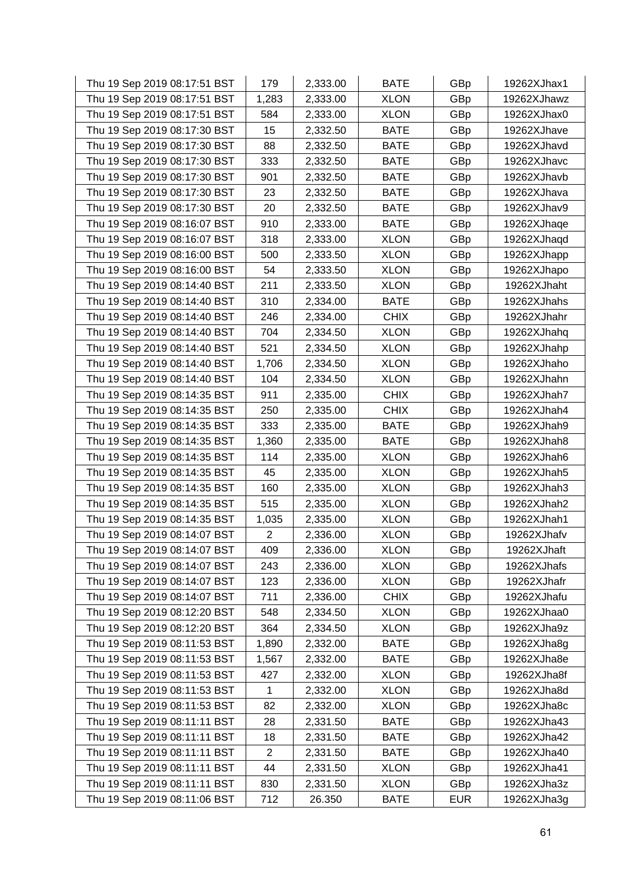| Thu 19 Sep 2019 08:17:51 BST | 179 | 2,333.00 | BATE | GBp | 19262XJhax1 |
|---|---|---|---|---|---|
| Thu 19 Sep 2019 08:17:51 BST | 1,283 | 2,333.00 | XLON | GBp | 19262XJhawz |
| Thu 19 Sep 2019 08:17:51 BST | 584 | 2,333.00 | XLON | GBp | 19262XJhax0 |
| Thu 19 Sep 2019 08:17:30 BST | 15 | 2,332.50 | BATE | GBp | 19262XJhave |
| Thu 19 Sep 2019 08:17:30 BST | 88 | 2,332.50 | BATE | GBp | 19262XJhavd |
| Thu 19 Sep 2019 08:17:30 BST | 333 | 2,332.50 | BATE | GBp | 19262XJhavc |
| Thu 19 Sep 2019 08:17:30 BST | 901 | 2,332.50 | BATE | GBp | 19262XJhavb |
| Thu 19 Sep 2019 08:17:30 BST | 23 | 2,332.50 | BATE | GBp | 19262XJhava |
| Thu 19 Sep 2019 08:17:30 BST | 20 | 2,332.50 | BATE | GBp | 19262XJhav9 |
| Thu 19 Sep 2019 08:16:07 BST | 910 | 2,333.00 | BATE | GBp | 19262XJhaqe |
| Thu 19 Sep 2019 08:16:07 BST | 318 | 2,333.00 | XLON | GBp | 19262XJhaqd |
| Thu 19 Sep 2019 08:16:00 BST | 500 | 2,333.50 | XLON | GBp | 19262XJhapp |
| Thu 19 Sep 2019 08:16:00 BST | 54 | 2,333.50 | XLON | GBp | 19262XJhapo |
| Thu 19 Sep 2019 08:14:40 BST | 211 | 2,333.50 | XLON | GBp | 19262XJhaht |
| Thu 19 Sep 2019 08:14:40 BST | 310 | 2,334.00 | BATE | GBp | 19262XJhahs |
| Thu 19 Sep 2019 08:14:40 BST | 246 | 2,334.00 | CHIX | GBp | 19262XJhahr |
| Thu 19 Sep 2019 08:14:40 BST | 704 | 2,334.50 | XLON | GBp | 19262XJhahq |
| Thu 19 Sep 2019 08:14:40 BST | 521 | 2,334.50 | XLON | GBp | 19262XJhahp |
| Thu 19 Sep 2019 08:14:40 BST | 1,706 | 2,334.50 | XLON | GBp | 19262XJhaho |
| Thu 19 Sep 2019 08:14:40 BST | 104 | 2,334.50 | XLON | GBp | 19262XJhahn |
| Thu 19 Sep 2019 08:14:35 BST | 911 | 2,335.00 | CHIX | GBp | 19262XJhah7 |
| Thu 19 Sep 2019 08:14:35 BST | 250 | 2,335.00 | CHIX | GBp | 19262XJhah4 |
| Thu 19 Sep 2019 08:14:35 BST | 333 | 2,335.00 | BATE | GBp | 19262XJhah9 |
| Thu 19 Sep 2019 08:14:35 BST | 1,360 | 2,335.00 | BATE | GBp | 19262XJhah8 |
| Thu 19 Sep 2019 08:14:35 BST | 114 | 2,335.00 | XLON | GBp | 19262XJhah6 |
| Thu 19 Sep 2019 08:14:35 BST | 45 | 2,335.00 | XLON | GBp | 19262XJhah5 |
| Thu 19 Sep 2019 08:14:35 BST | 160 | 2,335.00 | XLON | GBp | 19262XJhah3 |
| Thu 19 Sep 2019 08:14:35 BST | 515 | 2,335.00 | XLON | GBp | 19262XJhah2 |
| Thu 19 Sep 2019 08:14:35 BST | 1,035 | 2,335.00 | XLON | GBp | 19262XJhah1 |
| Thu 19 Sep 2019 08:14:07 BST | 2 | 2,336.00 | XLON | GBp | 19262XJhafv |
| Thu 19 Sep 2019 08:14:07 BST | 409 | 2,336.00 | XLON | GBp | 19262XJhaft |
| Thu 19 Sep 2019 08:14:07 BST | 243 | 2,336.00 | XLON | GBp | 19262XJhafs |
| Thu 19 Sep 2019 08:14:07 BST | 123 | 2,336.00 | XLON | GBp | 19262XJhafr |
| Thu 19 Sep 2019 08:14:07 BST | 711 | 2,336.00 | CHIX | GBp | 19262XJhafu |
| Thu 19 Sep 2019 08:12:20 BST | 548 | 2,334.50 | XLON | GBp | 19262XJhaa0 |
| Thu 19 Sep 2019 08:12:20 BST | 364 | 2,334.50 | XLON | GBp | 19262XJha9z |
| Thu 19 Sep 2019 08:11:53 BST | 1,890 | 2,332.00 | BATE | GBp | 19262XJha8g |
| Thu 19 Sep 2019 08:11:53 BST | 1,567 | 2,332.00 | BATE | GBp | 19262XJha8e |
| Thu 19 Sep 2019 08:11:53 BST | 427 | 2,332.00 | XLON | GBp | 19262XJha8f |
| Thu 19 Sep 2019 08:11:53 BST | 1 | 2,332.00 | XLON | GBp | 19262XJha8d |
| Thu 19 Sep 2019 08:11:53 BST | 82 | 2,332.00 | XLON | GBp | 19262XJha8c |
| Thu 19 Sep 2019 08:11:11 BST | 28 | 2,331.50 | BATE | GBp | 19262XJha43 |
| Thu 19 Sep 2019 08:11:11 BST | 18 | 2,331.50 | BATE | GBp | 19262XJha42 |
| Thu 19 Sep 2019 08:11:11 BST | 2 | 2,331.50 | BATE | GBp | 19262XJha40 |
| Thu 19 Sep 2019 08:11:11 BST | 44 | 2,331.50 | XLON | GBp | 19262XJha41 |
| Thu 19 Sep 2019 08:11:11 BST | 830 | 2,331.50 | XLON | GBp | 19262XJha3z |
| Thu 19 Sep 2019 08:11:06 BST | 712 | 26.350 | BATE | EUR | 19262XJha3g |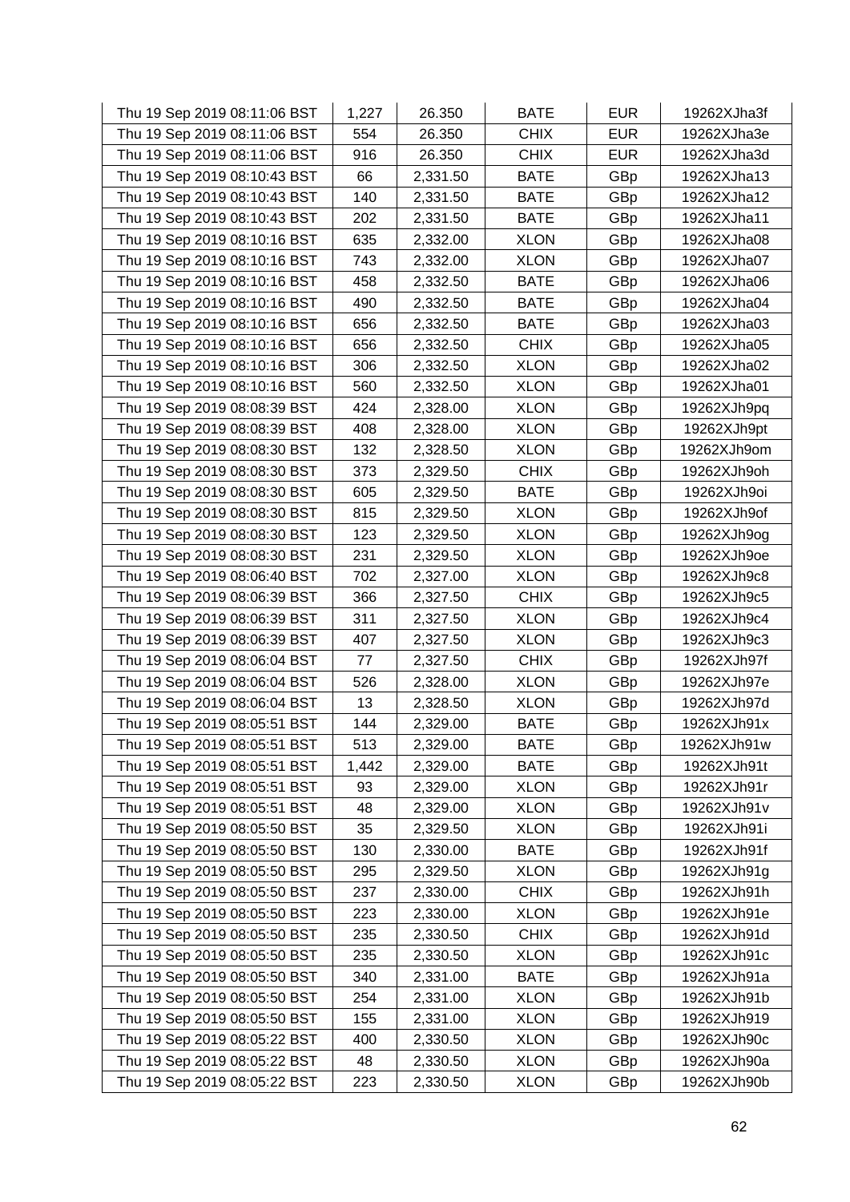| Thu 19 Sep 2019 08:11:06 BST | 1,227 | 26.350 | BATE | EUR | 19262XJha3f |
|---|---|---|---|---|---|
| Thu 19 Sep 2019 08:11:06 BST | 554 | 26.350 | CHIX | EUR | 19262XJha3e |
| Thu 19 Sep 2019 08:11:06 BST | 916 | 26.350 | CHIX | EUR | 19262XJha3d |
| Thu 19 Sep 2019 08:10:43 BST | 66 | 2,331.50 | BATE | GBp | 19262XJha13 |
| Thu 19 Sep 2019 08:10:43 BST | 140 | 2,331.50 | BATE | GBp | 19262XJha12 |
| Thu 19 Sep 2019 08:10:43 BST | 202 | 2,331.50 | BATE | GBp | 19262XJha11 |
| Thu 19 Sep 2019 08:10:16 BST | 635 | 2,332.00 | XLON | GBp | 19262XJha08 |
| Thu 19 Sep 2019 08:10:16 BST | 743 | 2,332.00 | XLON | GBp | 19262XJha07 |
| Thu 19 Sep 2019 08:10:16 BST | 458 | 2,332.50 | BATE | GBp | 19262XJha06 |
| Thu 19 Sep 2019 08:10:16 BST | 490 | 2,332.50 | BATE | GBp | 19262XJha04 |
| Thu 19 Sep 2019 08:10:16 BST | 656 | 2,332.50 | BATE | GBp | 19262XJha03 |
| Thu 19 Sep 2019 08:10:16 BST | 656 | 2,332.50 | CHIX | GBp | 19262XJha05 |
| Thu 19 Sep 2019 08:10:16 BST | 306 | 2,332.50 | XLON | GBp | 19262XJha02 |
| Thu 19 Sep 2019 08:10:16 BST | 560 | 2,332.50 | XLON | GBp | 19262XJha01 |
| Thu 19 Sep 2019 08:08:39 BST | 424 | 2,328.00 | XLON | GBp | 19262XJh9pq |
| Thu 19 Sep 2019 08:08:39 BST | 408 | 2,328.00 | XLON | GBp | 19262XJh9pt |
| Thu 19 Sep 2019 08:08:30 BST | 132 | 2,328.50 | XLON | GBp | 19262XJh9om |
| Thu 19 Sep 2019 08:08:30 BST | 373 | 2,329.50 | CHIX | GBp | 19262XJh9oh |
| Thu 19 Sep 2019 08:08:30 BST | 605 | 2,329.50 | BATE | GBp | 19262XJh9oi |
| Thu 19 Sep 2019 08:08:30 BST | 815 | 2,329.50 | XLON | GBp | 19262XJh9of |
| Thu 19 Sep 2019 08:08:30 BST | 123 | 2,329.50 | XLON | GBp | 19262XJh9og |
| Thu 19 Sep 2019 08:08:30 BST | 231 | 2,329.50 | XLON | GBp | 19262XJh9oe |
| Thu 19 Sep 2019 08:06:40 BST | 702 | 2,327.00 | XLON | GBp | 19262XJh9c8 |
| Thu 19 Sep 2019 08:06:39 BST | 366 | 2,327.50 | CHIX | GBp | 19262XJh9c5 |
| Thu 19 Sep 2019 08:06:39 BST | 311 | 2,327.50 | XLON | GBp | 19262XJh9c4 |
| Thu 19 Sep 2019 08:06:39 BST | 407 | 2,327.50 | XLON | GBp | 19262XJh9c3 |
| Thu 19 Sep 2019 08:06:04 BST | 77 | 2,327.50 | CHIX | GBp | 19262XJh97f |
| Thu 19 Sep 2019 08:06:04 BST | 526 | 2,328.00 | XLON | GBp | 19262XJh97e |
| Thu 19 Sep 2019 08:06:04 BST | 13 | 2,328.50 | XLON | GBp | 19262XJh97d |
| Thu 19 Sep 2019 08:05:51 BST | 144 | 2,329.00 | BATE | GBp | 19262XJh91x |
| Thu 19 Sep 2019 08:05:51 BST | 513 | 2,329.00 | BATE | GBp | 19262XJh91w |
| Thu 19 Sep 2019 08:05:51 BST | 1,442 | 2,329.00 | BATE | GBp | 19262XJh91t |
| Thu 19 Sep 2019 08:05:51 BST | 93 | 2,329.00 | XLON | GBp | 19262XJh91r |
| Thu 19 Sep 2019 08:05:51 BST | 48 | 2,329.00 | XLON | GBp | 19262XJh91v |
| Thu 19 Sep 2019 08:05:50 BST | 35 | 2,329.50 | XLON | GBp | 19262XJh91i |
| Thu 19 Sep 2019 08:05:50 BST | 130 | 2,330.00 | BATE | GBp | 19262XJh91f |
| Thu 19 Sep 2019 08:05:50 BST | 295 | 2,329.50 | XLON | GBp | 19262XJh91g |
| Thu 19 Sep 2019 08:05:50 BST | 237 | 2,330.00 | CHIX | GBp | 19262XJh91h |
| Thu 19 Sep 2019 08:05:50 BST | 223 | 2,330.00 | XLON | GBp | 19262XJh91e |
| Thu 19 Sep 2019 08:05:50 BST | 235 | 2,330.50 | CHIX | GBp | 19262XJh91d |
| Thu 19 Sep 2019 08:05:50 BST | 235 | 2,330.50 | XLON | GBp | 19262XJh91c |
| Thu 19 Sep 2019 08:05:50 BST | 340 | 2,331.00 | BATE | GBp | 19262XJh91a |
| Thu 19 Sep 2019 08:05:50 BST | 254 | 2,331.00 | XLON | GBp | 19262XJh91b |
| Thu 19 Sep 2019 08:05:50 BST | 155 | 2,331.00 | XLON | GBp | 19262XJh919 |
| Thu 19 Sep 2019 08:05:22 BST | 400 | 2,330.50 | XLON | GBp | 19262XJh90c |
| Thu 19 Sep 2019 08:05:22 BST | 48 | 2,330.50 | XLON | GBp | 19262XJh90a |
| Thu 19 Sep 2019 08:05:22 BST | 223 | 2,330.50 | XLON | GBp | 19262XJh90b |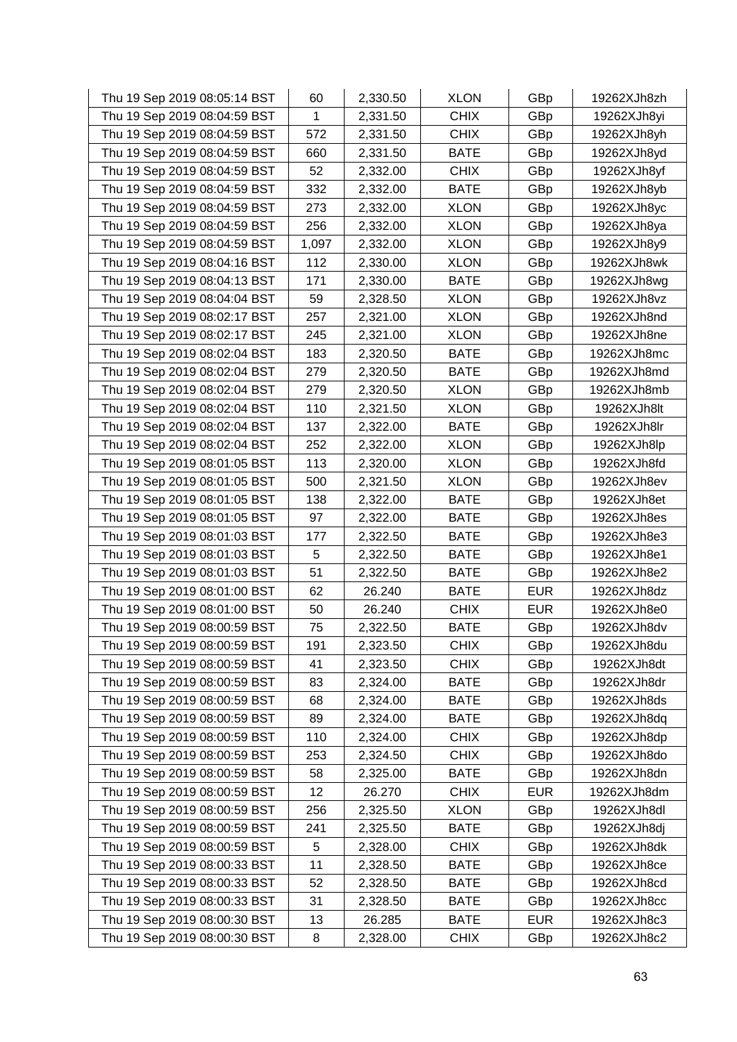| Thu 19 Sep 2019 08:05:14 BST | 60 | 2,330.50 | XLON | GBp | 19262XJh8zh |
|---|---|---|---|---|---|
| Thu 19 Sep 2019 08:04:59 BST | 1 | 2,331.50 | CHIX | GBp | 19262XJh8yi |
| Thu 19 Sep 2019 08:04:59 BST | 572 | 2,331.50 | CHIX | GBp | 19262XJh8yh |
| Thu 19 Sep 2019 08:04:59 BST | 660 | 2,331.50 | BATE | GBp | 19262XJh8yd |
| Thu 19 Sep 2019 08:04:59 BST | 52 | 2,332.00 | CHIX | GBp | 19262XJh8yf |
| Thu 19 Sep 2019 08:04:59 BST | 332 | 2,332.00 | BATE | GBp | 19262XJh8yb |
| Thu 19 Sep 2019 08:04:59 BST | 273 | 2,332.00 | XLON | GBp | 19262XJh8yc |
| Thu 19 Sep 2019 08:04:59 BST | 256 | 2,332.00 | XLON | GBp | 19262XJh8ya |
| Thu 19 Sep 2019 08:04:59 BST | 1,097 | 2,332.00 | XLON | GBp | 19262XJh8y9 |
| Thu 19 Sep 2019 08:04:16 BST | 112 | 2,330.00 | XLON | GBp | 19262XJh8wk |
| Thu 19 Sep 2019 08:04:13 BST | 171 | 2,330.00 | BATE | GBp | 19262XJh8wg |
| Thu 19 Sep 2019 08:04:04 BST | 59 | 2,328.50 | XLON | GBp | 19262XJh8vz |
| Thu 19 Sep 2019 08:02:17 BST | 257 | 2,321.00 | XLON | GBp | 19262XJh8nd |
| Thu 19 Sep 2019 08:02:17 BST | 245 | 2,321.00 | XLON | GBp | 19262XJh8ne |
| Thu 19 Sep 2019 08:02:04 BST | 183 | 2,320.50 | BATE | GBp | 19262XJh8mc |
| Thu 19 Sep 2019 08:02:04 BST | 279 | 2,320.50 | BATE | GBp | 19262XJh8md |
| Thu 19 Sep 2019 08:02:04 BST | 279 | 2,320.50 | XLON | GBp | 19262XJh8mb |
| Thu 19 Sep 2019 08:02:04 BST | 110 | 2,321.50 | XLON | GBp | 19262XJh8lt |
| Thu 19 Sep 2019 08:02:04 BST | 137 | 2,322.00 | BATE | GBp | 19262XJh8lr |
| Thu 19 Sep 2019 08:02:04 BST | 252 | 2,322.00 | XLON | GBp | 19262XJh8lp |
| Thu 19 Sep 2019 08:01:05 BST | 113 | 2,320.00 | XLON | GBp | 19262XJh8fd |
| Thu 19 Sep 2019 08:01:05 BST | 500 | 2,321.50 | XLON | GBp | 19262XJh8ev |
| Thu 19 Sep 2019 08:01:05 BST | 138 | 2,322.00 | BATE | GBp | 19262XJh8et |
| Thu 19 Sep 2019 08:01:05 BST | 97 | 2,322.00 | BATE | GBp | 19262XJh8es |
| Thu 19 Sep 2019 08:01:03 BST | 177 | 2,322.50 | BATE | GBp | 19262XJh8e3 |
| Thu 19 Sep 2019 08:01:03 BST | 5 | 2,322.50 | BATE | GBp | 19262XJh8e1 |
| Thu 19 Sep 2019 08:01:03 BST | 51 | 2,322.50 | BATE | GBp | 19262XJh8e2 |
| Thu 19 Sep 2019 08:01:00 BST | 62 | 26.240 | BATE | EUR | 19262XJh8dz |
| Thu 19 Sep 2019 08:01:00 BST | 50 | 26.240 | CHIX | EUR | 19262XJh8e0 |
| Thu 19 Sep 2019 08:00:59 BST | 75 | 2,322.50 | BATE | GBp | 19262XJh8dv |
| Thu 19 Sep 2019 08:00:59 BST | 191 | 2,323.50 | CHIX | GBp | 19262XJh8du |
| Thu 19 Sep 2019 08:00:59 BST | 41 | 2,323.50 | CHIX | GBp | 19262XJh8dt |
| Thu 19 Sep 2019 08:00:59 BST | 83 | 2,324.00 | BATE | GBp | 19262XJh8dr |
| Thu 19 Sep 2019 08:00:59 BST | 68 | 2,324.00 | BATE | GBp | 19262XJh8ds |
| Thu 19 Sep 2019 08:00:59 BST | 89 | 2,324.00 | BATE | GBp | 19262XJh8dq |
| Thu 19 Sep 2019 08:00:59 BST | 110 | 2,324.00 | CHIX | GBp | 19262XJh8dp |
| Thu 19 Sep 2019 08:00:59 BST | 253 | 2,324.50 | CHIX | GBp | 19262XJh8do |
| Thu 19 Sep 2019 08:00:59 BST | 58 | 2,325.00 | BATE | GBp | 19262XJh8dn |
| Thu 19 Sep 2019 08:00:59 BST | 12 | 26.270 | CHIX | EUR | 19262XJh8dm |
| Thu 19 Sep 2019 08:00:59 BST | 256 | 2,325.50 | XLON | GBp | 19262XJh8dl |
| Thu 19 Sep 2019 08:00:59 BST | 241 | 2,325.50 | BATE | GBp | 19262XJh8dj |
| Thu 19 Sep 2019 08:00:59 BST | 5 | 2,328.00 | CHIX | GBp | 19262XJh8dk |
| Thu 19 Sep 2019 08:00:33 BST | 11 | 2,328.50 | BATE | GBp | 19262XJh8ce |
| Thu 19 Sep 2019 08:00:33 BST | 52 | 2,328.50 | BATE | GBp | 19262XJh8cd |
| Thu 19 Sep 2019 08:00:33 BST | 31 | 2,328.50 | BATE | GBp | 19262XJh8cc |
| Thu 19 Sep 2019 08:00:30 BST | 13 | 26.285 | BATE | EUR | 19262XJh8c3 |
| Thu 19 Sep 2019 08:00:30 BST | 8 | 2,328.00 | CHIX | GBp | 19262XJh8c2 |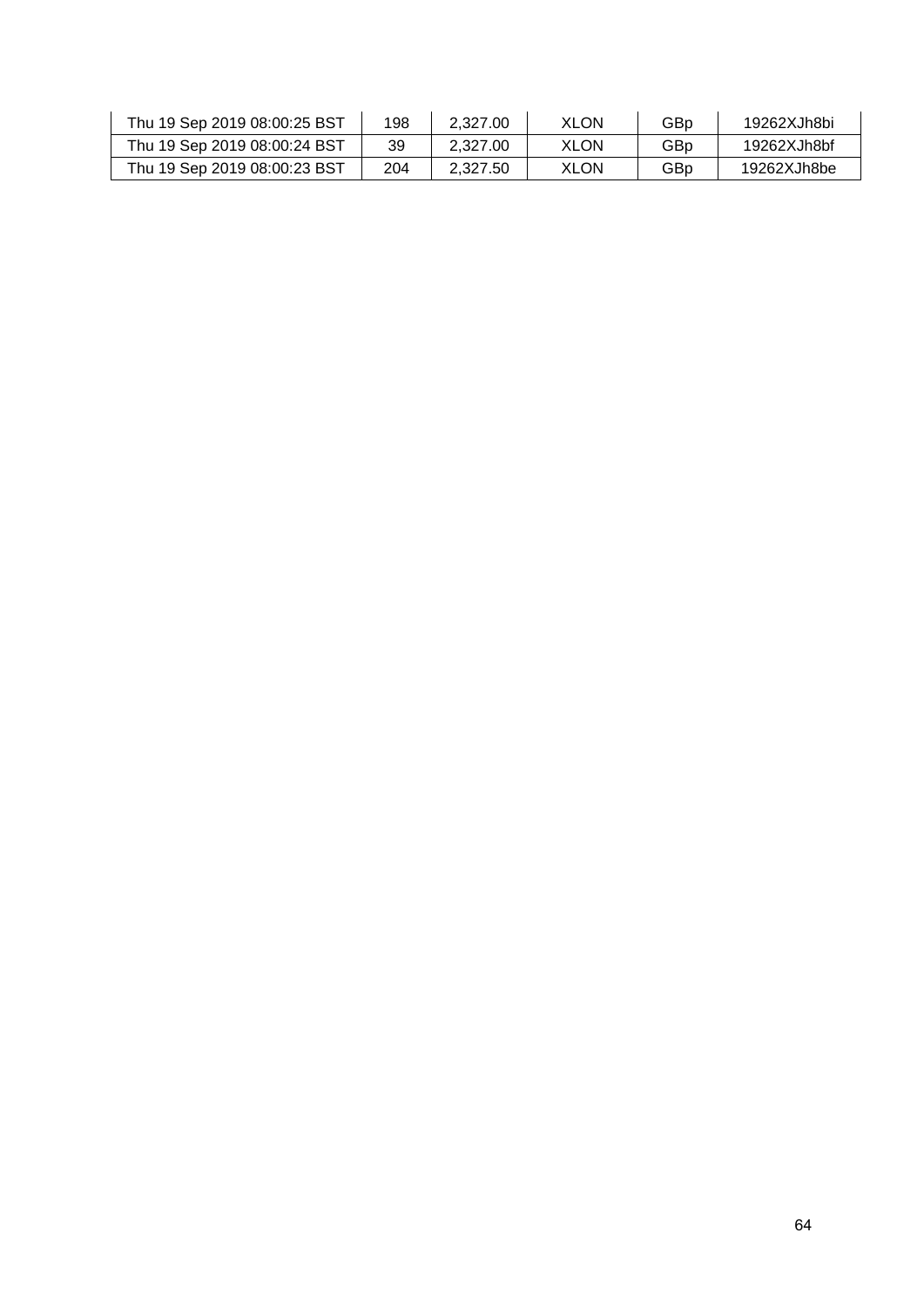| | | | | | |
|---|---|---|---|---|---|
| Thu 19 Sep 2019 08:00:25 BST | 198 | 2,327.00 | XLON | GBp | 19262XJh8bi |
| Thu 19 Sep 2019 08:00:24 BST | 39 | 2,327.00 | XLON | GBp | 19262XJh8bf |
| Thu 19 Sep 2019 08:00:23 BST | 204 | 2,327.50 | XLON | GBp | 19262XJh8be |